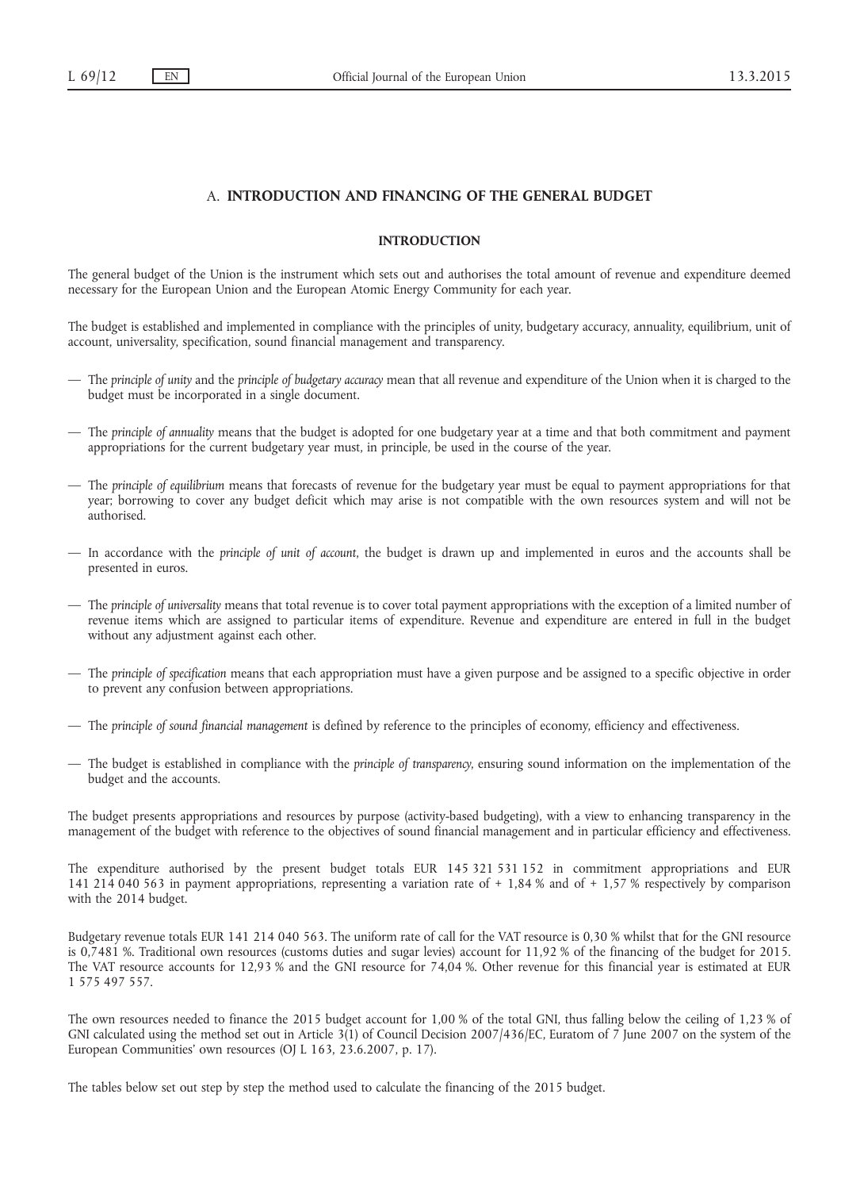## A. **INTRODUCTION AND FINANCING OF THE GENERAL BUDGET**

### INTRODUCTION

The general budget of the Union is the instrument which sets out and authorises the total amount of revenue and expenditure deemed necessary for the European Union and the European Atomic Energy Community for each year.

The budget is established and implemented in compliance with the principles of unity, budgetary accuracy, annuality, equilibrium, unit of account, universality, specification, sound financial management and transparency.

- The *principle of unity* and the *principle of budgetary accuracy* mean that all revenue and expenditure of the Union when it is charged to the budget must be incorporated in a single document.
- The *principle of annuality* means that the budget is adopted for one budgetary year at a time and that both commitment and payment appropriations for the current budgetary year must, in principle, be used in the course of the year.
- The *principle of equilibrium* means that forecasts of revenue for the budgetary year must be equal to payment appropriations for that year; borrowing to cover any budget deficit which may arise is not compatible with the own resources system and will not be authorised.
- In accordance with the *principle of unit of account*, the budget is drawn up and implemented in euros and the accounts shall be presented in euros.
- The *principle of universality* means that total revenue is to cover total payment appropriations with the exception of a limited number of revenue items which are assigned to particular items of expenditure. Revenue and expenditure are entered in full in the budget without any adjustment against each other.
- The *principle of specification* means that each appropriation must have a given purpose and be assigned to a specific objective in order to prevent any confusion between appropriations.
- The *principle of sound financial management* is defined by reference to the principles of economy, efficiency and effectiveness.
- The budget is established in compliance with the *principle of transparency*, ensuring sound information on the implementation of the budget and the accounts.

The budget presents appropriations and resources by purpose (activity-based budgeting), with a view to enhancing transparency in the management of the budget with reference to the objectives of sound financial management and in particular efficiency and effectiveness.

The expenditure authorised by the present budget totals EUR 145 321 531 152 in commitment appropriations and EUR 141 214 040 563 in payment appropriations, representing a variation rate of + 1,84 % and of + 1,57 % respectively by comparison with the 2014 budget.

Budgetary revenue totals EUR 141 214 040 563. The uniform rate of call for the VAT resource is 0,30 % whilst that for the GNI resource is 0,7481 %. Traditional own resources (customs duties and sugar levies) account for 11,92 % of the financing of the budget for 2015. The VAT resource accounts for 12,93 % and the GNI resource for 74,04 %. Other revenue for this financial year is estimated at EUR 1 575 497 557.

The own resources needed to finance the 2015 budget account for 1,00 % of the total GNI, thus falling below the ceiling of 1,23 % of GNI calculated using the method set out in Article 3(1) of Council Decision 2007/436/EC, Euratom of 7 June 2007 on the system of the European Communities' own resources (OJ L 163, 23.6.2007, p. 17).

The tables below set out step by step the method used to calculate the financing of the 2015 budget.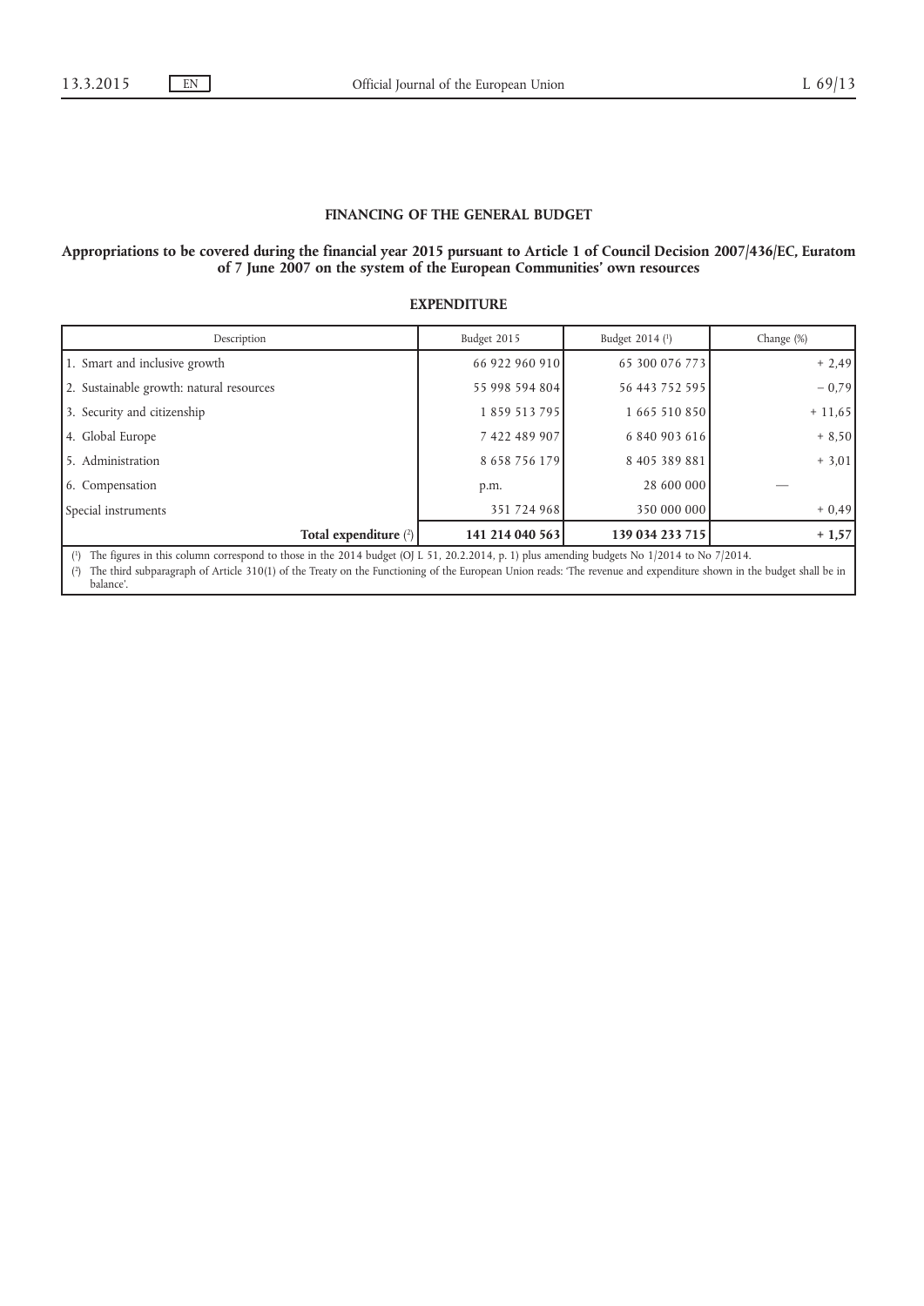## FINANCING OF THE GENERAL BUDGET

### Appropriations to be covered during the financial year 2015 pursuant to Article 1 of Council Decision 2007/436/EC, Euratom of 7 June 2007 on the system of the European Communities' own resources

### EXPENDITURE

| Description | Budget 2015 | Budget 2014 [1] | Change (%) |
|---|---|---|---|
| 1. Smart and inclusive growth | 66 922 960 910 | 65 300 076 773 | + 2,49 |
| 2. Sustainable growth: natural resources | 55 998 594 804 | 56 443 752 595 | − 0,79 |
| 3. Security and citizenship | 1 859 513 795 | 1 665 510 850 | + 11,65 |
| 4. Global Europe | 7 422 489 907 | 6 840 903 616 | + 8,50 |
| 5. Administration | 8 658 756 179 | 8 405 389 881 | + 3,01 |
| 6. Compensation | p.m. | 28 600 000 | — |
| Special instruments | 351 724 968 | 350 000 000 | + 0,49 |
| **Total expenditure** [2] | **141 214 040 563** | **139 034 233 715** | **+ 1,57** |

[1] The figures in this column correspond to those in the 2014 budget (OJ L 51, 20.2.2014, p. 1) plus amending budgets No 1/2014 to No 7/2014.

[2] The third subparagraph of Article 310(1) of the Treaty on the Functioning of the European Union reads: 'The revenue and expenditure shown in the budget shall be in balance'.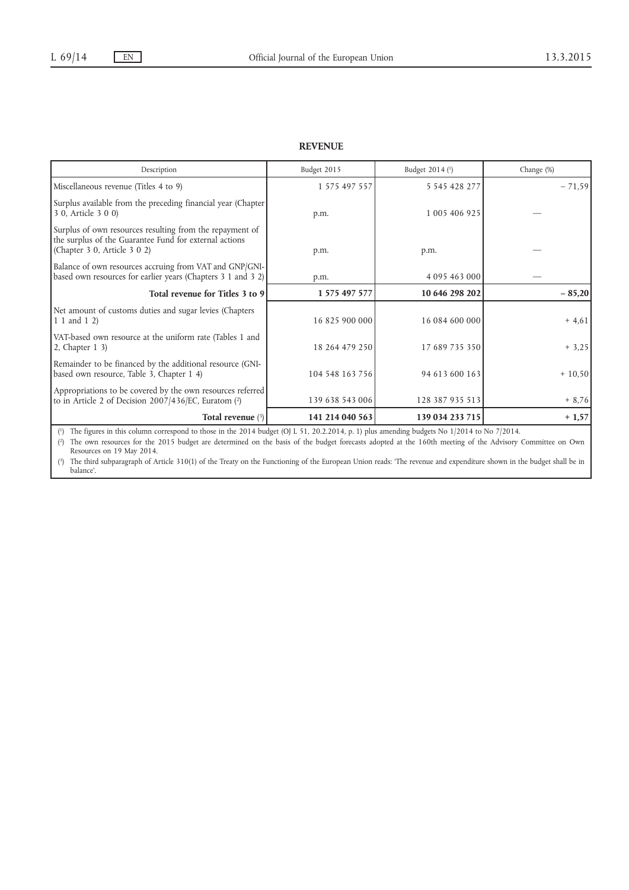## REVENUE

| Description | Budget 2015 | Budget 2014 [1] | Change (%) |
|---|---|---|---|
| Miscellaneous revenue (Titles 4 to 9) | 1 575 497 557 | 5 545 428 277 | − 71,59 |
| Surplus available from the preceding financial year (Chapter 3 0, Article 3 0 0) | p.m. | 1 005 406 925 | — |
| Surplus of own resources resulting from the repayment of the surplus of the Guarantee Fund for external actions (Chapter 3 0, Article 3 0 2) | p.m. | p.m. | — |
| Balance of own resources accruing from VAT and GNP/GNI-based own resources for earlier years (Chapters 3 1 and 3 2) | p.m. | 4 095 463 000 | — |
| **Total revenue for Titles 3 to 9** | **1 575 497 577** | **10 646 298 202** | **− 85,20** |
| Net amount of customs duties and sugar levies (Chapters 1 1 and 1 2) | 16 825 900 000 | 16 084 600 000 | + 4,61 |
| VAT-based own resource at the uniform rate (Tables 1 and 2, Chapter 1 3) | 18 264 479 250 | 17 689 735 350 | + 3,25 |
| Remainder to be financed by the additional resource (GNI-based own resource, Table 3, Chapter 1 4) | 104 548 163 756 | 94 613 600 163 | + 10,50 |
| Appropriations to be covered by the own resources referred to in Article 2 of Decision 2007/436/EC, Euratom [2] | 139 638 543 006 | 128 387 935 513 | + 8,76 |
| **Total revenue** [3] | **141 214 040 563** | **139 034 233 715** | **+ 1,57** |

[1] The figures in this column correspond to those in the 2014 budget (OJ L 51, 20.2.2014, p. 1) plus amending budgets No 1/2014 to No 7/2014.

[2] The own resources for the 2015 budget are determined on the basis of the budget forecasts adopted at the 160th meeting of the Advisory Committee on Own Resources on 19 May 2014.

[3] The third subparagraph of Article 310(1) of the Treaty on the Functioning of the European Union reads: 'The revenue and expenditure shown in the budget shall be in balance'.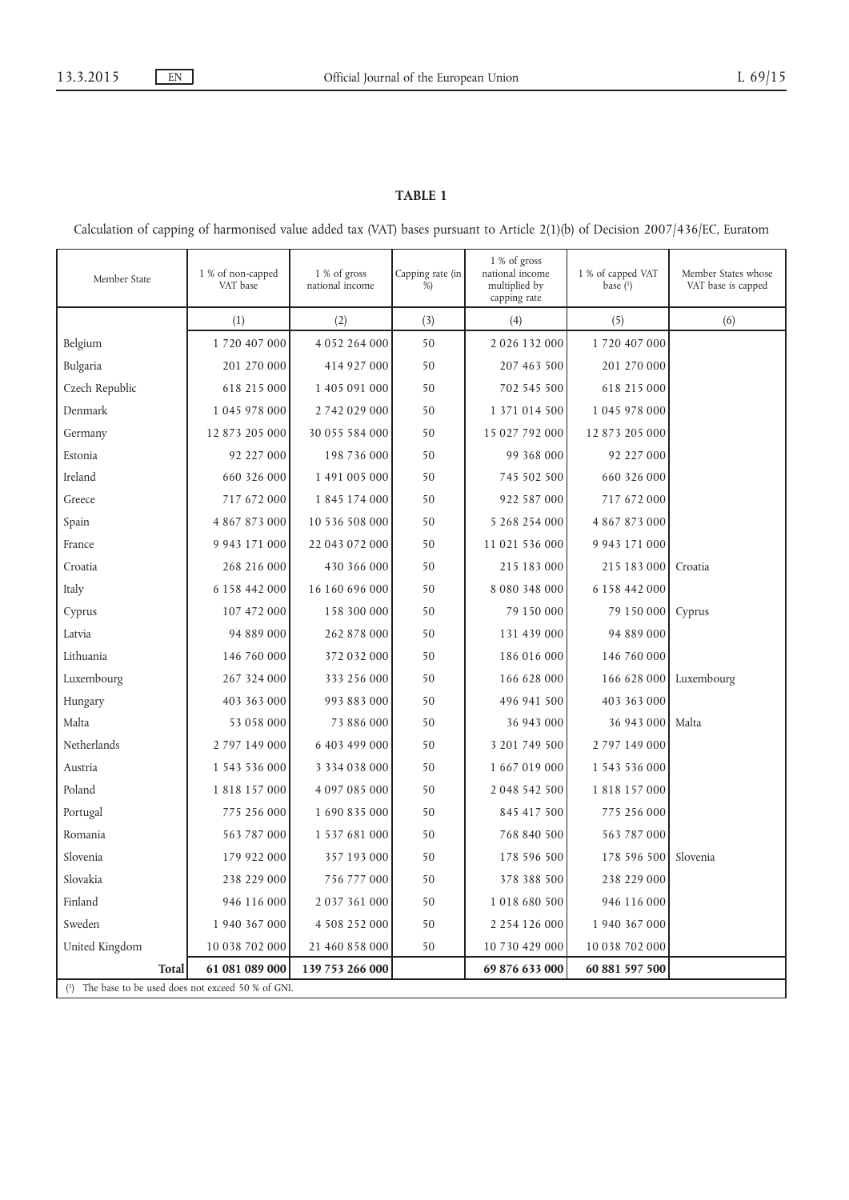**TABLE 1**

Calculation of capping of harmonised value added tax (VAT) bases pursuant to Article 2(1)(b) of Decision 2007/436/EC, Euratom

| Member State | 1 % of non-capped VAT base | 1 % of gross national income | Capping rate (in %) | 1 % of gross national income multiplied by capping rate | 1 % of capped VAT base [1] | Member States whose VAT base is capped |
|---|---|---|---|---|---|---|
| | (1) | (2) | (3) | (4) | (5) | (6) |
| Belgium | 1 720 407 000 | 4 052 264 000 | 50 | 2 026 132 000 | 1 720 407 000 | |
| Bulgaria | 201 270 000 | 414 927 000 | 50 | 207 463 500 | 201 270 000 | |
| Czech Republic | 618 215 000 | 1 405 091 000 | 50 | 702 545 500 | 618 215 000 | |
| Denmark | 1 045 978 000 | 2 742 029 000 | 50 | 1 371 014 500 | 1 045 978 000 | |
| Germany | 12 873 205 000 | 30 055 584 000 | 50 | 15 027 792 000 | 12 873 205 000 | |
| Estonia | 92 227 000 | 198 736 000 | 50 | 99 368 000 | 92 227 000 | |
| Ireland | 660 326 000 | 1 491 005 000 | 50 | 745 502 500 | 660 326 000 | |
| Greece | 717 672 000 | 1 845 174 000 | 50 | 922 587 000 | 717 672 000 | |
| Spain | 4 867 873 000 | 10 536 508 000 | 50 | 5 268 254 000 | 4 867 873 000 | |
| France | 9 943 171 000 | 22 043 072 000 | 50 | 11 021 536 000 | 9 943 171 000 | |
| Croatia | 268 216 000 | 430 366 000 | 50 | 215 183 000 | 215 183 000 | Croatia |
| Italy | 6 158 442 000 | 16 160 696 000 | 50 | 8 080 348 000 | 6 158 442 000 | |
| Cyprus | 107 472 000 | 158 300 000 | 50 | 79 150 000 | 79 150 000 | Cyprus |
| Latvia | 94 889 000 | 262 878 000 | 50 | 131 439 000 | 94 889 000 | |
| Lithuania | 146 760 000 | 372 032 000 | 50 | 186 016 000 | 146 760 000 | |
| Luxembourg | 267 324 000 | 333 256 000 | 50 | 166 628 000 | 166 628 000 | Luxembourg |
| Hungary | 403 363 000 | 993 883 000 | 50 | 496 941 500 | 403 363 000 | |
| Malta | 53 058 000 | 73 886 000 | 50 | 36 943 000 | 36 943 000 | Malta |
| Netherlands | 2 797 149 000 | 6 403 499 000 | 50 | 3 201 749 500 | 2 797 149 000 | |
| Austria | 1 543 536 000 | 3 334 038 000 | 50 | 1 667 019 000 | 1 543 536 000 | |
| Poland | 1 818 157 000 | 4 097 085 000 | 50 | 2 048 542 500 | 1 818 157 000 | |
| Portugal | 775 256 000 | 1 690 835 000 | 50 | 845 417 500 | 775 256 000 | |
| Romania | 563 787 000 | 1 537 681 000 | 50 | 768 840 500 | 563 787 000 | |
| Slovenia | 179 922 000 | 357 193 000 | 50 | 178 596 500 | 178 596 500 | Slovenia |
| Slovakia | 238 229 000 | 756 777 000 | 50 | 378 388 500 | 238 229 000 | |
| Finland | 946 116 000 | 2 037 361 000 | 50 | 1 018 680 500 | 946 116 000 | |
| Sweden | 1 940 367 000 | 4 508 252 000 | 50 | 2 254 126 000 | 1 940 367 000 | |
| United Kingdom | 10 038 702 000 | 21 460 858 000 | 50 | 10 730 429 000 | 10 038 702 000 | |
| **Total** | **61 081 089 000** | **139 753 266 000** | | **69 876 633 000** | **60 881 597 500** | |

[1] The base to be used does not exceed 50 % of GNI.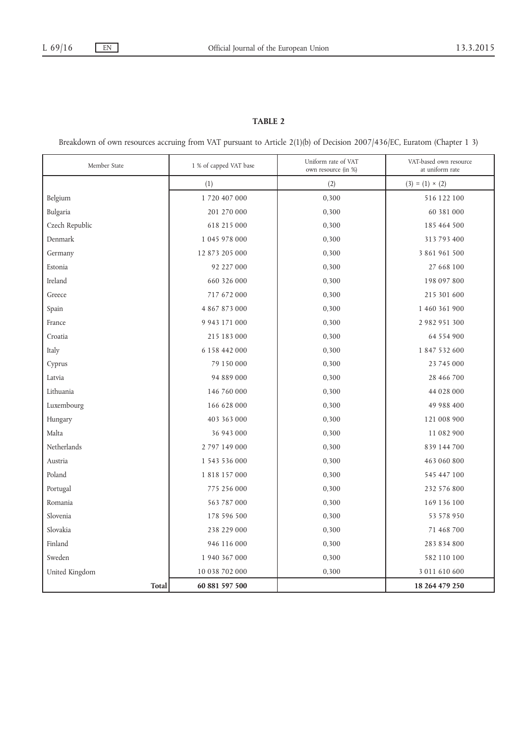## TABLE 2

Breakdown of own resources accruing from VAT pursuant to Article 2(1)(b) of Decision 2007/436/EC, Euratom (Chapter 1 3)

| Member State | 1 % of capped VAT base | Uniform rate of VAT own resource (in %) | VAT-based own resource at uniform rate |
|---|---|---|---|
| | (1) | (2) | (3) = (1) × (2) |
| Belgium | 1 720 407 000 | 0,300 | 516 122 100 |
| Bulgaria | 201 270 000 | 0,300 | 60 381 000 |
| Czech Republic | 618 215 000 | 0,300 | 185 464 500 |
| Denmark | 1 045 978 000 | 0,300 | 313 793 400 |
| Germany | 12 873 205 000 | 0,300 | 3 861 961 500 |
| Estonia | 92 227 000 | 0,300 | 27 668 100 |
| Ireland | 660 326 000 | 0,300 | 198 097 800 |
| Greece | 717 672 000 | 0,300 | 215 301 600 |
| Spain | 4 867 873 000 | 0,300 | 1 460 361 900 |
| France | 9 943 171 000 | 0,300 | 2 982 951 300 |
| Croatia | 215 183 000 | 0,300 | 64 554 900 |
| Italy | 6 158 442 000 | 0,300 | 1 847 532 600 |
| Cyprus | 79 150 000 | 0,300 | 23 745 000 |
| Latvia | 94 889 000 | 0,300 | 28 466 700 |
| Lithuania | 146 760 000 | 0,300 | 44 028 000 |
| Luxembourg | 166 628 000 | 0,300 | 49 988 400 |
| Hungary | 403 363 000 | 0,300 | 121 008 900 |
| Malta | 36 943 000 | 0,300 | 11 082 900 |
| Netherlands | 2 797 149 000 | 0,300 | 839 144 700 |
| Austria | 1 543 536 000 | 0,300 | 463 060 800 |
| Poland | 1 818 157 000 | 0,300 | 545 447 100 |
| Portugal | 775 256 000 | 0,300 | 232 576 800 |
| Romania | 563 787 000 | 0,300 | 169 136 100 |
| Slovenia | 178 596 500 | 0,300 | 53 578 950 |
| Slovakia | 238 229 000 | 0,300 | 71 468 700 |
| Finland | 946 116 000 | 0,300 | 283 834 800 |
| Sweden | 1 940 367 000 | 0,300 | 582 110 100 |
| United Kingdom | 10 038 702 000 | 0,300 | 3 011 610 600 |
| **Total** | **60 881 597 500** | | **18 264 479 250** |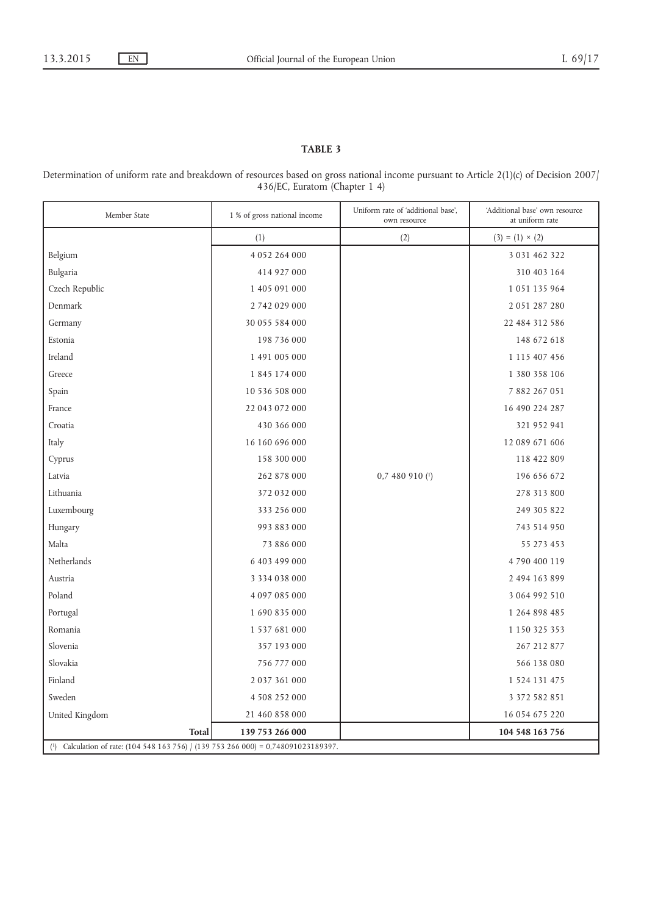## TABLE 3

Determination of uniform rate and breakdown of resources based on gross national income pursuant to Article 2(1)(c) of Decision 2007/436/EC, Euratom (Chapter 1 4)

| Member State | 1 % of gross national income | Uniform rate of 'additional base', own resource | 'Additional base' own resource at uniform rate |
|---|---|---|---|
| | (1) | (2) | (3) = (1) × (2) |
| Belgium | 4 052 264 000 | | 3 031 462 322 |
| Bulgaria | 414 927 000 | | 310 403 164 |
| Czech Republic | 1 405 091 000 | | 1 051 135 964 |
| Denmark | 2 742 029 000 | | 2 051 287 280 |
| Germany | 30 055 584 000 | | 22 484 312 586 |
| Estonia | 198 736 000 | | 148 672 618 |
| Ireland | 1 491 005 000 | | 1 115 407 456 |
| Greece | 1 845 174 000 | | 1 380 358 106 |
| Spain | 10 536 508 000 | | 7 882 267 051 |
| France | 22 043 072 000 | | 16 490 224 287 |
| Croatia | 430 366 000 | | 321 952 941 |
| Italy | 16 160 696 000 | | 12 089 671 606 |
| Cyprus | 158 300 000 | | 118 422 809 |
| Latvia | 262 878 000 | 0,7 480 910 [1] | 196 656 672 |
| Lithuania | 372 032 000 | | 278 313 800 |
| Luxembourg | 333 256 000 | | 249 305 822 |
| Hungary | 993 883 000 | | 743 514 950 |
| Malta | 73 886 000 | | 55 273 453 |
| Netherlands | 6 403 499 000 | | 4 790 400 119 |
| Austria | 3 334 038 000 | | 2 494 163 899 |
| Poland | 4 097 085 000 | | 3 064 992 510 |
| Portugal | 1 690 835 000 | | 1 264 898 485 |
| Romania | 1 537 681 000 | | 1 150 325 353 |
| Slovenia | 357 193 000 | | 267 212 877 |
| Slovakia | 756 777 000 | | 566 138 080 |
| Finland | 2 037 361 000 | | 1 524 131 475 |
| Sweden | 4 508 252 000 | | 3 372 582 851 |
| United Kingdom | 21 460 858 000 | | 16 054 675 220 |
| **Total** | **139 753 266 000** | | **104 548 163 756** |

[1] Calculation of rate: (104 548 163 756) / (139 753 266 000) = 0,748091023189397.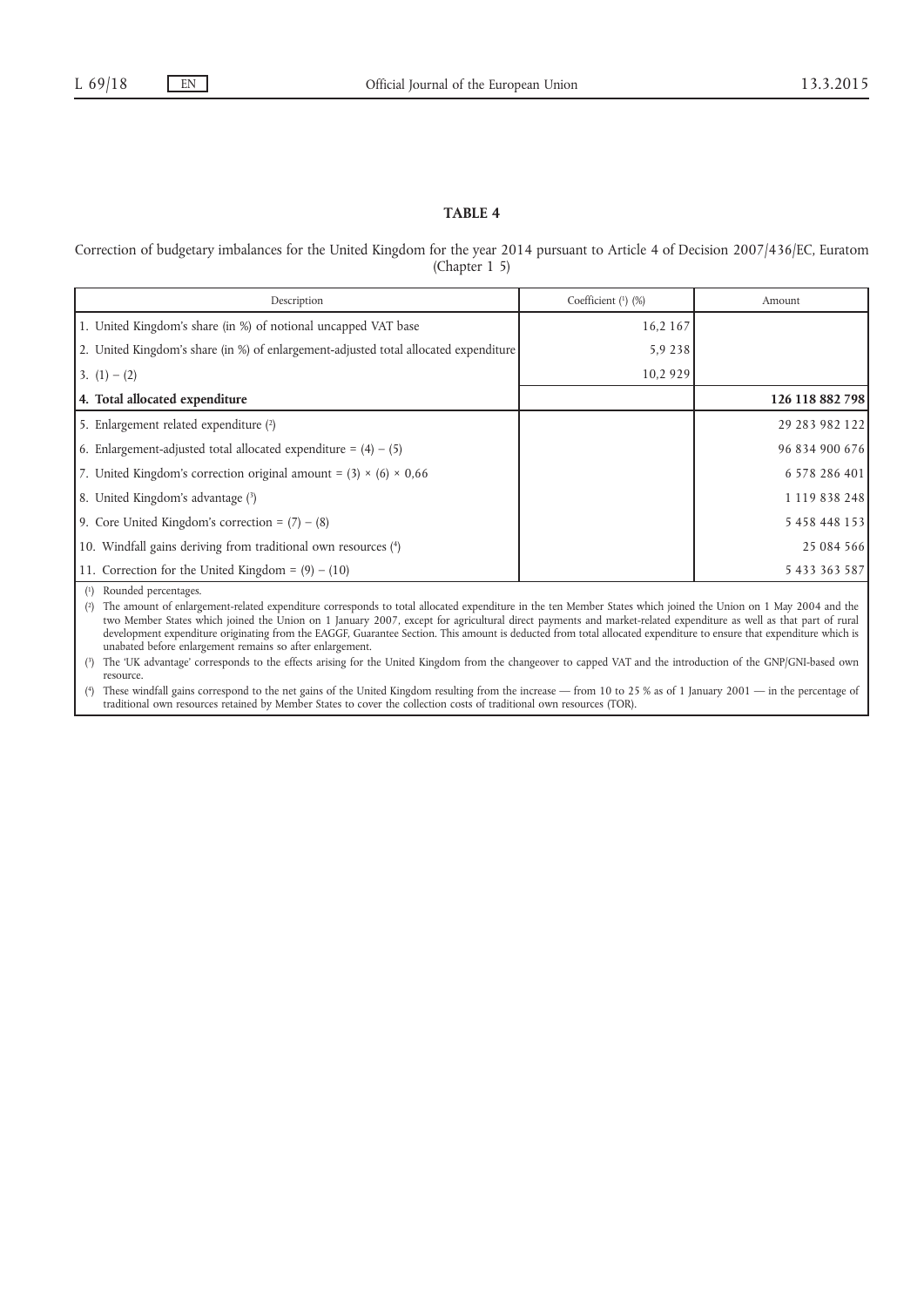## TABLE 4

Correction of budgetary imbalances for the United Kingdom for the year 2014 pursuant to Article 4 of Decision 2007/436/EC, Euratom (Chapter 1 5)

| Description | Coefficient [1] (%) | Amount |
|---|---|---|
| 1. United Kingdom's share (in %) of notional uncapped VAT base | 16,2 167 | |
| 2. United Kingdom's share (in %) of enlargement-adjusted total allocated expenditure | 5,9 238 | |
| 3. (1) − (2) | 10,2 929 | |
| **4. Total allocated expenditure** | | **126 118 882 798** |
| 5. Enlargement related expenditure [2] | | 29 283 982 122 |
| 6. Enlargement-adjusted total allocated expenditure = (4) − (5) | | 96 834 900 676 |
| 7. United Kingdom's correction original amount = (3) × (6) × 0,66 | | 6 578 286 401 |
| 8. United Kingdom's advantage [3] | | 1 119 838 248 |
| 9. Core United Kingdom's correction = (7) − (8) | | 5 458 448 153 |
| 10. Windfall gains deriving from traditional own resources [4] | | 25 084 566 |
| 11. Correction for the United Kingdom = (9) − (10) | | 5 433 363 587 |

[1] Rounded percentages.

[2] The amount of enlargement-related expenditure corresponds to total allocated expenditure in the ten Member States which joined the Union on 1 May 2004 and the two Member States which joined the Union on 1 January 2007, except for agricultural direct payments and market-related expenditure as well as that part of rural development expenditure originating from the EAGGF, Guarantee Section. This amount is deducted from total allocated expenditure to ensure that expenditure which is unabated before enlargement remains so after enlargement.

[3] The 'UK advantage' corresponds to the effects arising for the United Kingdom from the changeover to capped VAT and the introduction of the GNP/GNI-based own resource.

[4] These windfall gains correspond to the net gains of the United Kingdom resulting from the increase — from 10 to 25 % as of 1 January 2001 — in the percentage of traditional own resources retained by Member States to cover the collection costs of traditional own resources (TOR).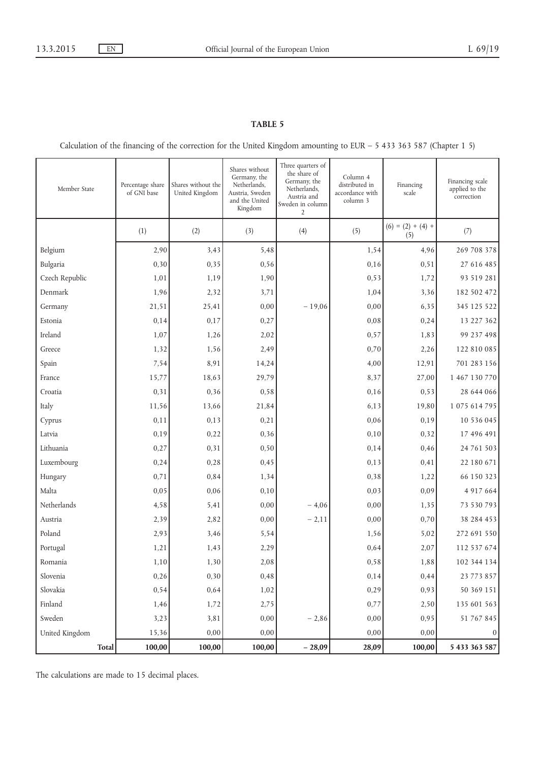**TABLE 5**

Calculation of the financing of the correction for the United Kingdom amounting to EUR – 5 433 363 587 (Chapter 1 5)

| Member State | Percentage share of GNI base | Shares without the United Kingdom | Shares without Germany, the Netherlands, Austria, Sweden and the United Kingdom | Three quarters of the share of Germany, the Netherlands, Austria and Sweden in column 2 | Column 4 distributed in accordance with column 3 | Financing scale | Financing scale applied to the correction |
|---|---|---|---|---|---|---|---|
| | (1) | (2) | (3) | (4) | (5) | (6) = (2) + (4) + (5) | (7) |
| Belgium | 2,90 | 3,43 | 5,48 | | 1,54 | 4,96 | 269 708 378 |
| Bulgaria | 0,30 | 0,35 | 0,56 | | 0,16 | 0,51 | 27 616 485 |
| Czech Republic | 1,01 | 1,19 | 1,90 | | 0,53 | 1,72 | 93 519 281 |
| Denmark | 1,96 | 2,32 | 3,71 | | 1,04 | 3,36 | 182 502 472 |
| Germany | 21,51 | 25,41 | 0,00 | – 19,06 | 0,00 | 6,35 | 345 125 522 |
| Estonia | 0,14 | 0,17 | 0,27 | | 0,08 | 0,24 | 13 227 362 |
| Ireland | 1,07 | 1,26 | 2,02 | | 0,57 | 1,83 | 99 237 498 |
| Greece | 1,32 | 1,56 | 2,49 | | 0,70 | 2,26 | 122 810 085 |
| Spain | 7,54 | 8,91 | 14,24 | | 4,00 | 12,91 | 701 283 156 |
| France | 15,77 | 18,63 | 29,79 | | 8,37 | 27,00 | 1 467 130 770 |
| Croatia | 0,31 | 0,36 | 0,58 | | 0,16 | 0,53 | 28 644 066 |
| Italy | 11,56 | 13,66 | 21,84 | | 6,13 | 19,80 | 1 075 614 795 |
| Cyprus | 0,11 | 0,13 | 0,21 | | 0,06 | 0,19 | 10 536 045 |
| Latvia | 0,19 | 0,22 | 0,36 | | 0,10 | 0,32 | 17 496 491 |
| Lithuania | 0,27 | 0,31 | 0,50 | | 0,14 | 0,46 | 24 761 503 |
| Luxembourg | 0,24 | 0,28 | 0,45 | | 0,13 | 0,41 | 22 180 671 |
| Hungary | 0,71 | 0,84 | 1,34 | | 0,38 | 1,22 | 66 150 323 |
| Malta | 0,05 | 0,06 | 0,10 | | 0,03 | 0,09 | 4 917 664 |
| Netherlands | 4,58 | 5,41 | 0,00 | – 4,06 | 0,00 | 1,35 | 73 530 793 |
| Austria | 2,39 | 2,82 | 0,00 | – 2,11 | 0,00 | 0,70 | 38 284 453 |
| Poland | 2,93 | 3,46 | 5,54 | | 1,56 | 5,02 | 272 691 550 |
| Portugal | 1,21 | 1,43 | 2,29 | | 0,64 | 2,07 | 112 537 674 |
| Romania | 1,10 | 1,30 | 2,08 | | 0,58 | 1,88 | 102 344 134 |
| Slovenia | 0,26 | 0,30 | 0,48 | | 0,14 | 0,44 | 23 773 857 |
| Slovakia | 0,54 | 0,64 | 1,02 | | 0,29 | 0,93 | 50 369 151 |
| Finland | 1,46 | 1,72 | 2,75 | | 0,77 | 2,50 | 135 601 563 |
| Sweden | 3,23 | 3,81 | 0,00 | – 2,86 | 0,00 | 0,95 | 51 767 845 |
| United Kingdom | 15,36 | 0,00 | 0,00 | | 0,00 | 0,00 | 0 |
| **Total** | **100,00** | **100,00** | **100,00** | **– 28,09** | **28,09** | **100,00** | **5 433 363 587** |

The calculations are made to 15 decimal places.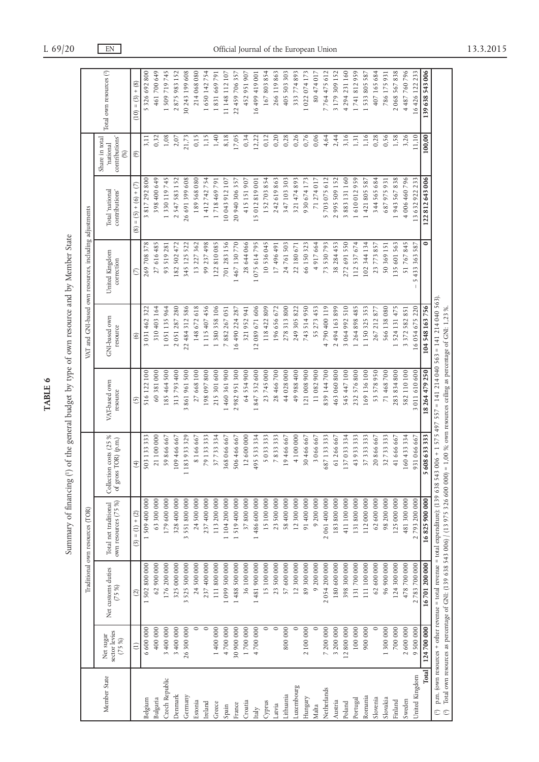## TABLE 6

### Summary of financing (1) of the general budget by type of own resource and by Member State

| Member State | Traditional own resources (TOR) | | | | VAT and GNI-based own resources, including adjustments | | | | | Total own resources (2) |
|---|---|---|---|---|---|---|---|---|---|---|
| | Net sugar sector levies (75 %) | Net customs duties (75 %) | Total net traditional own resources (75 %) | Collection costs (25 % of gross TOR) (p.m.) | VAT-based own resource | GNI-based own resource | United Kingdom correction | Total 'national contributions' | Share in total 'national contributions' (%) | |
| | (1) | (2) | (3) = (1) + (2) | (4) | (5) | (6) | (7) | (8) = (5) + (6) + (7) | (9) | (10) = (3) + (8) |
| Belgium | 6 600 000 | 1 502 800 000 | 1 509 400 000 | 503 133 333 | 516 122 100 | 3 031 462 322 | 269 708 378 | 3 817 292 800 | 3,11 | 5 326 692 800 |
| Bulgaria | 400 000 | 62 900 000 | 63 300 000 | 21 100 000 | 60 381 000 | 310 403 164 | 27 616 485 | 398 400 649 | 0,32 | 461 700 649 |
| Czech Republic | 3 400 000 | 176 200 000 | 179 600 000 | 59 866 667 | 185 464 500 | 1 051 135 964 | 93 519 281 | 1 330 119 745 | 1,08 | 1 509 719 745 |
| Denmark | 3 400 000 | 325 000 000 | 328 400 000 | 109 466 667 | 313 793 400 | 2 051 287 280 | 182 502 472 | 2 547 583 152 | 2,07 | 2 875 983 152 |
| Germany | 26 300 000 | 3 525 500 000 | 3 551 800 000 | 1 183 933 329 | 3 861 961 500 | 22 484 312 586 | 345 125 522 | 26 691 399 608 | 21,73 | 30 243 199 608 |
| Estonia | 0 | 24 500 000 | 24 500 000 | 8 166 667 | 27 668 100 | 148 672 618 | 13 227 362 | 189 568 080 | 0,15 | 214 068 080 |
| Ireland | 0 | 237 400 000 | 237 400 000 | 79 133 333 | 198 097 800 | 1 115 407 456 | 99 237 498 | 1 412 742 754 | 1,15 | 1 650 142 754 |
| Greece | 1 400 000 | 111 800 000 | 113 200 000 | 37 733 334 | 215 301 600 | 1 380 358 106 | 122 810 085 | 1 718 469 791 | 1,40 | 1 831 669 791 |
| Spain | 4 700 000 | 1 099 500 000 | 1 104 200 000 | 368 066 667 | 1 460 361 900 | 7 882 267 051 | 701 283 156 | 10 043 912 107 | 8,18 | 11 148 112 107 |
| France | 30 900 000 | 1 488 500 000 | 1 519 400 000 | 506 466 667 | 2 982 951 300 | 16 490 224 287 | 1 467 130 770 | 20 940 306 357 | 17,05 | 22 459 706 357 |
| Croatia | 1 700 000 | 36 100 000 | 37 800 000 | 12 600 000 | 64 554 900 | 321 952 941 | 28 644 066 | 415 151 907 | 0,34 | 452 951 907 |
| Italy | 4 700 000 | 1 481 900 000 | 1 486 600 000 | 495 533 334 | 1 847 532 600 | 12 089 671 606 | 1 075 614 795 | 15 012 819 001 | 12,22 | 16 499 419 001 |
| Cyprus | 0 | 15 100 000 | 15 100 000 | 5 033 333 | 23 745 000 | 118 422 809 | 10 536 045 | 152 703 854 | 0,12 | 167 803 854 |
| Latvia | 0 | 23 500 000 | 23 500 000 | 7 833 333 | 28 466 700 | 196 656 672 | 17 496 491 | 242 619 863 | 0,20 | 266 119 863 |
| Lithuania | 800 000 | 57 600 000 | 58 400 000 | 19 466 667 | 44 028 000 | 278 313 800 | 24 761 503 | 347 103 303 | 0,28 | 405 503 303 |
| Luxembourg | 0 | 12 300 000 | 12 300 000 | 4 100 000 | 49 988 400 | 249 305 822 | 22 180 671 | 321 474 893 | 0,26 | 333 774 893 |
| Hungary | 2 100 000 | 89 300 000 | 91 400 000 | 30 466 667 | 121 008 900 | 743 514 950 | 66 150 323 | 930 674 173 | 0,76 | 1 022 074 173 |
| Malta | 0 | 9 200 000 | 9 200 000 | 3 066 667 | 11 082 900 | 55 273 453 | 4 917 664 | 71 274 017 | 0,06 | 80 474 017 |
| Netherlands | 7 200 000 | 2 054 200 000 | 2 061 400 000 | 687 133 333 | 839 144 700 | 4 790 400 119 | 73 530 793 | 5 703 075 612 | 4,64 | 7 764 475 612 |
| Austria | 3 200 000 | 180 600 000 | 183 800 000 | 61 266 667 | 463 060 800 | 2 494 163 899 | 38 284 453 | 2 995 509 152 | 2,44 | 3 179 309 152 |
| Poland | 12 800 000 | 398 300 000 | 411 100 000 | 137 033 334 | 545 447 100 | 3 064 992 510 | 272 691 550 | 3 883 131 160 | 3,16 | 4 294 231 160 |
| Portugal | 100 000 | 131 700 000 | 131 800 000 | 43 933 333 | 232 576 800 | 1 264 898 485 | 112 537 674 | 1 610 012 959 | 1,31 | 1 741 812 959 |
| Romania | 900 000 | 111 100 000 | 112 000 000 | 37 333 333 | 169 136 100 | 1 150 325 353 | 102 344 134 | 1 421 805 587 | 1,16 | 1 533 805 587 |
| Slovenia | 0 | 62 600 000 | 62 600 000 | 20 866 667 | 53 578 950 | 267 212 877 | 23 773 857 | 344 565 684 | 0,28 | 407 165 684 |
| Slovakia | 1 300 000 | 96 900 000 | 98 200 000 | 32 733 333 | 71 468 700 | 566 138 080 | 50 369 151 | 687 975 931 | 0,56 | 786 175 931 |
| Finland | 700 000 | 124 300 000 | 125 000 000 | 41 666 667 | 283 834 800 | 1 524 131 475 | 135 601 563 | 1 943 567 838 | 1,58 | 2 068 567 838 |
| Sweden | 2 600 000 | 478 700 000 | 481 300 000 | 160 433 334 | 582 110 100 | 3 372 582 851 | 51 767 845 | 4 006 460 796 | 3,26 | 4 487 760 796 |
| United Kingdom | 9 500 000 | 2 783 700 000 | 2 793 200 000 | 931 066 667 | 3 011 610 600 | 16 054 675 220 | – 5 433 363 587 | 13 632 922 233 | 11,10 | 16 426 122 233 |
| Total | 124 700 000 | 16 701 200 000 | 16 825 900 000 | 5 608 633 333 | 18 264 479 250 | 104 548 163 756 | 0 | 122 812 643 006 | 100,00 | 139 638 543 006 |

(1) p.m. (own resources + other revenue = total revenue = total expenditure); (139 638 543 006 + 1 575 497 557 = 141 214 040 563 = 141 214 040 563).

(2) Total own resources as percentage of GNI: (139 638 543 006) / (13 975 326 600 000) = 1,00 %; own resources ceiling as percentage of GNI: 1,23 %.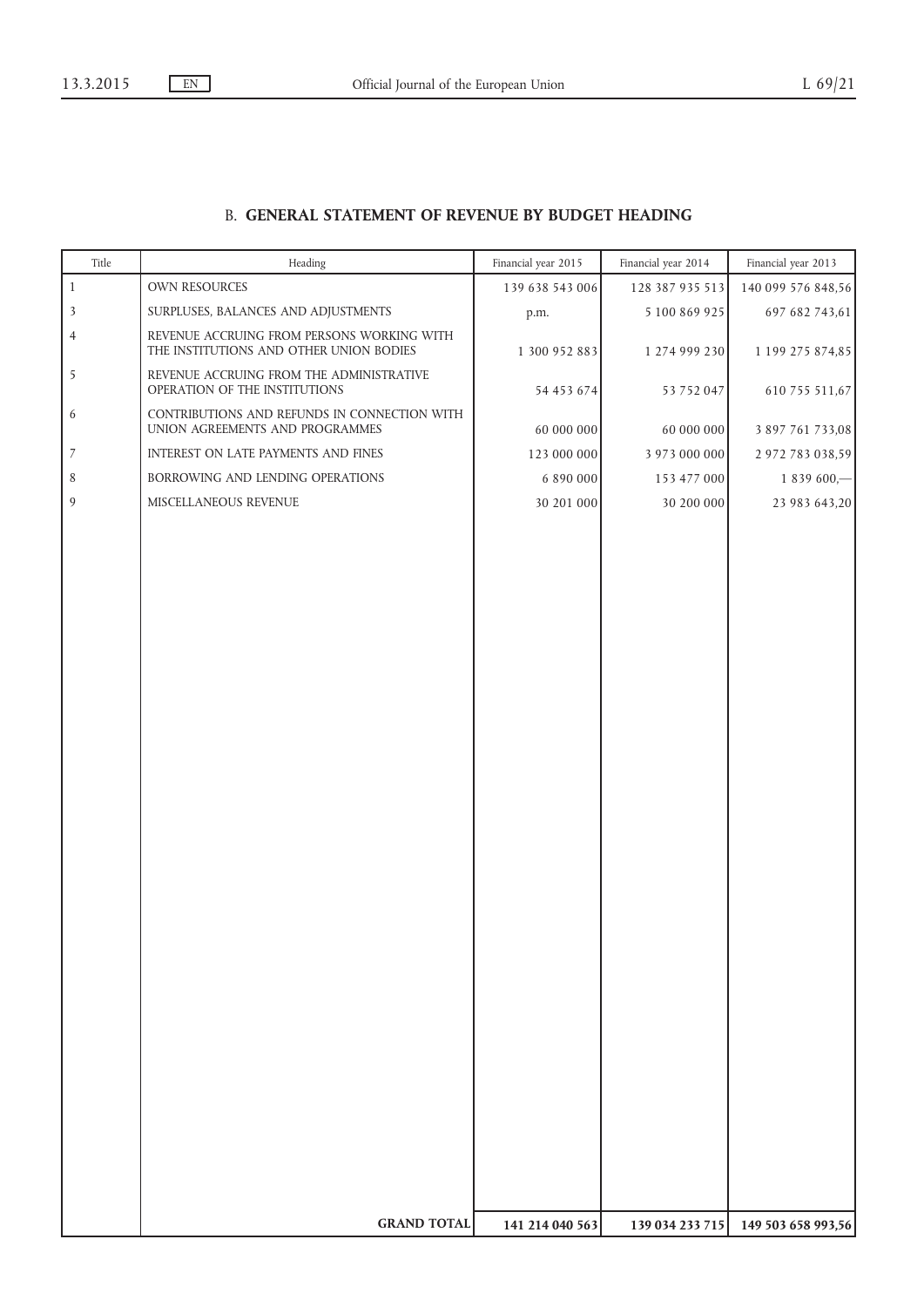## B. **GENERAL STATEMENT OF REVENUE BY BUDGET HEADING**

| Title | Heading | Financial year 2015 | Financial year 2014 | Financial year 2013 |
|---|---|---|---|---|
| 1 | OWN RESOURCES | 139 638 543 006 | 128 387 935 513 | 140 099 576 848,56 |
| 3 | SURPLUSES, BALANCES AND ADJUSTMENTS | p.m. | 5 100 869 925 | 697 682 743,61 |
| 4 | REVENUE ACCRUING FROM PERSONS WORKING WITH THE INSTITUTIONS AND OTHER UNION BODIES | 1 300 952 883 | 1 274 999 230 | 1 199 275 874,85 |
| 5 | REVENUE ACCRUING FROM THE ADMINISTRATIVE OPERATION OF THE INSTITUTIONS | 54 453 674 | 53 752 047 | 610 755 511,67 |
| 6 | CONTRIBUTIONS AND REFUNDS IN CONNECTION WITH UNION AGREEMENTS AND PROGRAMMES | 60 000 000 | 60 000 000 | 3 897 761 733,08 |
| 7 | INTEREST ON LATE PAYMENTS AND FINES | 123 000 000 | 3 973 000 000 | 2 972 783 038,59 |
| 8 | BORROWING AND LENDING OPERATIONS | 6 890 000 | 153 477 000 | 1 839 600,— |
| 9 | MISCELLANEOUS REVENUE | 30 201 000 | 30 200 000 | 23 983 643,20 |
| | **GRAND TOTAL** | **141 214 040 563** | **139 034 233 715** | **149 503 658 993,56** |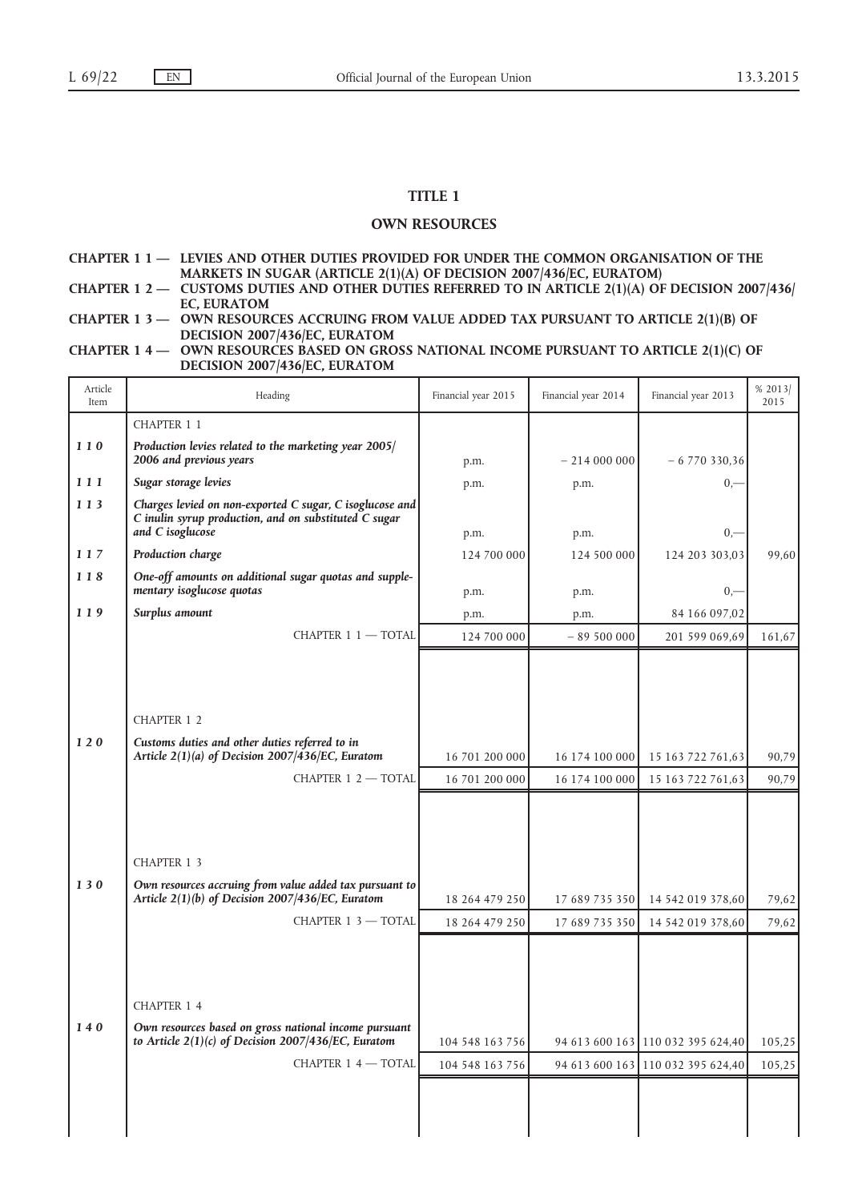# TITLE 1

# OWN RESOURCES

**CHAPTER 1 1 — LEVIES AND OTHER DUTIES PROVIDED FOR UNDER THE COMMON ORGANISATION OF THE MARKETS IN SUGAR (ARTICLE 2(1)(A) OF DECISION 2007/436/EC, EURATOM)**

**CHAPTER 1 2 — CUSTOMS DUTIES AND OTHER DUTIES REFERRED TO IN ARTICLE 2(1)(A) OF DECISION 2007/436/ EC, EURATOM**

**CHAPTER 1 3 — OWN RESOURCES ACCRUING FROM VALUE ADDED TAX PURSUANT TO ARTICLE 2(1)(B) OF DECISION 2007/436/EC, EURATOM**

**CHAPTER 1 4 — OWN RESOURCES BASED ON GROSS NATIONAL INCOME PURSUANT TO ARTICLE 2(1)(C) OF DECISION 2007/436/EC, EURATOM**

| Article Item | Heading | Financial year 2015 | Financial year 2014 | Financial year 2013 | % 2013/ 2015 |
|---|---|---|---|---|---|
| | CHAPTER 1 1 | | | | |
| ***1 1 0*** | ***Production levies related to the marketing year 2005/ 2006 and previous years*** | p.m. | − 214 000 000 | − 6 770 330,36 | |
| ***1 1 1*** | ***Sugar storage levies*** | p.m. | p.m. | 0,— | |
| ***1 1 3*** | ***Charges levied on non-exported C sugar, C isoglucose and C inulin syrup production, and on substituted C sugar and C isoglucose*** | p.m. | p.m. | 0,— | |
| ***1 1 7*** | ***Production charge*** | 124 700 000 | 124 500 000 | 124 203 303,03 | 99,60 |
| ***1 1 8*** | ***One-off amounts on additional sugar quotas and supplementary isoglucose quotas*** | p.m. | p.m. | 0,— | |
| ***1 1 9*** | ***Surplus amount*** | p.m. | p.m. | 84 166 097,02 | |
| | CHAPTER 1 1 — TOTAL | 124 700 000 | − 89 500 000 | 201 599 069,69 | 161,67 |
| | CHAPTER 1 2 | | | | |
| ***1 2 0*** | ***Customs duties and other duties referred to in Article 2(1)(a) of Decision 2007/436/EC, Euratom*** | 16 701 200 000 | 16 174 100 000 | 15 163 722 761,63 | 90,79 |
| | CHAPTER 1 2 — TOTAL | 16 701 200 000 | 16 174 100 000 | 15 163 722 761,63 | 90,79 |
| | CHAPTER 1 3 | | | | |
| ***1 3 0*** | ***Own resources accruing from value added tax pursuant to Article 2(1)(b) of Decision 2007/436/EC, Euratom*** | 18 264 479 250 | 17 689 735 350 | 14 542 019 378,60 | 79,62 |
| | CHAPTER 1 3 — TOTAL | 18 264 479 250 | 17 689 735 350 | 14 542 019 378,60 | 79,62 |
| | CHAPTER 1 4 | | | | |
| ***1 4 0*** | ***Own resources based on gross national income pursuant to Article 2(1)(c) of Decision 2007/436/EC, Euratom*** | 104 548 163 756 | 94 613 600 163 | 110 032 395 624,40 | 105,25 |
| | CHAPTER 1 4 — TOTAL | 104 548 163 756 | 94 613 600 163 | 110 032 395 624,40 | 105,25 |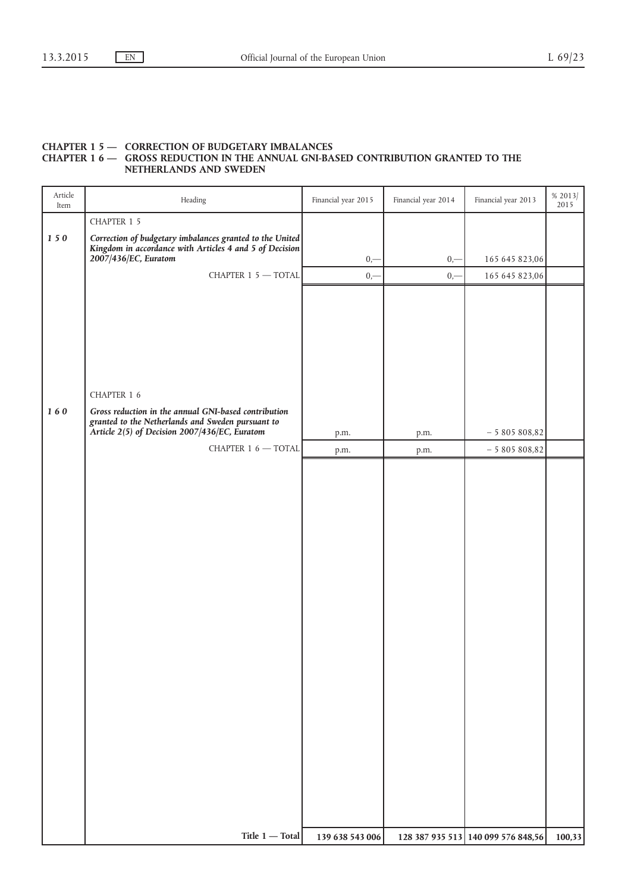## CHAPTER 1 5 — CORRECTION OF BUDGETARY IMBALANCES
## CHAPTER 1 6 — GROSS REDUCTION IN THE ANNUAL GNI-BASED CONTRIBUTION GRANTED TO THE NETHERLANDS AND SWEDEN

| Article Item | Heading | Financial year 2015 | Financial year 2014 | Financial year 2013 | % 2013/ 2015 |
|---|---|---|---|---|---|
| | CHAPTER 1 5 | | | | |
| **1 5 0** | ***Correction of budgetary imbalances granted to the United Kingdom in accordance with Articles 4 and 5 of Decision 2007/436/EC, Euratom*** | 0,— | 0,— | 165 645 823,06 | |
| | CHAPTER 1 5 — TOTAL | 0,— | 0,— | 165 645 823,06 | |
| | CHAPTER 1 6 | | | | |
| **1 6 0** | ***Gross reduction in the annual GNI-based contribution granted to the Netherlands and Sweden pursuant to Article 2(5) of Decision 2007/436/EC, Euratom*** | p.m. | p.m. | – 5 805 808,82 | |
| | CHAPTER 1 6 — TOTAL | p.m. | p.m. | – 5 805 808,82 | |
| | **Title 1 — Total** | **139 638 543 006** | **128 387 935 513** | **140 099 576 848,56** | **100,33** |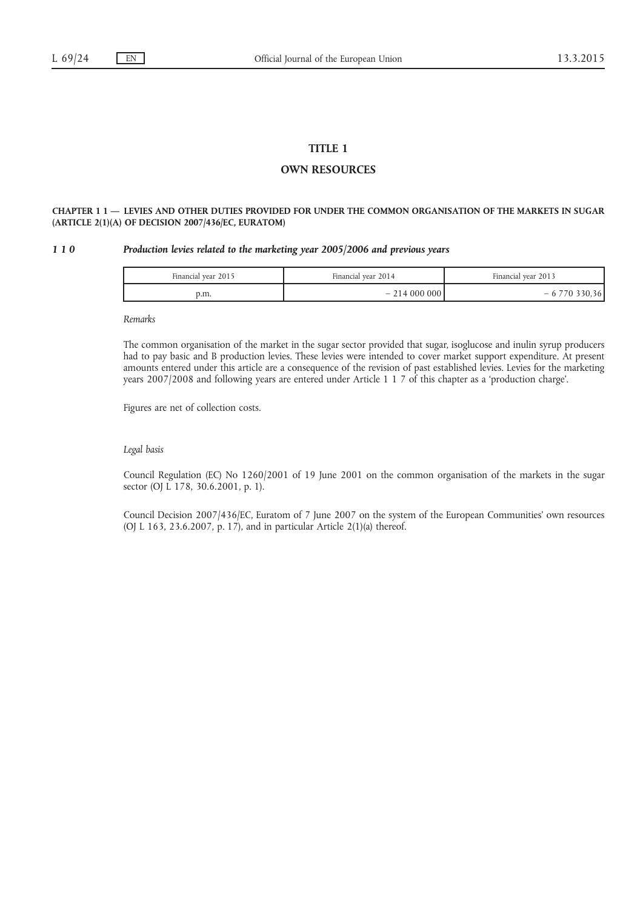# TITLE 1

# OWN RESOURCES

## CHAPTER 1 1 — LEVIES AND OTHER DUTIES PROVIDED FOR UNDER THE COMMON ORGANISATION OF THE MARKETS IN SUGAR (ARTICLE 2(1)(A) OF DECISION 2007/436/EC, EURATOM)

### 1 1 0 *Production levies related to the marketing year 2005/2006 and previous years*

| Financial year 2015 | Financial year 2014 | Financial year 2013 |
|---|---|---|
| p.m. | – 214 000 000 | – 6 770 330,36 |

*Remarks*

The common organisation of the market in the sugar sector provided that sugar, isoglucose and inulin syrup producers had to pay basic and B production levies. These levies were intended to cover market support expenditure. At present amounts entered under this article are a consequence of the revision of past established levies. Levies for the marketing years 2007/2008 and following years are entered under Article 1 1 7 of this chapter as a 'production charge'.

Figures are net of collection costs.

*Legal basis*

Council Regulation (EC) No 1260/2001 of 19 June 2001 on the common organisation of the markets in the sugar sector (OJ L 178, 30.6.2001, p. 1).

Council Decision 2007/436/EC, Euratom of 7 June 2007 on the system of the European Communities' own resources (OJ L 163, 23.6.2007, p. 17), and in particular Article 2(1)(a) thereof.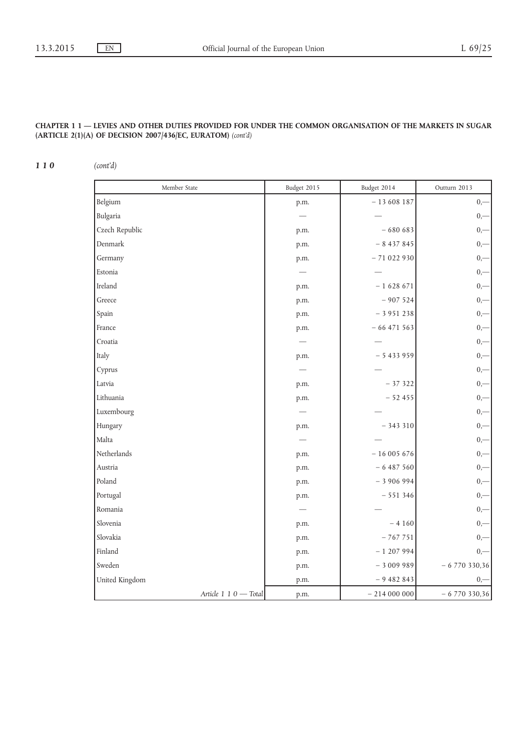**CHAPTER 1 1 — LEVIES AND OTHER DUTIES PROVIDED FOR UNDER THE COMMON ORGANISATION OF THE MARKETS IN SUGAR (ARTICLE 2(1)(A) OF DECISION 2007/436/EC, EURATOM)** *(cont'd)*

***1 1 0*** *(cont'd)*

| Member State | Budget 2015 | Budget 2014 | Outturn 2013 |
|---|---|---|---|
| Belgium | p.m. | – 13 608 187 | 0,— |
| Bulgaria | — | — | 0,— |
| Czech Republic | p.m. | – 680 683 | 0,— |
| Denmark | p.m. | – 8 437 845 | 0,— |
| Germany | p.m. | – 71 022 930 | 0,— |
| Estonia | — | — | 0,— |
| Ireland | p.m. | – 1 628 671 | 0,— |
| Greece | p.m. | – 907 524 | 0,— |
| Spain | p.m. | – 3 951 238 | 0,— |
| France | p.m. | – 66 471 563 | 0,— |
| Croatia | — | — | 0,— |
| Italy | p.m. | – 5 433 959 | 0,— |
| Cyprus | — | — | 0,— |
| Latvia | p.m. | – 37 322 | 0,— |
| Lithuania | p.m. | – 52 455 | 0,— |
| Luxembourg | — | — | 0,— |
| Hungary | p.m. | – 343 310 | 0,— |
| Malta | — | — | 0,— |
| Netherlands | p.m. | – 16 005 676 | 0,— |
| Austria | p.m. | – 6 487 560 | 0,— |
| Poland | p.m. | – 3 906 994 | 0,— |
| Portugal | p.m. | – 551 346 | 0,— |
| Romania | — | — | 0,— |
| Slovenia | p.m. | – 4 160 | 0,— |
| Slovakia | p.m. | – 767 751 | 0,— |
| Finland | p.m. | – 1 207 994 | 0,— |
| Sweden | p.m. | – 3 009 989 | – 6 770 330,36 |
| United Kingdom | p.m. | – 9 482 843 | 0,— |
| *Article 1 1 0 — Total* | p.m. | – 214 000 000 | – 6 770 330,36 |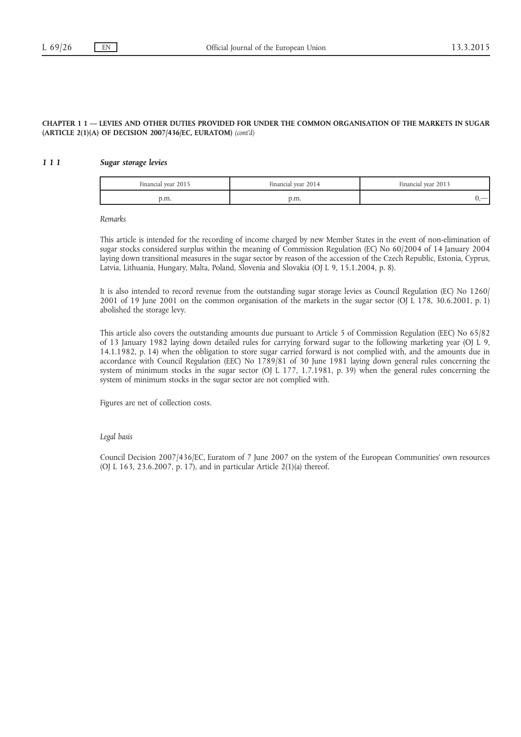**CHAPTER 1 1 — LEVIES AND OTHER DUTIES PROVIDED FOR UNDER THE COMMON ORGANISATION OF THE MARKETS IN SUGAR (ARTICLE 2(1)(A) OF DECISION 2007/436/EC, EURATOM)** *(cont'd)*

### *1 1 1 Sugar storage levies*

| Financial year 2015 | Financial year 2014 | Financial year 2013 |
|---|---|---|
| p.m. | p.m. | 0,— |

*Remarks*

This article is intended for the recording of income charged by new Member States in the event of non-elimination of sugar stocks considered surplus within the meaning of Commission Regulation (EC) No 60/2004 of 14 January 2004 laying down transitional measures in the sugar sector by reason of the accession of the Czech Republic, Estonia, Cyprus, Latvia, Lithuania, Hungary, Malta, Poland, Slovenia and Slovakia (OJ L 9, 15.1.2004, p. 8).

It is also intended to record revenue from the outstanding sugar storage levies as Council Regulation (EC) No 1260/2001 of 19 June 2001 on the common organisation of the markets in the sugar sector (OJ L 178, 30.6.2001, p. 1) abolished the storage levy.

This article also covers the outstanding amounts due pursuant to Article 5 of Commission Regulation (EEC) No 65/82 of 13 January 1982 laying down detailed rules for carrying forward sugar to the following marketing year (OJ L 9, 14.1.1982, p. 14) when the obligation to store sugar carried forward is not complied with, and the amounts due in accordance with Council Regulation (EEC) No 1789/81 of 30 June 1981 laying down general rules concerning the system of minimum stocks in the sugar sector (OJ L 177, 1.7.1981, p. 39) when the general rules concerning the system of minimum stocks in the sugar sector are not complied with.

Figures are net of collection costs.

*Legal basis*

Council Decision 2007/436/EC, Euratom of 7 June 2007 on the system of the European Communities' own resources (OJ L 163, 23.6.2007, p. 17), and in particular Article 2(1)(a) thereof.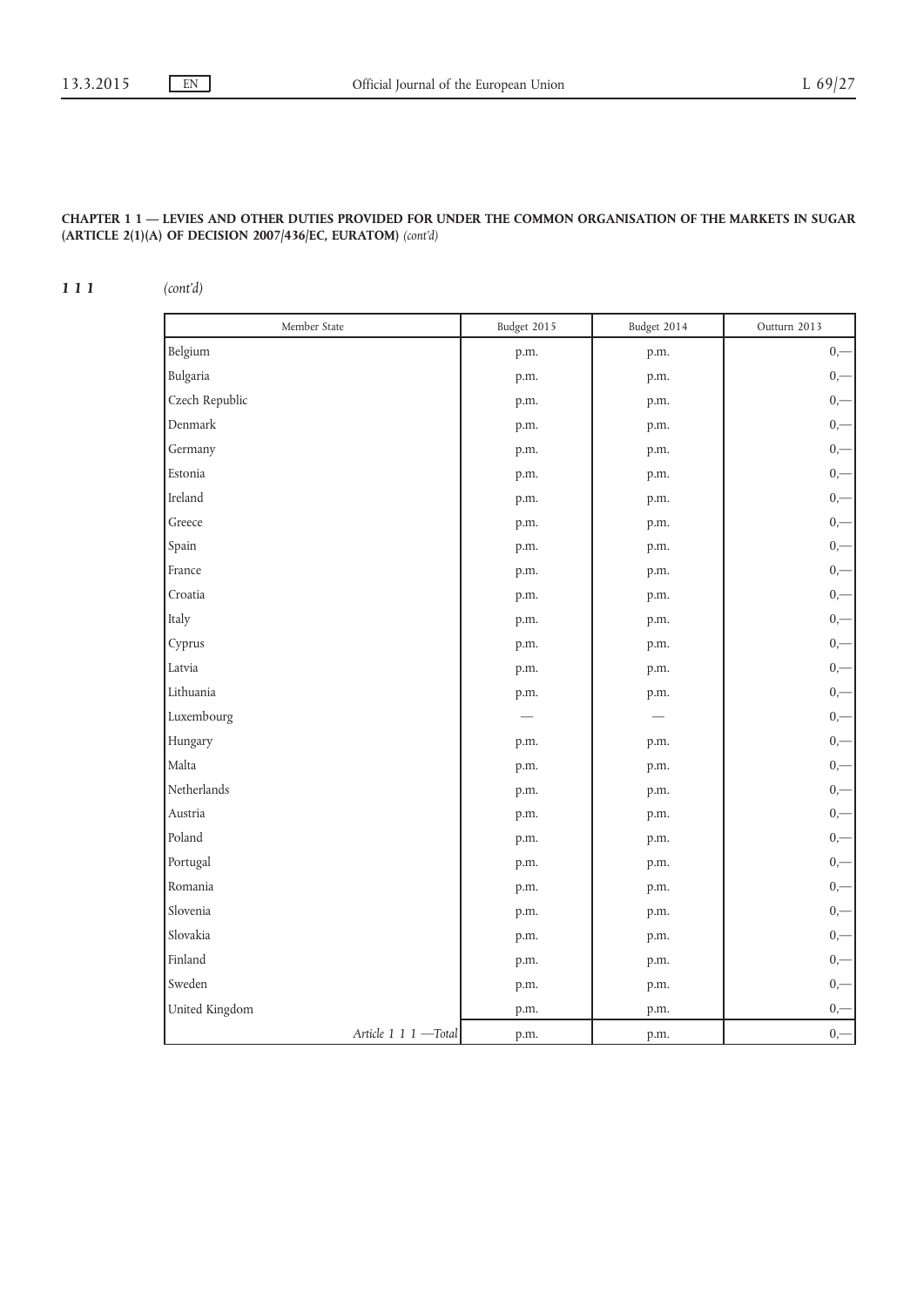**CHAPTER 1 1 — LEVIES AND OTHER DUTIES PROVIDED FOR UNDER THE COMMON ORGANISATION OF THE MARKETS IN SUGAR (ARTICLE 2(1)(A) OF DECISION 2007/436/EC, EURATOM)** *(cont'd)*

***1 1 1*** *(cont'd)*

| Member State | Budget 2015 | Budget 2014 | Outturn 2013 |
|---|---|---|---|
| Belgium | p.m. | p.m. | 0,— |
| Bulgaria | p.m. | p.m. | 0,— |
| Czech Republic | p.m. | p.m. | 0,— |
| Denmark | p.m. | p.m. | 0,— |
| Germany | p.m. | p.m. | 0,— |
| Estonia | p.m. | p.m. | 0,— |
| Ireland | p.m. | p.m. | 0,— |
| Greece | p.m. | p.m. | 0,— |
| Spain | p.m. | p.m. | 0,— |
| France | p.m. | p.m. | 0,— |
| Croatia | p.m. | p.m. | 0,— |
| Italy | p.m. | p.m. | 0,— |
| Cyprus | p.m. | p.m. | 0,— |
| Latvia | p.m. | p.m. | 0,— |
| Lithuania | p.m. | p.m. | 0,— |
| Luxembourg | — | — | 0,— |
| Hungary | p.m. | p.m. | 0,— |
| Malta | p.m. | p.m. | 0,— |
| Netherlands | p.m. | p.m. | 0,— |
| Austria | p.m. | p.m. | 0,— |
| Poland | p.m. | p.m. | 0,— |
| Portugal | p.m. | p.m. | 0,— |
| Romania | p.m. | p.m. | 0,— |
| Slovenia | p.m. | p.m. | 0,— |
| Slovakia | p.m. | p.m. | 0,— |
| Finland | p.m. | p.m. | 0,— |
| Sweden | p.m. | p.m. | 0,— |
| United Kingdom | p.m. | p.m. | 0,— |
| *Article 1 1 1 — Total* | p.m. | p.m. | 0,— |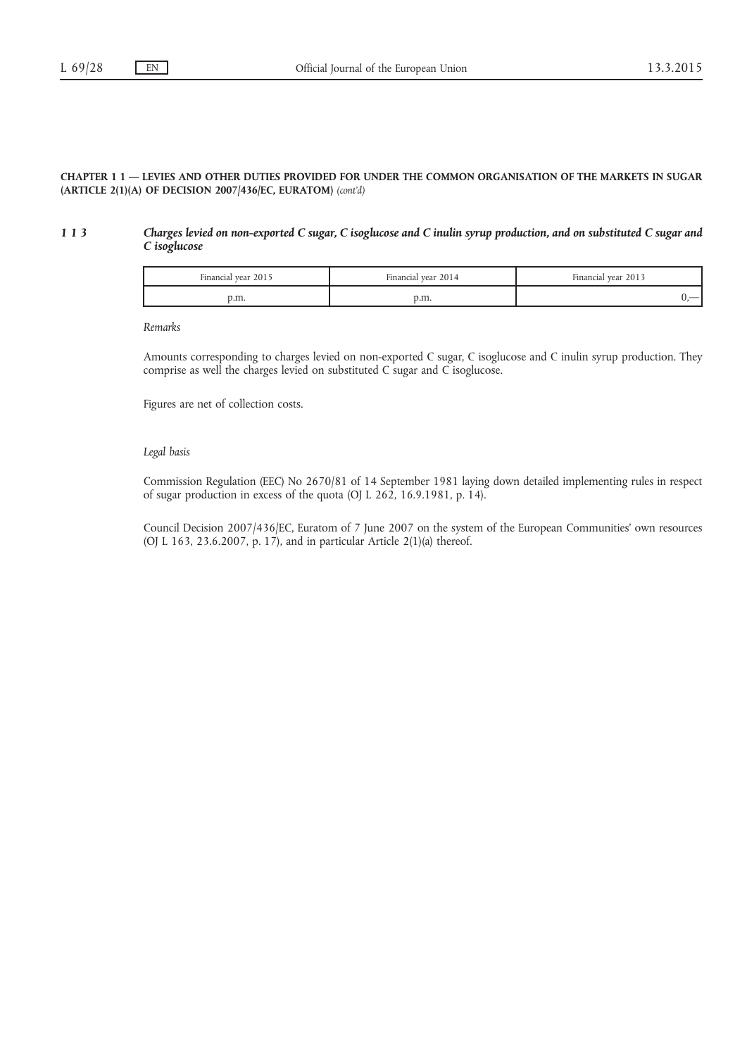**CHAPTER 1 1 — LEVIES AND OTHER DUTIES PROVIDED FOR UNDER THE COMMON ORGANISATION OF THE MARKETS IN SUGAR (ARTICLE 2(1)(A) OF DECISION 2007/436/EC, EURATOM)** *(cont'd)*

### 1 1 3 *Charges levied on non-exported C sugar, C isoglucose and C inulin syrup production, and on substituted C sugar and C isoglucose*

| Financial year 2015 | Financial year 2014 | Financial year 2013 |
|---|---|---|
| p.m. | p.m. | 0,— |

*Remarks*

Amounts corresponding to charges levied on non-exported C sugar, C isoglucose and C inulin syrup production. They comprise as well the charges levied on substituted C sugar and C isoglucose.

Figures are net of collection costs.

*Legal basis*

Commission Regulation (EEC) No 2670/81 of 14 September 1981 laying down detailed implementing rules in respect of sugar production in excess of the quota (OJ L 262, 16.9.1981, p. 14).

Council Decision 2007/436/EC, Euratom of 7 June 2007 on the system of the European Communities' own resources (OJ L 163, 23.6.2007, p. 17), and in particular Article 2(1)(a) thereof.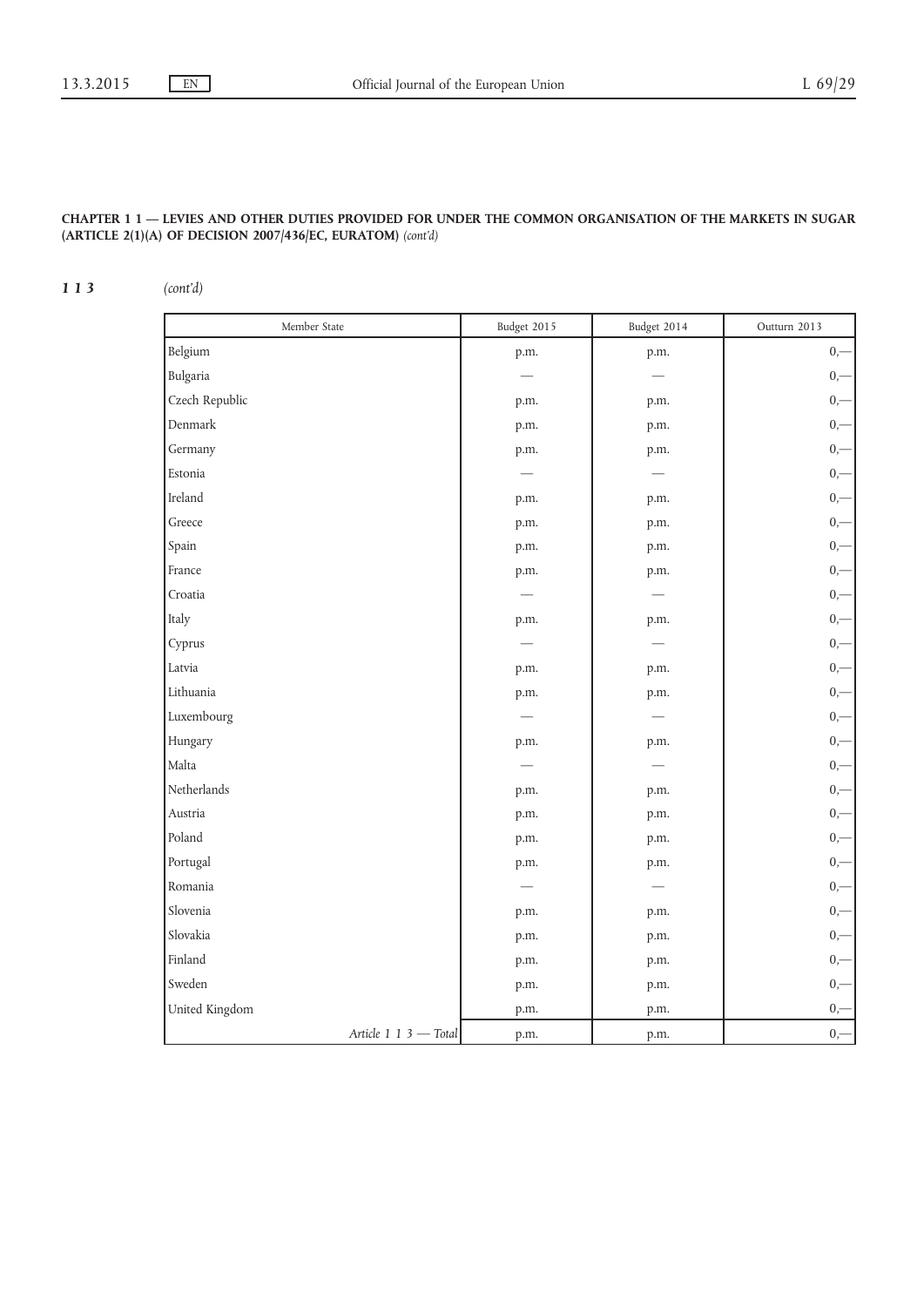**CHAPTER 1 1 — LEVIES AND OTHER DUTIES PROVIDED FOR UNDER THE COMMON ORGANISATION OF THE MARKETS IN SUGAR (ARTICLE 2(1)(A) OF DECISION 2007/436/EC, EURATOM)** *(cont'd)*

***1 1 3*** *(cont'd)*

| Member State | Budget 2015 | Budget 2014 | Outturn 2013 |
|---|---|---|---|
| Belgium | p.m. | p.m. | 0,— |
| Bulgaria | — | — | 0,— |
| Czech Republic | p.m. | p.m. | 0,— |
| Denmark | p.m. | p.m. | 0,— |
| Germany | p.m. | p.m. | 0,— |
| Estonia | — | — | 0,— |
| Ireland | p.m. | p.m. | 0,— |
| Greece | p.m. | p.m. | 0,— |
| Spain | p.m. | p.m. | 0,— |
| France | p.m. | p.m. | 0,— |
| Croatia | — | — | 0,— |
| Italy | p.m. | p.m. | 0,— |
| Cyprus | — | — | 0,— |
| Latvia | p.m. | p.m. | 0,— |
| Lithuania | p.m. | p.m. | 0,— |
| Luxembourg | — | — | 0,— |
| Hungary | p.m. | p.m. | 0,— |
| Malta | — | — | 0,— |
| Netherlands | p.m. | p.m. | 0,— |
| Austria | p.m. | p.m. | 0,— |
| Poland | p.m. | p.m. | 0,— |
| Portugal | p.m. | p.m. | 0,— |
| Romania | — | — | 0,— |
| Slovenia | p.m. | p.m. | 0,— |
| Slovakia | p.m. | p.m. | 0,— |
| Finland | p.m. | p.m. | 0,— |
| Sweden | p.m. | p.m. | 0,— |
| United Kingdom | p.m. | p.m. | 0,— |
| *Article 1 1 3 — Total* | p.m. | p.m. | 0,— |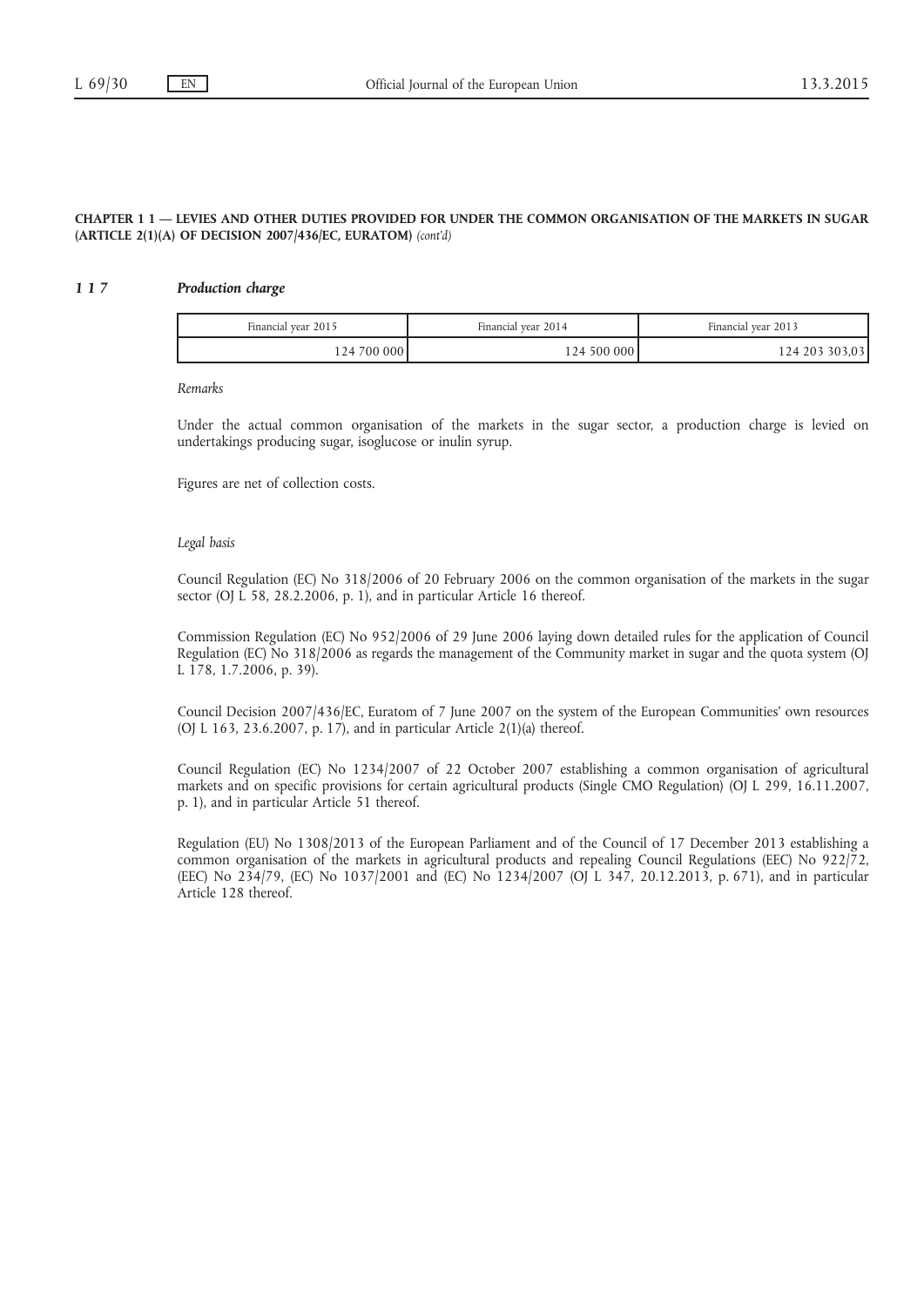**CHAPTER 1 1 — LEVIES AND OTHER DUTIES PROVIDED FOR UNDER THE COMMON ORGANISATION OF THE MARKETS IN SUGAR (ARTICLE 2(1)(A) OF DECISION 2007/436/EC, EURATOM)** *(cont'd)*

### *1 1 7 Production charge*

| Financial year 2015 | Financial year 2014 | Financial year 2013 |
|---|---|---|
| 124 700 000 | 124 500 000 | 124 203 303,03 |

*Remarks*

Under the actual common organisation of the markets in the sugar sector, a production charge is levied on undertakings producing sugar, isoglucose or inulin syrup.

Figures are net of collection costs.

*Legal basis*

Council Regulation (EC) No 318/2006 of 20 February 2006 on the common organisation of the markets in the sugar sector (OJ L 58, 28.2.2006, p. 1), and in particular Article 16 thereof.

Commission Regulation (EC) No 952/2006 of 29 June 2006 laying down detailed rules for the application of Council Regulation (EC) No 318/2006 as regards the management of the Community market in sugar and the quota system (OJ L 178, 1.7.2006, p. 39).

Council Decision 2007/436/EC, Euratom of 7 June 2007 on the system of the European Communities' own resources (OJ L 163, 23.6.2007, p. 17), and in particular Article 2(1)(a) thereof.

Council Regulation (EC) No 1234/2007 of 22 October 2007 establishing a common organisation of agricultural markets and on specific provisions for certain agricultural products (Single CMO Regulation) (OJ L 299, 16.11.2007, p. 1), and in particular Article 51 thereof.

Regulation (EU) No 1308/2013 of the European Parliament and of the Council of 17 December 2013 establishing a common organisation of the markets in agricultural products and repealing Council Regulations (EEC) No 922/72, (EEC) No 234/79, (EC) No 1037/2001 and (EC) No 1234/2007 (OJ L 347, 20.12.2013, p. 671), and in particular Article 128 thereof.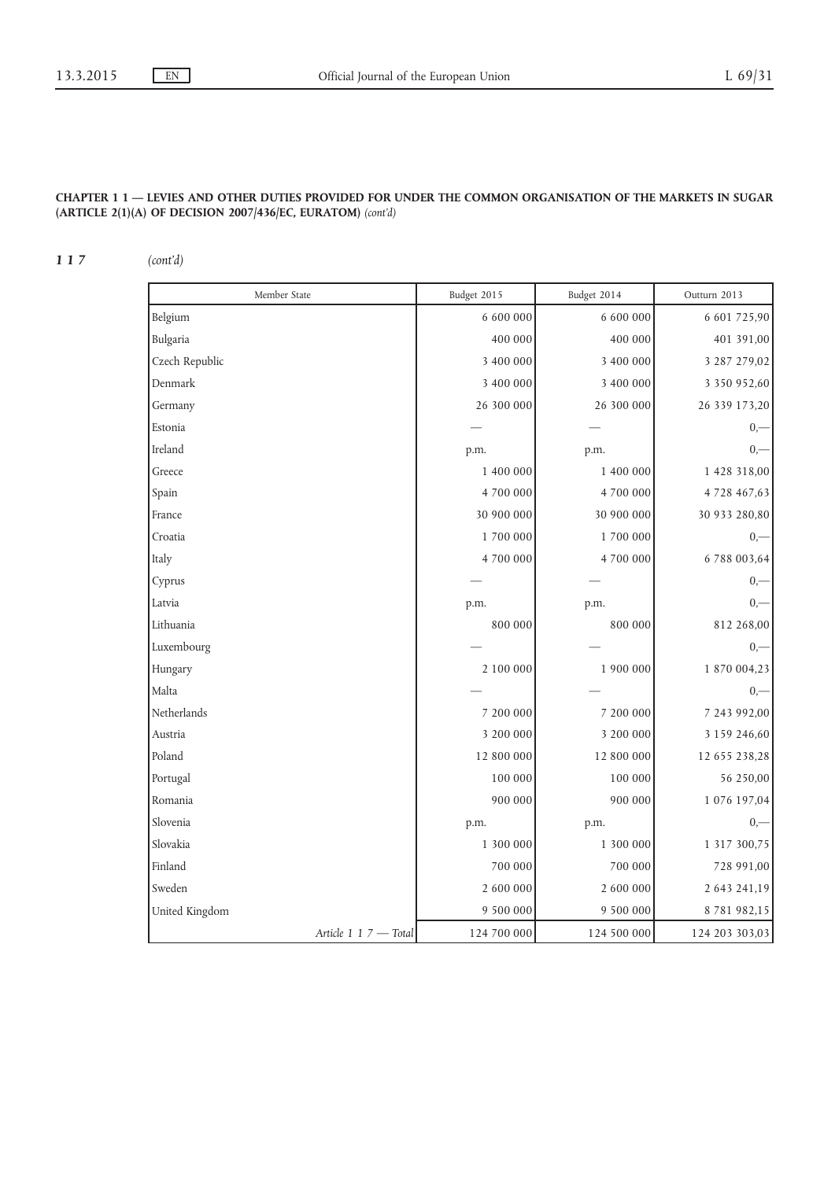**CHAPTER 1 1 — LEVIES AND OTHER DUTIES PROVIDED FOR UNDER THE COMMON ORGANISATION OF THE MARKETS IN SUGAR (ARTICLE 2(1)(A) OF DECISION 2007/436/EC, EURATOM)** *(cont'd)*

***1 1 7*** *(cont'd)*

| Member State | Budget 2015 | Budget 2014 | Outturn 2013 |
|---|---|---|---|
| Belgium | 6 600 000 | 6 600 000 | 6 601 725,90 |
| Bulgaria | 400 000 | 400 000 | 401 391,00 |
| Czech Republic | 3 400 000 | 3 400 000 | 3 287 279,02 |
| Denmark | 3 400 000 | 3 400 000 | 3 350 952,60 |
| Germany | 26 300 000 | 26 300 000 | 26 339 173,20 |
| Estonia | — | — | 0,— |
| Ireland | p.m. | p.m. | 0,— |
| Greece | 1 400 000 | 1 400 000 | 1 428 318,00 |
| Spain | 4 700 000 | 4 700 000 | 4 728 467,63 |
| France | 30 900 000 | 30 900 000 | 30 933 280,80 |
| Croatia | 1 700 000 | 1 700 000 | 0,— |
| Italy | 4 700 000 | 4 700 000 | 6 788 003,64 |
| Cyprus | — | — | 0,— |
| Latvia | p.m. | p.m. | 0,— |
| Lithuania | 800 000 | 800 000 | 812 268,00 |
| Luxembourg | — | — | 0,— |
| Hungary | 2 100 000 | 1 900 000 | 1 870 004,23 |
| Malta | — | — | 0,— |
| Netherlands | 7 200 000 | 7 200 000 | 7 243 992,00 |
| Austria | 3 200 000 | 3 200 000 | 3 159 246,60 |
| Poland | 12 800 000 | 12 800 000 | 12 655 238,28 |
| Portugal | 100 000 | 100 000 | 56 250,00 |
| Romania | 900 000 | 900 000 | 1 076 197,04 |
| Slovenia | p.m. | p.m. | 0,— |
| Slovakia | 1 300 000 | 1 300 000 | 1 317 300,75 |
| Finland | 700 000 | 700 000 | 728 991,00 |
| Sweden | 2 600 000 | 2 600 000 | 2 643 241,19 |
| United Kingdom | 9 500 000 | 9 500 000 | 8 781 982,15 |
| *Article 1 1 7 — Total* | 124 700 000 | 124 500 000 | 124 203 303,03 |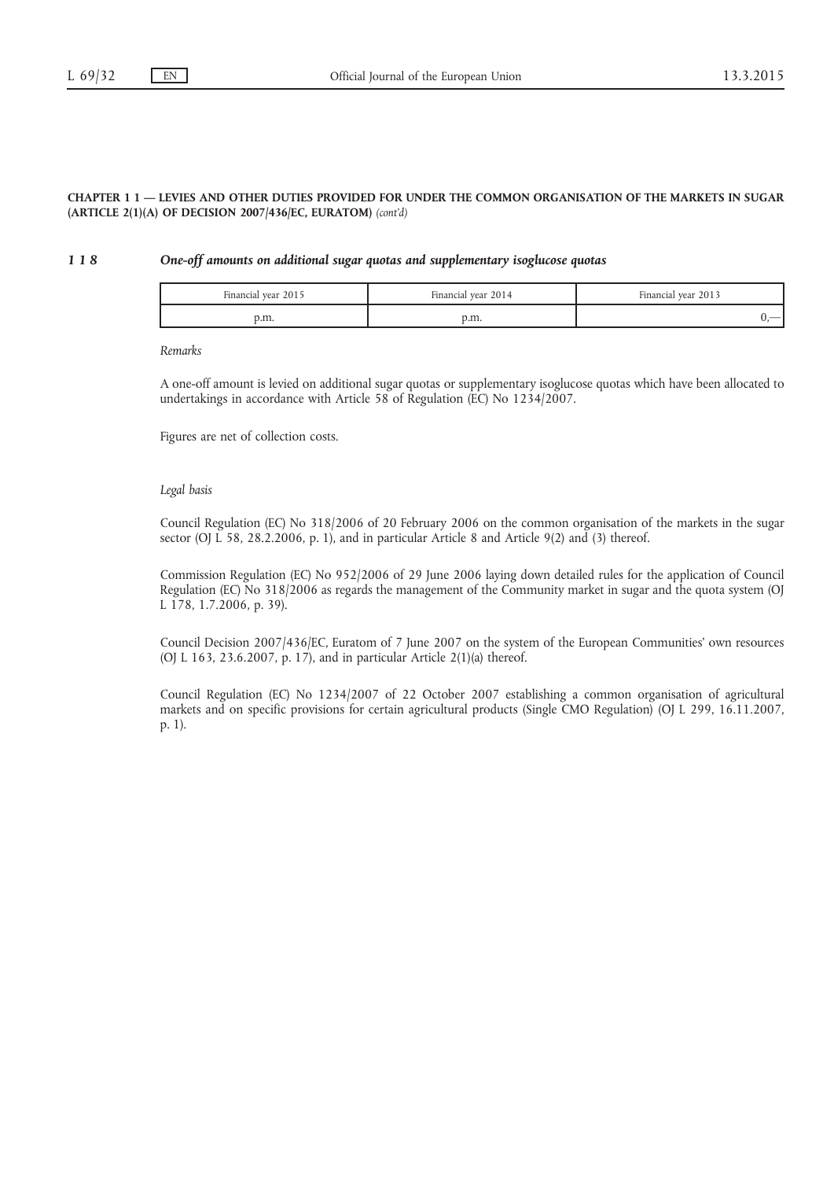## CHAPTER 1 1 — LEVIES AND OTHER DUTIES PROVIDED FOR UNDER THE COMMON ORGANISATION OF THE MARKETS IN SUGAR (ARTICLE 2(1)(A) OF DECISION 2007/436/EC, EURATOM) *(cont'd)*

### 1 1 8 *One-off amounts on additional sugar quotas and supplementary isoglucose quotas*

| Financial year 2015 | Financial year 2014 | Financial year 2013 |
| --- | --- | --- |
| p.m. | p.m. | 0,— |

*Remarks*

A one-off amount is levied on additional sugar quotas or supplementary isoglucose quotas which have been allocated to undertakings in accordance with Article 58 of Regulation (EC) No 1234/2007.

Figures are net of collection costs.

*Legal basis*

Council Regulation (EC) No 318/2006 of 20 February 2006 on the common organisation of the markets in the sugar sector (OJ L 58, 28.2.2006, p. 1), and in particular Article 8 and Article 9(2) and (3) thereof.

Commission Regulation (EC) No 952/2006 of 29 June 2006 laying down detailed rules for the application of Council Regulation (EC) No 318/2006 as regards the management of the Community market in sugar and the quota system (OJ L 178, 1.7.2006, p. 39).

Council Decision 2007/436/EC, Euratom of 7 June 2007 on the system of the European Communities' own resources (OJ L 163, 23.6.2007, p. 17), and in particular Article 2(1)(a) thereof.

Council Regulation (EC) No 1234/2007 of 22 October 2007 establishing a common organisation of agricultural markets and on specific provisions for certain agricultural products (Single CMO Regulation) (OJ L 299, 16.11.2007, p. 1).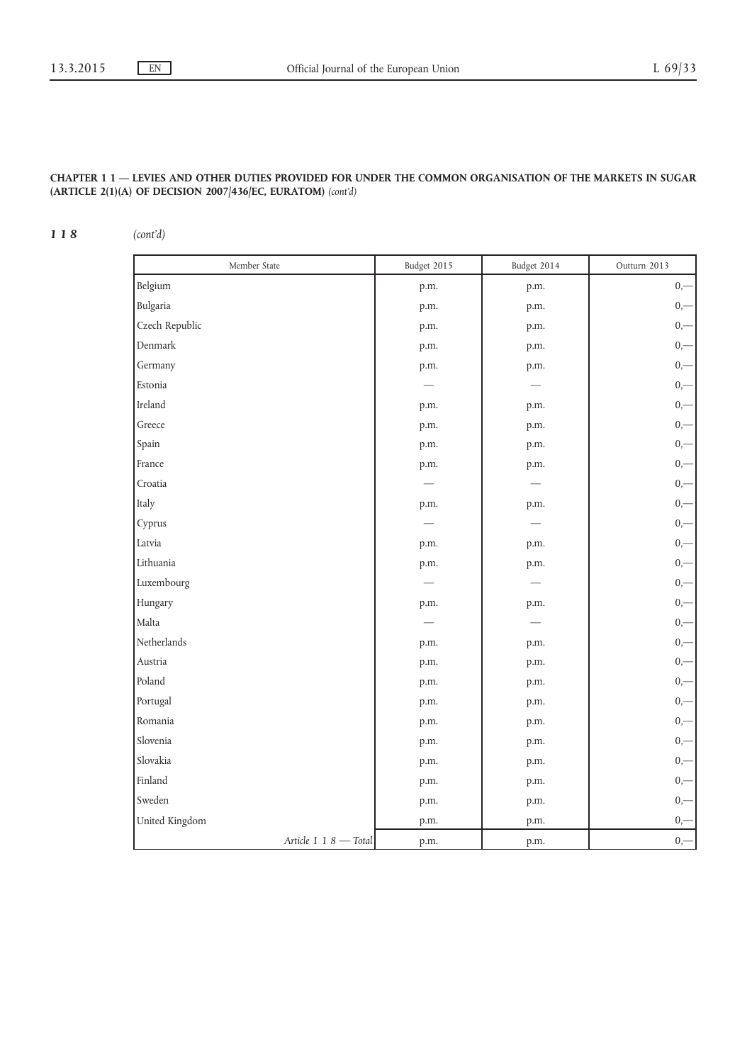**CHAPTER 1 1 — LEVIES AND OTHER DUTIES PROVIDED FOR UNDER THE COMMON ORGANISATION OF THE MARKETS IN SUGAR (ARTICLE 2(1)(A) OF DECISION 2007/436/EC, EURATOM)** *(cont'd)*

***1 1 8*** *(cont'd)*

| Member State | Budget 2015 | Budget 2014 | Outturn 2013 |
|---|---|---|---|
| Belgium | p.m. | p.m. | 0,— |
| Bulgaria | p.m. | p.m. | 0,— |
| Czech Republic | p.m. | p.m. | 0,— |
| Denmark | p.m. | p.m. | 0,— |
| Germany | p.m. | p.m. | 0,— |
| Estonia | — | — | 0,— |
| Ireland | p.m. | p.m. | 0,— |
| Greece | p.m. | p.m. | 0,— |
| Spain | p.m. | p.m. | 0,— |
| France | p.m. | p.m. | 0,— |
| Croatia | — | — | 0,— |
| Italy | p.m. | p.m. | 0,— |
| Cyprus | — | — | 0,— |
| Latvia | p.m. | p.m. | 0,— |
| Lithuania | p.m. | p.m. | 0,— |
| Luxembourg | — | — | 0,— |
| Hungary | p.m. | p.m. | 0,— |
| Malta | — | — | 0,— |
| Netherlands | p.m. | p.m. | 0,— |
| Austria | p.m. | p.m. | 0,— |
| Poland | p.m. | p.m. | 0,— |
| Portugal | p.m. | p.m. | 0,— |
| Romania | p.m. | p.m. | 0,— |
| Slovenia | p.m. | p.m. | 0,— |
| Slovakia | p.m. | p.m. | 0,— |
| Finland | p.m. | p.m. | 0,— |
| Sweden | p.m. | p.m. | 0,— |
| United Kingdom | p.m. | p.m. | 0,— |
| *Article 1 1 8 — Total* | p.m. | p.m. | 0,— |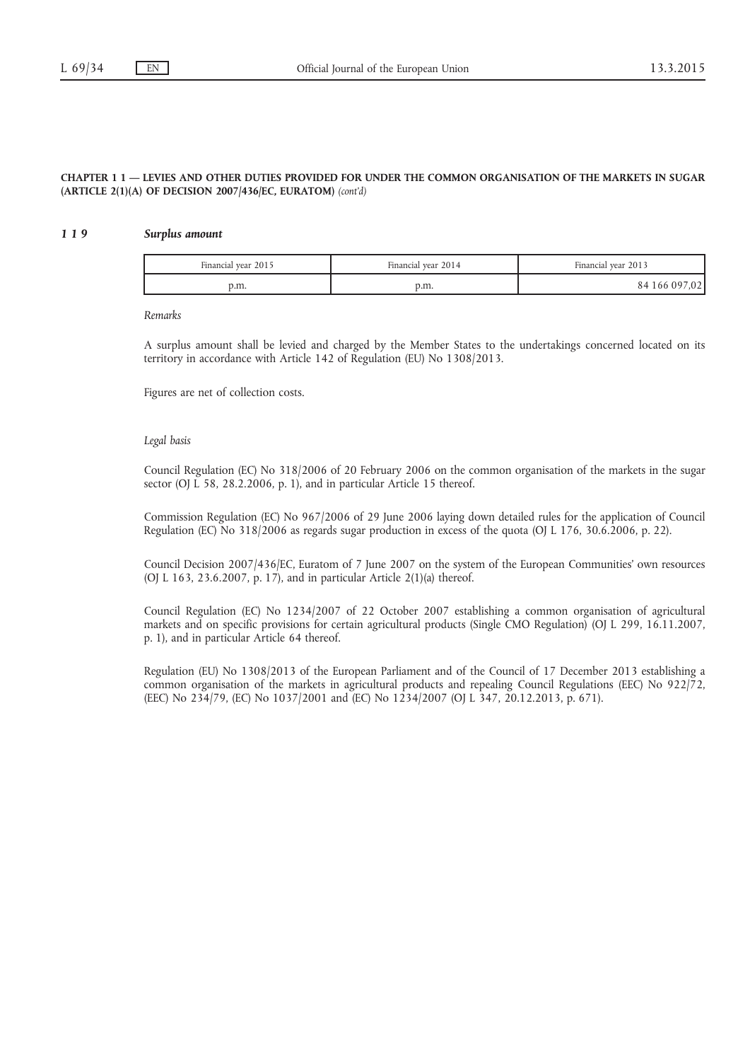**CHAPTER 1 1 — LEVIES AND OTHER DUTIES PROVIDED FOR UNDER THE COMMON ORGANISATION OF THE MARKETS IN SUGAR (ARTICLE 2(1)(A) OF DECISION 2007/436/EC, EURATOM)** *(cont'd)*

### *1 1 9 Surplus amount*

| Financial year 2015 | Financial year 2014 | Financial year 2013 |
|---|---|---|
| p.m. | p.m. | 84 166 097,02 |

*Remarks*

A surplus amount shall be levied and charged by the Member States to the undertakings concerned located on its territory in accordance with Article 142 of Regulation (EU) No 1308/2013.

Figures are net of collection costs.

*Legal basis*

Council Regulation (EC) No 318/2006 of 20 February 2006 on the common organisation of the markets in the sugar sector (OJ L 58, 28.2.2006, p. 1), and in particular Article 15 thereof.

Commission Regulation (EC) No 967/2006 of 29 June 2006 laying down detailed rules for the application of Council Regulation (EC) No 318/2006 as regards sugar production in excess of the quota (OJ L 176, 30.6.2006, p. 22).

Council Decision 2007/436/EC, Euratom of 7 June 2007 on the system of the European Communities' own resources (OJ L 163, 23.6.2007, p. 17), and in particular Article 2(1)(a) thereof.

Council Regulation (EC) No 1234/2007 of 22 October 2007 establishing a common organisation of agricultural markets and on specific provisions for certain agricultural products (Single CMO Regulation) (OJ L 299, 16.11.2007, p. 1), and in particular Article 64 thereof.

Regulation (EU) No 1308/2013 of the European Parliament and of the Council of 17 December 2013 establishing a common organisation of the markets in agricultural products and repealing Council Regulations (EEC) No 922/72, (EEC) No 234/79, (EC) No 1037/2001 and (EC) No 1234/2007 (OJ L 347, 20.12.2013, p. 671).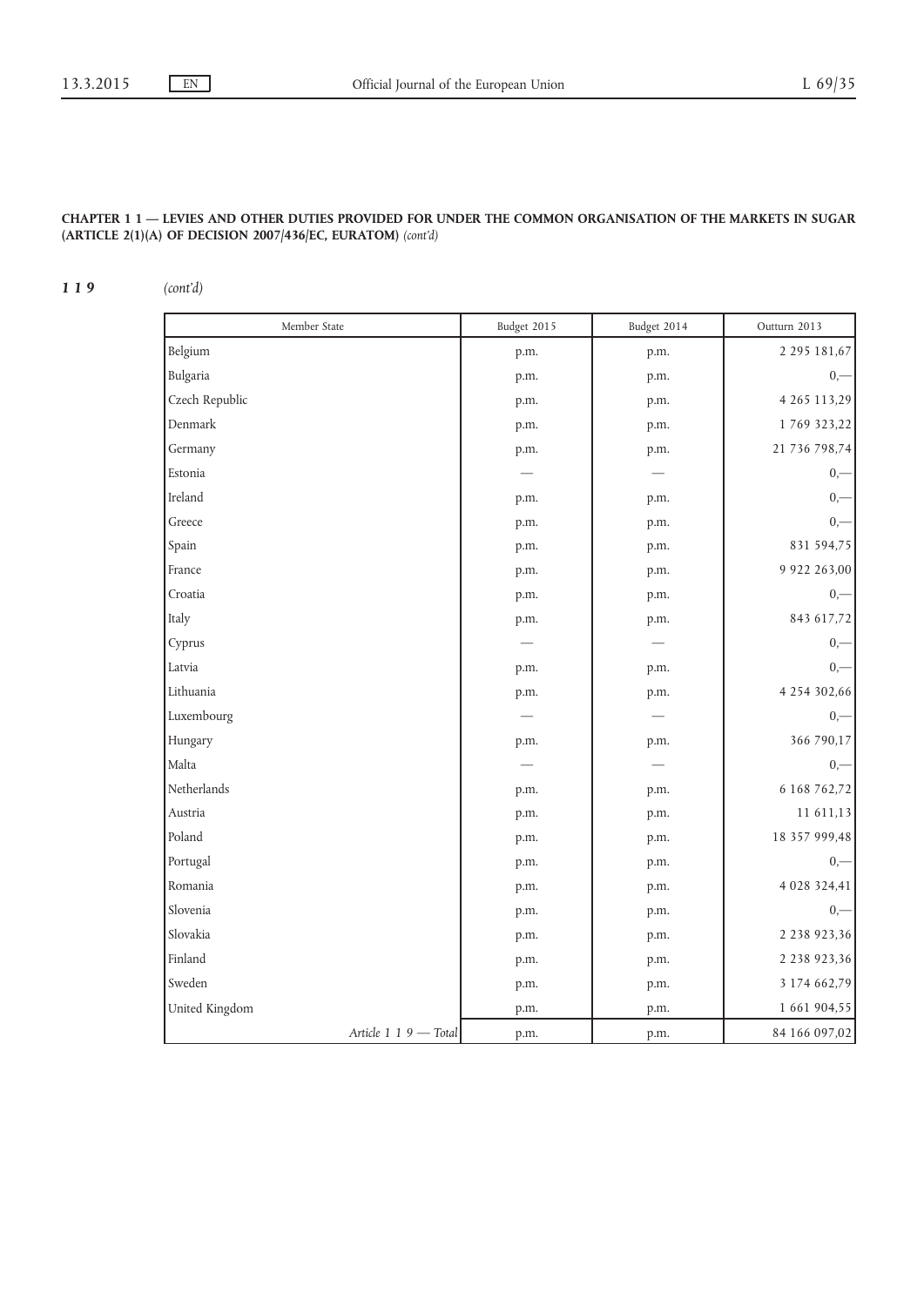**CHAPTER 1 1 — LEVIES AND OTHER DUTIES PROVIDED FOR UNDER THE COMMON ORGANISATION OF THE MARKETS IN SUGAR (ARTICLE 2(1)(A) OF DECISION 2007/436/EC, EURATOM)** *(cont'd)*

***1 1 9*** *(cont'd)*

| Member State | Budget 2015 | Budget 2014 | Outturn 2013 |
|---|---|---|---|
| Belgium | p.m. | p.m. | 2 295 181,67 |
| Bulgaria | p.m. | p.m. | 0,— |
| Czech Republic | p.m. | p.m. | 4 265 113,29 |
| Denmark | p.m. | p.m. | 1 769 323,22 |
| Germany | p.m. | p.m. | 21 736 798,74 |
| Estonia | — | — | 0,— |
| Ireland | p.m. | p.m. | 0,— |
| Greece | p.m. | p.m. | 0,— |
| Spain | p.m. | p.m. | 831 594,75 |
| France | p.m. | p.m. | 9 922 263,00 |
| Croatia | p.m. | p.m. | 0,— |
| Italy | p.m. | p.m. | 843 617,72 |
| Cyprus | — | — | 0,— |
| Latvia | p.m. | p.m. | 0,— |
| Lithuania | p.m. | p.m. | 4 254 302,66 |
| Luxembourg | — | — | 0,— |
| Hungary | p.m. | p.m. | 366 790,17 |
| Malta | — | — | 0,— |
| Netherlands | p.m. | p.m. | 6 168 762,72 |
| Austria | p.m. | p.m. | 11 611,13 |
| Poland | p.m. | p.m. | 18 357 999,48 |
| Portugal | p.m. | p.m. | 0,— |
| Romania | p.m. | p.m. | 4 028 324,41 |
| Slovenia | p.m. | p.m. | 0,— |
| Slovakia | p.m. | p.m. | 2 238 923,36 |
| Finland | p.m. | p.m. | 2 238 923,36 |
| Sweden | p.m. | p.m. | 3 174 662,79 |
| United Kingdom | p.m. | p.m. | 1 661 904,55 |
| *Article 1 1 9 — Total* | p.m. | p.m. | 84 166 097,02 |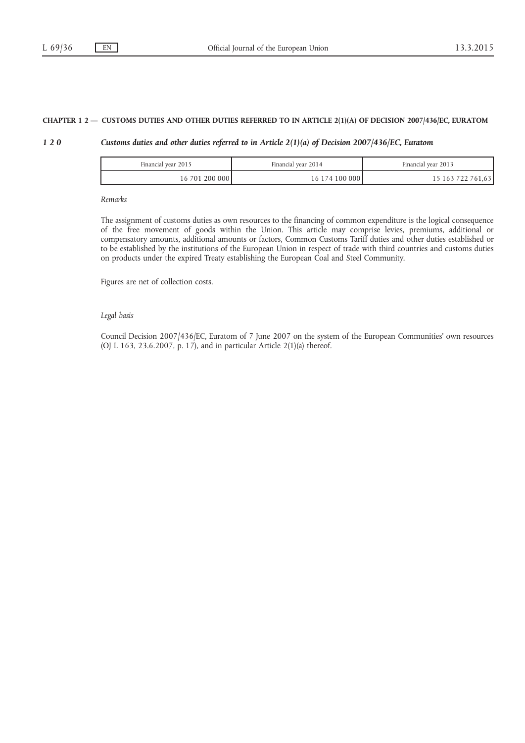### CHAPTER 1 2 — CUSTOMS DUTIES AND OTHER DUTIES REFERRED TO IN ARTICLE 2(1)(A) OF DECISION 2007/436/EC, EURATOM

#### *1 2 0 Customs duties and other duties referred to in Article 2(1)(a) of Decision 2007/436/EC, Euratom*

| Financial year 2015 | Financial year 2014 | Financial year 2013 |
|---|---|---|
| 16 701 200 000 | 16 174 100 000 | 15 163 722 761,63 |

*Remarks*

The assignment of customs duties as own resources to the financing of common expenditure is the logical consequence of the free movement of goods within the Union. This article may comprise levies, premiums, additional or compensatory amounts, additional amounts or factors, Common Customs Tariff duties and other duties established or to be established by the institutions of the European Union in respect of trade with third countries and customs duties on products under the expired Treaty establishing the European Coal and Steel Community.

Figures are net of collection costs.

*Legal basis*

Council Decision 2007/436/EC, Euratom of 7 June 2007 on the system of the European Communities' own resources (OJ L 163, 23.6.2007, p. 17), and in particular Article 2(1)(a) thereof.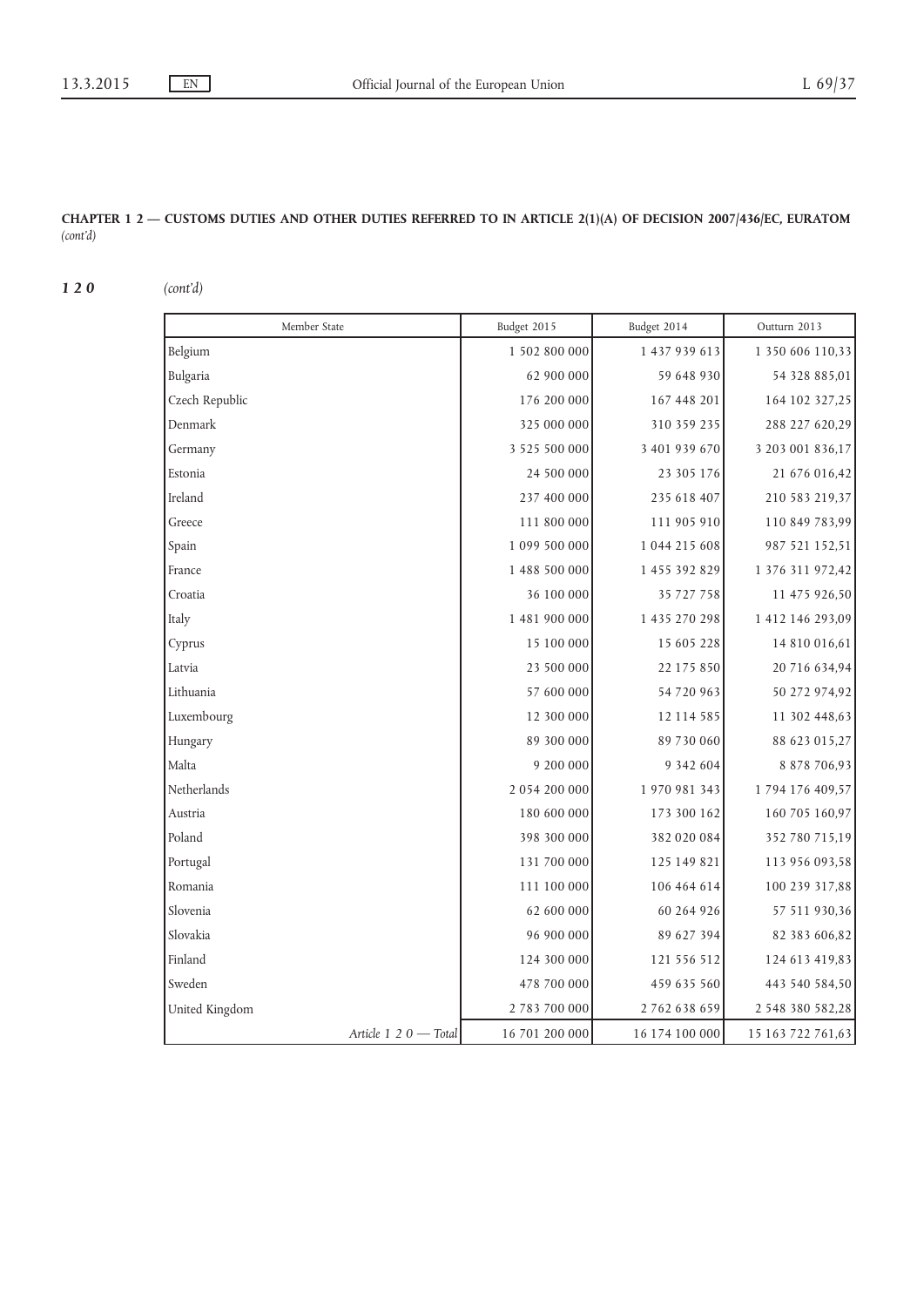**CHAPTER 1 2 — CUSTOMS DUTIES AND OTHER DUTIES REFERRED TO IN ARTICLE 2(1)(A) OF DECISION 2007/436/EC, EURATOM** *(cont'd)*

***1 2 0*** *(cont'd)*

| Member State | Budget 2015 | Budget 2014 | Outturn 2013 |
|---|---|---|---|
| Belgium | 1 502 800 000 | 1 437 939 613 | 1 350 606 110,33 |
| Bulgaria | 62 900 000 | 59 648 930 | 54 328 885,01 |
| Czech Republic | 176 200 000 | 167 448 201 | 164 102 327,25 |
| Denmark | 325 000 000 | 310 359 235 | 288 227 620,29 |
| Germany | 3 525 500 000 | 3 401 939 670 | 3 203 001 836,17 |
| Estonia | 24 500 000 | 23 305 176 | 21 676 016,42 |
| Ireland | 237 400 000 | 235 618 407 | 210 583 219,37 |
| Greece | 111 800 000 | 111 905 910 | 110 849 783,99 |
| Spain | 1 099 500 000 | 1 044 215 608 | 987 521 152,51 |
| France | 1 488 500 000 | 1 455 392 829 | 1 376 311 972,42 |
| Croatia | 36 100 000 | 35 727 758 | 11 475 926,50 |
| Italy | 1 481 900 000 | 1 435 270 298 | 1 412 146 293,09 |
| Cyprus | 15 100 000 | 15 605 228 | 14 810 016,61 |
| Latvia | 23 500 000 | 22 175 850 | 20 716 634,94 |
| Lithuania | 57 600 000 | 54 720 963 | 50 272 974,92 |
| Luxembourg | 12 300 000 | 12 114 585 | 11 302 448,63 |
| Hungary | 89 300 000 | 89 730 060 | 88 623 015,27 |
| Malta | 9 200 000 | 9 342 604 | 8 878 706,93 |
| Netherlands | 2 054 200 000 | 1 970 981 343 | 1 794 176 409,57 |
| Austria | 180 600 000 | 173 300 162 | 160 705 160,97 |
| Poland | 398 300 000 | 382 020 084 | 352 780 715,19 |
| Portugal | 131 700 000 | 125 149 821 | 113 956 093,58 |
| Romania | 111 100 000 | 106 464 614 | 100 239 317,88 |
| Slovenia | 62 600 000 | 60 264 926 | 57 511 930,36 |
| Slovakia | 96 900 000 | 89 627 394 | 82 383 606,82 |
| Finland | 124 300 000 | 121 556 512 | 124 613 419,83 |
| Sweden | 478 700 000 | 459 635 560 | 443 540 584,50 |
| United Kingdom | 2 783 700 000 | 2 762 638 659 | 2 548 380 582,28 |
| *Article 1 2 0 — Total* | 16 701 200 000 | 16 174 100 000 | 15 163 722 761,63 |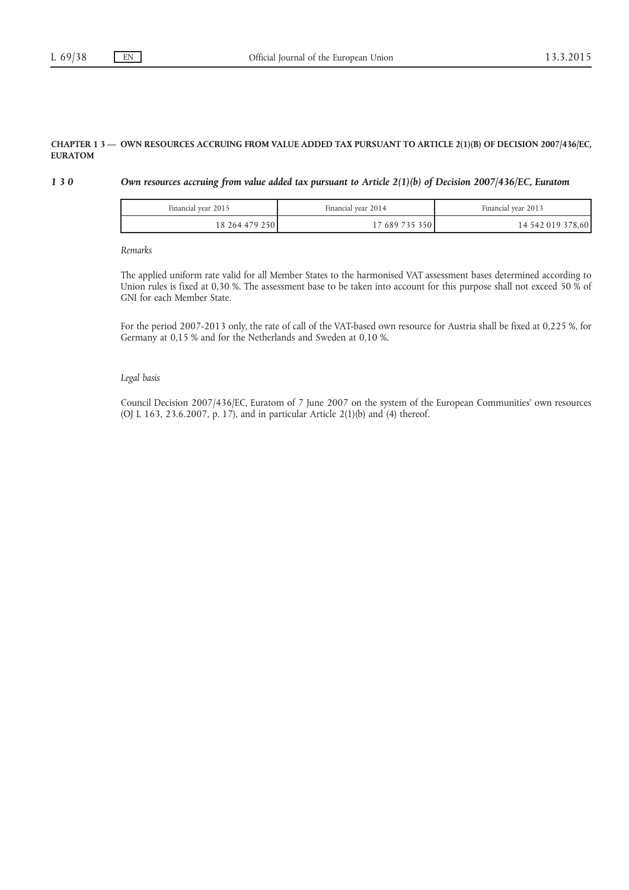## CHAPTER 1 3 — OWN RESOURCES ACCRUING FROM VALUE ADDED TAX PURSUANT TO ARTICLE 2(1)(B) OF DECISION 2007/436/EC, EURATOM

### 1 3 0 *Own resources accruing from value added tax pursuant to Article 2(1)(b) of Decision 2007/436/EC, Euratom*

| Financial year 2015 | Financial year 2014 | Financial year 2013 |
|---|---|---|
| 18 264 479 250 | 17 689 735 350 | 14 542 019 378,60 |

*Remarks*

The applied uniform rate valid for all Member States to the harmonised VAT assessment bases determined according to Union rules is fixed at 0,30 %. The assessment base to be taken into account for this purpose shall not exceed 50 % of GNI for each Member State.

For the period 2007-2013 only, the rate of call of the VAT-based own resource for Austria shall be fixed at 0,225 %, for Germany at 0,15 % and for the Netherlands and Sweden at 0,10 %.

*Legal basis*

Council Decision 2007/436/EC, Euratom of 7 June 2007 on the system of the European Communities' own resources (OJ L 163, 23.6.2007, p. 17), and in particular Article 2(1)(b) and (4) thereof.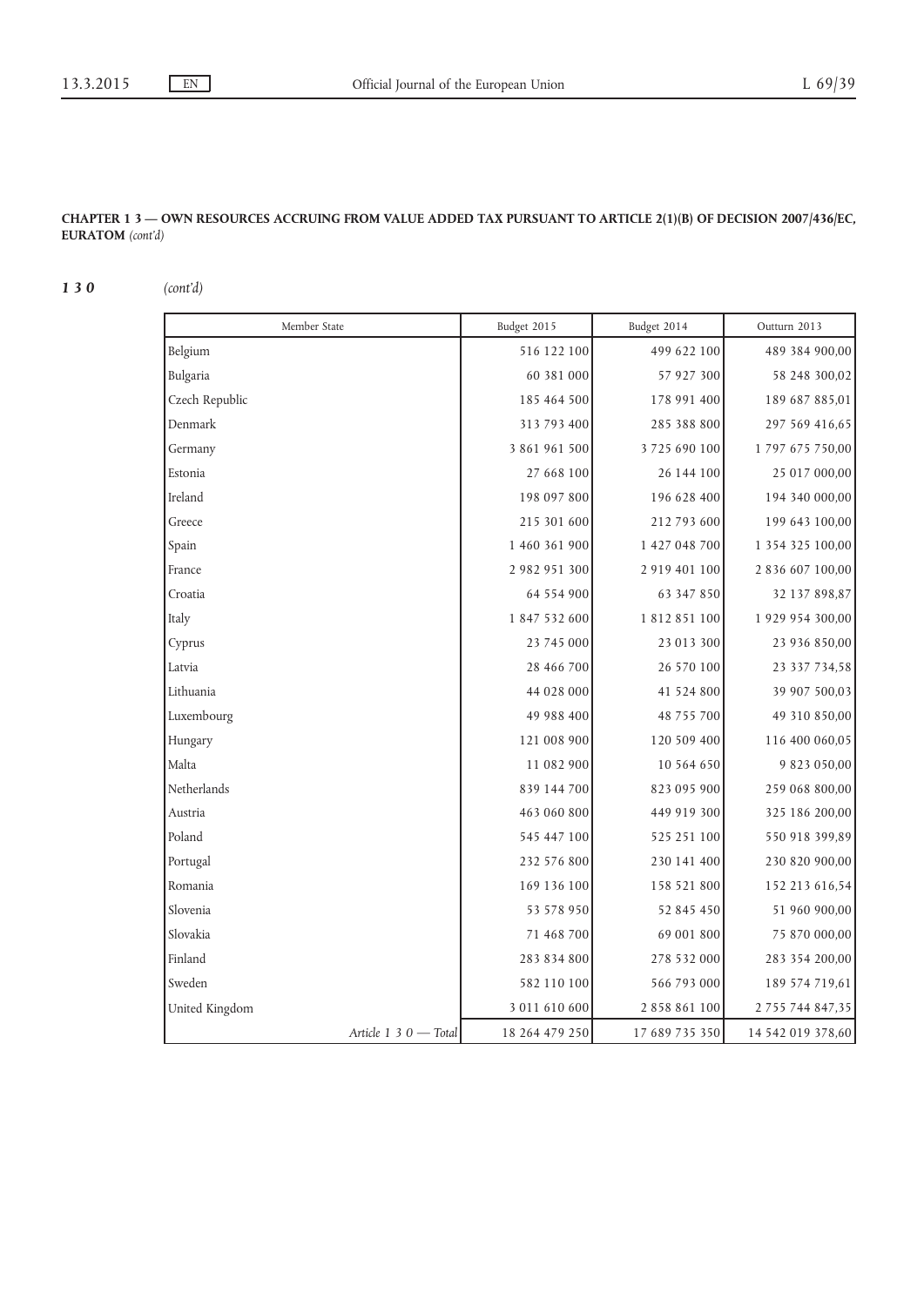**CHAPTER 1 3 — OWN RESOURCES ACCRUING FROM VALUE ADDED TAX PURSUANT TO ARTICLE 2(1)(B) OF DECISION 2007/436/EC, EURATOM** *(cont'd)*

***1 3 0*** *(cont'd)*

| Member State | Budget 2015 | Budget 2014 | Outturn 2013 |
|---|---|---|---|
| Belgium | 516 122 100 | 499 622 100 | 489 384 900,00 |
| Bulgaria | 60 381 000 | 57 927 300 | 58 248 300,02 |
| Czech Republic | 185 464 500 | 178 991 400 | 189 687 885,01 |
| Denmark | 313 793 400 | 285 388 800 | 297 569 416,65 |
| Germany | 3 861 961 500 | 3 725 690 100 | 1 797 675 750,00 |
| Estonia | 27 668 100 | 26 144 100 | 25 017 000,00 |
| Ireland | 198 097 800 | 196 628 400 | 194 340 000,00 |
| Greece | 215 301 600 | 212 793 600 | 199 643 100,00 |
| Spain | 1 460 361 900 | 1 427 048 700 | 1 354 325 100,00 |
| France | 2 982 951 300 | 2 919 401 100 | 2 836 607 100,00 |
| Croatia | 64 554 900 | 63 347 850 | 32 137 898,87 |
| Italy | 1 847 532 600 | 1 812 851 100 | 1 929 954 300,00 |
| Cyprus | 23 745 000 | 23 013 300 | 23 936 850,00 |
| Latvia | 28 466 700 | 26 570 100 | 23 337 734,58 |
| Lithuania | 44 028 000 | 41 524 800 | 39 907 500,03 |
| Luxembourg | 49 988 400 | 48 755 700 | 49 310 850,00 |
| Hungary | 121 008 900 | 120 509 400 | 116 400 060,05 |
| Malta | 11 082 900 | 10 564 650 | 9 823 050,00 |
| Netherlands | 839 144 700 | 823 095 900 | 259 068 800,00 |
| Austria | 463 060 800 | 449 919 300 | 325 186 200,00 |
| Poland | 545 447 100 | 525 251 100 | 550 918 399,89 |
| Portugal | 232 576 800 | 230 141 400 | 230 820 900,00 |
| Romania | 169 136 100 | 158 521 800 | 152 213 616,54 |
| Slovenia | 53 578 950 | 52 845 450 | 51 960 900,00 |
| Slovakia | 71 468 700 | 69 001 800 | 75 870 000,00 |
| Finland | 283 834 800 | 278 532 000 | 283 354 200,00 |
| Sweden | 582 110 100 | 566 793 000 | 189 574 719,61 |
| United Kingdom | 3 011 610 600 | 2 858 861 100 | 2 755 744 847,35 |
| *Article 1 3 0 — Total* | 18 264 479 250 | 17 689 735 350 | 14 542 019 378,60 |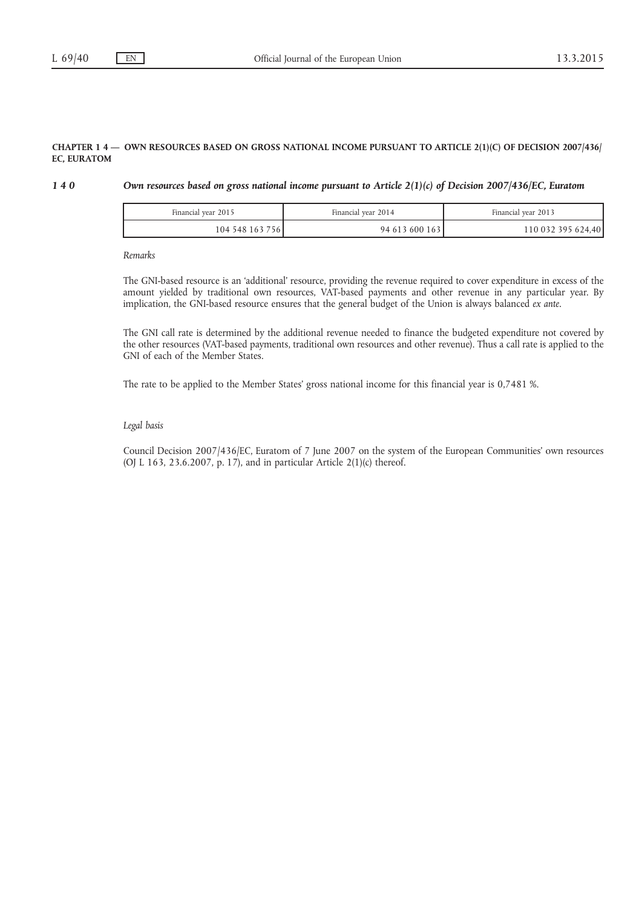## CHAPTER 1 4 — OWN RESOURCES BASED ON GROSS NATIONAL INCOME PURSUANT TO ARTICLE 2(1)(C) OF DECISION 2007/436/EC, EURATOM

### 1 4 0 *Own resources based on gross national income pursuant to Article 2(1)(c) of Decision 2007/436/EC, Euratom*

| Financial year 2015 | Financial year 2014 | Financial year 2013 |
|---|---|---|
| 104 548 163 756 | 94 613 600 163 | 110 032 395 624,40 |

*Remarks*

The GNI-based resource is an 'additional' resource, providing the revenue required to cover expenditure in excess of the amount yielded by traditional own resources, VAT-based payments and other revenue in any particular year. By implication, the GNI-based resource ensures that the general budget of the Union is always balanced *ex ante*.

The GNI call rate is determined by the additional revenue needed to finance the budgeted expenditure not covered by the other resources (VAT-based payments, traditional own resources and other revenue). Thus a call rate is applied to the GNI of each of the Member States.

The rate to be applied to the Member States' gross national income for this financial year is 0,7481 %.

*Legal basis*

Council Decision 2007/436/EC, Euratom of 7 June 2007 on the system of the European Communities' own resources (OJ L 163, 23.6.2007, p. 17), and in particular Article 2(1)(c) thereof.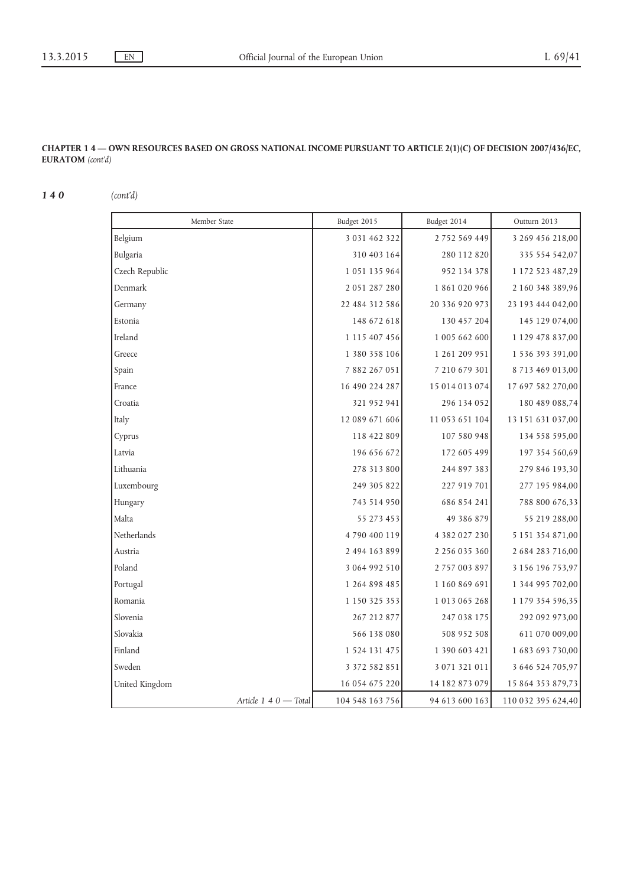**CHAPTER 1 4 — OWN RESOURCES BASED ON GROSS NATIONAL INCOME PURSUANT TO ARTICLE 2(1)(C) OF DECISION 2007/436/EC, EURATOM** *(cont'd)*

***1 4 0*** *(cont'd)*

| Member State | Budget 2015 | Budget 2014 | Outturn 2013 |
|---|---|---|---|
| Belgium | 3 031 462 322 | 2 752 569 449 | 3 269 456 218,00 |
| Bulgaria | 310 403 164 | 280 112 820 | 335 554 542,07 |
| Czech Republic | 1 051 135 964 | 952 134 378 | 1 172 523 487,29 |
| Denmark | 2 051 287 280 | 1 861 020 966 | 2 160 348 389,96 |
| Germany | 22 484 312 586 | 20 336 920 973 | 23 193 444 042,00 |
| Estonia | 148 672 618 | 130 457 204 | 145 129 074,00 |
| Ireland | 1 115 407 456 | 1 005 662 600 | 1 129 478 837,00 |
| Greece | 1 380 358 106 | 1 261 209 951 | 1 536 393 391,00 |
| Spain | 7 882 267 051 | 7 210 679 301 | 8 713 469 013,00 |
| France | 16 490 224 287 | 15 014 013 074 | 17 697 582 270,00 |
| Croatia | 321 952 941 | 296 134 052 | 180 489 088,74 |
| Italy | 12 089 671 606 | 11 053 651 104 | 13 151 631 037,00 |
| Cyprus | 118 422 809 | 107 580 948 | 134 558 595,00 |
| Latvia | 196 656 672 | 172 605 499 | 197 354 560,69 |
| Lithuania | 278 313 800 | 244 897 383 | 279 846 193,30 |
| Luxembourg | 249 305 822 | 227 919 701 | 277 195 984,00 |
| Hungary | 743 514 950 | 686 854 241 | 788 800 676,33 |
| Malta | 55 273 453 | 49 386 879 | 55 219 288,00 |
| Netherlands | 4 790 400 119 | 4 382 027 230 | 5 151 354 871,00 |
| Austria | 2 494 163 899 | 2 256 035 360 | 2 684 283 716,00 |
| Poland | 3 064 992 510 | 2 757 003 897 | 3 156 196 753,97 |
| Portugal | 1 264 898 485 | 1 160 869 691 | 1 344 995 702,00 |
| Romania | 1 150 325 353 | 1 013 065 268 | 1 179 354 596,35 |
| Slovenia | 267 212 877 | 247 038 175 | 292 092 973,00 |
| Slovakia | 566 138 080 | 508 952 508 | 611 070 009,00 |
| Finland | 1 524 131 475 | 1 390 603 421 | 1 683 693 730,00 |
| Sweden | 3 372 582 851 | 3 071 321 011 | 3 646 524 705,97 |
| United Kingdom | 16 054 675 220 | 14 182 873 079 | 15 864 353 879,73 |
| *Article 1 4 0 — Total* | 104 548 163 756 | 94 613 600 163 | 110 032 395 624,40 |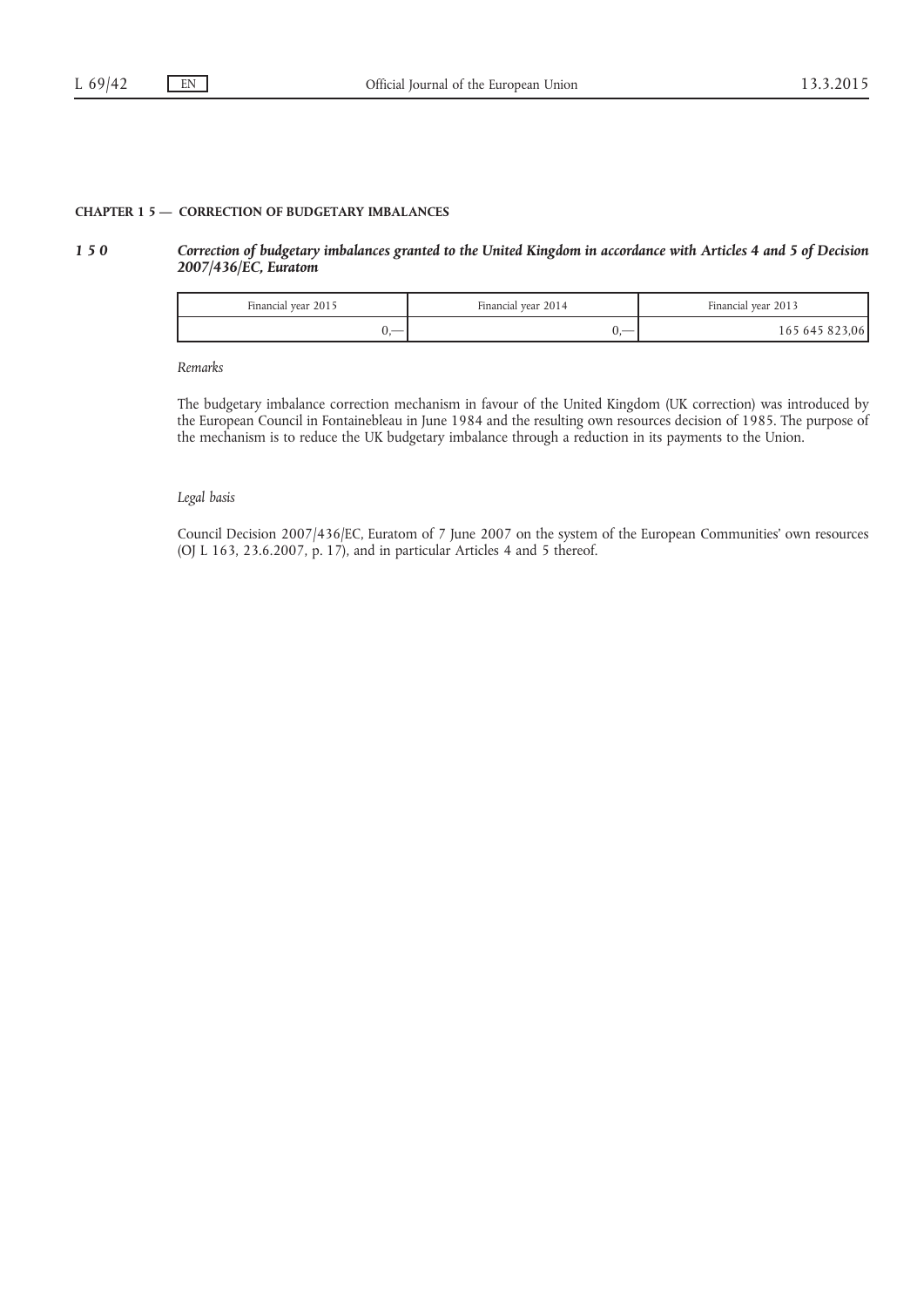## CHAPTER 1 5 — CORRECTION OF BUDGETARY IMBALANCES

### 1 5 0 ***Correction of budgetary imbalances granted to the United Kingdom in accordance with Articles 4 and 5 of Decision 2007/436/EC, Euratom***

| Financial year 2015 | Financial year 2014 | Financial year 2013 |
|---|---|---|
| 0,— | 0,— | 165 645 823,06 |

*Remarks*

The budgetary imbalance correction mechanism in favour of the United Kingdom (UK correction) was introduced by the European Council in Fontainebleau in June 1984 and the resulting own resources decision of 1985. The purpose of the mechanism is to reduce the UK budgetary imbalance through a reduction in its payments to the Union.

*Legal basis*

Council Decision 2007/436/EC, Euratom of 7 June 2007 on the system of the European Communities' own resources (OJ L 163, 23.6.2007, p. 17), and in particular Articles 4 and 5 thereof.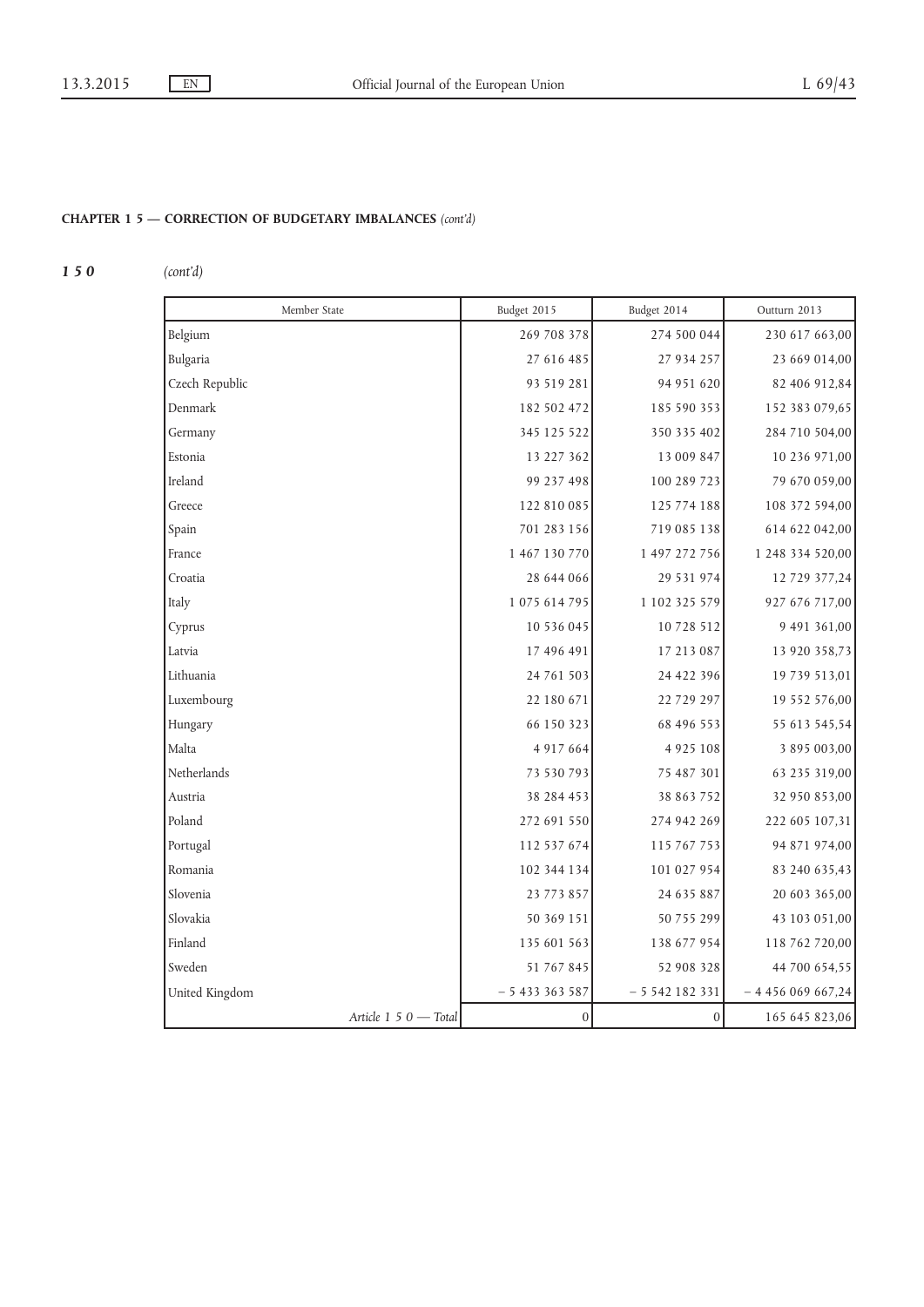**CHAPTER 1 5 — CORRECTION OF BUDGETARY IMBALANCES** *(cont'd)*

***1 5 0*** *(cont'd)*

| Member State | Budget 2015 | Budget 2014 | Outturn 2013 |
|---|---|---|---|
| Belgium | 269 708 378 | 274 500 044 | 230 617 663,00 |
| Bulgaria | 27 616 485 | 27 934 257 | 23 669 014,00 |
| Czech Republic | 93 519 281 | 94 951 620 | 82 406 912,84 |
| Denmark | 182 502 472 | 185 590 353 | 152 383 079,65 |
| Germany | 345 125 522 | 350 335 402 | 284 710 504,00 |
| Estonia | 13 227 362 | 13 009 847 | 10 236 971,00 |
| Ireland | 99 237 498 | 100 289 723 | 79 670 059,00 |
| Greece | 122 810 085 | 125 774 188 | 108 372 594,00 |
| Spain | 701 283 156 | 719 085 138 | 614 622 042,00 |
| France | 1 467 130 770 | 1 497 272 756 | 1 248 334 520,00 |
| Croatia | 28 644 066 | 29 531 974 | 12 729 377,24 |
| Italy | 1 075 614 795 | 1 102 325 579 | 927 676 717,00 |
| Cyprus | 10 536 045 | 10 728 512 | 9 491 361,00 |
| Latvia | 17 496 491 | 17 213 087 | 13 920 358,73 |
| Lithuania | 24 761 503 | 24 422 396 | 19 739 513,01 |
| Luxembourg | 22 180 671 | 22 729 297 | 19 552 576,00 |
| Hungary | 66 150 323 | 68 496 553 | 55 613 545,54 |
| Malta | 4 917 664 | 4 925 108 | 3 895 003,00 |
| Netherlands | 73 530 793 | 75 487 301 | 63 235 319,00 |
| Austria | 38 284 453 | 38 863 752 | 32 950 853,00 |
| Poland | 272 691 550 | 274 942 269 | 222 605 107,31 |
| Portugal | 112 537 674 | 115 767 753 | 94 871 974,00 |
| Romania | 102 344 134 | 101 027 954 | 83 240 635,43 |
| Slovenia | 23 773 857 | 24 635 887 | 20 603 365,00 |
| Slovakia | 50 369 151 | 50 755 299 | 43 103 051,00 |
| Finland | 135 601 563 | 138 677 954 | 118 762 720,00 |
| Sweden | 51 767 845 | 52 908 328 | 44 700 654,55 |
| United Kingdom | − 5 433 363 587 | − 5 542 182 331 | − 4 456 069 667,24 |
| *Article 1 5 0 — Total* | 0 | 0 | 165 645 823,06 |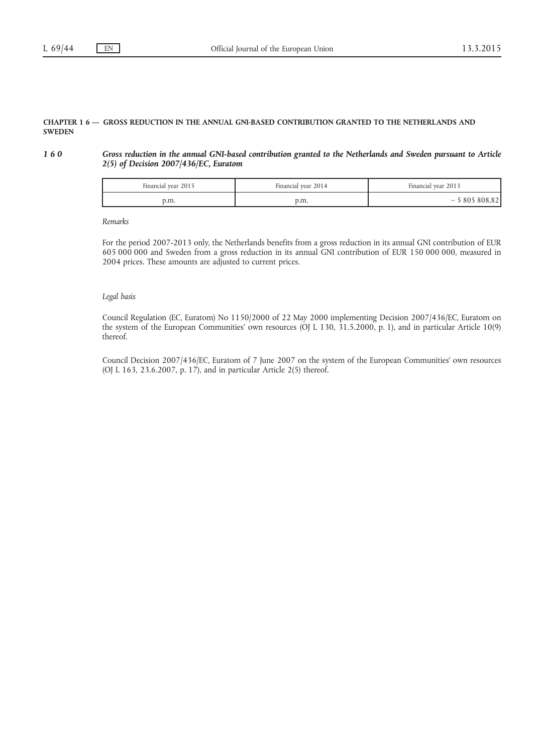## CHAPTER 1 6 — GROSS REDUCTION IN THE ANNUAL GNI-BASED CONTRIBUTION GRANTED TO THE NETHERLANDS AND SWEDEN

### 1 6 0 *Gross reduction in the annual GNI-based contribution granted to the Netherlands and Sweden pursuant to Article 2(5) of Decision 2007/436/EC, Euratom*

| Financial year 2015 | Financial year 2014 | Financial year 2013 |
|---|---|---|
| p.m. | p.m. | – 5 805 808,82 |

*Remarks*

For the period 2007-2013 only, the Netherlands benefits from a gross reduction in its annual GNI contribution of EUR 605 000 000 and Sweden from a gross reduction in its annual GNI contribution of EUR 150 000 000, measured in 2004 prices. These amounts are adjusted to current prices.

*Legal basis*

Council Regulation (EC, Euratom) No 1150/2000 of 22 May 2000 implementing Decision 2007/436/EC, Euratom on the system of the European Communities' own resources (OJ L 130, 31.5.2000, p. 1), and in particular Article 10(9) thereof.

Council Decision 2007/436/EC, Euratom of 7 June 2007 on the system of the European Communities' own resources (OJ L 163, 23.6.2007, p. 17), and in particular Article 2(5) thereof.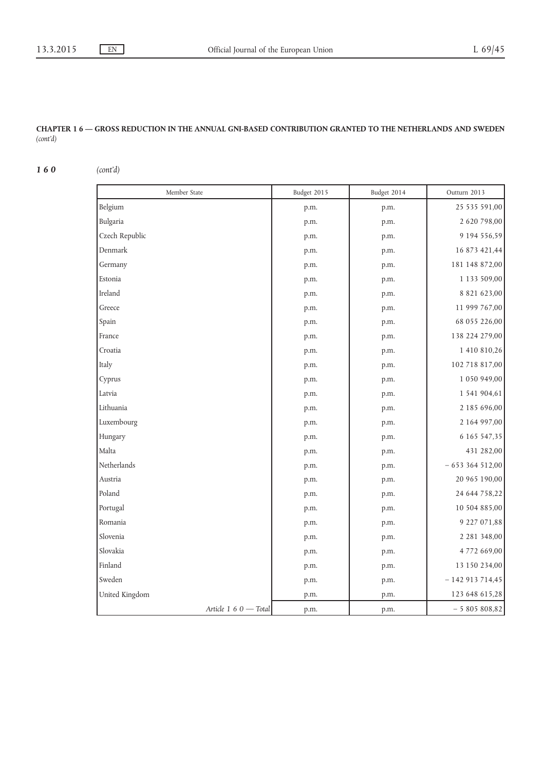**CHAPTER 1 6 — GROSS REDUCTION IN THE ANNUAL GNI-BASED CONTRIBUTION GRANTED TO THE NETHERLANDS AND SWEDEN** *(cont'd)*

***1 6 0*** *(cont'd)*

| Member State | Budget 2015 | Budget 2014 | Outturn 2013 |
|---|---|---|---|
| Belgium | p.m. | p.m. | 25 535 591,00 |
| Bulgaria | p.m. | p.m. | 2 620 798,00 |
| Czech Republic | p.m. | p.m. | 9 194 556,59 |
| Denmark | p.m. | p.m. | 16 873 421,44 |
| Germany | p.m. | p.m. | 181 148 872,00 |
| Estonia | p.m. | p.m. | 1 133 509,00 |
| Ireland | p.m. | p.m. | 8 821 623,00 |
| Greece | p.m. | p.m. | 11 999 767,00 |
| Spain | p.m. | p.m. | 68 055 226,00 |
| France | p.m. | p.m. | 138 224 279,00 |
| Croatia | p.m. | p.m. | 1 410 810,26 |
| Italy | p.m. | p.m. | 102 718 817,00 |
| Cyprus | p.m. | p.m. | 1 050 949,00 |
| Latvia | p.m. | p.m. | 1 541 904,61 |
| Lithuania | p.m. | p.m. | 2 185 696,00 |
| Luxembourg | p.m. | p.m. | 2 164 997,00 |
| Hungary | p.m. | p.m. | 6 165 547,35 |
| Malta | p.m. | p.m. | 431 282,00 |
| Netherlands | p.m. | p.m. | – 653 364 512,00 |
| Austria | p.m. | p.m. | 20 965 190,00 |
| Poland | p.m. | p.m. | 24 644 758,22 |
| Portugal | p.m. | p.m. | 10 504 885,00 |
| Romania | p.m. | p.m. | 9 227 071,88 |
| Slovenia | p.m. | p.m. | 2 281 348,00 |
| Slovakia | p.m. | p.m. | 4 772 669,00 |
| Finland | p.m. | p.m. | 13 150 234,00 |
| Sweden | p.m. | p.m. | – 142 913 714,45 |
| United Kingdom | p.m. | p.m. | 123 648 615,28 |
| *Article 1 6 0 — Total* | p.m. | p.m. | – 5 805 808,82 |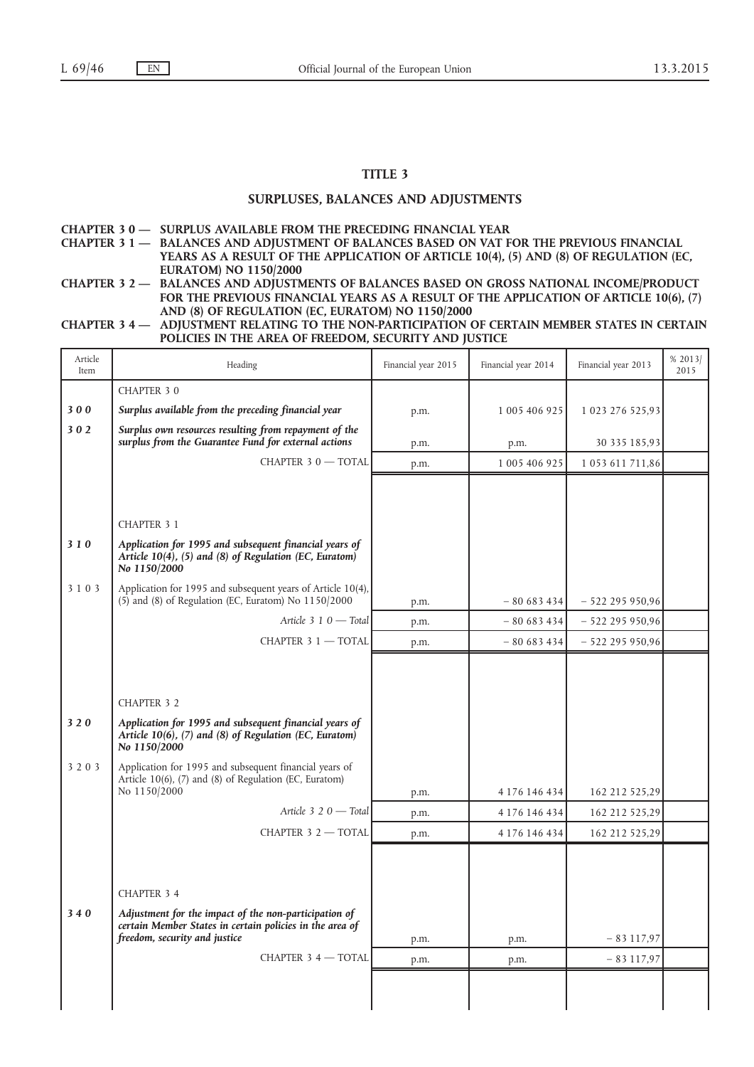# TITLE 3

## SURPLUSES, BALANCES AND ADJUSTMENTS

**CHAPTER 3 0 — SURPLUS AVAILABLE FROM THE PRECEDING FINANCIAL YEAR**
**CHAPTER 3 1 — BALANCES AND ADJUSTMENT OF BALANCES BASED ON VAT FOR THE PREVIOUS FINANCIAL YEARS AS A RESULT OF THE APPLICATION OF ARTICLE 10(4), (5) AND (8) OF REGULATION (EC, EURATOM) NO 1150/2000**
**CHAPTER 3 2 — BALANCES AND ADJUSTMENTS OF BALANCES BASED ON GROSS NATIONAL INCOME/PRODUCT FOR THE PREVIOUS FINANCIAL YEARS AS A RESULT OF THE APPLICATION OF ARTICLE 10(6), (7) AND (8) OF REGULATION (EC, EURATOM) NO 1150/2000**
**CHAPTER 3 4 — ADJUSTMENT RELATING TO THE NON-PARTICIPATION OF CERTAIN MEMBER STATES IN CERTAIN POLICIES IN THE AREA OF FREEDOM, SECURITY AND JUSTICE**

| Article Item | Heading | Financial year 2015 | Financial year 2014 | Financial year 2013 | % 2013/2015 |
|---|---|---|---|---|---|
| | CHAPTER 3 0 | | | | |
| **3 0 0** | ***Surplus available from the preceding financial year*** | p.m. | 1 005 406 925 | 1 023 276 525,93 | |
| **3 0 2** | ***Surplus own resources resulting from repayment of the surplus from the Guarantee Fund for external actions*** | p.m. | p.m. | 30 335 185,93 | |
| | CHAPTER 3 0 — TOTAL | p.m. | 1 005 406 925 | 1 053 611 711,86 | |
| | CHAPTER 3 1 | | | | |
| **3 1 0** | ***Application for 1995 and subsequent financial years of Article 10(4), (5) and (8) of Regulation (EC, Euratom) No 1150/2000*** | | | | |
| 3 1 0 3 | Application for 1995 and subsequent years of Article 10(4), (5) and (8) of Regulation (EC, Euratom) No 1150/2000 | p.m. | – 80 683 434 | – 522 295 950,96 | |
| | *Article 3 1 0 — Total* | p.m. | – 80 683 434 | – 522 295 950,96 | |
| | CHAPTER 3 1 — TOTAL | p.m. | – 80 683 434 | – 522 295 950,96 | |
| | CHAPTER 3 2 | | | | |
| **3 2 0** | ***Application for 1995 and subsequent financial years of Article 10(6), (7) and (8) of Regulation (EC, Euratom) No 1150/2000*** | | | | |
| 3 2 0 3 | Application for 1995 and subsequent financial years of Article 10(6), (7) and (8) of Regulation (EC, Euratom) No 1150/2000 | p.m. | 4 176 146 434 | 162 212 525,29 | |
| | *Article 3 2 0 — Total* | p.m. | 4 176 146 434 | 162 212 525,29 | |
| | CHAPTER 3 2 — TOTAL | p.m. | 4 176 146 434 | 162 212 525,29 | |
| | CHAPTER 3 4 | | | | |
| **3 4 0** | ***Adjustment for the impact of the non-participation of certain Member States in certain policies in the area of freedom, security and justice*** | p.m. | p.m. | – 83 117,97 | |
| | CHAPTER 3 4 — TOTAL | p.m. | p.m. | – 83 117,97 | |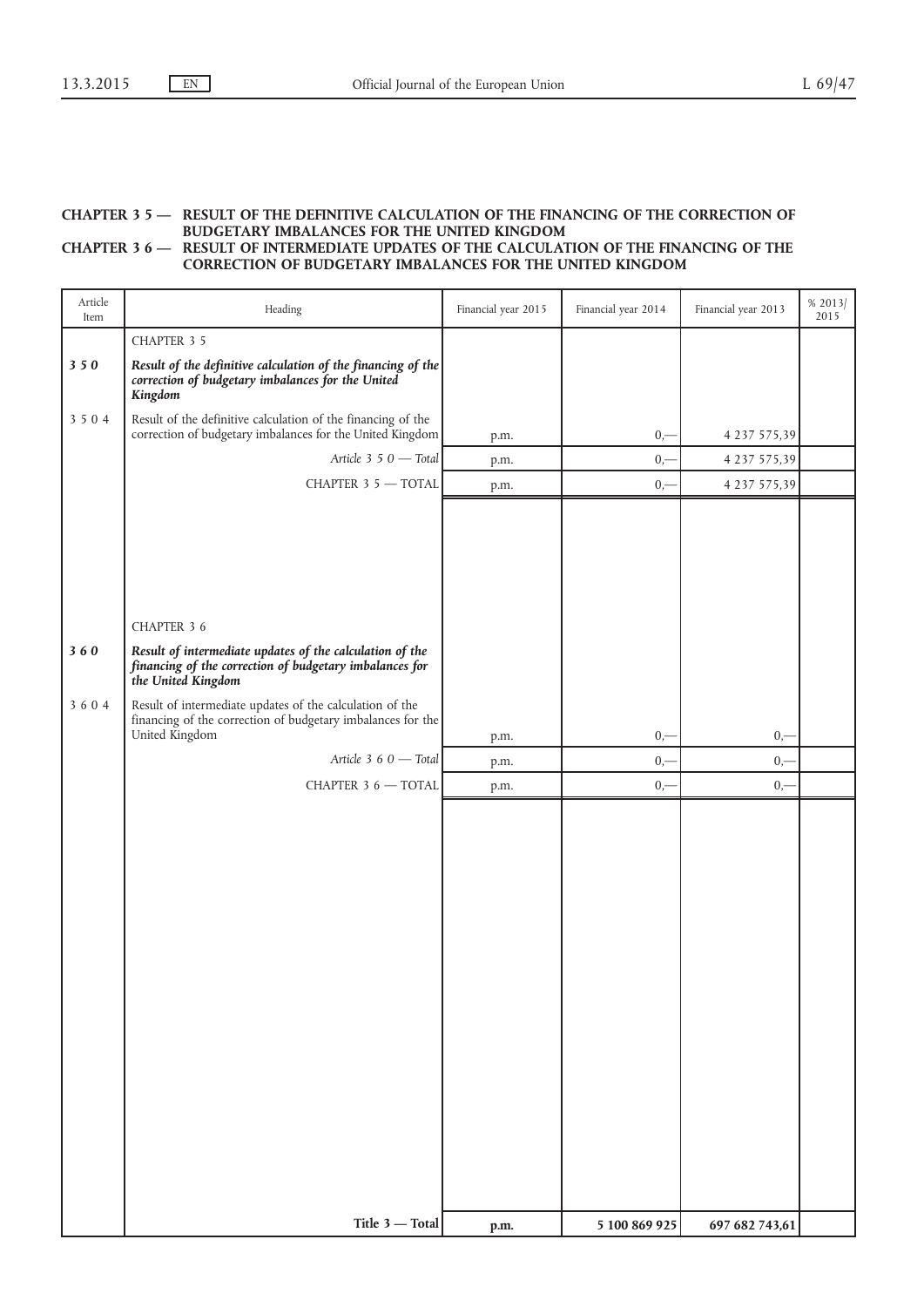## CHAPTER 3 5 — RESULT OF THE DEFINITIVE CALCULATION OF THE FINANCING OF THE CORRECTION OF BUDGETARY IMBALANCES FOR THE UNITED KINGDOM

## CHAPTER 3 6 — RESULT OF INTERMEDIATE UPDATES OF THE CALCULATION OF THE FINANCING OF THE CORRECTION OF BUDGETARY IMBALANCES FOR THE UNITED KINGDOM

| Article Item | Heading | Financial year 2015 | Financial year 2014 | Financial year 2013 | % 2013/2015 |
|---|---|---|---|---|---|
| | CHAPTER 3 5 | | | | |
| **3 5 0** | ***Result of the definitive calculation of the financing of the correction of budgetary imbalances for the United Kingdom*** | | | | |
| 3 5 0 4 | Result of the definitive calculation of the financing of the correction of budgetary imbalances for the United Kingdom | p.m. | 0,— | 4 237 575,39 | |
| | *Article 3 5 0 — Total* | p.m. | 0,— | 4 237 575,39 | |
| | CHAPTER 3 5 — TOTAL | p.m. | 0,— | 4 237 575,39 | |
| | CHAPTER 3 6 | | | | |
| **3 6 0** | ***Result of intermediate updates of the calculation of the financing of the correction of budgetary imbalances for the United Kingdom*** | | | | |
| 3 6 0 4 | Result of intermediate updates of the calculation of the financing of the correction of budgetary imbalances for the United Kingdom | p.m. | 0,— | 0,— | |
| | *Article 3 6 0 — Total* | p.m. | 0,— | 0,— | |
| | CHAPTER 3 6 — TOTAL | p.m. | 0,— | 0,— | |
| | **Title 3 — Total** | **p.m.** | **5 100 869 925** | **697 682 743,61** | |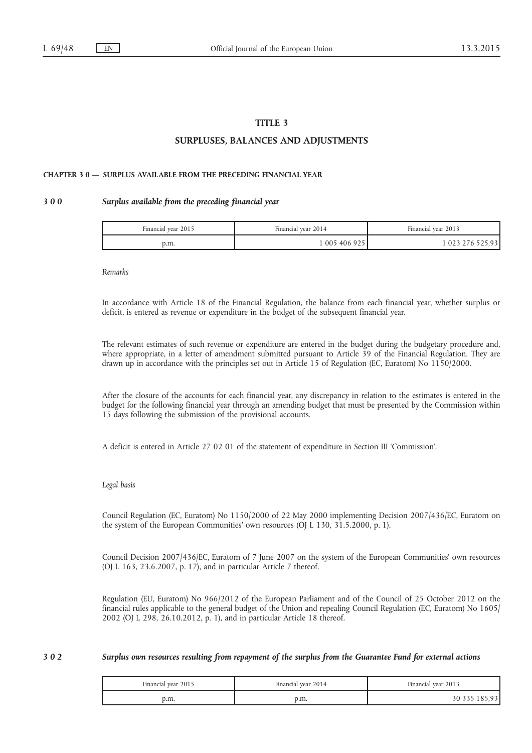# TITLE 3

## SURPLUSES, BALANCES AND ADJUSTMENTS

### CHAPTER 3 0 — SURPLUS AVAILABLE FROM THE PRECEDING FINANCIAL YEAR

#### 3 0 0 *Surplus available from the preceding financial year*

| Financial year 2015 | Financial year 2014 | Financial year 2013 |
|---|---|---|
| p.m. | 1 005 406 925 | 1 023 276 525,93 |

*Remarks*

In accordance with Article 18 of the Financial Regulation, the balance from each financial year, whether surplus or deficit, is entered as revenue or expenditure in the budget of the subsequent financial year.

The relevant estimates of such revenue or expenditure are entered in the budget during the budgetary procedure and, where appropriate, in a letter of amendment submitted pursuant to Article 39 of the Financial Regulation. They are drawn up in accordance with the principles set out in Article 15 of Regulation (EC, Euratom) No 1150/2000.

After the closure of the accounts for each financial year, any discrepancy in relation to the estimates is entered in the budget for the following financial year through an amending budget that must be presented by the Commission within 15 days following the submission of the provisional accounts.

A deficit is entered in Article 27 02 01 of the statement of expenditure in Section III 'Commission'.

*Legal basis*

Council Regulation (EC, Euratom) No 1150/2000 of 22 May 2000 implementing Decision 2007/436/EC, Euratom on the system of the European Communities' own resources (OJ L 130, 31.5.2000, p. 1).

Council Decision 2007/436/EC, Euratom of 7 June 2007 on the system of the European Communities' own resources (OJ L 163, 23.6.2007, p. 17), and in particular Article 7 thereof.

Regulation (EU, Euratom) No 966/2012 of the European Parliament and of the Council of 25 October 2012 on the financial rules applicable to the general budget of the Union and repealing Council Regulation (EC, Euratom) No 1605/2002 (OJ L 298, 26.10.2012, p. 1), and in particular Article 18 thereof.

#### 3 0 2 *Surplus own resources resulting from repayment of the surplus from the Guarantee Fund for external actions*

| Financial year 2015 | Financial year 2014 | Financial year 2013 |
|---|---|---|
| p.m. | p.m. | 30 335 185,93 |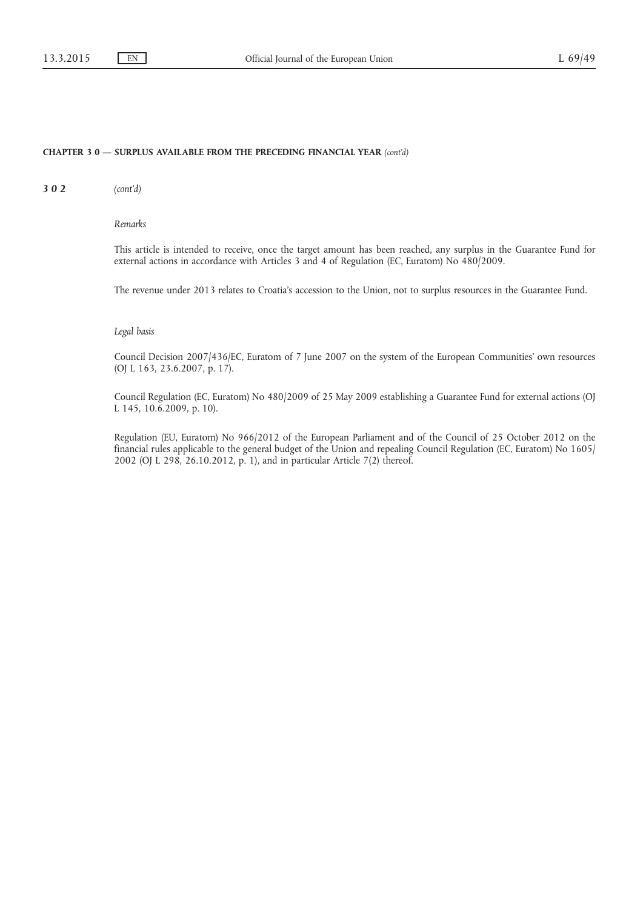**CHAPTER 3 0 — SURPLUS AVAILABLE FROM THE PRECEDING FINANCIAL YEAR** *(cont'd)*

***3 0 2*** *(cont'd)*

*Remarks*

This article is intended to receive, once the target amount has been reached, any surplus in the Guarantee Fund for external actions in accordance with Articles 3 and 4 of Regulation (EC, Euratom) No 480/2009.

The revenue under 2013 relates to Croatia's accession to the Union, not to surplus resources in the Guarantee Fund.

*Legal basis*

Council Decision 2007/436/EC, Euratom of 7 June 2007 on the system of the European Communities' own resources (OJ L 163, 23.6.2007, p. 17).

Council Regulation (EC, Euratom) No 480/2009 of 25 May 2009 establishing a Guarantee Fund for external actions (OJ L 145, 10.6.2009, p. 10).

Regulation (EU, Euratom) No 966/2012 of the European Parliament and of the Council of 25 October 2012 on the financial rules applicable to the general budget of the Union and repealing Council Regulation (EC, Euratom) No 1605/2002 (OJ L 298, 26.10.2012, p. 1), and in particular Article 7(2) thereof.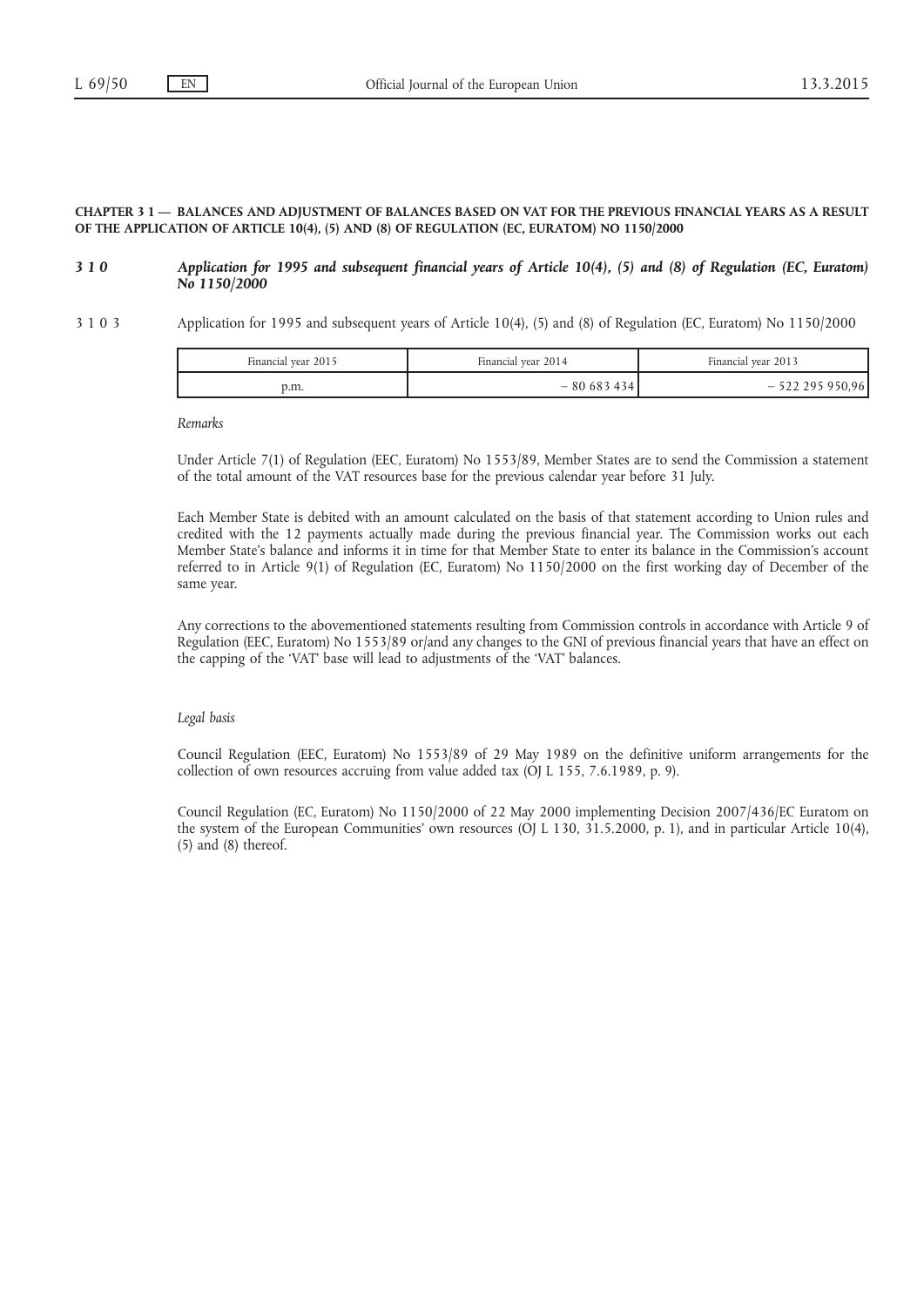**CHAPTER 3 1 — BALANCES AND ADJUSTMENT OF BALANCES BASED ON VAT FOR THE PREVIOUS FINANCIAL YEARS AS A RESULT OF THE APPLICATION OF ARTICLE 10(4), (5) AND (8) OF REGULATION (EC, EURATOM) NO 1150/2000**

***3 1 0 Application for 1995 and subsequent financial years of Article 10(4), (5) and (8) of Regulation (EC, Euratom) No 1150/2000***

3 1 0 3 Application for 1995 and subsequent years of Article 10(4), (5) and (8) of Regulation (EC, Euratom) No 1150/2000

| Financial year 2015 | Financial year 2014 | Financial year 2013 |
|---|---|---|
| p.m. | – 80 683 434 | – 522 295 950,96 |

*Remarks*

Under Article 7(1) of Regulation (EEC, Euratom) No 1553/89, Member States are to send the Commission a statement of the total amount of the VAT resources base for the previous calendar year before 31 July.

Each Member State is debited with an amount calculated on the basis of that statement according to Union rules and credited with the 12 payments actually made during the previous financial year. The Commission works out each Member State's balance and informs it in time for that Member State to enter its balance in the Commission's account referred to in Article 9(1) of Regulation (EC, Euratom) No 1150/2000 on the first working day of December of the same year.

Any corrections to the abovementioned statements resulting from Commission controls in accordance with Article 9 of Regulation (EEC, Euratom) No 1553/89 or/and any changes to the GNI of previous financial years that have an effect on the capping of the 'VAT' base will lead to adjustments of the 'VAT' balances.

*Legal basis*

Council Regulation (EEC, Euratom) No 1553/89 of 29 May 1989 on the definitive uniform arrangements for the collection of own resources accruing from value added tax (OJ L 155, 7.6.1989, p. 9).

Council Regulation (EC, Euratom) No 1150/2000 of 22 May 2000 implementing Decision 2007/436/EC Euratom on the system of the European Communities' own resources (OJ L 130, 31.5.2000, p. 1), and in particular Article 10(4), (5) and (8) thereof.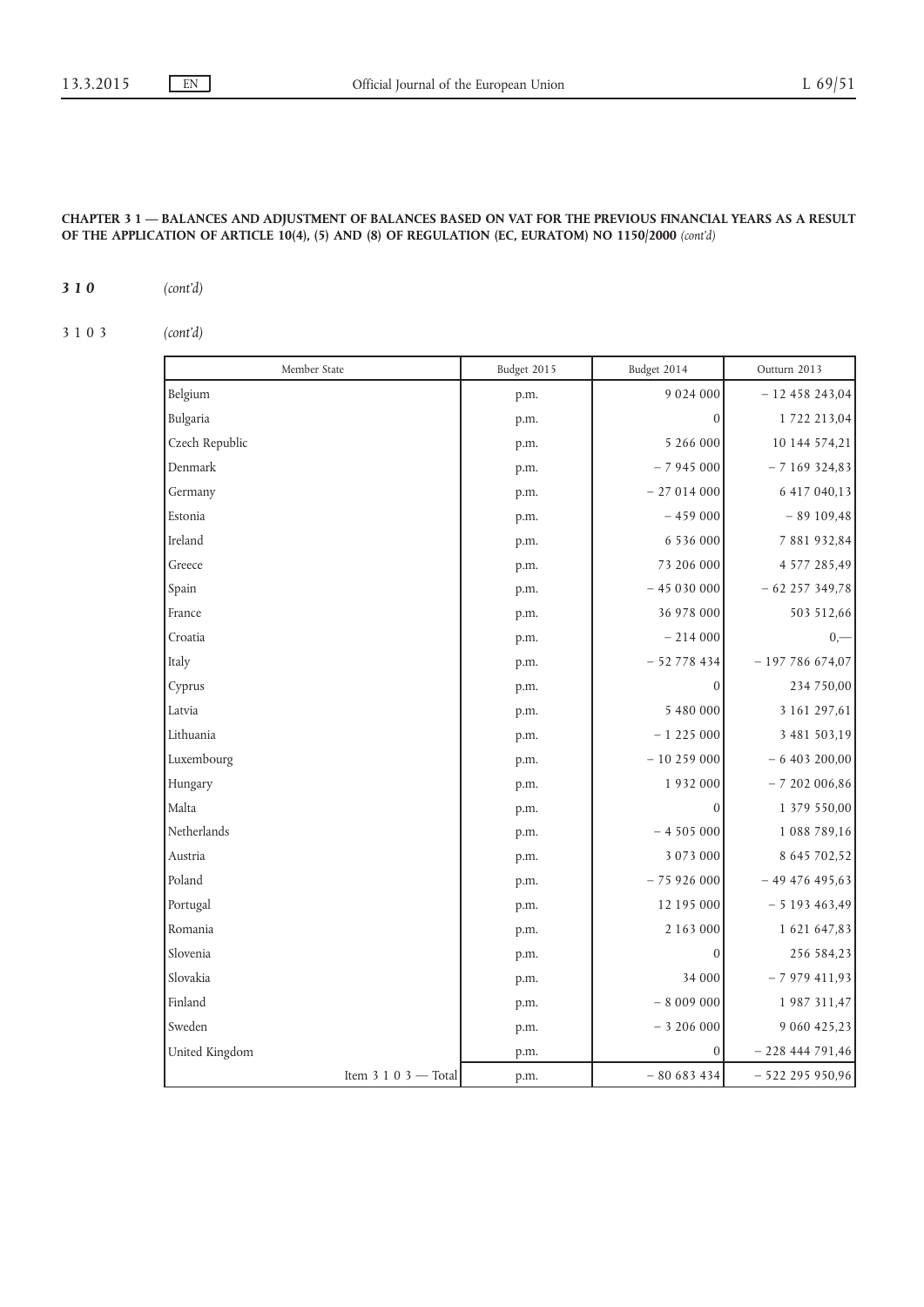**CHAPTER 3 1 — BALANCES AND ADJUSTMENT OF BALANCES BASED ON VAT FOR THE PREVIOUS FINANCIAL YEARS AS A RESULT OF THE APPLICATION OF ARTICLE 10(4), (5) AND (8) OF REGULATION (EC, EURATOM) NO 1150/2000** *(cont'd)*

***3 1 0*** *(cont'd)*

3 1 0 3 *(cont'd)*

| Member State | Budget 2015 | Budget 2014 | Outturn 2013 |
|---|---|---|---|
| Belgium | p.m. | 9 024 000 | − 12 458 243,04 |
| Bulgaria | p.m. | 0 | 1 722 213,04 |
| Czech Republic | p.m. | 5 266 000 | 10 144 574,21 |
| Denmark | p.m. | − 7 945 000 | − 7 169 324,83 |
| Germany | p.m. | − 27 014 000 | 6 417 040,13 |
| Estonia | p.m. | − 459 000 | − 89 109,48 |
| Ireland | p.m. | 6 536 000 | 7 881 932,84 |
| Greece | p.m. | 73 206 000 | 4 577 285,49 |
| Spain | p.m. | − 45 030 000 | − 62 257 349,78 |
| France | p.m. | 36 978 000 | 503 512,66 |
| Croatia | p.m. | − 214 000 | 0,— |
| Italy | p.m. | − 52 778 434 | − 197 786 674,07 |
| Cyprus | p.m. | 0 | 234 750,00 |
| Latvia | p.m. | 5 480 000 | 3 161 297,61 |
| Lithuania | p.m. | − 1 225 000 | 3 481 503,19 |
| Luxembourg | p.m. | − 10 259 000 | − 6 403 200,00 |
| Hungary | p.m. | 1 932 000 | − 7 202 006,86 |
| Malta | p.m. | 0 | 1 379 550,00 |
| Netherlands | p.m. | − 4 505 000 | 1 088 789,16 |
| Austria | p.m. | 3 073 000 | 8 645 702,52 |
| Poland | p.m. | − 75 926 000 | − 49 476 495,63 |
| Portugal | p.m. | 12 195 000 | − 5 193 463,49 |
| Romania | p.m. | 2 163 000 | 1 621 647,83 |
| Slovenia | p.m. | 0 | 256 584,23 |
| Slovakia | p.m. | 34 000 | − 7 979 411,93 |
| Finland | p.m. | − 8 009 000 | 1 987 311,47 |
| Sweden | p.m. | − 3 206 000 | 9 060 425,23 |
| United Kingdom | p.m. | 0 | − 228 444 791,46 |
| Item 3 1 0 3 — Total | p.m. | − 80 683 434 | − 522 295 950,96 |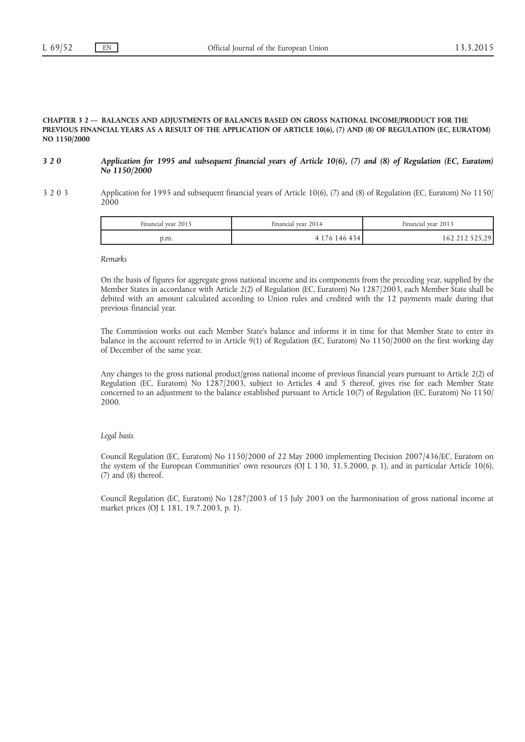**CHAPTER 3 2 — BALANCES AND ADJUSTMENTS OF BALANCES BASED ON GROSS NATIONAL INCOME/PRODUCT FOR THE PREVIOUS FINANCIAL YEARS AS A RESULT OF THE APPLICATION OF ARTICLE 10(6), (7) AND (8) OF REGULATION (EC, EURATOM) NO 1150/2000**

***3 2 0 Application for 1995 and subsequent financial years of Article 10(6), (7) and (8) of Regulation (EC, Euratom) No 1150/2000***

3 2 0 3 Application for 1995 and subsequent financial years of Article 10(6), (7) and (8) of Regulation (EC, Euratom) No 1150/2000

| Financial year 2015 | Financial year 2014 | Financial year 2013 |
|---|---|---|
| p.m. | 4 176 146 434 | 162 212 525,29 |

*Remarks*

On the basis of figures for aggregate gross national income and its components from the preceding year, supplied by the Member States in accordance with Article 2(2) of Regulation (EC, Euratom) No 1287/2003, each Member State shall be debited with an amount calculated according to Union rules and credited with the 12 payments made during that previous financial year.

The Commission works out each Member State's balance and informs it in time for that Member State to enter its balance in the account referred to in Article 9(1) of Regulation (EC, Euratom) No 1150/2000 on the first working day of December of the same year.

Any changes to the gross national product/gross national income of previous financial years pursuant to Article 2(2) of Regulation (EC, Euratom) No 1287/2003, subject to Articles 4 and 5 thereof, gives rise for each Member State concerned to an adjustment to the balance established pursuant to Article 10(7) of Regulation (EC, Euratom) No 1150/2000.

*Legal basis*

Council Regulation (EC, Euratom) No 1150/2000 of 22 May 2000 implementing Decision 2007/436/EC, Euratom on the system of the European Communities' own resources (OJ L 130, 31.5.2000, p. 1), and in particular Article 10(6), (7) and (8) thereof.

Council Regulation (EC, Euratom) No 1287/2003 of 15 July 2003 on the harmonisation of gross national income at market prices (OJ L 181, 19.7.2003, p. 1).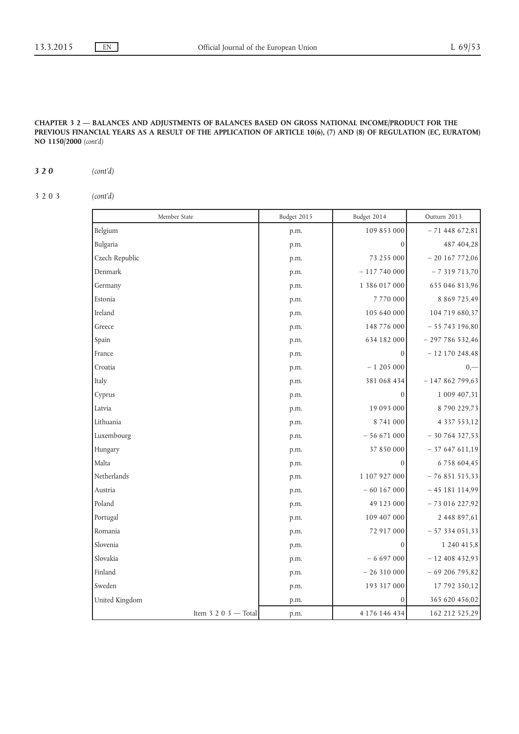**CHAPTER 3 2 — BALANCES AND ADJUSTMENTS OF BALANCES BASED ON GROSS NATIONAL INCOME/PRODUCT FOR THE PREVIOUS FINANCIAL YEARS AS A RESULT OF THE APPLICATION OF ARTICLE 10(6), (7) AND (8) OF REGULATION (EC, EURATOM) NO 1150/2000** *(cont'd)*

***3 2 0*** *(cont'd)*

3 2 0 3 *(cont'd)*

| Member State | Budget 2015 | Budget 2014 | Outturn 2013 |
|---|---|---|---|
| Belgium | p.m. | 109 853 000 | – 71 448 672,81 |
| Bulgaria | p.m. | 0 | 487 404,28 |
| Czech Republic | p.m. | 73 255 000 | – 20 167 772,06 |
| Denmark | p.m. | – 117 740 000 | – 7 319 713,70 |
| Germany | p.m. | 1 386 017 000 | 655 046 813,96 |
| Estonia | p.m. | 7 770 000 | 8 869 725,49 |
| Ireland | p.m. | 105 640 000 | 104 719 680,37 |
| Greece | p.m. | 148 776 000 | – 55 743 196,80 |
| Spain | p.m. | 634 182 000 | – 297 786 532,46 |
| France | p.m. | 0 | – 12 170 248,48 |
| Croatia | p.m. | – 1 205 000 | 0,— |
| Italy | p.m. | 381 068 434 | – 147 862 799,63 |
| Cyprus | p.m. | 0 | 1 009 407,31 |
| Latvia | p.m. | 19 093 000 | 8 790 229,73 |
| Lithuania | p.m. | 8 741 000 | 4 337 553,12 |
| Luxembourg | p.m. | – 56 671 000 | – 30 764 327,53 |
| Hungary | p.m. | 37 850 000 | – 37 647 611,19 |
| Malta | p.m. | 0 | 6 758 604,45 |
| Netherlands | p.m. | 1 107 927 000 | – 76 851 515,33 |
| Austria | p.m. | – 60 167 000 | – 45 181 114,99 |
| Poland | p.m. | 49 123 000 | – 73 016 227,92 |
| Portugal | p.m. | 109 407 000 | 2 448 897,61 |
| Romania | p.m. | 72 917 000 | – 57 334 051,33 |
| Slovenia | p.m. | 0 | 1 240 415,8 |
| Slovakia | p.m. | – 6 697 000 | – 12 408 432,93 |
| Finland | p.m. | – 26 310 000 | – 69 206 795,82 |
| Sweden | p.m. | 193 317 000 | 17 792 350,12 |
| United Kingdom | p.m. | 0 | 365 620 456,02 |
| Item 3 2 0 3 — Total | p.m. | 4 176 146 434 | 162 212 525,29 |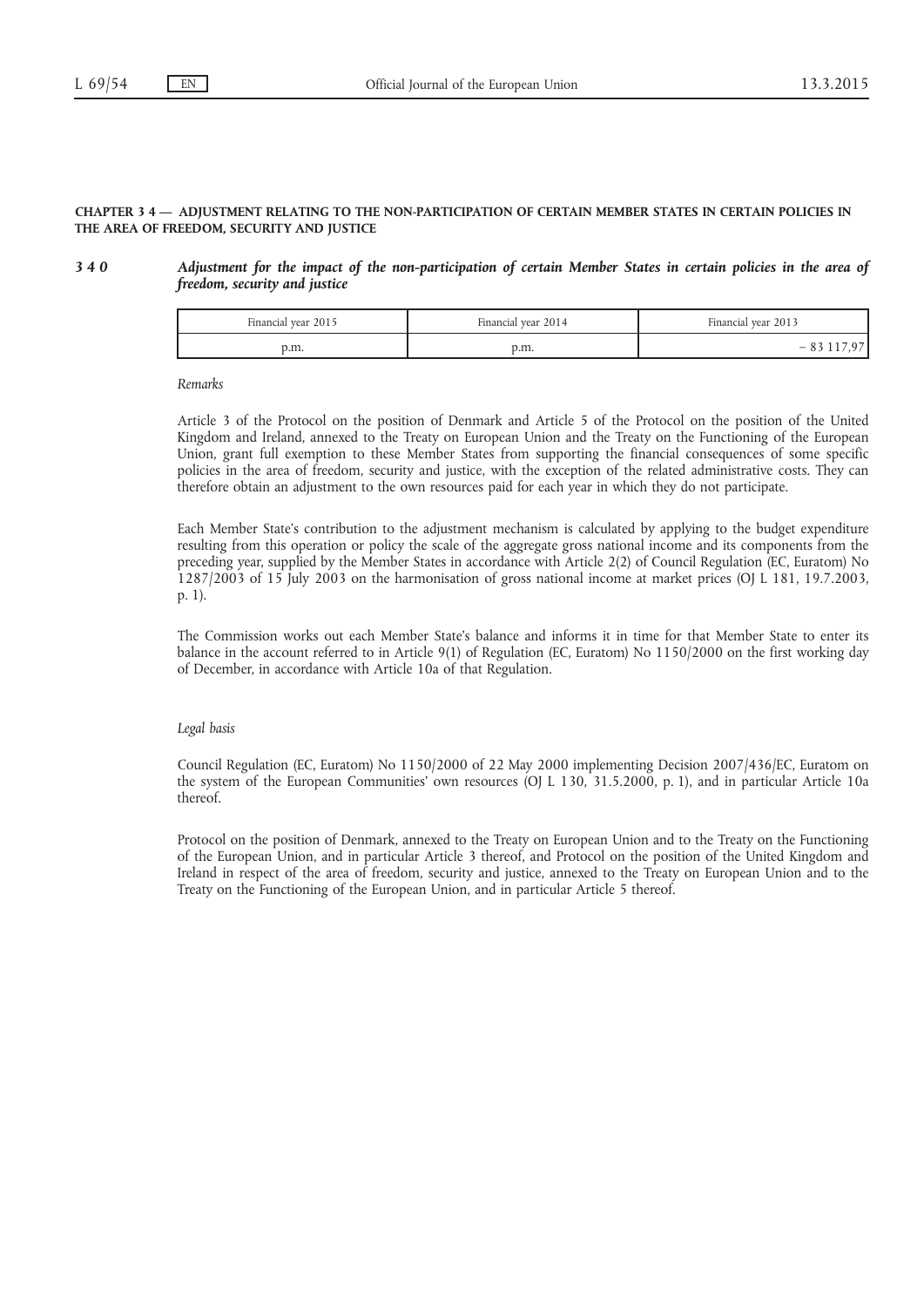**CHAPTER 3 4 — ADJUSTMENT RELATING TO THE NON-PARTICIPATION OF CERTAIN MEMBER STATES IN CERTAIN POLICIES IN THE AREA OF FREEDOM, SECURITY AND JUSTICE**

***3 4 0 Adjustment for the impact of the non-participation of certain Member States in certain policies in the area of freedom, security and justice***

| Financial year 2015 | Financial year 2014 | Financial year 2013 |
|---|---|---|
| p.m. | p.m. | – 83 117,97 |

*Remarks*

Article 3 of the Protocol on the position of Denmark and Article 5 of the Protocol on the position of the United Kingdom and Ireland, annexed to the Treaty on European Union and the Treaty on the Functioning of the European Union, grant full exemption to these Member States from supporting the financial consequences of some specific policies in the area of freedom, security and justice, with the exception of the related administrative costs. They can therefore obtain an adjustment to the own resources paid for each year in which they do not participate.

Each Member State's contribution to the adjustment mechanism is calculated by applying to the budget expenditure resulting from this operation or policy the scale of the aggregate gross national income and its components from the preceding year, supplied by the Member States in accordance with Article 2(2) of Council Regulation (EC, Euratom) No 1287/2003 of 15 July 2003 on the harmonisation of gross national income at market prices (OJ L 181, 19.7.2003, p. 1).

The Commission works out each Member State's balance and informs it in time for that Member State to enter its balance in the account referred to in Article 9(1) of Regulation (EC, Euratom) No 1150/2000 on the first working day of December, in accordance with Article 10a of that Regulation.

*Legal basis*

Council Regulation (EC, Euratom) No 1150/2000 of 22 May 2000 implementing Decision 2007/436/EC, Euratom on the system of the European Communities' own resources (OJ L 130, 31.5.2000, p. 1), and in particular Article 10a thereof.

Protocol on the position of Denmark, annexed to the Treaty on European Union and to the Treaty on the Functioning of the European Union, and in particular Article 3 thereof, and Protocol on the position of the United Kingdom and Ireland in respect of the area of freedom, security and justice, annexed to the Treaty on European Union and to the Treaty on the Functioning of the European Union, and in particular Article 5 thereof.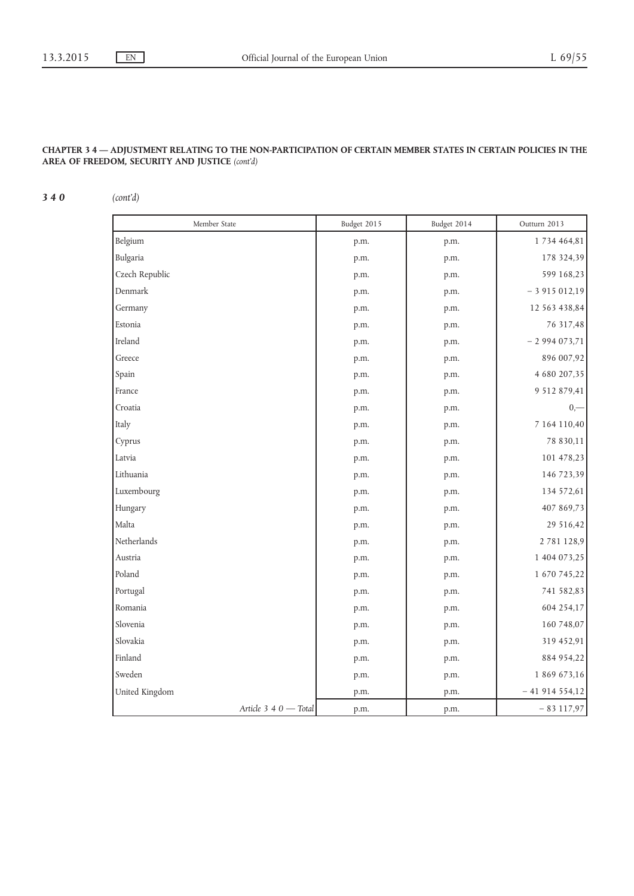**CHAPTER 3 4 — ADJUSTMENT RELATING TO THE NON-PARTICIPATION OF CERTAIN MEMBER STATES IN CERTAIN POLICIES IN THE AREA OF FREEDOM, SECURITY AND JUSTICE** *(cont'd)*

***3 4 0*** *(cont'd)*

| Member State | Budget 2015 | Budget 2014 | Outturn 2013 |
|---|---|---|---|
| Belgium | p.m. | p.m. | 1 734 464,81 |
| Bulgaria | p.m. | p.m. | 178 324,39 |
| Czech Republic | p.m. | p.m. | 599 168,23 |
| Denmark | p.m. | p.m. | – 3 915 012,19 |
| Germany | p.m. | p.m. | 12 563 438,84 |
| Estonia | p.m. | p.m. | 76 317,48 |
| Ireland | p.m. | p.m. | – 2 994 073,71 |
| Greece | p.m. | p.m. | 896 007,92 |
| Spain | p.m. | p.m. | 4 680 207,35 |
| France | p.m. | p.m. | 9 512 879,41 |
| Croatia | p.m. | p.m. | 0,— |
| Italy | p.m. | p.m. | 7 164 110,40 |
| Cyprus | p.m. | p.m. | 78 830,11 |
| Latvia | p.m. | p.m. | 101 478,23 |
| Lithuania | p.m. | p.m. | 146 723,39 |
| Luxembourg | p.m. | p.m. | 134 572,61 |
| Hungary | p.m. | p.m. | 407 869,73 |
| Malta | p.m. | p.m. | 29 516,42 |
| Netherlands | p.m. | p.m. | 2 781 128,9 |
| Austria | p.m. | p.m. | 1 404 073,25 |
| Poland | p.m. | p.m. | 1 670 745,22 |
| Portugal | p.m. | p.m. | 741 582,83 |
| Romania | p.m. | p.m. | 604 254,17 |
| Slovenia | p.m. | p.m. | 160 748,07 |
| Slovakia | p.m. | p.m. | 319 452,91 |
| Finland | p.m. | p.m. | 884 954,22 |
| Sweden | p.m. | p.m. | 1 869 673,16 |
| United Kingdom | p.m. | p.m. | – 41 914 554,12 |
| *Article 3 4 0 — Total* | p.m. | p.m. | – 83 117,97 |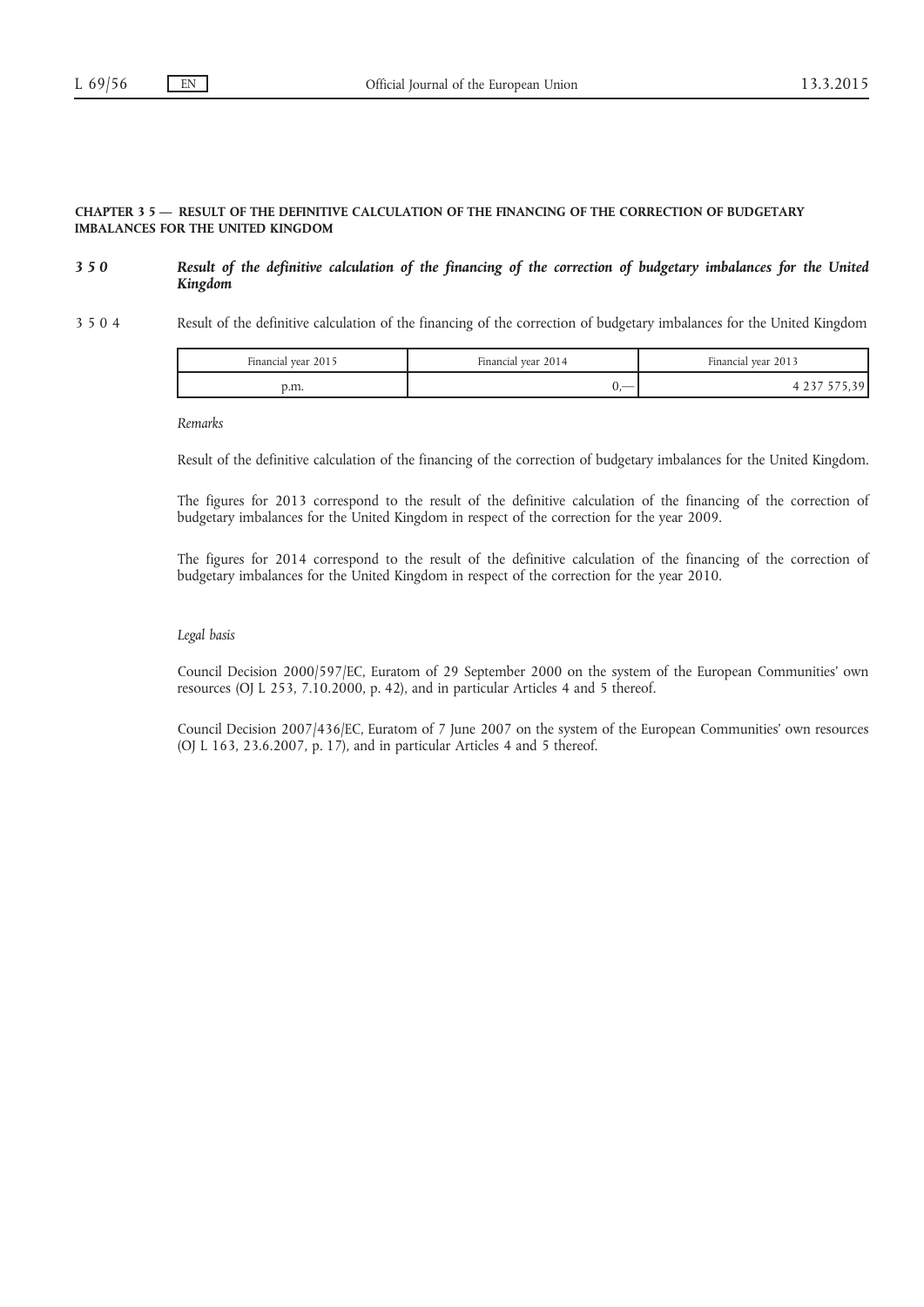## CHAPTER 3 5 — RESULT OF THE DEFINITIVE CALCULATION OF THE FINANCING OF THE CORRECTION OF BUDGETARY IMBALANCES FOR THE UNITED KINGDOM

### *3 5 0 Result of the definitive calculation of the financing of the correction of budgetary imbalances for the United Kingdom*

3 5 0 4 Result of the definitive calculation of the financing of the correction of budgetary imbalances for the United Kingdom

| Financial year 2015 | Financial year 2014 | Financial year 2013 |
|---|---|---|
| p.m. | 0,— | 4 237 575,39 |

*Remarks*

Result of the definitive calculation of the financing of the correction of budgetary imbalances for the United Kingdom.

The figures for 2013 correspond to the result of the definitive calculation of the financing of the correction of budgetary imbalances for the United Kingdom in respect of the correction for the year 2009.

The figures for 2014 correspond to the result of the definitive calculation of the financing of the correction of budgetary imbalances for the United Kingdom in respect of the correction for the year 2010.

*Legal basis*

Council Decision 2000/597/EC, Euratom of 29 September 2000 on the system of the European Communities' own resources (OJ L 253, 7.10.2000, p. 42), and in particular Articles 4 and 5 thereof.

Council Decision 2007/436/EC, Euratom of 7 June 2007 on the system of the European Communities' own resources (OJ L 163, 23.6.2007, p. 17), and in particular Articles 4 and 5 thereof.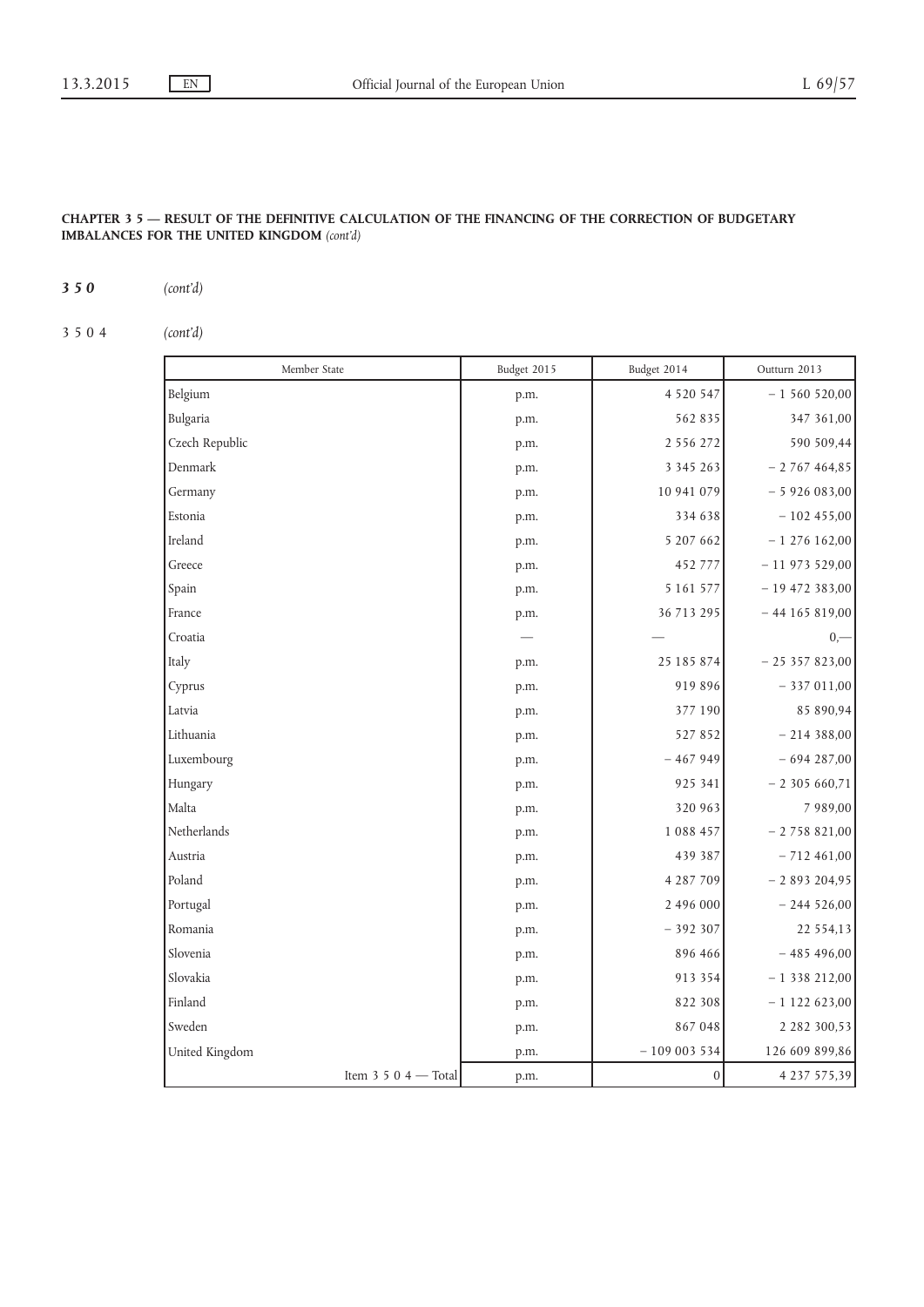**CHAPTER 3 5 — RESULT OF THE DEFINITIVE CALCULATION OF THE FINANCING OF THE CORRECTION OF BUDGETARY IMBALANCES FOR THE UNITED KINGDOM** *(cont'd)*

***3 5 0*** *(cont'd)*

3 5 0 4 *(cont'd)*

| Member State | Budget 2015 | Budget 2014 | Outturn 2013 |
|---|---|---|---|
| Belgium | p.m. | 4 520 547 | – 1 560 520,00 |
| Bulgaria | p.m. | 562 835 | 347 361,00 |
| Czech Republic | p.m. | 2 556 272 | 590 509,44 |
| Denmark | p.m. | 3 345 263 | – 2 767 464,85 |
| Germany | p.m. | 10 941 079 | – 5 926 083,00 |
| Estonia | p.m. | 334 638 | – 102 455,00 |
| Ireland | p.m. | 5 207 662 | – 1 276 162,00 |
| Greece | p.m. | 452 777 | – 11 973 529,00 |
| Spain | p.m. | 5 161 577 | – 19 472 383,00 |
| France | p.m. | 36 713 295 | – 44 165 819,00 |
| Croatia | — | — | 0,— |
| Italy | p.m. | 25 185 874 | – 25 357 823,00 |
| Cyprus | p.m. | 919 896 | – 337 011,00 |
| Latvia | p.m. | 377 190 | 85 890,94 |
| Lithuania | p.m. | 527 852 | – 214 388,00 |
| Luxembourg | p.m. | – 467 949 | – 694 287,00 |
| Hungary | p.m. | 925 341 | – 2 305 660,71 |
| Malta | p.m. | 320 963 | 7 989,00 |
| Netherlands | p.m. | 1 088 457 | – 2 758 821,00 |
| Austria | p.m. | 439 387 | – 712 461,00 |
| Poland | p.m. | 4 287 709 | – 2 893 204,95 |
| Portugal | p.m. | 2 496 000 | – 244 526,00 |
| Romania | p.m. | – 392 307 | 22 554,13 |
| Slovenia | p.m. | 896 466 | – 485 496,00 |
| Slovakia | p.m. | 913 354 | – 1 338 212,00 |
| Finland | p.m. | 822 308 | – 1 122 623,00 |
| Sweden | p.m. | 867 048 | 2 282 300,53 |
| United Kingdom | p.m. | – 109 003 534 | 126 609 899,86 |
| Item 3 5 0 4 — Total | p.m. | 0 | 4 237 575,39 |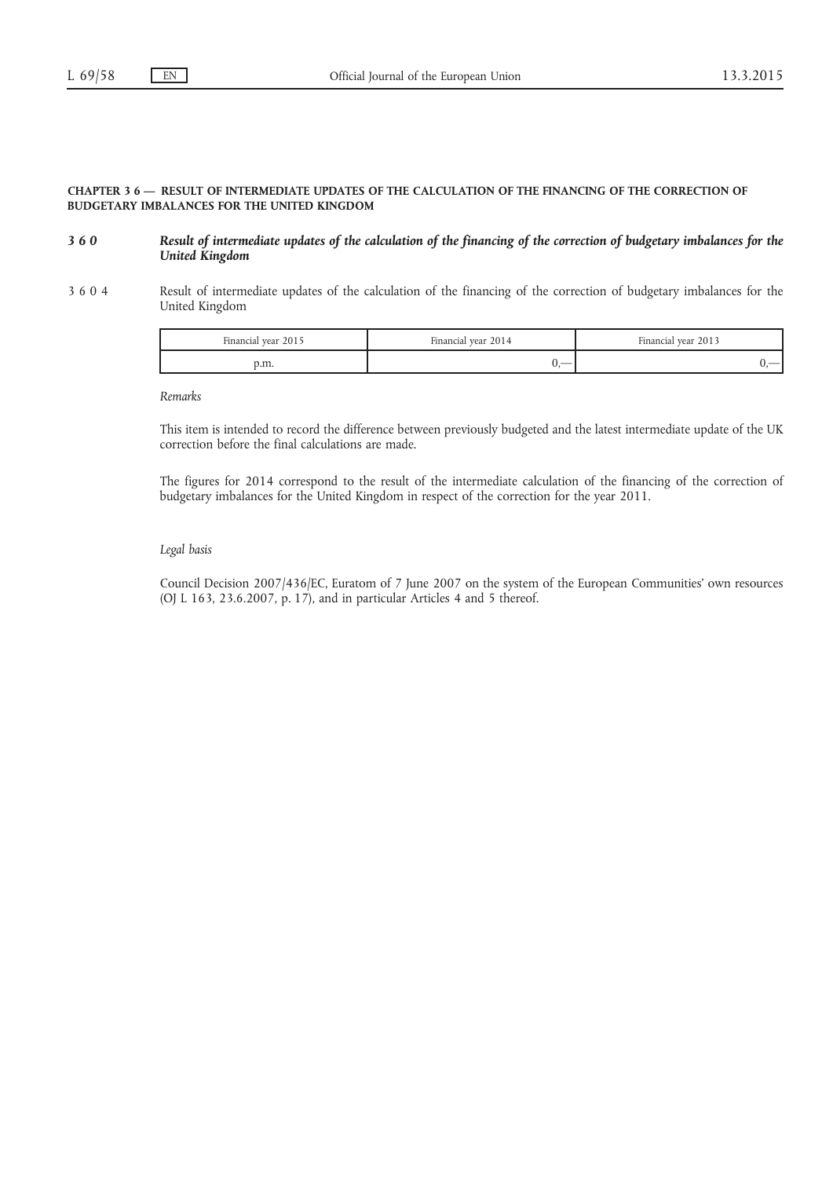## CHAPTER 3 6 — RESULT OF INTERMEDIATE UPDATES OF THE CALCULATION OF THE FINANCING OF THE CORRECTION OF BUDGETARY IMBALANCES FOR THE UNITED KINGDOM

### 3 6 0 *Result of intermediate updates of the calculation of the financing of the correction of budgetary imbalances for the United Kingdom*

3 6 0 4 Result of intermediate updates of the calculation of the financing of the correction of budgetary imbalances for the United Kingdom

| Financial year 2015 | Financial year 2014 | Financial year 2013 |
|---|---|---|
| p.m. | 0,— | 0,— |

*Remarks*

This item is intended to record the difference between previously budgeted and the latest intermediate update of the UK correction before the final calculations are made.

The figures for 2014 correspond to the result of the intermediate calculation of the financing of the correction of budgetary imbalances for the United Kingdom in respect of the correction for the year 2011.

*Legal basis*

Council Decision 2007/436/EC, Euratom of 7 June 2007 on the system of the European Communities' own resources (OJ L 163, 23.6.2007, p. 17), and in particular Articles 4 and 5 thereof.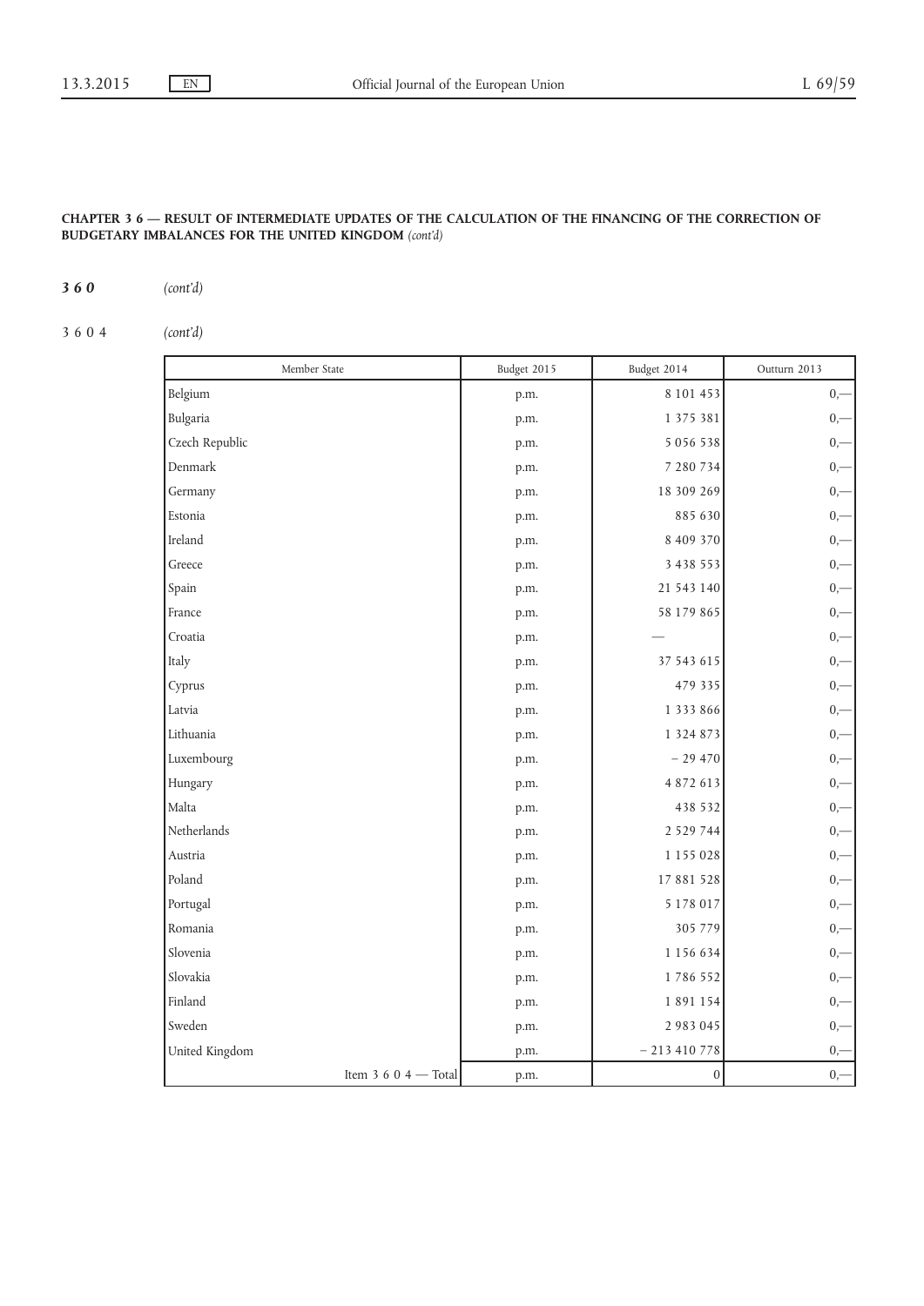**CHAPTER 3 6 — RESULT OF INTERMEDIATE UPDATES OF THE CALCULATION OF THE FINANCING OF THE CORRECTION OF BUDGETARY IMBALANCES FOR THE UNITED KINGDOM** *(cont'd)*

***3 6 0*** *(cont'd)*

3 6 0 4 *(cont'd)*

| Member State | Budget 2015 | Budget 2014 | Outturn 2013 |
|---|---|---|---|
| Belgium | p.m. | 8 101 453 | 0,— |
| Bulgaria | p.m. | 1 375 381 | 0,— |
| Czech Republic | p.m. | 5 056 538 | 0,— |
| Denmark | p.m. | 7 280 734 | 0,— |
| Germany | p.m. | 18 309 269 | 0,— |
| Estonia | p.m. | 885 630 | 0,— |
| Ireland | p.m. | 8 409 370 | 0,— |
| Greece | p.m. | 3 438 553 | 0,— |
| Spain | p.m. | 21 543 140 | 0,— |
| France | p.m. | 58 179 865 | 0,— |
| Croatia | p.m. | — | 0,— |
| Italy | p.m. | 37 543 615 | 0,— |
| Cyprus | p.m. | 479 335 | 0,— |
| Latvia | p.m. | 1 333 866 | 0,— |
| Lithuania | p.m. | 1 324 873 | 0,— |
| Luxembourg | p.m. | – 29 470 | 0,— |
| Hungary | p.m. | 4 872 613 | 0,— |
| Malta | p.m. | 438 532 | 0,— |
| Netherlands | p.m. | 2 529 744 | 0,— |
| Austria | p.m. | 1 155 028 | 0,— |
| Poland | p.m. | 17 881 528 | 0,— |
| Portugal | p.m. | 5 178 017 | 0,— |
| Romania | p.m. | 305 779 | 0,— |
| Slovenia | p.m. | 1 156 634 | 0,— |
| Slovakia | p.m. | 1 786 552 | 0,— |
| Finland | p.m. | 1 891 154 | 0,— |
| Sweden | p.m. | 2 983 045 | 0,— |
| United Kingdom | p.m. | – 213 410 778 | 0,— |
| Item 3 6 0 4 — Total | p.m. | 0 | 0,— |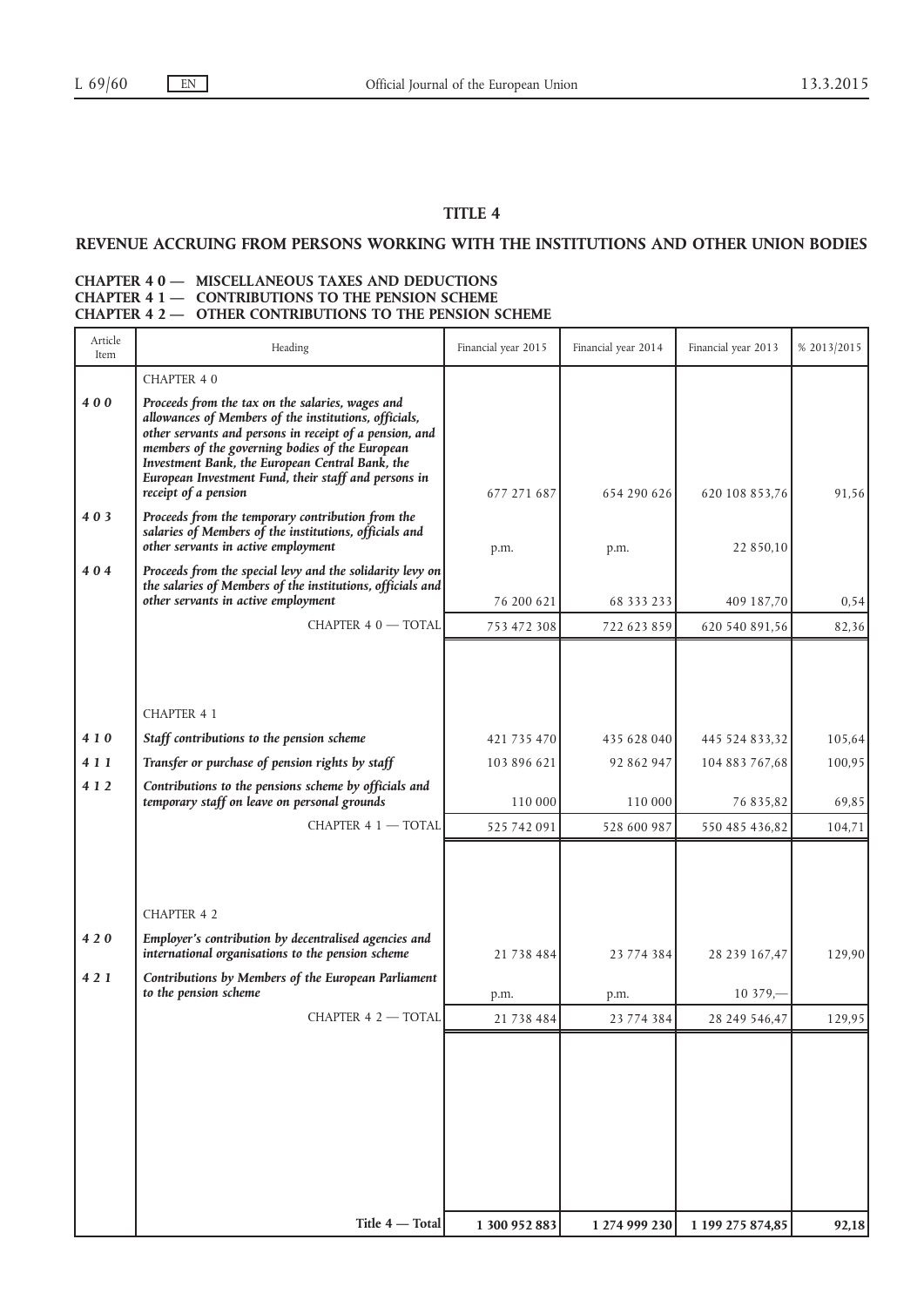# TITLE 4

## REVENUE ACCRUING FROM PERSONS WORKING WITH THE INSTITUTIONS AND OTHER UNION BODIES

**CHAPTER 4 0 — MISCELLANEOUS TAXES AND DEDUCTIONS**
**CHAPTER 4 1 — CONTRIBUTIONS TO THE PENSION SCHEME**
**CHAPTER 4 2 — OTHER CONTRIBUTIONS TO THE PENSION SCHEME**

| Article Item | Heading | Financial year 2015 | Financial year 2014 | Financial year 2013 | % 2013/2015 |
|---|---|---|---|---|---|
| | CHAPTER 4 0 | | | | |
| **4 0 0** | ***Proceeds from the tax on the salaries, wages and allowances of Members of the institutions, officials, other servants and persons in receipt of a pension, and members of the governing bodies of the European Investment Bank, the European Central Bank, the European Investment Fund, their staff and persons in receipt of a pension*** | 677 271 687 | 654 290 626 | 620 108 853,76 | 91,56 |
| **4 0 3** | ***Proceeds from the temporary contribution from the salaries of Members of the institutions, officials and other servants in active employment*** | p.m. | p.m. | 22 850,10 | |
| **4 0 4** | ***Proceeds from the special levy and the solidarity levy on the salaries of Members of the institutions, officials and other servants in active employment*** | 76 200 621 | 68 333 233 | 409 187,70 | 0,54 |
| | CHAPTER 4 0 — TOTAL | 753 472 308 | 722 623 859 | 620 540 891,56 | 82,36 |
| | CHAPTER 4 1 | | | | |
| **4 1 0** | ***Staff contributions to the pension scheme*** | 421 735 470 | 435 628 040 | 445 524 833,32 | 105,64 |
| **4 1 1** | ***Transfer or purchase of pension rights by staff*** | 103 896 621 | 92 862 947 | 104 883 767,68 | 100,95 |
| **4 1 2** | ***Contributions to the pensions scheme by officials and temporary staff on leave on personal grounds*** | 110 000 | 110 000 | 76 835,82 | 69,85 |
| | CHAPTER 4 1 — TOTAL | 525 742 091 | 528 600 987 | 550 485 436,82 | 104,71 |
| | CHAPTER 4 2 | | | | |
| **4 2 0** | ***Employer's contribution by decentralised agencies and international organisations to the pension scheme*** | 21 738 484 | 23 774 384 | 28 239 167,47 | 129,90 |
| **4 2 1** | ***Contributions by Members of the European Parliament to the pension scheme*** | p.m. | p.m. | 10 379,— | |
| | CHAPTER 4 2 — TOTAL | 21 738 484 | 23 774 384 | 28 249 546,47 | 129,95 |
| | **Title 4 — Total** | **1 300 952 883** | **1 274 999 230** | **1 199 275 874,85** | **92,18** |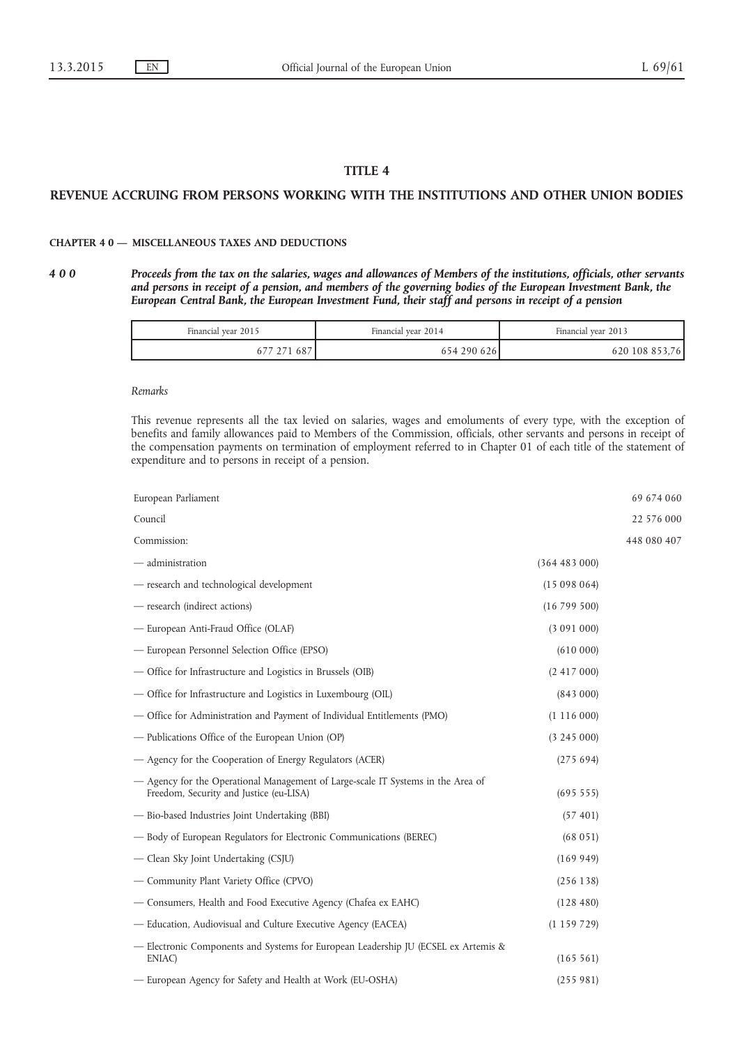# TITLE 4

## REVENUE ACCRUING FROM PERSONS WORKING WITH THE INSTITUTIONS AND OTHER UNION BODIES

### CHAPTER 4 0 — MISCELLANEOUS TAXES AND DEDUCTIONS

**4 0 0** ***Proceeds from the tax on the salaries, wages and allowances of Members of the institutions, officials, other servants and persons in receipt of a pension, and members of the governing bodies of the European Investment Bank, the European Central Bank, the European Investment Fund, their staff and persons in receipt of a pension***

| Financial year 2015 | Financial year 2014 | Financial year 2013 |
|---|---|---|
| 677 271 687 | 654 290 626 | 620 108 853,76 |

*Remarks*

This revenue represents all the tax levied on salaries, wages and emoluments of every type, with the exception of benefits and family allowances paid to Members of the Commission, officials, other servants and persons in receipt of the compensation payments on termination of employment referred to in Chapter 01 of each title of the statement of expenditure and to persons in receipt of a pension.

| | | |
|---|---|---|
| European Parliament | | 69 674 060 |
| Council | | 22 576 000 |
| Commission: | | 448 080 407 |
| — administration | (364 483 000) | |
| — research and technological development | (15 098 064) | |
| — research (indirect actions) | (16 799 500) | |
| — European Anti-Fraud Office (OLAF) | (3 091 000) | |
| — European Personnel Selection Office (EPSO) | (610 000) | |
| — Office for Infrastructure and Logistics in Brussels (OIB) | (2 417 000) | |
| — Office for Infrastructure and Logistics in Luxembourg (OIL) | (843 000) | |
| — Office for Administration and Payment of Individual Entitlements (PMO) | (1 116 000) | |
| — Publications Office of the European Union (OP) | (3 245 000) | |
| — Agency for the Cooperation of Energy Regulators (ACER) | (275 694) | |
| — Agency for the Operational Management of Large-scale IT Systems in the Area of Freedom, Security and Justice (eu-LISA) | (695 555) | |
| — Bio-based Industries Joint Undertaking (BBI) | (57 401) | |
| — Body of European Regulators for Electronic Communications (BEREC) | (68 051) | |
| — Clean Sky Joint Undertaking (CSJU) | (169 949) | |
| — Community Plant Variety Office (CPVO) | (256 138) | |
| — Consumers, Health and Food Executive Agency (Chafea ex EAHC) | (128 480) | |
| — Education, Audiovisual and Culture Executive Agency (EACEA) | (1 159 729) | |
| — Electronic Components and Systems for European Leadership JU (ECSEL ex Artemis & ENIAC) | (165 561) | |
| — European Agency for Safety and Health at Work (EU-OSHA) | (255 981) | |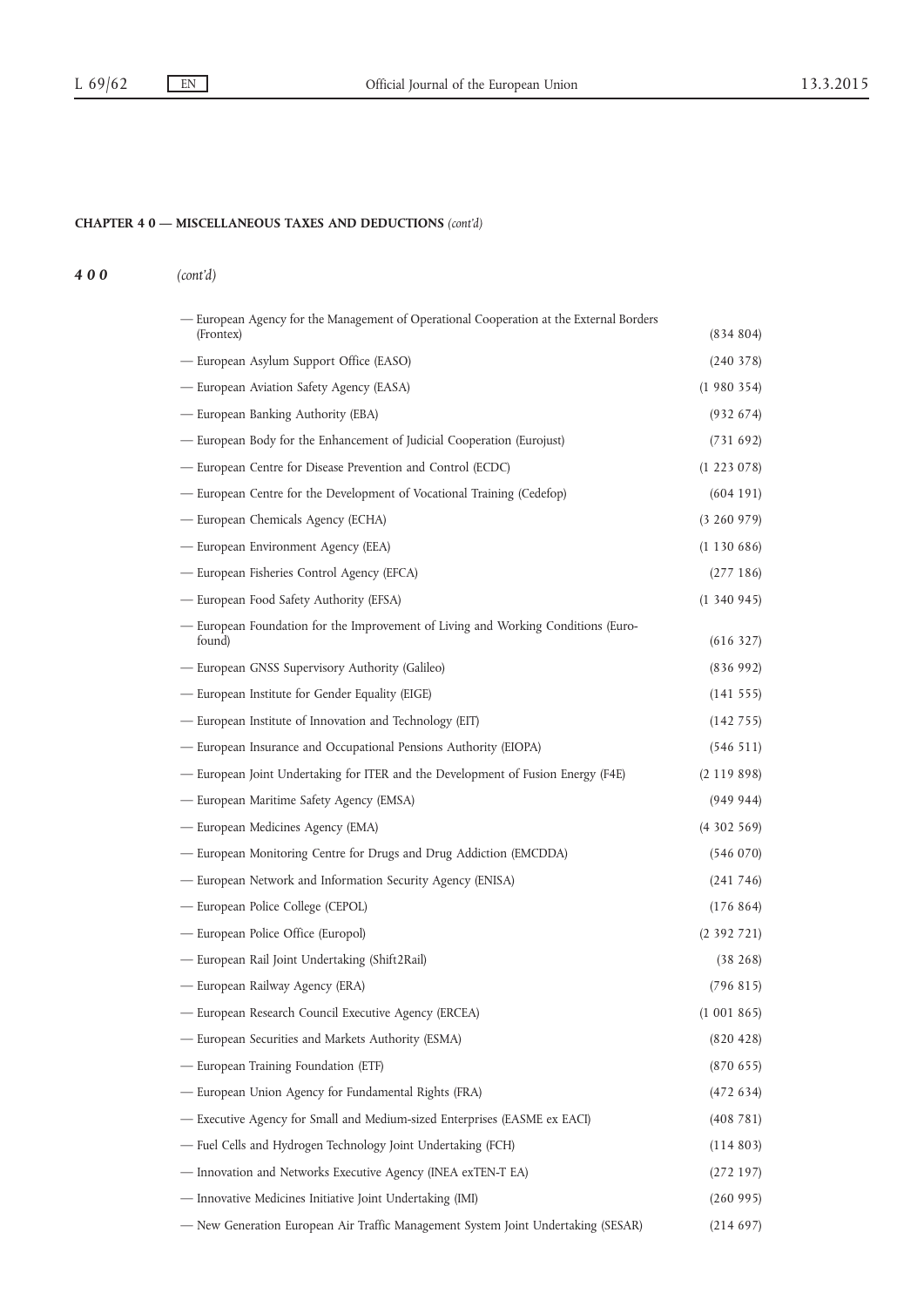**CHAPTER 4 0 — MISCELLANEOUS TAXES AND DEDUCTIONS** *(cont'd)*

***4 0 0*** *(cont'd)*

| | |
|---|---|
| — European Agency for the Management of Operational Cooperation at the External Borders (Frontex) | (834 804) |
| — European Asylum Support Office (EASO) | (240 378) |
| — European Aviation Safety Agency (EASA) | (1 980 354) |
| — European Banking Authority (EBA) | (932 674) |
| — European Body for the Enhancement of Judicial Cooperation (Eurojust) | (731 692) |
| — European Centre for Disease Prevention and Control (ECDC) | (1 223 078) |
| — European Centre for the Development of Vocational Training (Cedefop) | (604 191) |
| — European Chemicals Agency (ECHA) | (3 260 979) |
| — European Environment Agency (EEA) | (1 130 686) |
| — European Fisheries Control Agency (EFCA) | (277 186) |
| — European Food Safety Authority (EFSA) | (1 340 945) |
| — European Foundation for the Improvement of Living and Working Conditions (Eurofound) | (616 327) |
| — European GNSS Supervisory Authority (Galileo) | (836 992) |
| — European Institute for Gender Equality (EIGE) | (141 555) |
| — European Institute of Innovation and Technology (EIT) | (142 755) |
| — European Insurance and Occupational Pensions Authority (EIOPA) | (546 511) |
| — European Joint Undertaking for ITER and the Development of Fusion Energy (F4E) | (2 119 898) |
| — European Maritime Safety Agency (EMSA) | (949 944) |
| — European Medicines Agency (EMA) | (4 302 569) |
| — European Monitoring Centre for Drugs and Drug Addiction (EMCDDA) | (546 070) |
| — European Network and Information Security Agency (ENISA) | (241 746) |
| — European Police College (CEPOL) | (176 864) |
| — European Police Office (Europol) | (2 392 721) |
| — European Rail Joint Undertaking (Shift2Rail) | (38 268) |
| — European Railway Agency (ERA) | (796 815) |
| — European Research Council Executive Agency (ERCEA) | (1 001 865) |
| — European Securities and Markets Authority (ESMA) | (820 428) |
| — European Training Foundation (ETF) | (870 655) |
| — European Union Agency for Fundamental Rights (FRA) | (472 634) |
| — Executive Agency for Small and Medium-sized Enterprises (EASME ex EACI) | (408 781) |
| — Fuel Cells and Hydrogen Technology Joint Undertaking (FCH) | (114 803) |
| — Innovation and Networks Executive Agency (INEA exTEN-T EA) | (272 197) |
| — Innovative Medicines Initiative Joint Undertaking (IMI) | (260 995) |
| — New Generation European Air Traffic Management System Joint Undertaking (SESAR) | (214 697) |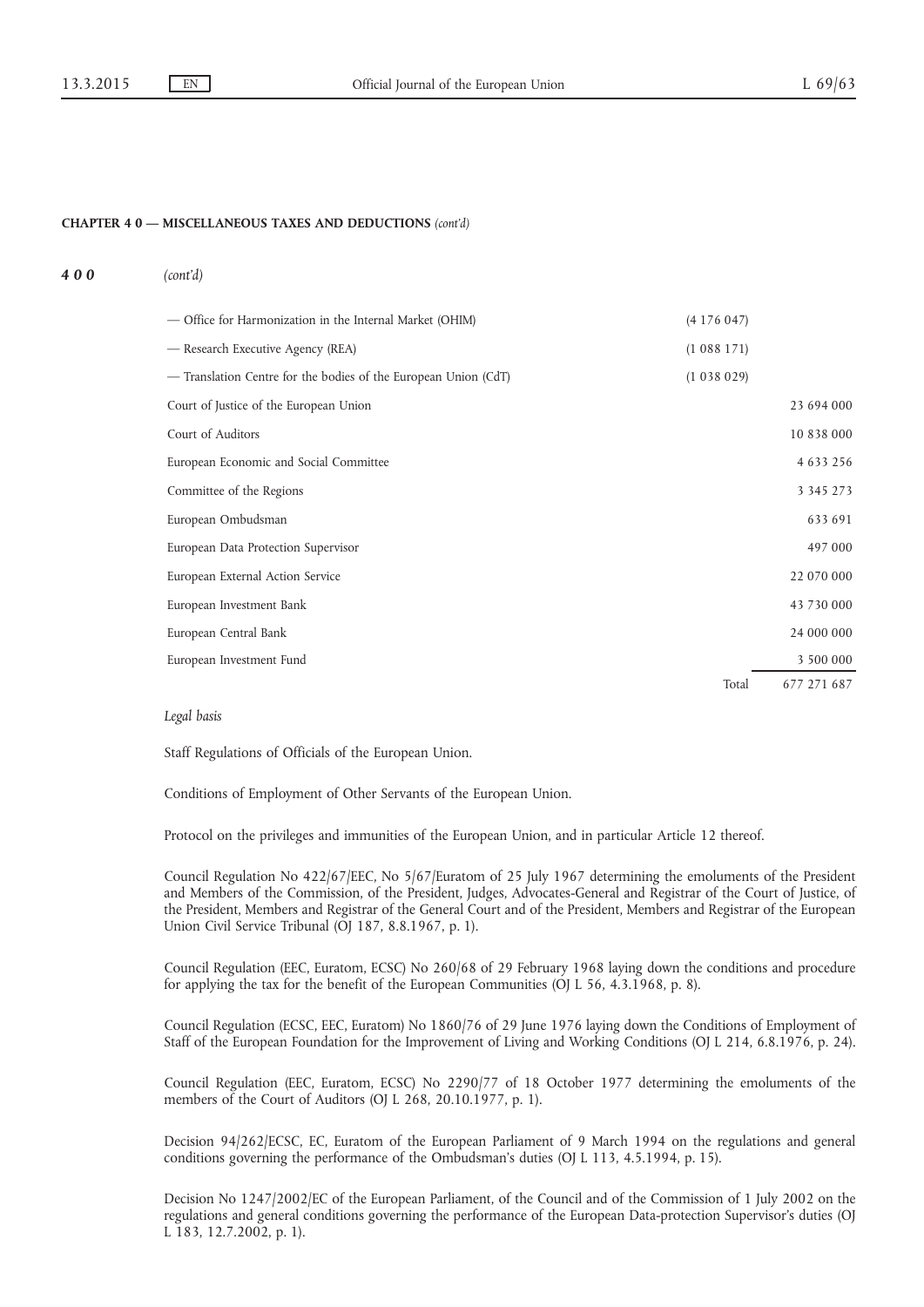**CHAPTER 4 0 — MISCELLANEOUS TAXES AND DEDUCTIONS** *(cont'd)*

***4 0 0*** *(cont'd)*

| | | |
|---|---|---|
| — Office for Harmonization in the Internal Market (OHIM) | (4 176 047) | |
| — Research Executive Agency (REA) | (1 088 171) | |
| — Translation Centre for the bodies of the European Union (CdT) | (1 038 029) | |
| Court of Justice of the European Union | | 23 694 000 |
| Court of Auditors | | 10 838 000 |
| European Economic and Social Committee | | 4 633 256 |
| Committee of the Regions | | 3 345 273 |
| European Ombudsman | | 633 691 |
| European Data Protection Supervisor | | 497 000 |
| European External Action Service | | 22 070 000 |
| European Investment Bank | | 43 730 000 |
| European Central Bank | | 24 000 000 |
| European Investment Fund | | 3 500 000 |
| | Total | 677 271 687 |

*Legal basis*

Staff Regulations of Officials of the European Union.

Conditions of Employment of Other Servants of the European Union.

Protocol on the privileges and immunities of the European Union, and in particular Article 12 thereof.

Council Regulation No 422/67/EEC, No 5/67/Euratom of 25 July 1967 determining the emoluments of the President and Members of the Commission, of the President, Judges, Advocates-General and Registrar of the Court of Justice, of the President, Members and Registrar of the General Court and of the President, Members and Registrar of the European Union Civil Service Tribunal (OJ 187, 8.8.1967, p. 1).

Council Regulation (EEC, Euratom, ECSC) No 260/68 of 29 February 1968 laying down the conditions and procedure for applying the tax for the benefit of the European Communities (OJ L 56, 4.3.1968, p. 8).

Council Regulation (ECSC, EEC, Euratom) No 1860/76 of 29 June 1976 laying down the Conditions of Employment of Staff of the European Foundation for the Improvement of Living and Working Conditions (OJ L 214, 6.8.1976, p. 24).

Council Regulation (EEC, Euratom, ECSC) No 2290/77 of 18 October 1977 determining the emoluments of the members of the Court of Auditors (OJ L 268, 20.10.1977, p. 1).

Decision 94/262/ECSC, EC, Euratom of the European Parliament of 9 March 1994 on the regulations and general conditions governing the performance of the Ombudsman's duties (OJ L 113, 4.5.1994, p. 15).

Decision No 1247/2002/EC of the European Parliament, of the Council and of the Commission of 1 July 2002 on the regulations and general conditions governing the performance of the European Data-protection Supervisor's duties (OJ L 183, 12.7.2002, p. 1).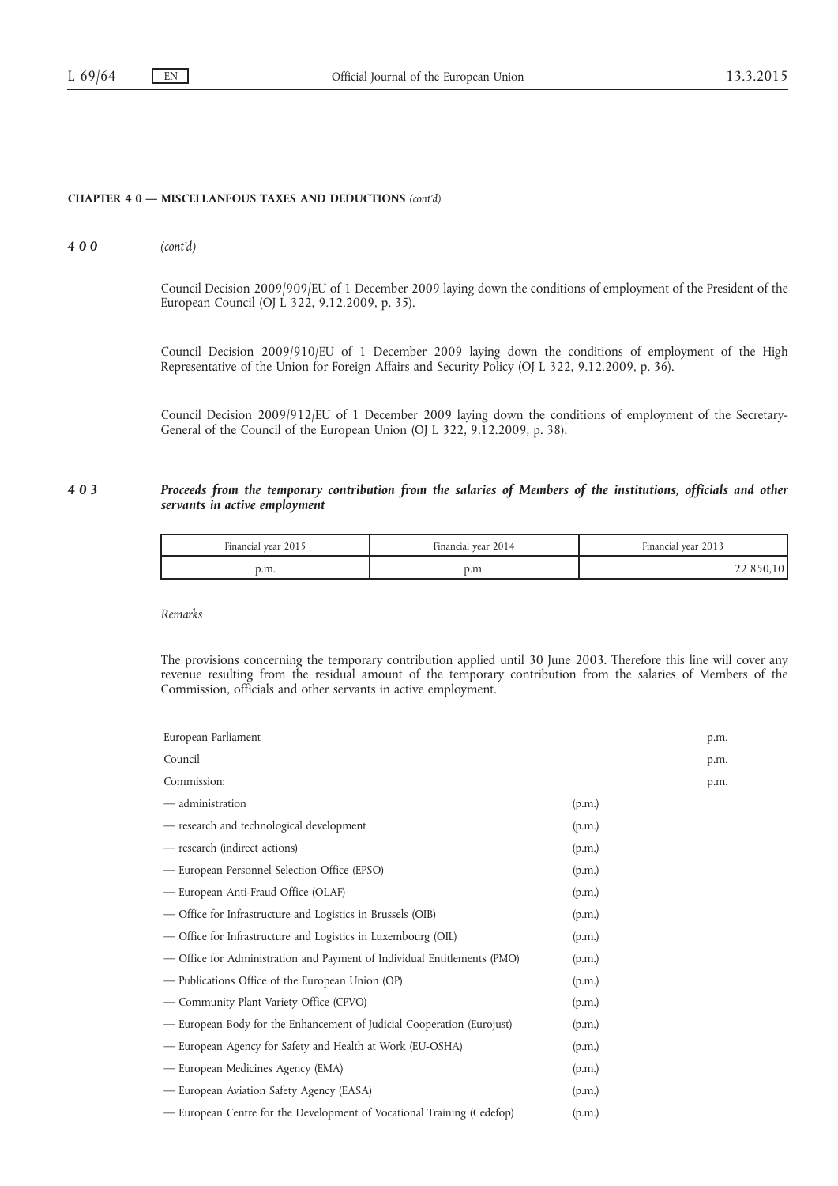**CHAPTER 4 0 — MISCELLANEOUS TAXES AND DEDUCTIONS** *(cont'd)*

***4 0 0*** *(cont'd)*

Council Decision 2009/909/EU of 1 December 2009 laying down the conditions of employment of the President of the European Council (OJ L 322, 9.12.2009, p. 35).

Council Decision 2009/910/EU of 1 December 2009 laying down the conditions of employment of the High Representative of the Union for Foreign Affairs and Security Policy (OJ L 322, 9.12.2009, p. 36).

Council Decision 2009/912/EU of 1 December 2009 laying down the conditions of employment of the Secretary-General of the Council of the European Union (OJ L 322, 9.12.2009, p. 38).

***4 0 3*** ***Proceeds from the temporary contribution from the salaries of Members of the institutions, officials and other servants in active employment***

| Financial year 2015 | Financial year 2014 | Financial year 2013 |
|---|---|---|
| p.m. | p.m. | 22 850,10 |

*Remarks*

The provisions concerning the temporary contribution applied until 30 June 2003. Therefore this line will cover any revenue resulting from the residual amount of the temporary contribution from the salaries of Members of the Commission, officials and other servants in active employment.

| | | |
|---|---|---|
| European Parliament | | p.m. |
| Council | | p.m. |
| Commission: | | p.m. |
| — administration | (p.m.) | |
| — research and technological development | (p.m.) | |
| — research (indirect actions) | (p.m.) | |
| — European Personnel Selection Office (EPSO) | (p.m.) | |
| — European Anti-Fraud Office (OLAF) | (p.m.) | |
| — Office for Infrastructure and Logistics in Brussels (OIB) | (p.m.) | |
| — Office for Infrastructure and Logistics in Luxembourg (OIL) | (p.m.) | |
| — Office for Administration and Payment of Individual Entitlements (PMO) | (p.m.) | |
| — Publications Office of the European Union (OP) | (p.m.) | |
| — Community Plant Variety Office (CPVO) | (p.m.) | |
| — European Body for the Enhancement of Judicial Cooperation (Eurojust) | (p.m.) | |
| — European Agency for Safety and Health at Work (EU-OSHA) | (p.m.) | |
| — European Medicines Agency (EMA) | (p.m.) | |
| — European Aviation Safety Agency (EASA) | (p.m.) | |
| — European Centre for the Development of Vocational Training (Cedefop) | (p.m.) | |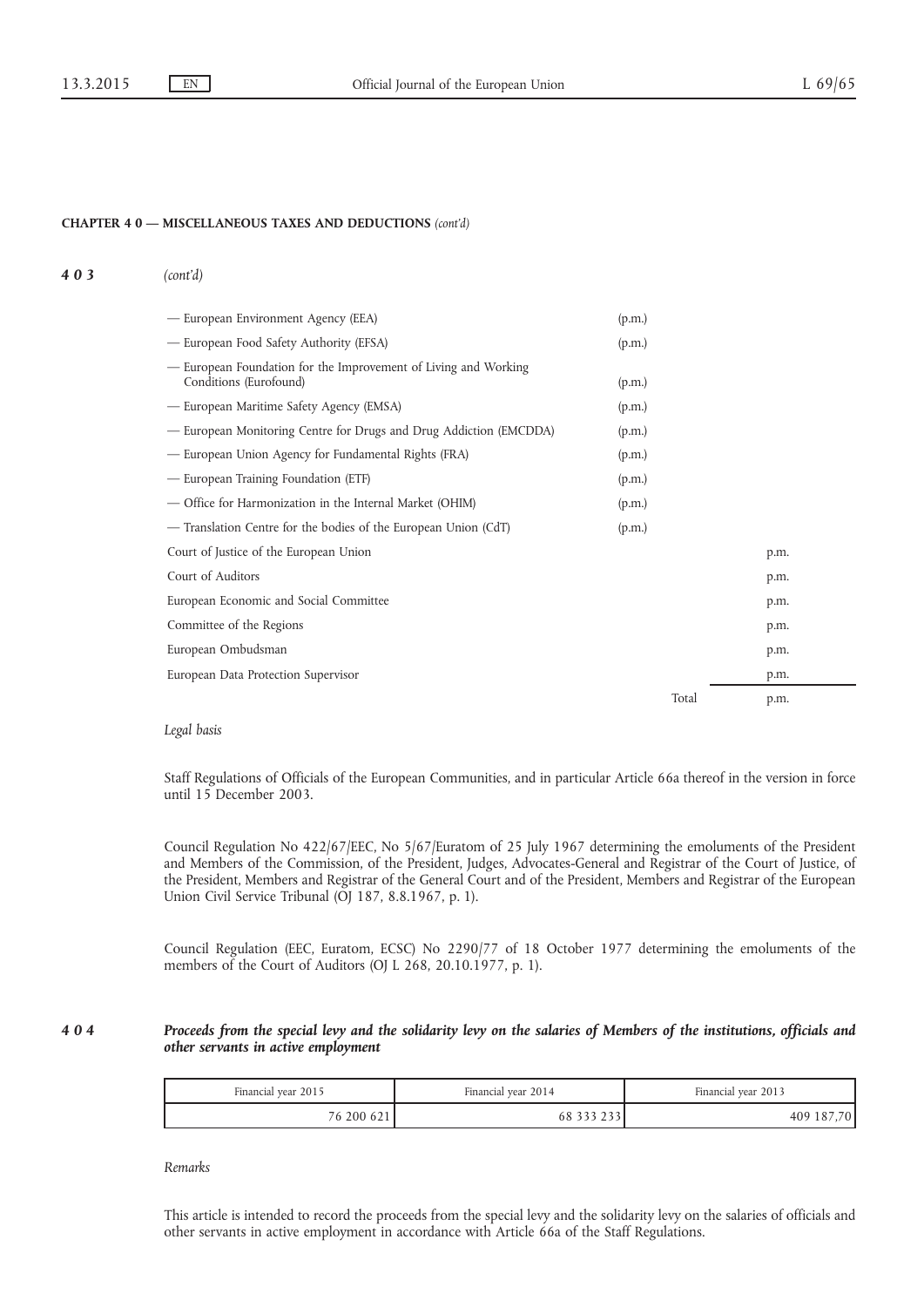**CHAPTER 4 0 — MISCELLANEOUS TAXES AND DEDUCTIONS** *(cont'd)*

***4 0 3*** *(cont'd)*

| | | |
|---|---|---|
| — European Environment Agency (EEA) | (p.m.) | |
| — European Food Safety Authority (EFSA) | (p.m.) | |
| — European Foundation for the Improvement of Living and Working Conditions (Eurofound) | (p.m.) | |
| — European Maritime Safety Agency (EMSA) | (p.m.) | |
| — European Monitoring Centre for Drugs and Drug Addiction (EMCDDA) | (p.m.) | |
| — European Union Agency for Fundamental Rights (FRA) | (p.m.) | |
| — European Training Foundation (ETF) | (p.m.) | |
| — Office for Harmonization in the Internal Market (OHIM) | (p.m.) | |
| — Translation Centre for the bodies of the European Union (CdT) | (p.m.) | |
| Court of Justice of the European Union | | p.m. |
| Court of Auditors | | p.m. |
| European Economic and Social Committee | | p.m. |
| Committee of the Regions | | p.m. |
| European Ombudsman | | p.m. |
| European Data Protection Supervisor | | p.m. |
| | Total | p.m. |

*Legal basis*

Staff Regulations of Officials of the European Communities, and in particular Article 66a thereof in the version in force until 15 December 2003.

Council Regulation No 422/67/EEC, No 5/67/Euratom of 25 July 1967 determining the emoluments of the President and Members of the Commission, of the President, Judges, Advocates-General and Registrar of the Court of Justice, of the President, Members and Registrar of the General Court and of the President, Members and Registrar of the European Union Civil Service Tribunal (OJ 187, 8.8.1967, p. 1).

Council Regulation (EEC, Euratom, ECSC) No 2290/77 of 18 October 1977 determining the emoluments of the members of the Court of Auditors (OJ L 268, 20.10.1977, p. 1).

***4 0 4*** ***Proceeds from the special levy and the solidarity levy on the salaries of Members of the institutions, officials and other servants in active employment***

| Financial year 2015 | Financial year 2014 | Financial year 2013 |
|---|---|---|
| 76 200 621 | 68 333 233 | 409 187,70 |

*Remarks*

This article is intended to record the proceeds from the special levy and the solidarity levy on the salaries of officials and other servants in active employment in accordance with Article 66a of the Staff Regulations.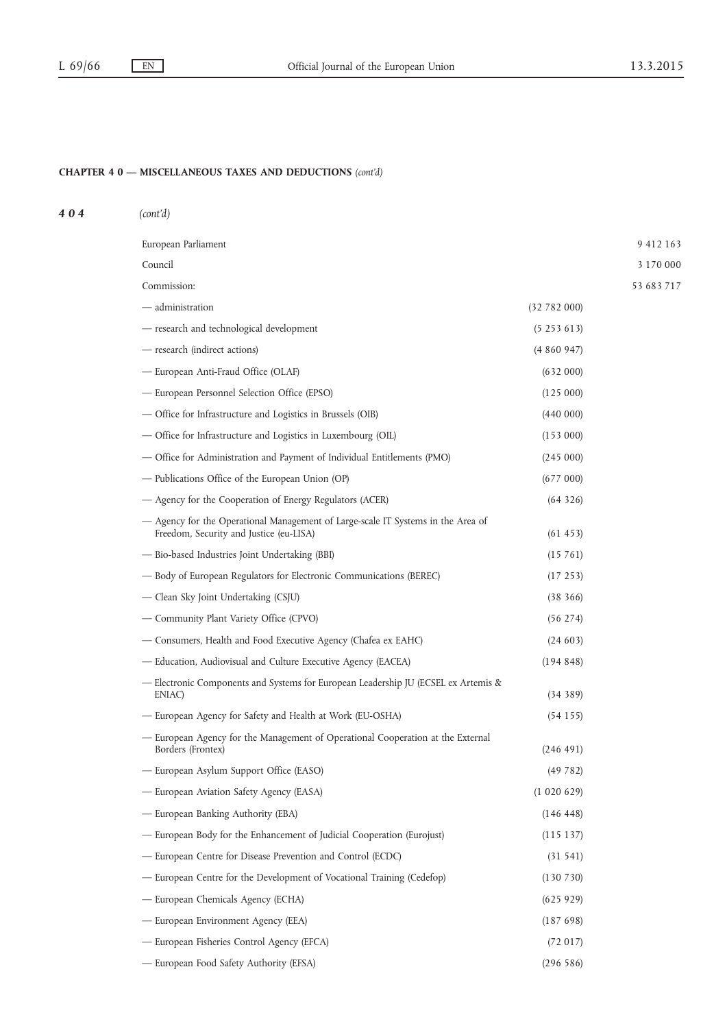**CHAPTER 4 0 — MISCELLANEOUS TAXES AND DEDUCTIONS** *(cont'd)*

**4 0 4** *(cont'd)*

| | | |
|---|---|---|
| European Parliament | | 9 412 163 |
| Council | | 3 170 000 |
| Commission: | | 53 683 717 |
| — administration | (32 782 000) | |
| — research and technological development | (5 253 613) | |
| — research (indirect actions) | (4 860 947) | |
| — European Anti-Fraud Office (OLAF) | (632 000) | |
| — European Personnel Selection Office (EPSO) | (125 000) | |
| — Office for Infrastructure and Logistics in Brussels (OIB) | (440 000) | |
| — Office for Infrastructure and Logistics in Luxembourg (OIL) | (153 000) | |
| — Office for Administration and Payment of Individual Entitlements (PMO) | (245 000) | |
| — Publications Office of the European Union (OP) | (677 000) | |
| — Agency for the Cooperation of Energy Regulators (ACER) | (64 326) | |
| — Agency for the Operational Management of Large-scale IT Systems in the Area of Freedom, Security and Justice (eu-LISA) | (61 453) | |
| — Bio-based Industries Joint Undertaking (BBI) | (15 761) | |
| — Body of European Regulators for Electronic Communications (BEREC) | (17 253) | |
| — Clean Sky Joint Undertaking (CSJU) | (38 366) | |
| — Community Plant Variety Office (CPVO) | (56 274) | |
| — Consumers, Health and Food Executive Agency (Chafea ex EAHC) | (24 603) | |
| — Education, Audiovisual and Culture Executive Agency (EACEA) | (194 848) | |
| — Electronic Components and Systems for European Leadership JU (ECSEL ex Artemis & ENIAC) | (34 389) | |
| — European Agency for Safety and Health at Work (EU-OSHA) | (54 155) | |
| — European Agency for the Management of Operational Cooperation at the External Borders (Frontex) | (246 491) | |
| — European Asylum Support Office (EASO) | (49 782) | |
| — European Aviation Safety Agency (EASA) | (1 020 629) | |
| — European Banking Authority (EBA) | (146 448) | |
| — European Body for the Enhancement of Judicial Cooperation (Eurojust) | (115 137) | |
| — European Centre for Disease Prevention and Control (ECDC) | (31 541) | |
| — European Centre for the Development of Vocational Training (Cedefop) | (130 730) | |
| — European Chemicals Agency (ECHA) | (625 929) | |
| — European Environment Agency (EEA) | (187 698) | |
| — European Fisheries Control Agency (EFCA) | (72 017) | |
| — European Food Safety Authority (EFSA) | (296 586) | |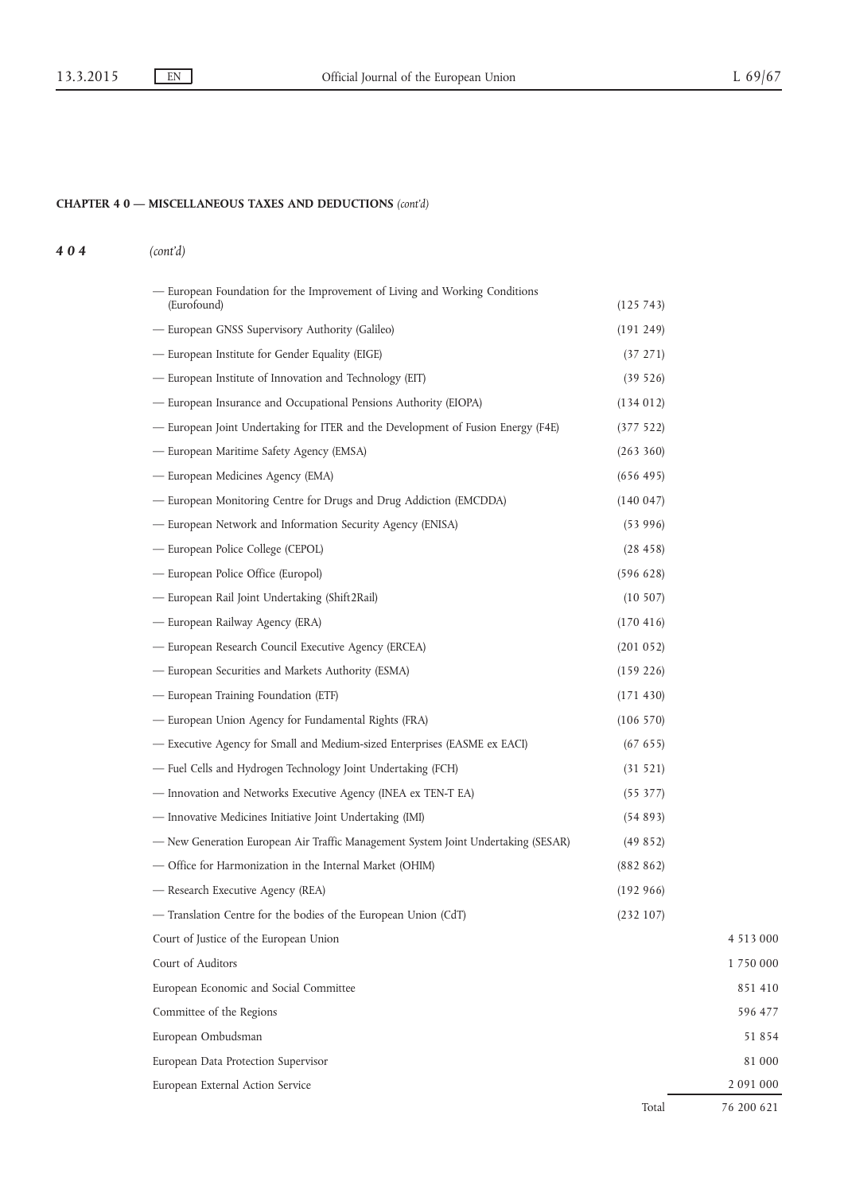**CHAPTER 4 0 — MISCELLANEOUS TAXES AND DEDUCTIONS** *(cont'd)*

***4 0 4*** *(cont'd)*

| | | |
|---|---|---|
| — European Foundation for the Improvement of Living and Working Conditions (Eurofound) | (125 743) | |
| — European GNSS Supervisory Authority (Galileo) | (191 249) | |
| — European Institute for Gender Equality (EIGE) | (37 271) | |
| — European Institute of Innovation and Technology (EIT) | (39 526) | |
| — European Insurance and Occupational Pensions Authority (EIOPA) | (134 012) | |
| — European Joint Undertaking for ITER and the Development of Fusion Energy (F4E) | (377 522) | |
| — European Maritime Safety Agency (EMSA) | (263 360) | |
| — European Medicines Agency (EMA) | (656 495) | |
| — European Monitoring Centre for Drugs and Drug Addiction (EMCDDA) | (140 047) | |
| — European Network and Information Security Agency (ENISA) | (53 996) | |
| — European Police College (CEPOL) | (28 458) | |
| — European Police Office (Europol) | (596 628) | |
| — European Rail Joint Undertaking (Shift2Rail) | (10 507) | |
| — European Railway Agency (ERA) | (170 416) | |
| — European Research Council Executive Agency (ERCEA) | (201 052) | |
| — European Securities and Markets Authority (ESMA) | (159 226) | |
| — European Training Foundation (ETF) | (171 430) | |
| — European Union Agency for Fundamental Rights (FRA) | (106 570) | |
| — Executive Agency for Small and Medium-sized Enterprises (EASME ex EACI) | (67 655) | |
| — Fuel Cells and Hydrogen Technology Joint Undertaking (FCH) | (31 521) | |
| — Innovation and Networks Executive Agency (INEA ex TEN-T EA) | (55 377) | |
| — Innovative Medicines Initiative Joint Undertaking (IMI) | (54 893) | |
| — New Generation European Air Traffic Management System Joint Undertaking (SESAR) | (49 852) | |
| — Office for Harmonization in the Internal Market (OHIM) | (882 862) | |
| — Research Executive Agency (REA) | (192 966) | |
| — Translation Centre for the bodies of the European Union (CdT) | (232 107) | |
| Court of Justice of the European Union | | 4 513 000 |
| Court of Auditors | | 1 750 000 |
| European Economic and Social Committee | | 851 410 |
| Committee of the Regions | | 596 477 |
| European Ombudsman | | 51 854 |
| European Data Protection Supervisor | | 81 000 |
| European External Action Service | | 2 091 000 |
| | Total | 76 200 621 |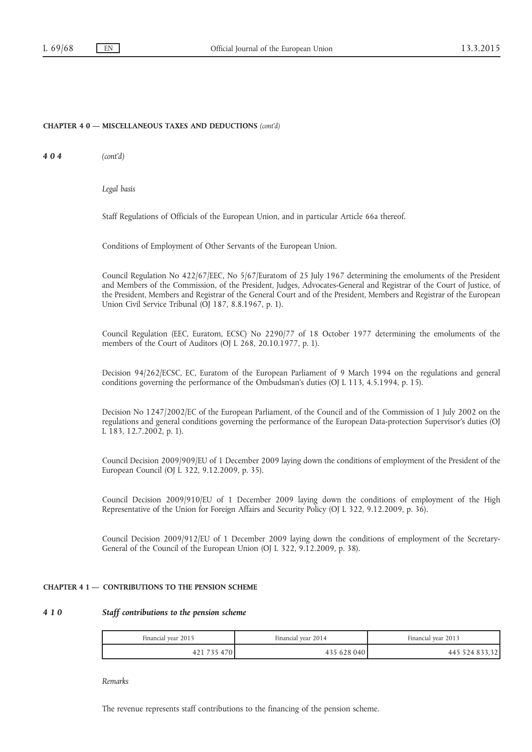**CHAPTER 4 0 — MISCELLANEOUS TAXES AND DEDUCTIONS** *(cont'd)*

***4 0 4*** *(cont'd)*

*Legal basis*

Staff Regulations of Officials of the European Union, and in particular Article 66a thereof.

Conditions of Employment of Other Servants of the European Union.

Council Regulation No 422/67/EEC, No 5/67/Euratom of 25 July 1967 determining the emoluments of the President and Members of the Commission, of the President, Judges, Advocates-General and Registrar of the Court of Justice, of the President, Members and Registrar of the General Court and of the President, Members and Registrar of the European Union Civil Service Tribunal (OJ 187, 8.8.1967, p. 1).

Council Regulation (EEC, Euratom, ECSC) No 2290/77 of 18 October 1977 determining the emoluments of the members of the Court of Auditors (OJ L 268, 20.10.1977, p. 1).

Decision 94/262/ECSC, EC, Euratom of the European Parliament of 9 March 1994 on the regulations and general conditions governing the performance of the Ombudsman's duties (OJ L 113, 4.5.1994, p. 15).

Decision No 1247/2002/EC of the European Parliament, of the Council and of the Commission of 1 July 2002 on the regulations and general conditions governing the performance of the European Data-protection Supervisor's duties (OJ L 183, 12.7.2002, p. 1).

Council Decision 2009/909/EU of 1 December 2009 laying down the conditions of employment of the President of the European Council (OJ L 322, 9.12.2009, p. 35).

Council Decision 2009/910/EU of 1 December 2009 laying down the conditions of employment of the High Representative of the Union for Foreign Affairs and Security Policy (OJ L 322, 9.12.2009, p. 36).

Council Decision 2009/912/EU of 1 December 2009 laying down the conditions of employment of the Secretary-General of the Council of the European Union (OJ L 322, 9.12.2009, p. 38).

**CHAPTER 4 1 — CONTRIBUTIONS TO THE PENSION SCHEME**

***4 1 0*** ***Staff contributions to the pension scheme***

| Financial year 2015 | Financial year 2014 | Financial year 2013 |
|---|---|---|
| 421 735 470 | 435 628 040 | 445 524 833,32 |

*Remarks*

The revenue represents staff contributions to the financing of the pension scheme.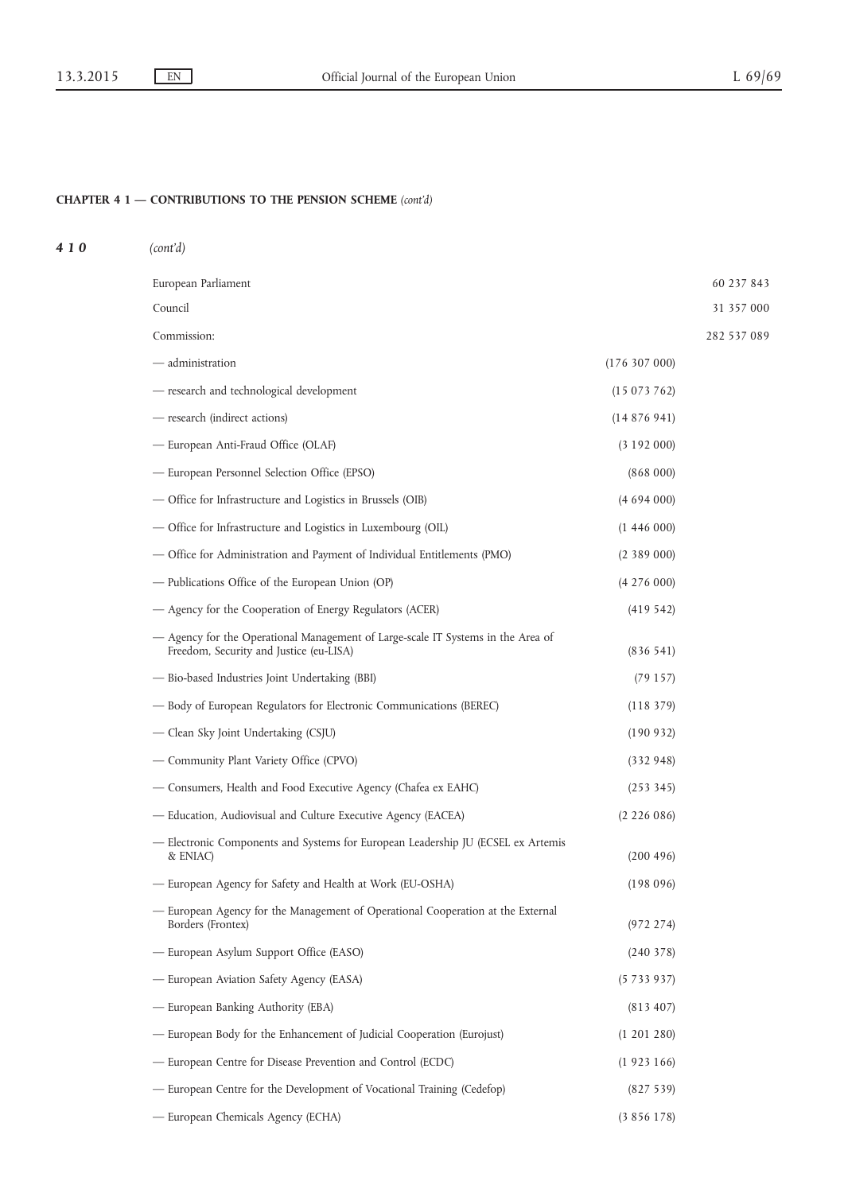**CHAPTER 4 1 — CONTRIBUTIONS TO THE PENSION SCHEME** *(cont'd)*

***4 1 0*** *(cont'd)*

| | | |
|---|---|---|
| European Parliament | | 60 237 843 |
| Council | | 31 357 000 |
| Commission: | | 282 537 089 |
| — administration | (176 307 000) | |
| — research and technological development | (15 073 762) | |
| — research (indirect actions) | (14 876 941) | |
| — European Anti-Fraud Office (OLAF) | (3 192 000) | |
| — European Personnel Selection Office (EPSO) | (868 000) | |
| — Office for Infrastructure and Logistics in Brussels (OIB) | (4 694 000) | |
| — Office for Infrastructure and Logistics in Luxembourg (OIL) | (1 446 000) | |
| — Office for Administration and Payment of Individual Entitlements (PMO) | (2 389 000) | |
| — Publications Office of the European Union (OP) | (4 276 000) | |
| — Agency for the Cooperation of Energy Regulators (ACER) | (419 542) | |
| — Agency for the Operational Management of Large-scale IT Systems in the Area of Freedom, Security and Justice (eu-LISA) | (836 541) | |
| — Bio-based Industries Joint Undertaking (BBI) | (79 157) | |
| — Body of European Regulators for Electronic Communications (BEREC) | (118 379) | |
| — Clean Sky Joint Undertaking (CSJU) | (190 932) | |
| — Community Plant Variety Office (CPVO) | (332 948) | |
| — Consumers, Health and Food Executive Agency (Chafea ex EAHC) | (253 345) | |
| — Education, Audiovisual and Culture Executive Agency (EACEA) | (2 226 086) | |
| — Electronic Components and Systems for European Leadership JU (ECSEL ex Artemis & ENIAC) | (200 496) | |
| — European Agency for Safety and Health at Work (EU-OSHA) | (198 096) | |
| — European Agency for the Management of Operational Cooperation at the External Borders (Frontex) | (972 274) | |
| — European Asylum Support Office (EASO) | (240 378) | |
| — European Aviation Safety Agency (EASA) | (5 733 937) | |
| — European Banking Authority (EBA) | (813 407) | |
| — European Body for the Enhancement of Judicial Cooperation (Eurojust) | (1 201 280) | |
| — European Centre for Disease Prevention and Control (ECDC) | (1 923 166) | |
| — European Centre for the Development of Vocational Training (Cedefop) | (827 539) | |
| — European Chemicals Agency (ECHA) | (3 856 178) | |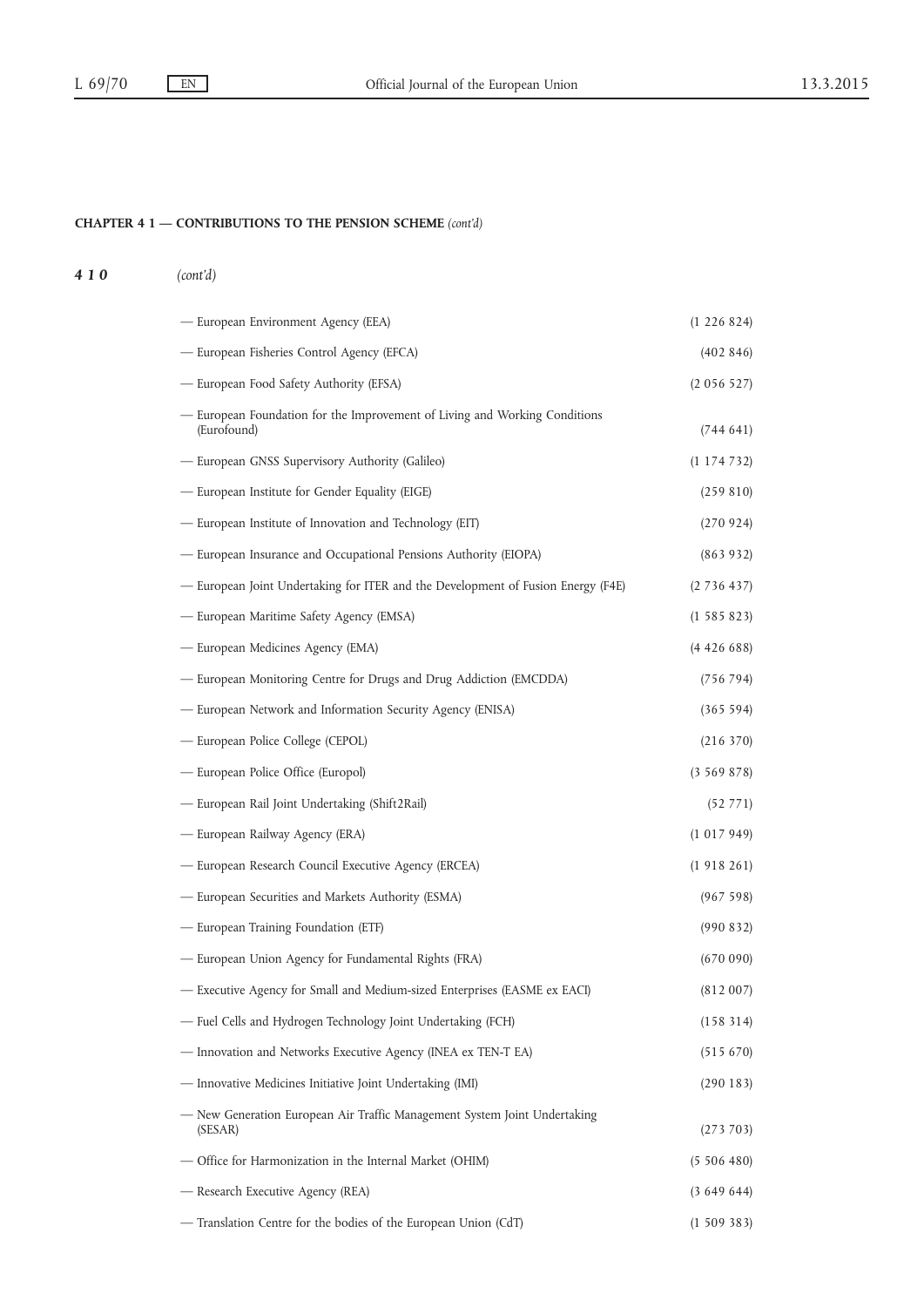**CHAPTER 4 1 — CONTRIBUTIONS TO THE PENSION SCHEME** *(cont'd)*

***4 1 0*** *(cont'd)*

| | |
|---|---|
| — European Environment Agency (EEA) | (1 226 824) |
| — European Fisheries Control Agency (EFCA) | (402 846) |
| — European Food Safety Authority (EFSA) | (2 056 527) |
| — European Foundation for the Improvement of Living and Working Conditions (Eurofound) | (744 641) |
| — European GNSS Supervisory Authority (Galileo) | (1 174 732) |
| — European Institute for Gender Equality (EIGE) | (259 810) |
| — European Institute of Innovation and Technology (EIT) | (270 924) |
| — European Insurance and Occupational Pensions Authority (EIOPA) | (863 932) |
| — European Joint Undertaking for ITER and the Development of Fusion Energy (F4E) | (2 736 437) |
| — European Maritime Safety Agency (EMSA) | (1 585 823) |
| — European Medicines Agency (EMA) | (4 426 688) |
| — European Monitoring Centre for Drugs and Drug Addiction (EMCDDA) | (756 794) |
| — European Network and Information Security Agency (ENISA) | (365 594) |
| — European Police College (CEPOL) | (216 370) |
| — European Police Office (Europol) | (3 569 878) |
| — European Rail Joint Undertaking (Shift2Rail) | (52 771) |
| — European Railway Agency (ERA) | (1 017 949) |
| — European Research Council Executive Agency (ERCEA) | (1 918 261) |
| — European Securities and Markets Authority (ESMA) | (967 598) |
| — European Training Foundation (ETF) | (990 832) |
| — European Union Agency for Fundamental Rights (FRA) | (670 090) |
| — Executive Agency for Small and Medium-sized Enterprises (EASME ex EACI) | (812 007) |
| — Fuel Cells and Hydrogen Technology Joint Undertaking (FCH) | (158 314) |
| — Innovation and Networks Executive Agency (INEA ex TEN-T EA) | (515 670) |
| — Innovative Medicines Initiative Joint Undertaking (IMI) | (290 183) |
| — New Generation European Air Traffic Management System Joint Undertaking (SESAR) | (273 703) |
| — Office for Harmonization in the Internal Market (OHIM) | (5 506 480) |
| — Research Executive Agency (REA) | (3 649 644) |
| — Translation Centre for the bodies of the European Union (CdT) | (1 509 383) |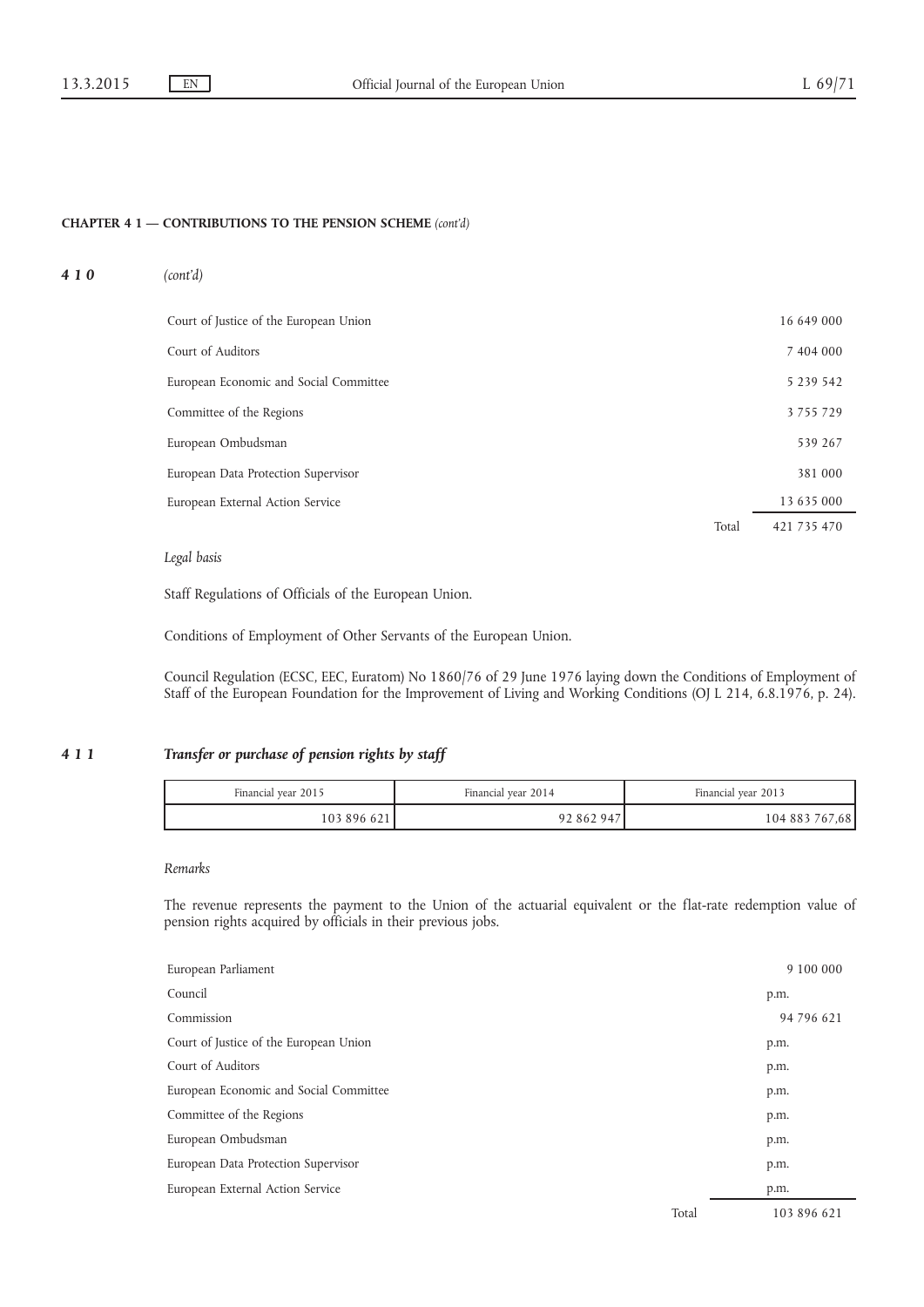**CHAPTER 4 1 — CONTRIBUTIONS TO THE PENSION SCHEME** *(cont'd)*

***4 1 0*** *(cont'd)*

| | |
|---|---|
| Court of Justice of the European Union | 16 649 000 |
| Court of Auditors | 7 404 000 |
| European Economic and Social Committee | 5 239 542 |
| Committee of the Regions | 3 755 729 |
| European Ombudsman | 539 267 |
| European Data Protection Supervisor | 381 000 |
| European External Action Service | 13 635 000 |
| Total | 421 735 470 |

*Legal basis*

Staff Regulations of Officials of the European Union.

Conditions of Employment of Other Servants of the European Union.

Council Regulation (ECSC, EEC, Euratom) No 1860/76 of 29 June 1976 laying down the Conditions of Employment of Staff of the European Foundation for the Improvement of Living and Working Conditions (OJ L 214, 6.8.1976, p. 24).

### ***4 1 1*** ***Transfer or purchase of pension rights by staff***

| Financial year 2015 | Financial year 2014 | Financial year 2013 |
|---|---|---|
| 103 896 621 | 92 862 947 | 104 883 767,68 |

*Remarks*

The revenue represents the payment to the Union of the actuarial equivalent or the flat-rate redemption value of pension rights acquired by officials in their previous jobs.

| | |
|---|---|
| European Parliament | 9 100 000 |
| Council | p.m. |
| Commission | 94 796 621 |
| Court of Justice of the European Union | p.m. |
| Court of Auditors | p.m. |
| European Economic and Social Committee | p.m. |
| Committee of the Regions | p.m. |
| European Ombudsman | p.m. |
| European Data Protection Supervisor | p.m. |
| European External Action Service | p.m. |
| Total | 103 896 621 |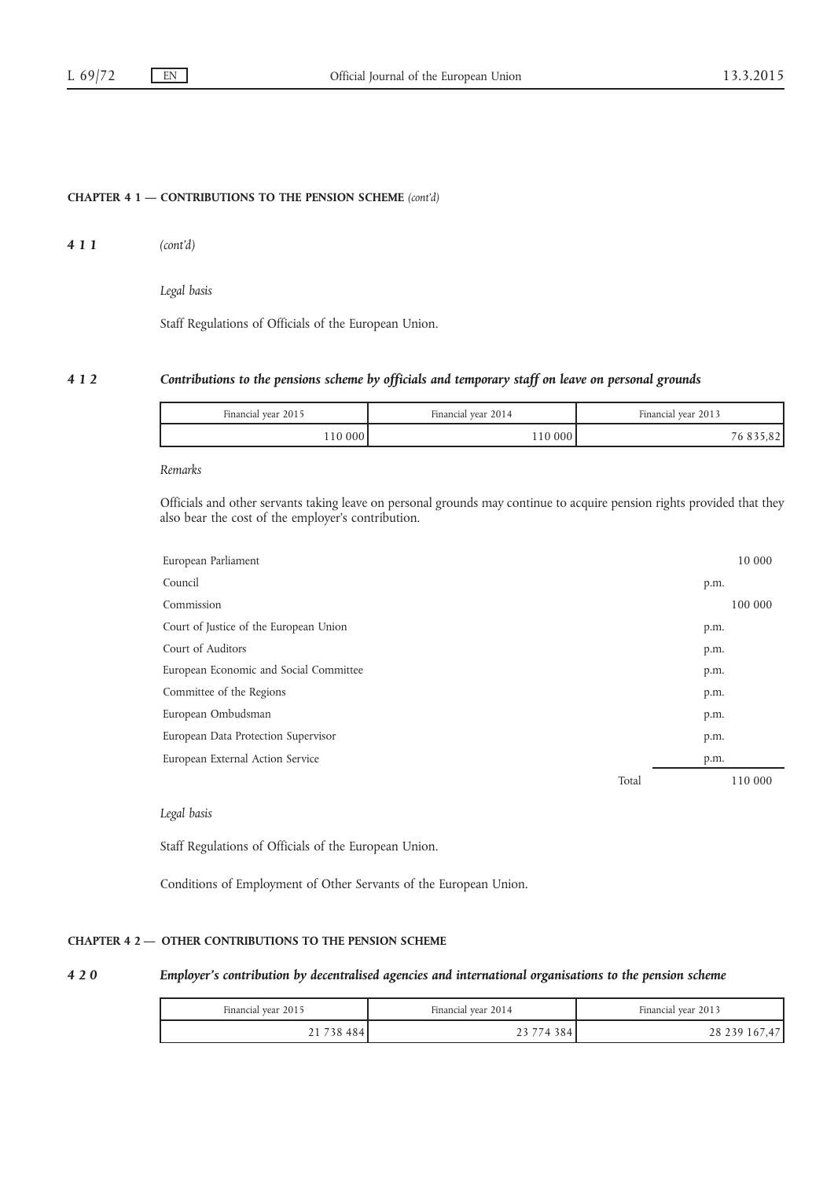**CHAPTER 4 1 — CONTRIBUTIONS TO THE PENSION SCHEME** *(cont'd)*

***4 1 1*** *(cont'd)*

*Legal basis*

Staff Regulations of Officials of the European Union.

***4 1 2*** ***Contributions to the pensions scheme by officials and temporary staff on leave on personal grounds***

| Financial year 2015 | Financial year 2014 | Financial year 2013 |
|---|---|---|
| 110 000 | 110 000 | 76 835,82 |

*Remarks*

Officials and other servants taking leave on personal grounds may continue to acquire pension rights provided that they also bear the cost of the employer's contribution.

| | | |
|---|---|---|
| European Parliament | | 10 000 |
| Council | | p.m. |
| Commission | | 100 000 |
| Court of Justice of the European Union | | p.m. |
| Court of Auditors | | p.m. |
| European Economic and Social Committee | | p.m. |
| Committee of the Regions | | p.m. |
| European Ombudsman | | p.m. |
| European Data Protection Supervisor | | p.m. |
| European External Action Service | | p.m. |
| | Total | 110 000 |

*Legal basis*

Staff Regulations of Officials of the European Union.

Conditions of Employment of Other Servants of the European Union.

**CHAPTER 4 2 — OTHER CONTRIBUTIONS TO THE PENSION SCHEME**

***4 2 0*** ***Employer's contribution by decentralised agencies and international organisations to the pension scheme***

| Financial year 2015 | Financial year 2014 | Financial year 2013 |
|---|---|---|
| 21 738 484 | 23 774 384 | 28 239 167,47 |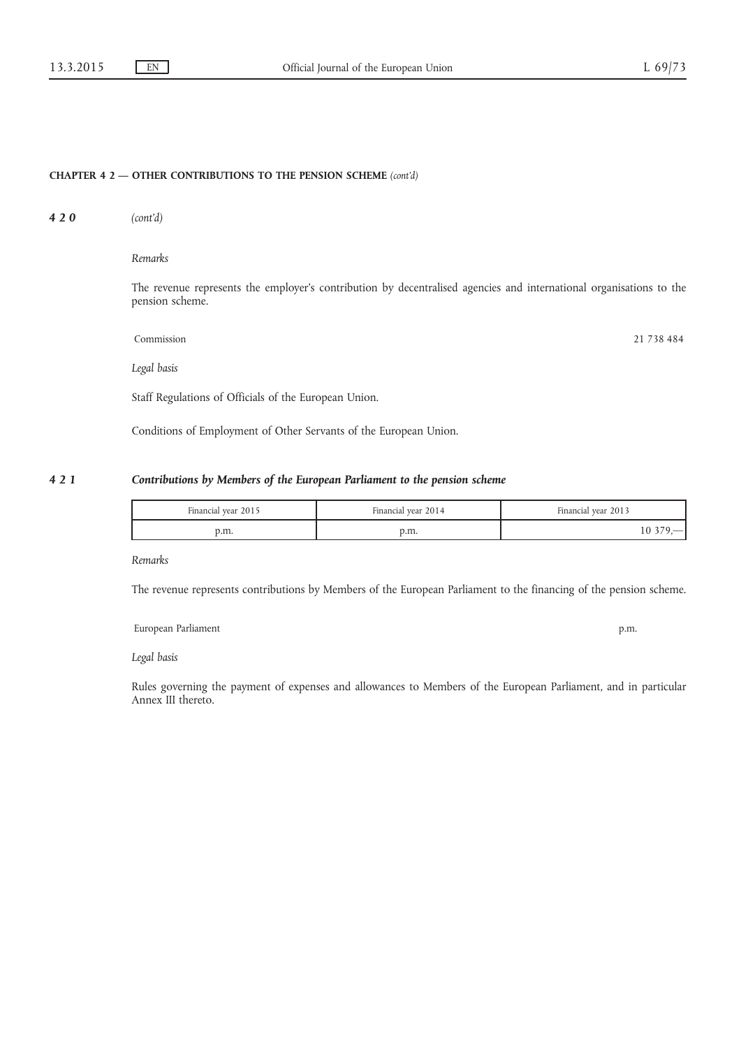**CHAPTER 4 2 — OTHER CONTRIBUTIONS TO THE PENSION SCHEME** *(cont'd)*

***4 2 0*** *(cont'd)*

*Remarks*

The revenue represents the employer's contribution by decentralised agencies and international organisations to the pension scheme.

| | |
|---|---|
| Commission | 21 738 484 |

*Legal basis*

Staff Regulations of Officials of the European Union.

Conditions of Employment of Other Servants of the European Union.

***4 2 1*** ***Contributions by Members of the European Parliament to the pension scheme***

| Financial year 2015 | Financial year 2014 | Financial year 2013 |
|---|---|---|
| p.m. | p.m. | 10 379,— |

*Remarks*

The revenue represents contributions by Members of the European Parliament to the financing of the pension scheme.

| | |
|---|---|
| European Parliament | p.m. |

*Legal basis*

Rules governing the payment of expenses and allowances to Members of the European Parliament, and in particular Annex III thereto.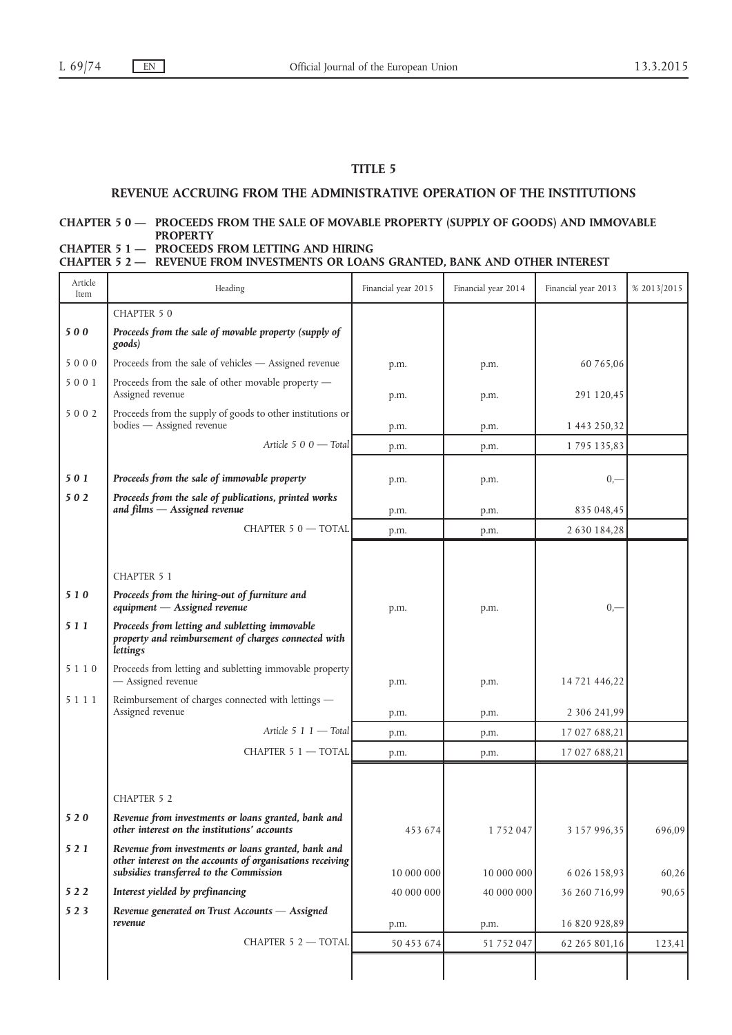# TITLE 5

## REVENUE ACCRUING FROM THE ADMINISTRATIVE OPERATION OF THE INSTITUTIONS

### CHAPTER 5 0 — PROCEEDS FROM THE SALE OF MOVABLE PROPERTY (SUPPLY OF GOODS) AND IMMOVABLE PROPERTY

### CHAPTER 5 1 — PROCEEDS FROM LETTING AND HIRING

### CHAPTER 5 2 — REVENUE FROM INVESTMENTS OR LOANS GRANTED, BANK AND OTHER INTEREST

| Article Item | Heading | Financial year 2015 | Financial year 2014 | Financial year 2013 | % 2013/2015 |
|---|---|---|---|---|---|
| | CHAPTER 5 0 | | | | |
| ***5 0 0*** | ***Proceeds from the sale of movable property (supply of goods)*** | | | | |
| 5 0 0 0 | Proceeds from the sale of vehicles — Assigned revenue | p.m. | p.m. | 60 765,06 | |
| 5 0 0 1 | Proceeds from the sale of other movable property — Assigned revenue | p.m. | p.m. | 291 120,45 | |
| 5 0 0 2 | Proceeds from the supply of goods to other institutions or bodies — Assigned revenue | p.m. | p.m. | 1 443 250,32 | |
| | *Article 5 0 0 — Total* | p.m. | p.m. | 1 795 135,83 | |
| ***5 0 1*** | ***Proceeds from the sale of immovable property*** | p.m. | p.m. | 0,— | |
| ***5 0 2*** | ***Proceeds from the sale of publications, printed works and films — Assigned revenue*** | p.m. | p.m. | 835 048,45 | |
| | CHAPTER 5 0 — TOTAL | p.m. | p.m. | 2 630 184,28 | |
| | CHAPTER 5 1 | | | | |
| ***5 1 0*** | ***Proceeds from the hiring-out of furniture and equipment — Assigned revenue*** | p.m. | p.m. | 0,— | |
| ***5 1 1*** | ***Proceeds from letting and subletting immovable property and reimbursement of charges connected with lettings*** | | | | |
| 5 1 1 0 | Proceeds from letting and subletting immovable property — Assigned revenue | p.m. | p.m. | 14 721 446,22 | |
| 5 1 1 1 | Reimbursement of charges connected with lettings — Assigned revenue | p.m. | p.m. | 2 306 241,99 | |
| | *Article 5 1 1 — Total* | p.m. | p.m. | 17 027 688,21 | |
| | CHAPTER 5 1 — TOTAL | p.m. | p.m. | 17 027 688,21 | |
| | CHAPTER 5 2 | | | | |
| ***5 2 0*** | ***Revenue from investments or loans granted, bank and other interest on the institutions' accounts*** | 453 674 | 1 752 047 | 3 157 996,35 | 696,09 |
| ***5 2 1*** | ***Revenue from investments or loans granted, bank and other interest on the accounts of organisations receiving subsidies transferred to the Commission*** | 10 000 000 | 10 000 000 | 6 026 158,93 | 60,26 |
| ***5 2 2*** | ***Interest yielded by prefinancing*** | 40 000 000 | 40 000 000 | 36 260 716,99 | 90,65 |
| ***5 2 3*** | ***Revenue generated on Trust Accounts — Assigned revenue*** | p.m. | p.m. | 16 820 928,89 | |
| | CHAPTER 5 2 — TOTAL | 50 453 674 | 51 752 047 | 62 265 801,16 | 123,41 |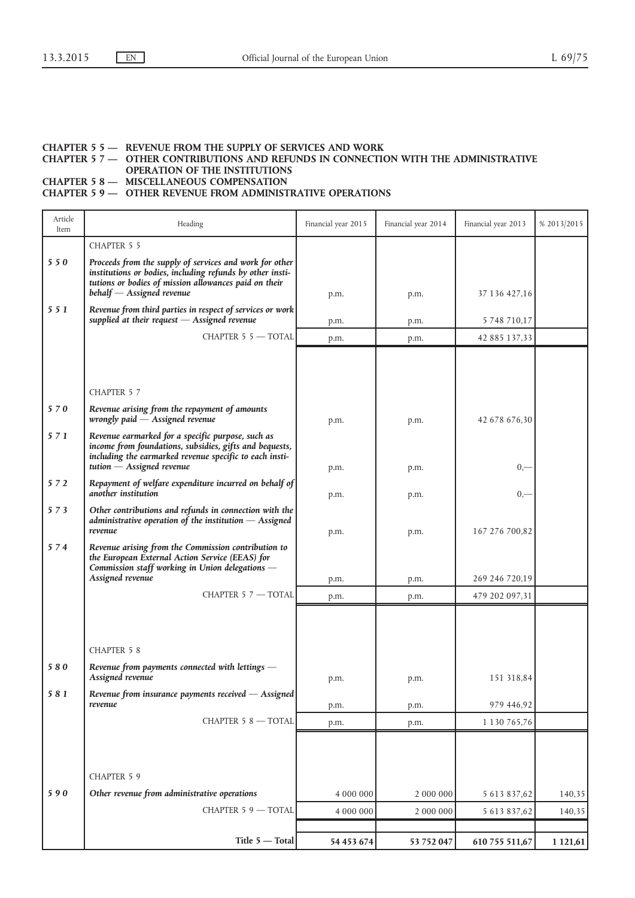**CHAPTER 5 5 — REVENUE FROM THE SUPPLY OF SERVICES AND WORK**
**CHAPTER 5 7 — OTHER CONTRIBUTIONS AND REFUNDS IN CONNECTION WITH THE ADMINISTRATIVE OPERATION OF THE INSTITUTIONS**
**CHAPTER 5 8 — MISCELLANEOUS COMPENSATION**
**CHAPTER 5 9 — OTHER REVENUE FROM ADMINISTRATIVE OPERATIONS**

| Article Item | Heading | Financial year 2015 | Financial year 2014 | Financial year 2013 | % 2013/2015 |
|---|---|---|---|---|---|
| | CHAPTER 5 5 | | | | |
| **5 5 0** | ***Proceeds from the supply of services and work for other institutions or bodies, including refunds by other institutions or bodies of mission allowances paid on their behalf — Assigned revenue*** | p.m. | p.m. | 37 136 427,16 | |
| **5 5 1** | ***Revenue from third parties in respect of services or work supplied at their request — Assigned revenue*** | p.m. | p.m. | 5 748 710,17 | |
| | CHAPTER 5 5 — TOTAL | p.m. | p.m. | 42 885 137,33 | |
| | CHAPTER 5 7 | | | | |
| **5 7 0** | ***Revenue arising from the repayment of amounts wrongly paid — Assigned revenue*** | p.m. | p.m. | 42 678 676,30 | |
| **5 7 1** | ***Revenue earmarked for a specific purpose, such as income from foundations, subsidies, gifts and bequests, including the earmarked revenue specific to each institution — Assigned revenue*** | p.m. | p.m. | 0,— | |
| **5 7 2** | ***Repayment of welfare expenditure incurred on behalf of another institution*** | p.m. | p.m. | 0,— | |
| **5 7 3** | ***Other contributions and refunds in connection with the administrative operation of the institution — Assigned revenue*** | p.m. | p.m. | 167 276 700,82 | |
| **5 7 4** | ***Revenue arising from the Commission contribution to the European External Action Service (EEAS) for Commission staff working in Union delegations — Assigned revenue*** | p.m. | p.m. | 269 246 720,19 | |
| | CHAPTER 5 7 — TOTAL | p.m. | p.m. | 479 202 097,31 | |
| | CHAPTER 5 8 | | | | |
| **5 8 0** | ***Revenue from payments connected with lettings — Assigned revenue*** | p.m. | p.m. | 151 318,84 | |
| **5 8 1** | ***Revenue from insurance payments received — Assigned revenue*** | p.m. | p.m. | 979 446,92 | |
| | CHAPTER 5 8 — TOTAL | p.m. | p.m. | 1 130 765,76 | |
| | CHAPTER 5 9 | | | | |
| **5 9 0** | ***Other revenue from administrative operations*** | 4 000 000 | 2 000 000 | 5 613 837,62 | 140,35 |
| | CHAPTER 5 9 — TOTAL | 4 000 000 | 2 000 000 | 5 613 837,62 | 140,35 |
| | **Title 5 — Total** | **54 453 674** | **53 752 047** | **610 755 511,67** | **1 121,61** |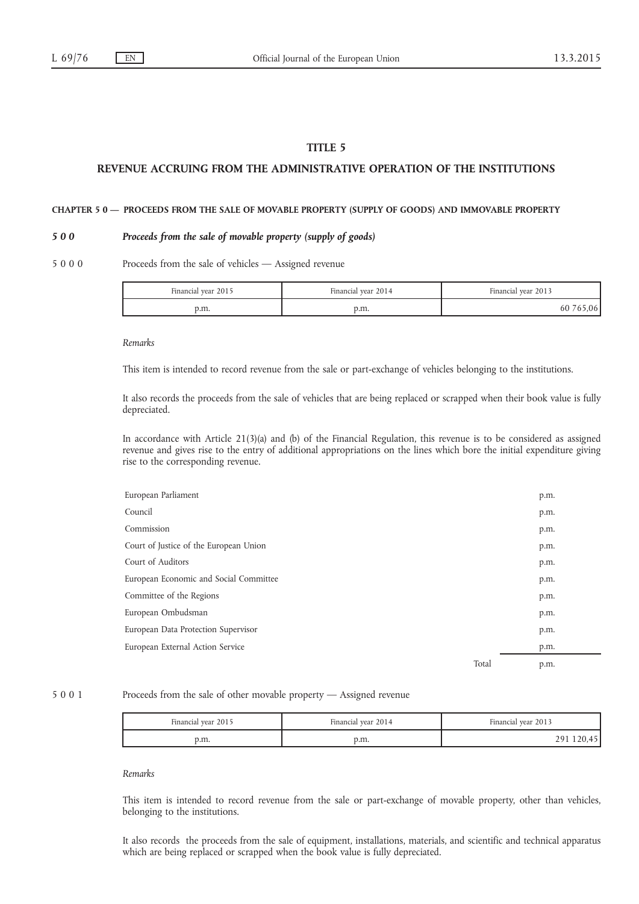# TITLE 5

## REVENUE ACCRUING FROM THE ADMINISTRATIVE OPERATION OF THE INSTITUTIONS

### CHAPTER 5 0 — PROCEEDS FROM THE SALE OF MOVABLE PROPERTY (SUPPLY OF GOODS) AND IMMOVABLE PROPERTY

#### 5 0 0 *Proceeds from the sale of movable property (supply of goods)*

5 0 0 0 Proceeds from the sale of vehicles — Assigned revenue

| Financial year 2015 | Financial year 2014 | Financial year 2013 |
|---|---|---|
| p.m. | p.m. | 60 765,06 |

*Remarks*

This item is intended to record revenue from the sale or part-exchange of vehicles belonging to the institutions.

It also records the proceeds from the sale of vehicles that are being replaced or scrapped when their book value is fully depreciated.

In accordance with Article 21(3)(a) and (b) of the Financial Regulation, this revenue is to be considered as assigned revenue and gives rise to the entry of additional appropriations on the lines which bore the initial expenditure giving rise to the corresponding revenue.

| | |
|---|---|
| European Parliament | p.m. |
| Council | p.m. |
| Commission | p.m. |
| Court of Justice of the European Union | p.m. |
| Court of Auditors | p.m. |
| European Economic and Social Committee | p.m. |
| Committee of the Regions | p.m. |
| European Ombudsman | p.m. |
| European Data Protection Supervisor | p.m. |
| European External Action Service | p.m. |
| Total | p.m. |

5 0 0 1 Proceeds from the sale of other movable property — Assigned revenue

| Financial year 2015 | Financial year 2014 | Financial year 2013 |
|---|---|---|
| p.m. | p.m. | 291 120,45 |

*Remarks*

This item is intended to record revenue from the sale or part-exchange of movable property, other than vehicles, belonging to the institutions.

It also records the proceeds from the sale of equipment, installations, materials, and scientific and technical apparatus which are being replaced or scrapped when the book value is fully depreciated.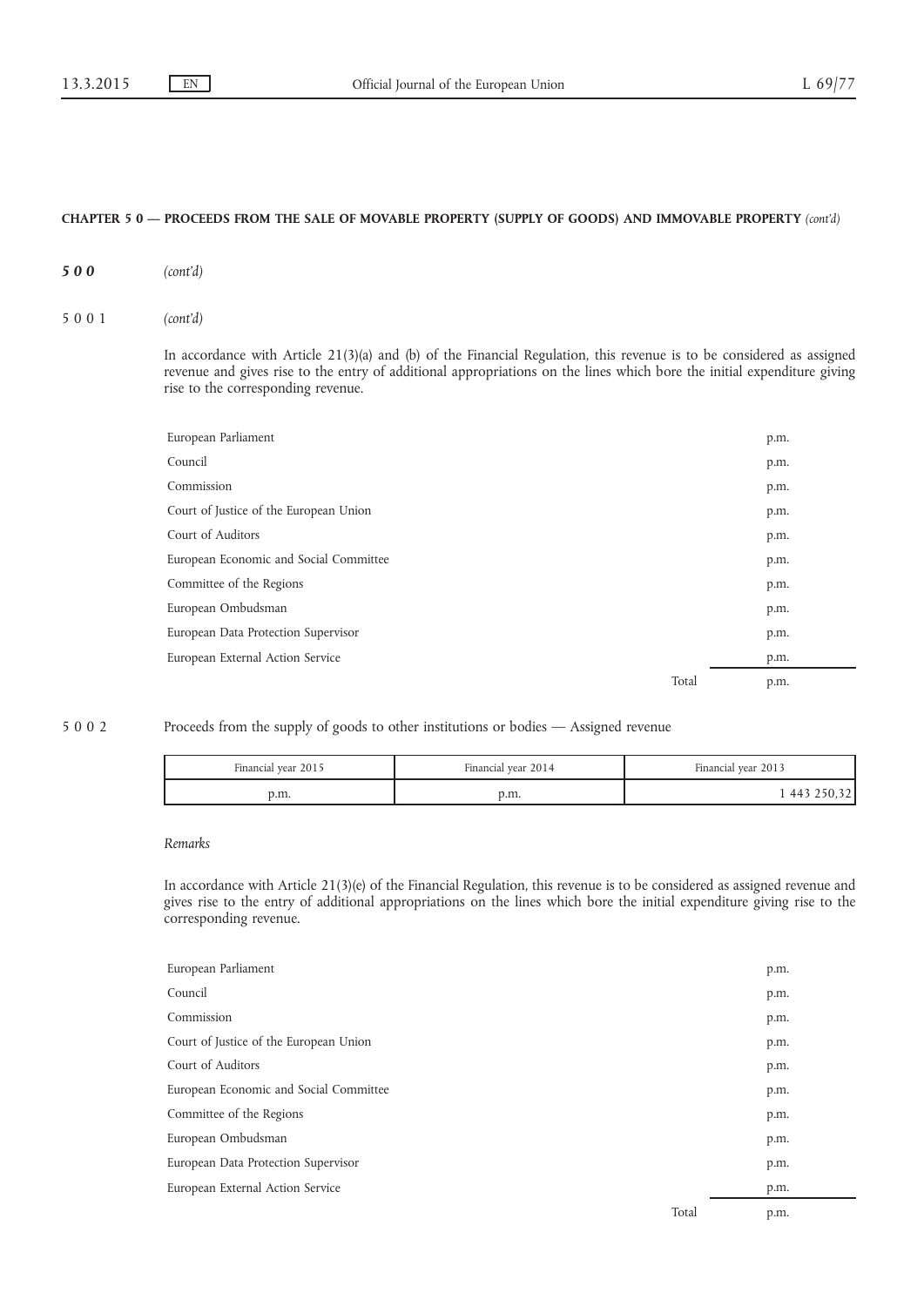**CHAPTER 5 0 — PROCEEDS FROM THE SALE OF MOVABLE PROPERTY (SUPPLY OF GOODS) AND IMMOVABLE PROPERTY** *(cont'd)*

***5 0 0*** *(cont'd)*

5 0 0 1 *(cont'd)*

In accordance with Article 21(3)(a) and (b) of the Financial Regulation, this revenue is to be considered as assigned revenue and gives rise to the entry of additional appropriations on the lines which bore the initial expenditure giving rise to the corresponding revenue.

| | |
|---|---|
| European Parliament | p.m. |
| Council | p.m. |
| Commission | p.m. |
| Court of Justice of the European Union | p.m. |
| Court of Auditors | p.m. |
| European Economic and Social Committee | p.m. |
| Committee of the Regions | p.m. |
| European Ombudsman | p.m. |
| European Data Protection Supervisor | p.m. |
| European External Action Service | p.m. |
| Total | p.m. |

5 0 0 2 Proceeds from the supply of goods to other institutions or bodies — Assigned revenue

| Financial year 2015 | Financial year 2014 | Financial year 2013 |
|---|---|---|
| p.m. | p.m. | 1 443 250,32 |

*Remarks*

In accordance with Article 21(3)(e) of the Financial Regulation, this revenue is to be considered as assigned revenue and gives rise to the entry of additional appropriations on the lines which bore the initial expenditure giving rise to the corresponding revenue.

| | |
|---|---|
| European Parliament | p.m. |
| Council | p.m. |
| Commission | p.m. |
| Court of Justice of the European Union | p.m. |
| Court of Auditors | p.m. |
| European Economic and Social Committee | p.m. |
| Committee of the Regions | p.m. |
| European Ombudsman | p.m. |
| European Data Protection Supervisor | p.m. |
| European External Action Service | p.m. |
| Total | p.m. |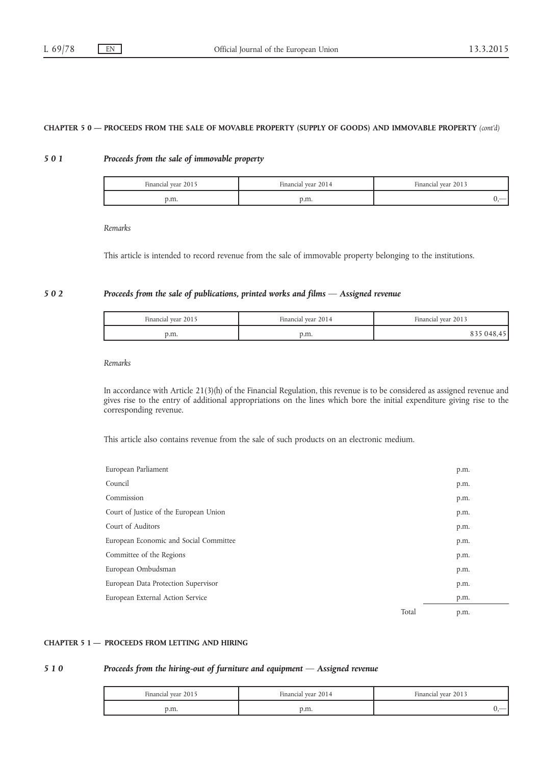**CHAPTER 5 0 — PROCEEDS FROM THE SALE OF MOVABLE PROPERTY (SUPPLY OF GOODS) AND IMMOVABLE PROPERTY** *(cont'd)*

### 5 0 1 *Proceeds from the sale of immovable property*

| Financial year 2015 | Financial year 2014 | Financial year 2013 |
|---|---|---|
| p.m. | p.m. | 0,— |

*Remarks*

This article is intended to record revenue from the sale of immovable property belonging to the institutions.

### 5 0 2 *Proceeds from the sale of publications, printed works and films — Assigned revenue*

| Financial year 2015 | Financial year 2014 | Financial year 2013 |
|---|---|---|
| p.m. | p.m. | 835 048,45 |

*Remarks*

In accordance with Article 21(3)(h) of the Financial Regulation, this revenue is to be considered as assigned revenue and gives rise to the entry of additional appropriations on the lines which bore the initial expenditure giving rise to the corresponding revenue.

This article also contains revenue from the sale of such products on an electronic medium.

| | |
|---|---|
| European Parliament | p.m. |
| Council | p.m. |
| Commission | p.m. |
| Court of Justice of the European Union | p.m. |
| Court of Auditors | p.m. |
| European Economic and Social Committee | p.m. |
| Committee of the Regions | p.m. |
| European Ombudsman | p.m. |
| European Data Protection Supervisor | p.m. |
| European External Action Service | p.m. |
| Total | p.m. |

**CHAPTER 5 1 — PROCEEDS FROM LETTING AND HIRING**

### 5 1 0 *Proceeds from the hiring-out of furniture and equipment — Assigned revenue*

| Financial year 2015 | Financial year 2014 | Financial year 2013 |
|---|---|---|
| p.m. | p.m. | 0,— |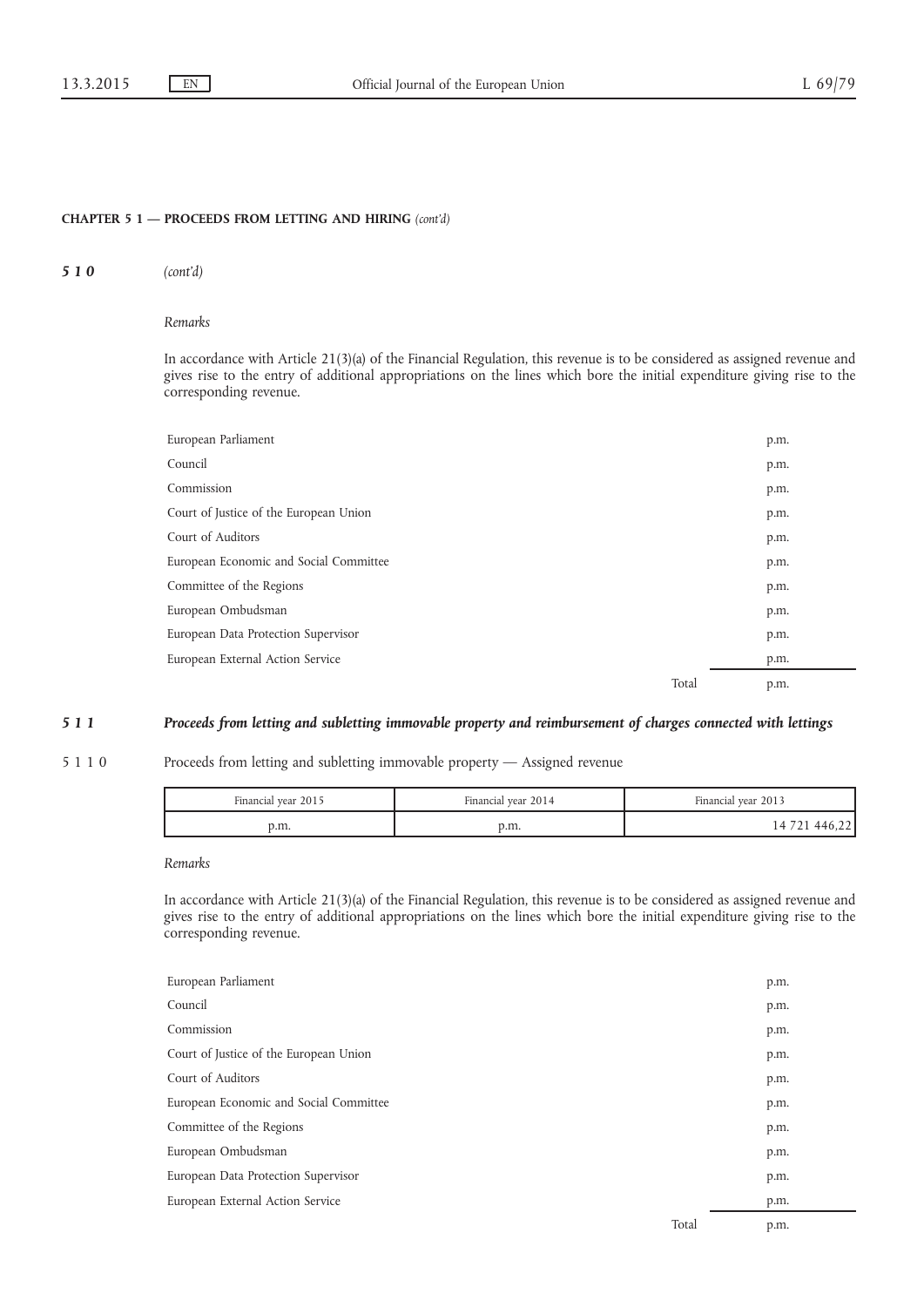**CHAPTER 5 1 — PROCEEDS FROM LETTING AND HIRING** *(cont'd)*

***5 1 0*** *(cont'd)*

*Remarks*

In accordance with Article 21(3)(a) of the Financial Regulation, this revenue is to be considered as assigned revenue and gives rise to the entry of additional appropriations on the lines which bore the initial expenditure giving rise to the corresponding revenue.

| | | |
|---|---|---|
| European Parliament | | p.m. |
| Council | | p.m. |
| Commission | | p.m. |
| Court of Justice of the European Union | | p.m. |
| Court of Auditors | | p.m. |
| European Economic and Social Committee | | p.m. |
| Committee of the Regions | | p.m. |
| European Ombudsman | | p.m. |
| European Data Protection Supervisor | | p.m. |
| European External Action Service | | p.m. |
| | Total | p.m. |

### ***5 1 1 Proceeds from letting and subletting immovable property and reimbursement of charges connected with lettings***

5 1 1 0 Proceeds from letting and subletting immovable property — Assigned revenue

| Financial year 2015 | Financial year 2014 | Financial year 2013 |
|---|---|---|
| p.m. | p.m. | 14 721 446,22 |

*Remarks*

In accordance with Article 21(3)(a) of the Financial Regulation, this revenue is to be considered as assigned revenue and gives rise to the entry of additional appropriations on the lines which bore the initial expenditure giving rise to the corresponding revenue.

| | | |
|---|---|---|
| European Parliament | | p.m. |
| Council | | p.m. |
| Commission | | p.m. |
| Court of Justice of the European Union | | p.m. |
| Court of Auditors | | p.m. |
| European Economic and Social Committee | | p.m. |
| Committee of the Regions | | p.m. |
| European Ombudsman | | p.m. |
| European Data Protection Supervisor | | p.m. |
| European External Action Service | | p.m. |
| | Total | p.m. |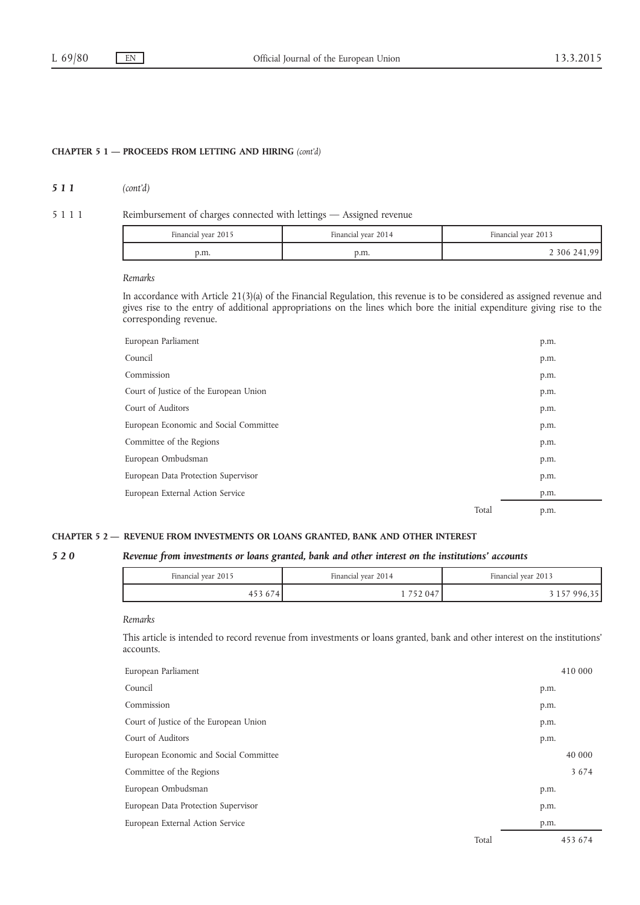**CHAPTER 5 1 — PROCEEDS FROM LETTING AND HIRING** *(cont'd)*

***5 1 1*** *(cont'd)*

5 1 1 1 Reimbursement of charges connected with lettings — Assigned revenue

| Financial year 2015 | Financial year 2014 | Financial year 2013 |
|---|---|---|
| p.m. | p.m. | 2 306 241,99 |

*Remarks*

In accordance with Article 21(3)(a) of the Financial Regulation, this revenue is to be considered as assigned revenue and gives rise to the entry of additional appropriations on the lines which bore the initial expenditure giving rise to the corresponding revenue.

| | |
|---|---|
| European Parliament | p.m. |
| Council | p.m. |
| Commission | p.m. |
| Court of Justice of the European Union | p.m. |
| Court of Auditors | p.m. |
| European Economic and Social Committee | p.m. |
| Committee of the Regions | p.m. |
| European Ombudsman | p.m. |
| European Data Protection Supervisor | p.m. |
| European External Action Service | p.m. |
| Total | p.m. |

**CHAPTER 5 2 — REVENUE FROM INVESTMENTS OR LOANS GRANTED, BANK AND OTHER INTEREST**

***5 2 0*** ***Revenue from investments or loans granted, bank and other interest on the institutions' accounts***

| Financial year 2015 | Financial year 2014 | Financial year 2013 |
|---|---|---|
| 453 674 | 1 752 047 | 3 157 996,35 |

*Remarks*

This article is intended to record revenue from investments or loans granted, bank and other interest on the institutions' accounts.

| | |
|---|---|
| European Parliament | 410 000 |
| Council | p.m. |
| Commission | p.m. |
| Court of Justice of the European Union | p.m. |
| Court of Auditors | p.m. |
| European Economic and Social Committee | 40 000 |
| Committee of the Regions | 3 674 |
| European Ombudsman | p.m. |
| European Data Protection Supervisor | p.m. |
| European External Action Service | p.m. |
| Total | 453 674 |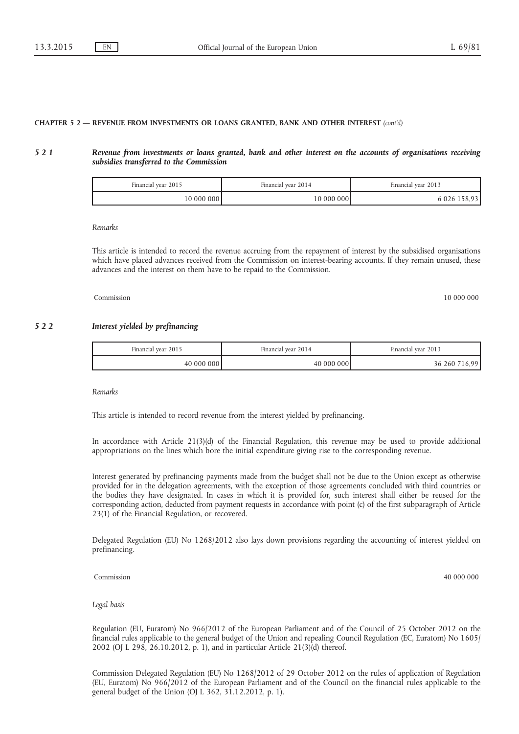**CHAPTER 5 2 — REVENUE FROM INVESTMENTS OR LOANS GRANTED, BANK AND OTHER INTEREST** *(cont'd)*

### 5 2 1 *Revenue from investments or loans granted, bank and other interest on the accounts of organisations receiving subsidies transferred to the Commission*

| Financial year 2015 | Financial year 2014 | Financial year 2013 |
|---|---|---|
| 10 000 000 | 10 000 000 | 6 026 158,93 |

*Remarks*

This article is intended to record the revenue accruing from the repayment of interest by the subsidised organisations which have placed advances received from the Commission on interest-bearing accounts. If they remain unused, these advances and the interest on them have to be repaid to the Commission.

Commission 10 000 000

### 5 2 2 *Interest yielded by prefinancing*

| Financial year 2015 | Financial year 2014 | Financial year 2013 |
|---|---|---|
| 40 000 000 | 40 000 000 | 36 260 716,99 |

*Remarks*

This article is intended to record revenue from the interest yielded by prefinancing.

In accordance with Article 21(3)(d) of the Financial Regulation, this revenue may be used to provide additional appropriations on the lines which bore the initial expenditure giving rise to the corresponding revenue.

Interest generated by prefinancing payments made from the budget shall not be due to the Union except as otherwise provided for in the delegation agreements, with the exception of those agreements concluded with third countries or the bodies they have designated. In cases in which it is provided for, such interest shall either be reused for the corresponding action, deducted from payment requests in accordance with point (c) of the first subparagraph of Article 23(1) of the Financial Regulation, or recovered.

Delegated Regulation (EU) No 1268/2012 also lays down provisions regarding the accounting of interest yielded on prefinancing.

Commission 40 000 000

*Legal basis*

Regulation (EU, Euratom) No 966/2012 of the European Parliament and of the Council of 25 October 2012 on the financial rules applicable to the general budget of the Union and repealing Council Regulation (EC, Euratom) No 1605/2002 (OJ L 298, 26.10.2012, p. 1), and in particular Article 21(3)(d) thereof.

Commission Delegated Regulation (EU) No 1268/2012 of 29 October 2012 on the rules of application of Regulation (EU, Euratom) No 966/2012 of the European Parliament and of the Council on the financial rules applicable to the general budget of the Union (OJ L 362, 31.12.2012, p. 1).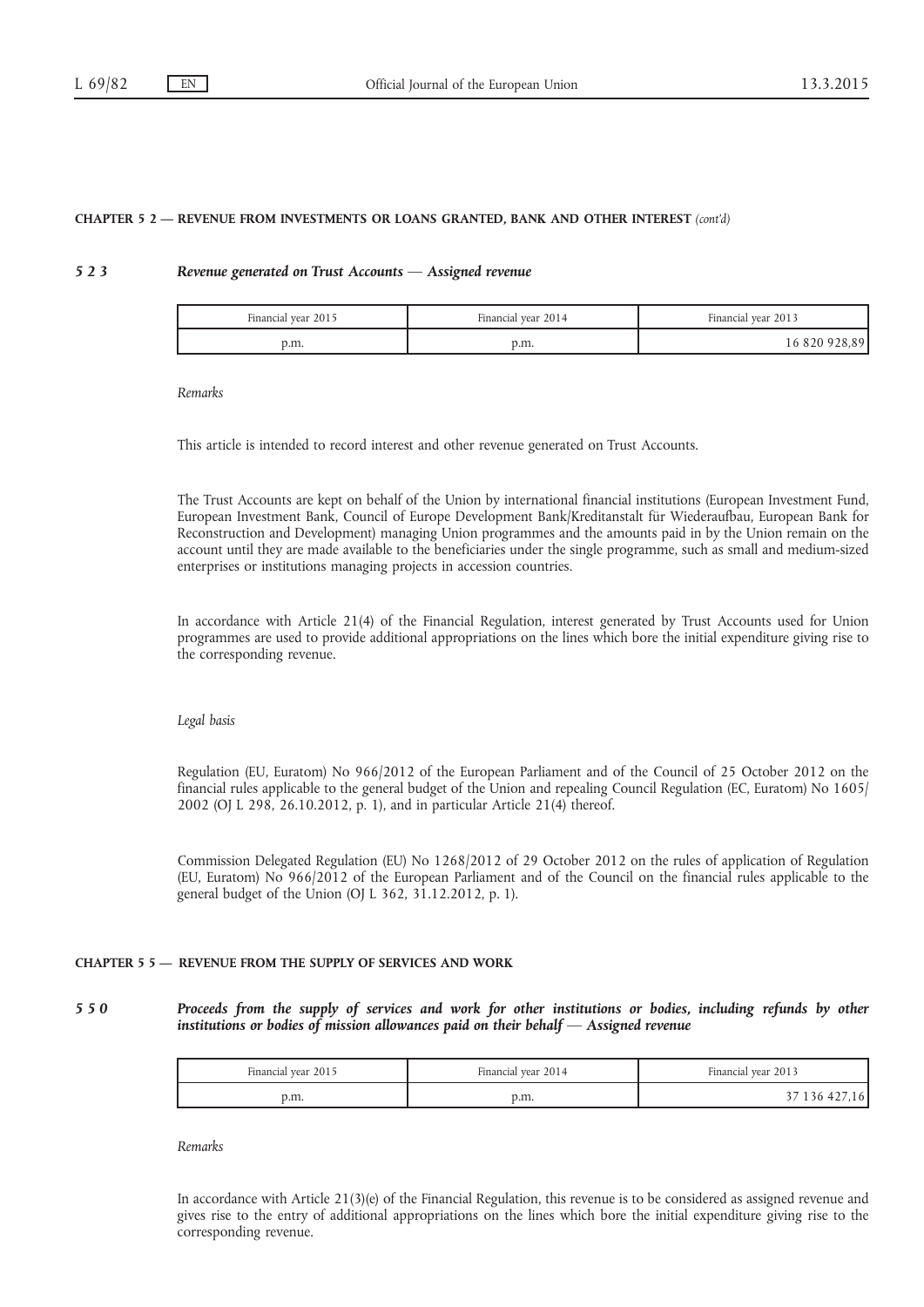**CHAPTER 5 2 — REVENUE FROM INVESTMENTS OR LOANS GRANTED, BANK AND OTHER INTEREST** *(cont'd)*

### *5 2 3 Revenue generated on Trust Accounts — Assigned revenue*

| Financial year 2015 | Financial year 2014 | Financial year 2013 |
|---|---|---|
| p.m. | p.m. | 16 820 928,89 |

*Remarks*

This article is intended to record interest and other revenue generated on Trust Accounts.

The Trust Accounts are kept on behalf of the Union by international financial institutions (European Investment Fund, European Investment Bank, Council of Europe Development Bank/Kreditanstalt für Wiederaufbau, European Bank for Reconstruction and Development) managing Union programmes and the amounts paid in by the Union remain on the account until they are made available to the beneficiaries under the single programme, such as small and medium-sized enterprises or institutions managing projects in accession countries.

In accordance with Article 21(4) of the Financial Regulation, interest generated by Trust Accounts used for Union programmes are used to provide additional appropriations on the lines which bore the initial expenditure giving rise to the corresponding revenue.

*Legal basis*

Regulation (EU, Euratom) No 966/2012 of the European Parliament and of the Council of 25 October 2012 on the financial rules applicable to the general budget of the Union and repealing Council Regulation (EC, Euratom) No 1605/2002 (OJ L 298, 26.10.2012, p. 1), and in particular Article 21(4) thereof.

Commission Delegated Regulation (EU) No 1268/2012 of 29 October 2012 on the rules of application of Regulation (EU, Euratom) No 966/2012 of the European Parliament and of the Council on the financial rules applicable to the general budget of the Union (OJ L 362, 31.12.2012, p. 1).

**CHAPTER 5 5 — REVENUE FROM THE SUPPLY OF SERVICES AND WORK**

### *5 5 0 Proceeds from the supply of services and work for other institutions or bodies, including refunds by other institutions or bodies of mission allowances paid on their behalf — Assigned revenue*

| Financial year 2015 | Financial year 2014 | Financial year 2013 |
|---|---|---|
| p.m. | p.m. | 37 136 427,16 |

*Remarks*

In accordance with Article 21(3)(e) of the Financial Regulation, this revenue is to be considered as assigned revenue and gives rise to the entry of additional appropriations on the lines which bore the initial expenditure giving rise to the corresponding revenue.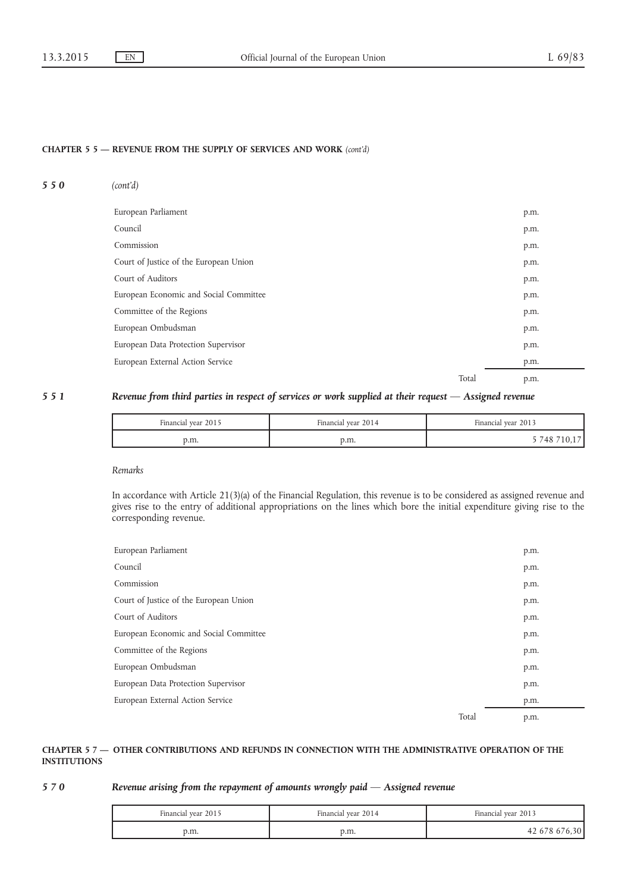**CHAPTER 5 5 — REVENUE FROM THE SUPPLY OF SERVICES AND WORK** *(cont'd)*

***5 5 0*** *(cont'd)*

| | |
|---|---|
| European Parliament | p.m. |
| Council | p.m. |
| Commission | p.m. |
| Court of Justice of the European Union | p.m. |
| Court of Auditors | p.m. |
| European Economic and Social Committee | p.m. |
| Committee of the Regions | p.m. |
| European Ombudsman | p.m. |
| European Data Protection Supervisor | p.m. |
| European External Action Service | p.m. |
| Total | p.m. |

***5 5 1*** ***Revenue from third parties in respect of services or work supplied at their request — Assigned revenue***

| Financial year 2015 | Financial year 2014 | Financial year 2013 |
|---|---|---|
| p.m. | p.m. | 5 748 710,17 |

*Remarks*

In accordance with Article 21(3)(a) of the Financial Regulation, this revenue is to be considered as assigned revenue and gives rise to the entry of additional appropriations on the lines which bore the initial expenditure giving rise to the corresponding revenue.

| | |
|---|---|
| European Parliament | p.m. |
| Council | p.m. |
| Commission | p.m. |
| Court of Justice of the European Union | p.m. |
| Court of Auditors | p.m. |
| European Economic and Social Committee | p.m. |
| Committee of the Regions | p.m. |
| European Ombudsman | p.m. |
| European Data Protection Supervisor | p.m. |
| European External Action Service | p.m. |
| Total | p.m. |

**CHAPTER 5 7 — OTHER CONTRIBUTIONS AND REFUNDS IN CONNECTION WITH THE ADMINISTRATIVE OPERATION OF THE INSTITUTIONS**

***5 7 0*** ***Revenue arising from the repayment of amounts wrongly paid — Assigned revenue***

| Financial year 2015 | Financial year 2014 | Financial year 2013 |
|---|---|---|
| p.m. | p.m. | 42 678 676,30 |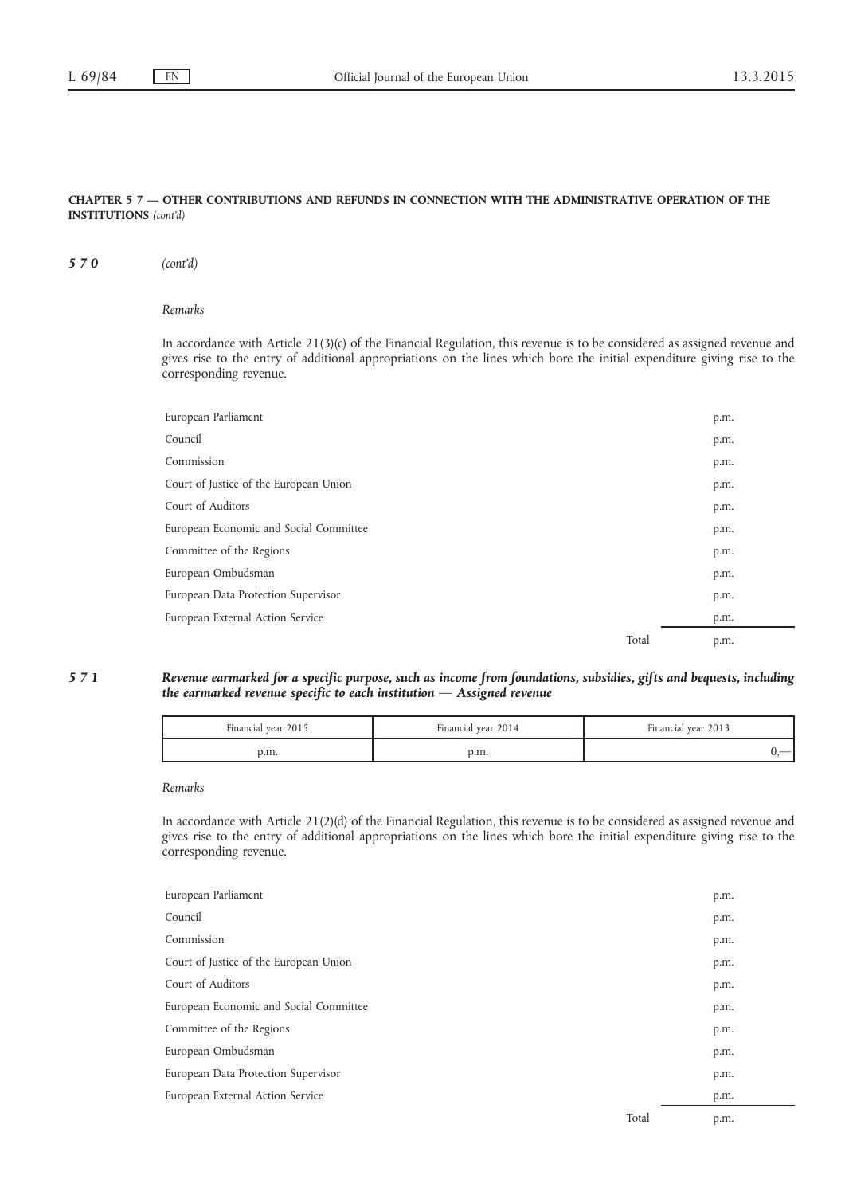**CHAPTER 5 7 — OTHER CONTRIBUTIONS AND REFUNDS IN CONNECTION WITH THE ADMINISTRATIVE OPERATION OF THE INSTITUTIONS** *(cont'd)*

***5 7 0*** *(cont'd)*

*Remarks*

In accordance with Article 21(3)(c) of the Financial Regulation, this revenue is to be considered as assigned revenue and gives rise to the entry of additional appropriations on the lines which bore the initial expenditure giving rise to the corresponding revenue.

| | | |
|---|---|---|
| European Parliament | | p.m. |
| Council | | p.m. |
| Commission | | p.m. |
| Court of Justice of the European Union | | p.m. |
| Court of Auditors | | p.m. |
| European Economic and Social Committee | | p.m. |
| Committee of the Regions | | p.m. |
| European Ombudsman | | p.m. |
| European Data Protection Supervisor | | p.m. |
| European External Action Service | | p.m. |
| | Total | p.m. |

***5 7 1*** ***Revenue earmarked for a specific purpose, such as income from foundations, subsidies, gifts and bequests, including the earmarked revenue specific to each institution — Assigned revenue***

| Financial year 2015 | Financial year 2014 | Financial year 2013 |
|---|---|---|
| p.m. | p.m. | 0,— |

*Remarks*

In accordance with Article 21(2)(d) of the Financial Regulation, this revenue is to be considered as assigned revenue and gives rise to the entry of additional appropriations on the lines which bore the initial expenditure giving rise to the corresponding revenue.

| | | |
|---|---|---|
| European Parliament | | p.m. |
| Council | | p.m. |
| Commission | | p.m. |
| Court of Justice of the European Union | | p.m. |
| Court of Auditors | | p.m. |
| European Economic and Social Committee | | p.m. |
| Committee of the Regions | | p.m. |
| European Ombudsman | | p.m. |
| European Data Protection Supervisor | | p.m. |
| European External Action Service | | p.m. |
| | Total | p.m. |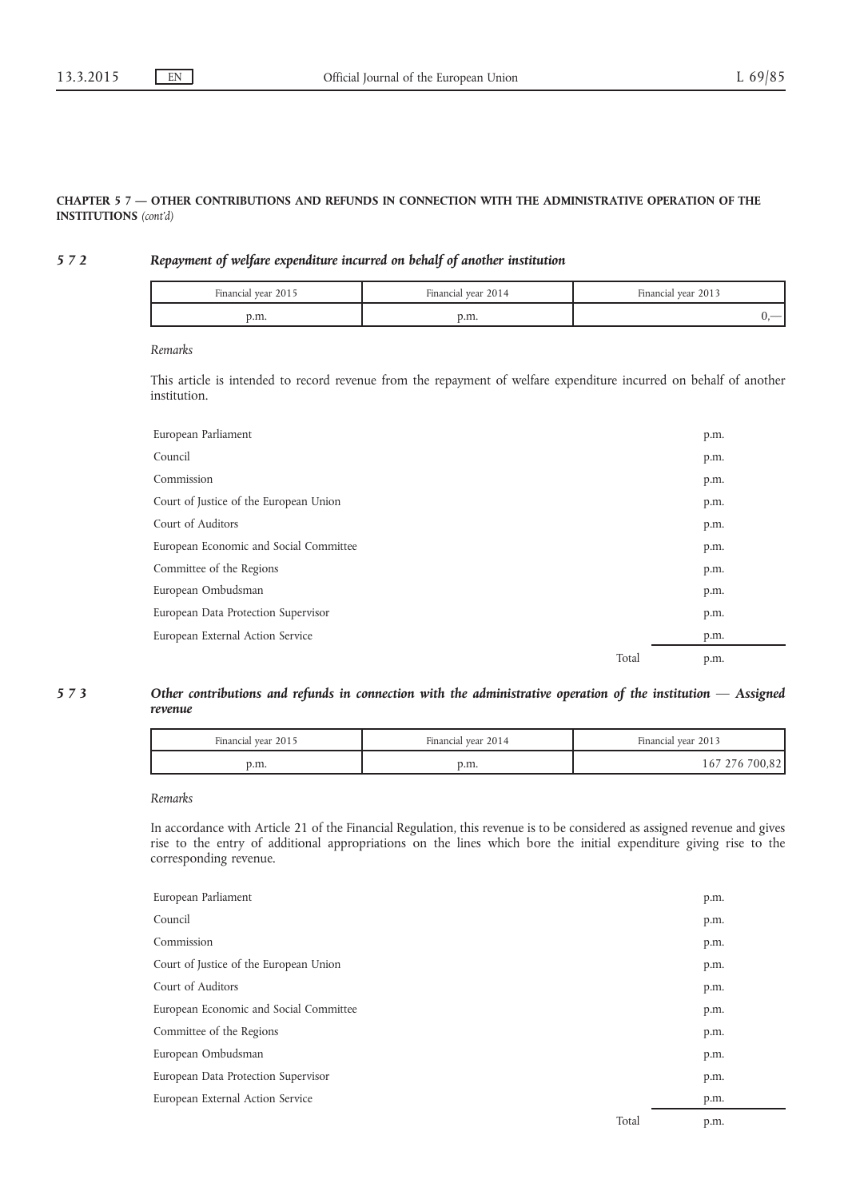**CHAPTER 5 7 — OTHER CONTRIBUTIONS AND REFUNDS IN CONNECTION WITH THE ADMINISTRATIVE OPERATION OF THE INSTITUTIONS** *(cont'd)*

### *5 7 2 Repayment of welfare expenditure incurred on behalf of another institution*

| Financial year 2015 | Financial year 2014 | Financial year 2013 |
|---|---|---|
| p.m. | p.m. | 0,— |

*Remarks*

This article is intended to record revenue from the repayment of welfare expenditure incurred on behalf of another institution.

| | |
|---|---|
| European Parliament | p.m. |
| Council | p.m. |
| Commission | p.m. |
| Court of Justice of the European Union | p.m. |
| Court of Auditors | p.m. |
| European Economic and Social Committee | p.m. |
| Committee of the Regions | p.m. |
| European Ombudsman | p.m. |
| European Data Protection Supervisor | p.m. |
| European External Action Service | p.m. |
| Total | p.m. |

### *5 7 3 Other contributions and refunds in connection with the administrative operation of the institution — Assigned revenue*

| Financial year 2015 | Financial year 2014 | Financial year 2013 |
|---|---|---|
| p.m. | p.m. | 167 276 700,82 |

*Remarks*

In accordance with Article 21 of the Financial Regulation, this revenue is to be considered as assigned revenue and gives rise to the entry of additional appropriations on the lines which bore the initial expenditure giving rise to the corresponding revenue.

| | |
|---|---|
| European Parliament | p.m. |
| Council | p.m. |
| Commission | p.m. |
| Court of Justice of the European Union | p.m. |
| Court of Auditors | p.m. |
| European Economic and Social Committee | p.m. |
| Committee of the Regions | p.m. |
| European Ombudsman | p.m. |
| European Data Protection Supervisor | p.m. |
| European External Action Service | p.m. |
| Total | p.m. |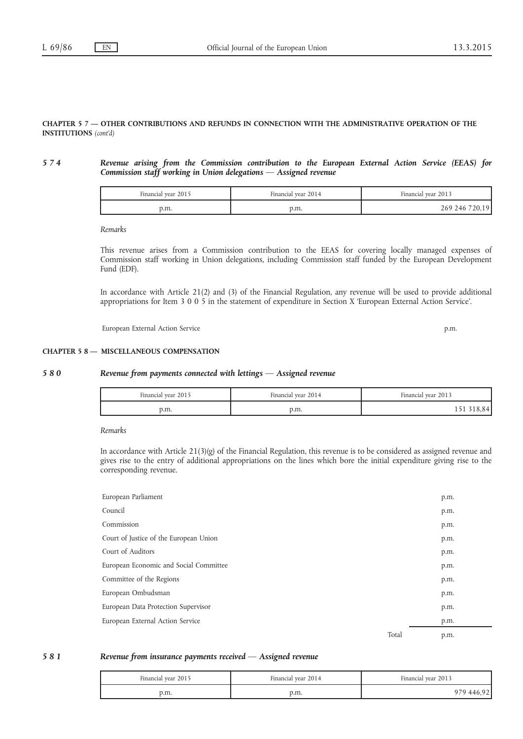**CHAPTER 5 7 — OTHER CONTRIBUTIONS AND REFUNDS IN CONNECTION WITH THE ADMINISTRATIVE OPERATION OF THE INSTITUTIONS** *(cont'd)*

### 5 7 4 *Revenue arising from the Commission contribution to the European External Action Service (EEAS) for Commission staff working in Union delegations — Assigned revenue*

| Financial year 2015 | Financial year 2014 | Financial year 2013 |
|---|---|---|
| p.m. | p.m. | 269 246 720,19 |

*Remarks*

This revenue arises from a Commission contribution to the EEAS for covering locally managed expenses of Commission staff working in Union delegations, including Commission staff funded by the European Development Fund (EDF).

In accordance with Article 21(2) and (3) of the Financial Regulation, any revenue will be used to provide additional appropriations for Item 3 0 0 5 in the statement of expenditure in Section X 'European External Action Service'.

| | |
|---|---|
| European External Action Service | p.m. |

**CHAPTER 5 8 — MISCELLANEOUS COMPENSATION**

### 5 8 0 *Revenue from payments connected with lettings — Assigned revenue*

| Financial year 2015 | Financial year 2014 | Financial year 2013 |
|---|---|---|
| p.m. | p.m. | 151 318,84 |

*Remarks*

In accordance with Article 21(3)(g) of the Financial Regulation, this revenue is to be considered as assigned revenue and gives rise to the entry of additional appropriations on the lines which bore the initial expenditure giving rise to the corresponding revenue.

| | |
|---|---|
| European Parliament | p.m. |
| Council | p.m. |
| Commission | p.m. |
| Court of Justice of the European Union | p.m. |
| Court of Auditors | p.m. |
| European Economic and Social Committee | p.m. |
| Committee of the Regions | p.m. |
| European Ombudsman | p.m. |
| European Data Protection Supervisor | p.m. |
| European External Action Service | p.m. |
| Total | p.m. |

### 5 8 1 *Revenue from insurance payments received — Assigned revenue*

| Financial year 2015 | Financial year 2014 | Financial year 2013 |
|---|---|---|
| p.m. | p.m. | 979 446,92 |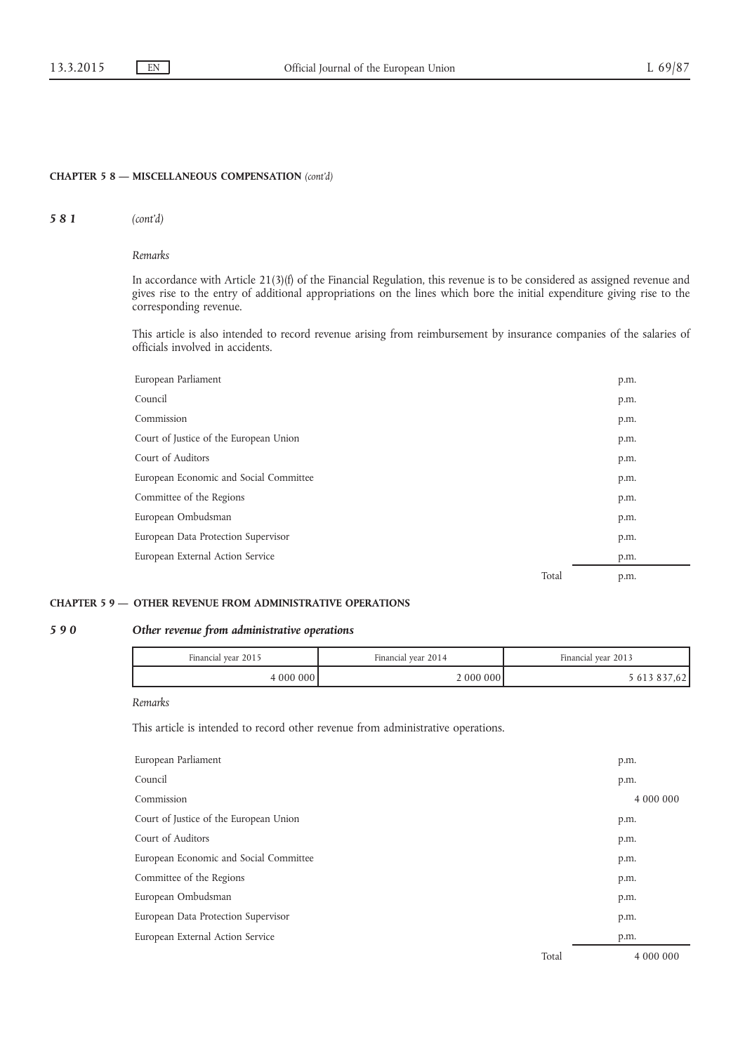**CHAPTER 5 8 — MISCELLANEOUS COMPENSATION** *(cont'd)*

***5 8 1*** *(cont'd)*

*Remarks*

In accordance with Article 21(3)(f) of the Financial Regulation, this revenue is to be considered as assigned revenue and gives rise to the entry of additional appropriations on the lines which bore the initial expenditure giving rise to the corresponding revenue.

This article is also intended to record revenue arising from reimbursement by insurance companies of the salaries of officials involved in accidents.

| | |
|---|---|
| European Parliament | p.m. |
| Council | p.m. |
| Commission | p.m. |
| Court of Justice of the European Union | p.m. |
| Court of Auditors | p.m. |
| European Economic and Social Committee | p.m. |
| Committee of the Regions | p.m. |
| European Ombudsman | p.m. |
| European Data Protection Supervisor | p.m. |
| European External Action Service | p.m. |
| Total | p.m. |

**CHAPTER 5 9 — OTHER REVENUE FROM ADMINISTRATIVE OPERATIONS**

***5 9 0*** ***Other revenue from administrative operations***

| Financial year 2015 | Financial year 2014 | Financial year 2013 |
|---|---|---|
| 4 000 000 | 2 000 000 | 5 613 837,62 |

*Remarks*

This article is intended to record other revenue from administrative operations.

| | |
|---|---|
| European Parliament | p.m. |
| Council | p.m. |
| Commission | 4 000 000 |
| Court of Justice of the European Union | p.m. |
| Court of Auditors | p.m. |
| European Economic and Social Committee | p.m. |
| Committee of the Regions | p.m. |
| European Ombudsman | p.m. |
| European Data Protection Supervisor | p.m. |
| European External Action Service | p.m. |
| Total | 4 000 000 |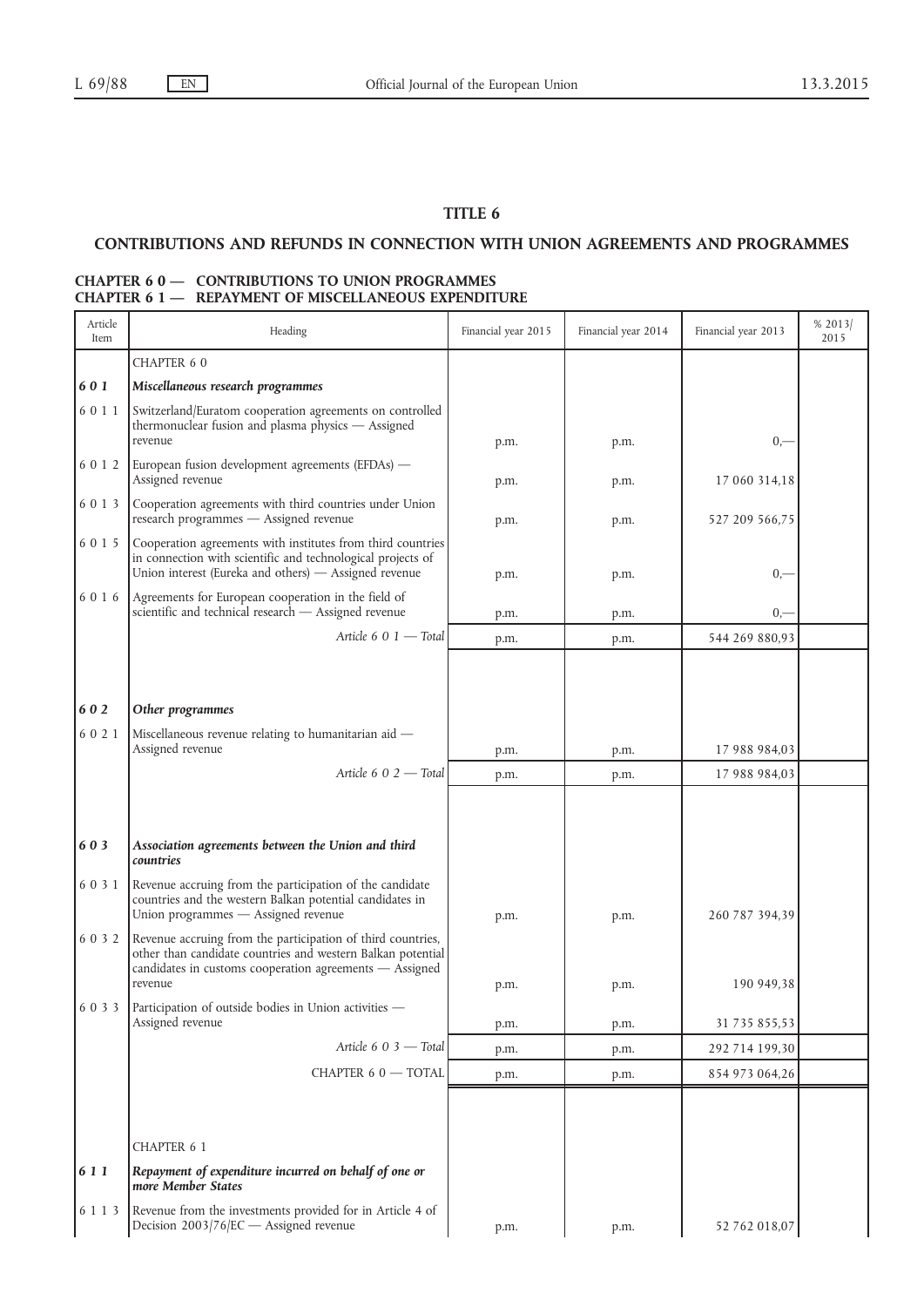# TITLE 6

## CONTRIBUTIONS AND REFUNDS IN CONNECTION WITH UNION AGREEMENTS AND PROGRAMMES

### CHAPTER 6 0 — CONTRIBUTIONS TO UNION PROGRAMMES
### CHAPTER 6 1 — REPAYMENT OF MISCELLANEOUS EXPENDITURE

| Article Item | Heading | Financial year 2015 | Financial year 2014 | Financial year 2013 | % 2013/2015 |
|---|---|---|---|---|---|
| | CHAPTER 6 0 | | | | |
| ***6 0 1*** | ***Miscellaneous research programmes*** | | | | |
| 6 0 1 1 | Switzerland/Euratom cooperation agreements on controlled thermonuclear fusion and plasma physics — Assigned revenue | p.m. | p.m. | 0,— | |
| 6 0 1 2 | European fusion development agreements (EFDAs) — Assigned revenue | p.m. | p.m. | 17 060 314,18 | |
| 6 0 1 3 | Cooperation agreements with third countries under Union research programmes — Assigned revenue | p.m. | p.m. | 527 209 566,75 | |
| 6 0 1 5 | Cooperation agreements with institutes from third countries in connection with scientific and technological projects of Union interest (Eureka and others) — Assigned revenue | p.m. | p.m. | 0,— | |
| 6 0 1 6 | Agreements for European cooperation in the field of scientific and technical research — Assigned revenue | p.m. | p.m. | 0,— | |
| | *Article 6 0 1 — Total* | p.m. | p.m. | 544 269 880,93 | |
| ***6 0 2*** | ***Other programmes*** | | | | |
| 6 0 2 1 | Miscellaneous revenue relating to humanitarian aid — Assigned revenue | p.m. | p.m. | 17 988 984,03 | |
| | *Article 6 0 2 — Total* | p.m. | p.m. | 17 988 984,03 | |
| ***6 0 3*** | ***Association agreements between the Union and third countries*** | | | | |
| 6 0 3 1 | Revenue accruing from the participation of the candidate countries and the western Balkan potential candidates in Union programmes — Assigned revenue | p.m. | p.m. | 260 787 394,39 | |
| 6 0 3 2 | Revenue accruing from the participation of third countries, other than candidate countries and western Balkan potential candidates in customs cooperation agreements — Assigned revenue | p.m. | p.m. | 190 949,38 | |
| 6 0 3 3 | Participation of outside bodies in Union activities — Assigned revenue | p.m. | p.m. | 31 735 855,53 | |
| | *Article 6 0 3 — Total* | p.m. | p.m. | 292 714 199,30 | |
| | CHAPTER 6 0 — TOTAL | p.m. | p.m. | 854 973 064,26 | |
| | CHAPTER 6 1 | | | | |
| ***6 1 1*** | ***Repayment of expenditure incurred on behalf of one or more Member States*** | | | | |
| 6 1 1 3 | Revenue from the investments provided for in Article 4 of Decision 2003/76/EC — Assigned revenue | p.m. | p.m. | 52 762 018,07 | |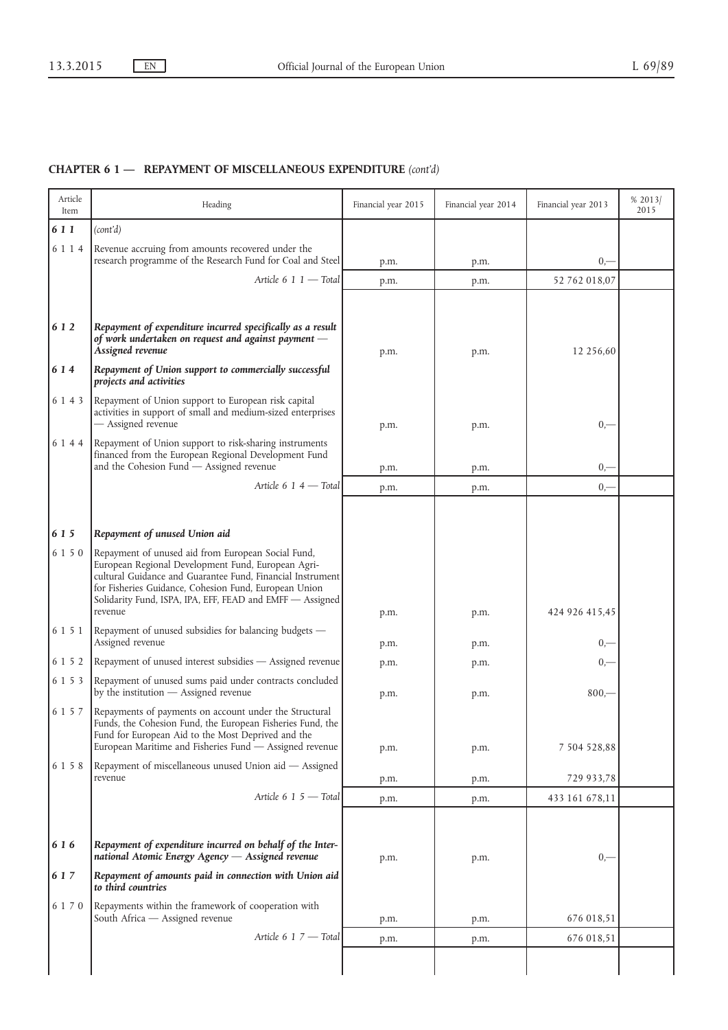**CHAPTER 6 1 — REPAYMENT OF MISCELLANEOUS EXPENDITURE** *(cont'd)*

| Article Item | Heading | Financial year 2015 | Financial year 2014 | Financial year 2013 | % 2013/2015 |
|---|---|---|---|---|---|
| ***6 1 1*** | *(cont'd)* | | | | |
| 6 1 1 4 | Revenue accruing from amounts recovered under the research programme of the Research Fund for Coal and Steel | p.m. | p.m. | 0,— | |
| | *Article 6 1 1 — Total* | p.m. | p.m. | 52 762 018,07 | |
| ***6 1 2*** | ***Repayment of expenditure incurred specifically as a result of work undertaken on request and against payment — Assigned revenue*** | p.m. | p.m. | 12 256,60 | |
| ***6 1 4*** | ***Repayment of Union support to commercially successful projects and activities*** | | | | |
| 6 1 4 3 | Repayment of Union support to European risk capital activities in support of small and medium-sized enterprises — Assigned revenue | p.m. | p.m. | 0,— | |
| 6 1 4 4 | Repayment of Union support to risk-sharing instruments financed from the European Regional Development Fund and the Cohesion Fund — Assigned revenue | p.m. | p.m. | 0,— | |
| | *Article 6 1 4 — Total* | p.m. | p.m. | 0,— | |
| ***6 1 5*** | ***Repayment of unused Union aid*** | | | | |
| 6 1 5 0 | Repayment of unused aid from European Social Fund, European Regional Development Fund, European Agricultural Guidance and Guarantee Fund, Financial Instrument for Fisheries Guidance, Cohesion Fund, European Union Solidarity Fund, ISPA, IPA, EFF, FEAD and EMFF — Assigned revenue | p.m. | p.m. | 424 926 415,45 | |
| 6 1 5 1 | Repayment of unused subsidies for balancing budgets — Assigned revenue | p.m. | p.m. | 0,— | |
| 6 1 5 2 | Repayment of unused interest subsidies — Assigned revenue | p.m. | p.m. | 0,— | |
| 6 1 5 3 | Repayment of unused sums paid under contracts concluded by the institution — Assigned revenue | p.m. | p.m. | 800,— | |
| 6 1 5 7 | Repayments of payments on account under the Structural Funds, the Cohesion Fund, the European Fisheries Fund, the Fund for European Aid to the Most Deprived and the European Maritime and Fisheries Fund — Assigned revenue | p.m. | p.m. | 7 504 528,88 | |
| 6 1 5 8 | Repayment of miscellaneous unused Union aid — Assigned revenue | p.m. | p.m. | 729 933,78 | |
| | *Article 6 1 5 — Total* | p.m. | p.m. | 433 161 678,11 | |
| ***6 1 6*** | ***Repayment of expenditure incurred on behalf of the International Atomic Energy Agency — Assigned revenue*** | p.m. | p.m. | 0,— | |
| ***6 1 7*** | ***Repayment of amounts paid in connection with Union aid to third countries*** | | | | |
| 6 1 7 0 | Repayments within the framework of cooperation with South Africa — Assigned revenue | p.m. | p.m. | 676 018,51 | |
| | *Article 6 1 7 — Total* | p.m. | p.m. | 676 018,51 | |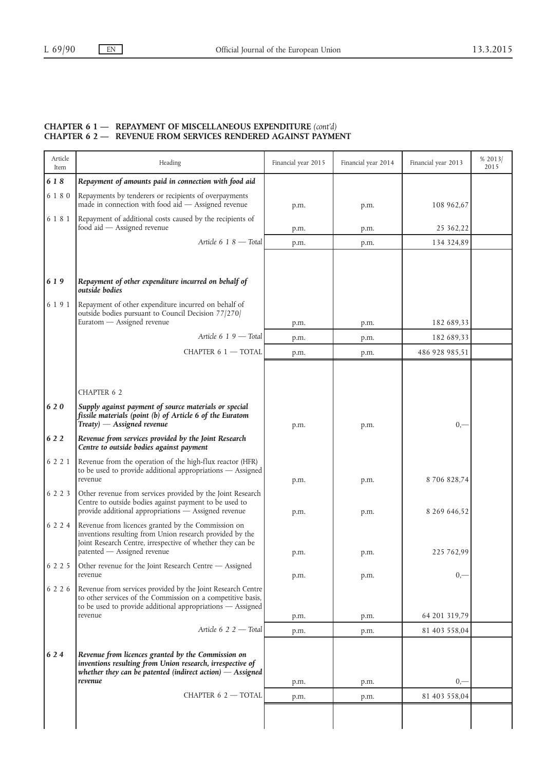**CHAPTER 6 1 — REPAYMENT OF MISCELLANEOUS EXPENDITURE** *(cont'd)*
**CHAPTER 6 2 — REVENUE FROM SERVICES RENDERED AGAINST PAYMENT**

| Article Item | Heading | Financial year 2015 | Financial year 2014 | Financial year 2013 | % 2013/2015 |
|---|---|---|---|---|---|
| **6 1 8** | ***Repayment of amounts paid in connection with food aid*** | | | | |
| 6 1 8 0 | Repayments by tenderers or recipients of overpayments made in connection with food aid — Assigned revenue | p.m. | p.m. | 108 962,67 | |
| 6 1 8 1 | Repayment of additional costs caused by the recipients of food aid — Assigned revenue | p.m. | p.m. | 25 362,22 | |
| | *Article 6 1 8 — Total* | p.m. | p.m. | 134 324,89 | |
| **6 1 9** | ***Repayment of other expenditure incurred on behalf of outside bodies*** | | | | |
| 6 1 9 1 | Repayment of other expenditure incurred on behalf of outside bodies pursuant to Council Decision 77/270/Euratom — Assigned revenue | p.m. | p.m. | 182 689,33 | |
| | *Article 6 1 9 — Total* | p.m. | p.m. | 182 689,33 | |
| | CHAPTER 6 1 — TOTAL | p.m. | p.m. | 486 928 985,51 | |
| | CHAPTER 6 2 | | | | |
| **6 2 0** | ***Supply against payment of source materials or special fissile materials (point (b) of Article 6 of the Euratom Treaty) — Assigned revenue*** | p.m. | p.m. | 0,— | |
| **6 2 2** | ***Revenue from services provided by the Joint Research Centre to outside bodies against payment*** | | | | |
| 6 2 2 1 | Revenue from the operation of the high-flux reactor (HFR) to be used to provide additional appropriations — Assigned revenue | p.m. | p.m. | 8 706 828,74 | |
| 6 2 2 3 | Other revenue from services provided by the Joint Research Centre to outside bodies against payment to be used to provide additional appropriations — Assigned revenue | p.m. | p.m. | 8 269 646,52 | |
| 6 2 2 4 | Revenue from licences granted by the Commission on inventions resulting from Union research provided by the Joint Research Centre, irrespective of whether they can be patented — Assigned revenue | p.m. | p.m. | 225 762,99 | |
| 6 2 2 5 | Other revenue for the Joint Research Centre — Assigned revenue | p.m. | p.m. | 0,— | |
| 6 2 2 6 | Revenue from services provided by the Joint Research Centre to other services of the Commission on a competitive basis, to be used to provide additional appropriations — Assigned revenue | p.m. | p.m. | 64 201 319,79 | |
| | *Article 6 2 2 — Total* | p.m. | p.m. | 81 403 558,04 | |
| **6 2 4** | ***Revenue from licences granted by the Commission on inventions resulting from Union research, irrespective of whether they can be patented (indirect action) — Assigned revenue*** | p.m. | p.m. | 0,— | |
| | CHAPTER 6 2 — TOTAL | p.m. | p.m. | 81 403 558,04 | |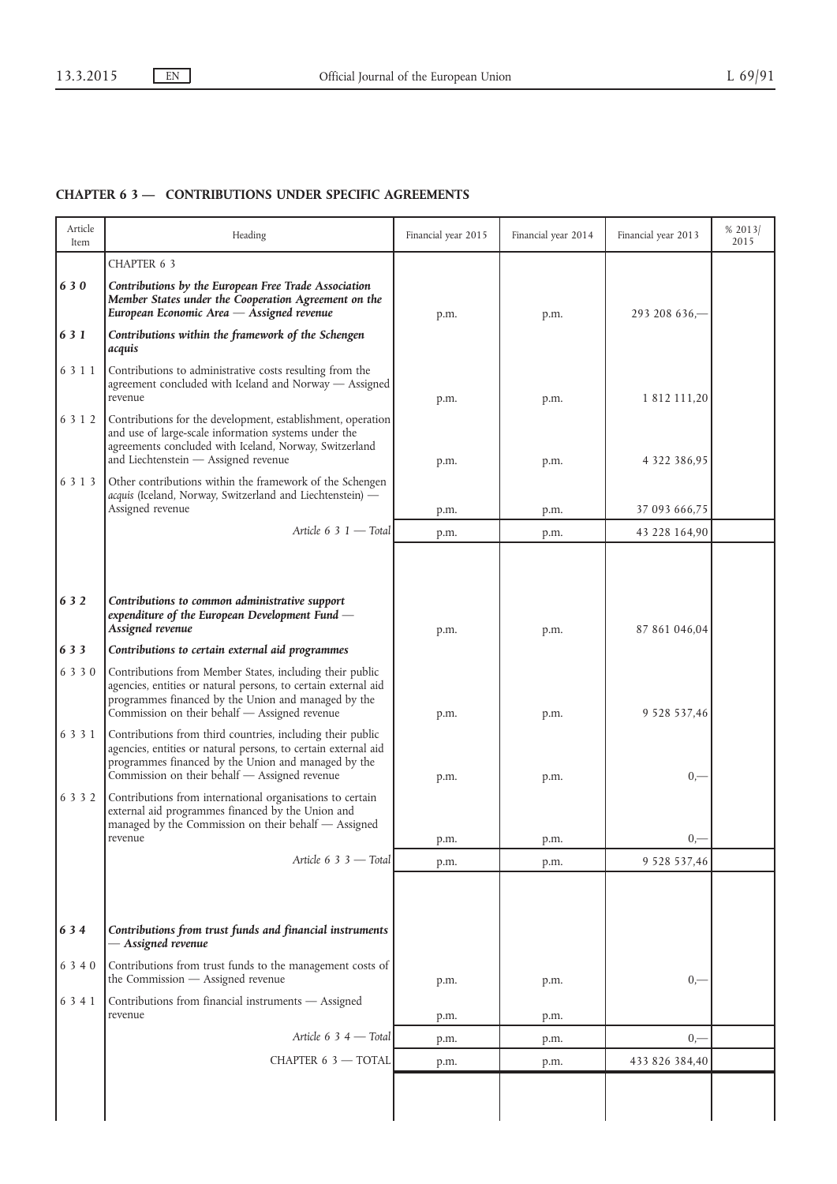## CHAPTER 6 3 — CONTRIBUTIONS UNDER SPECIFIC AGREEMENTS

| Article Item | Heading | Financial year 2015 | Financial year 2014 | Financial year 2013 | % 2013/2015 |
|---|---|---|---|---|---|
| | CHAPTER 6 3 | | | | |
| ***6 3 0*** | ***Contributions by the European Free Trade Association Member States under the Cooperation Agreement on the European Economic Area — Assigned revenue*** | p.m. | p.m. | 293 208 636,— | |
| ***6 3 1*** | ***Contributions within the framework of the Schengen acquis*** | | | | |
| 6 3 1 1 | Contributions to administrative costs resulting from the agreement concluded with Iceland and Norway — Assigned revenue | p.m. | p.m. | 1 812 111,20 | |
| 6 3 1 2 | Contributions for the development, establishment, operation and use of large-scale information systems under the agreements concluded with Iceland, Norway, Switzerland and Liechtenstein — Assigned revenue | p.m. | p.m. | 4 322 386,95 | |
| 6 3 1 3 | Other contributions within the framework of the Schengen *acquis* (Iceland, Norway, Switzerland and Liechtenstein) — Assigned revenue | p.m. | p.m. | 37 093 666,75 | |
| | *Article 6 3 1 — Total* | p.m. | p.m. | 43 228 164,90 | |
| ***6 3 2*** | ***Contributions to common administrative support expenditure of the European Development Fund — Assigned revenue*** | p.m. | p.m. | 87 861 046,04 | |
| ***6 3 3*** | ***Contributions to certain external aid programmes*** | | | | |
| 6 3 3 0 | Contributions from Member States, including their public agencies, entities or natural persons, to certain external aid programmes financed by the Union and managed by the Commission on their behalf — Assigned revenue | p.m. | p.m. | 9 528 537,46 | |
| 6 3 3 1 | Contributions from third countries, including their public agencies, entities or natural persons, to certain external aid programmes financed by the Union and managed by the Commission on their behalf — Assigned revenue | p.m. | p.m. | 0,— | |
| 6 3 3 2 | Contributions from international organisations to certain external aid programmes financed by the Union and managed by the Commission on their behalf — Assigned revenue | p.m. | p.m. | 0,— | |
| | *Article 6 3 3 — Total* | p.m. | p.m. | 9 528 537,46 | |
| ***6 3 4*** | ***Contributions from trust funds and financial instruments — Assigned revenue*** | | | | |
| 6 3 4 0 | Contributions from trust funds to the management costs of the Commission — Assigned revenue | p.m. | p.m. | 0,— | |
| 6 3 4 1 | Contributions from financial instruments — Assigned revenue | p.m. | p.m. | | |
| | *Article 6 3 4 — Total* | p.m. | p.m. | 0,— | |
| | CHAPTER 6 3 — TOTAL | p.m. | p.m. | 433 826 384,40 | |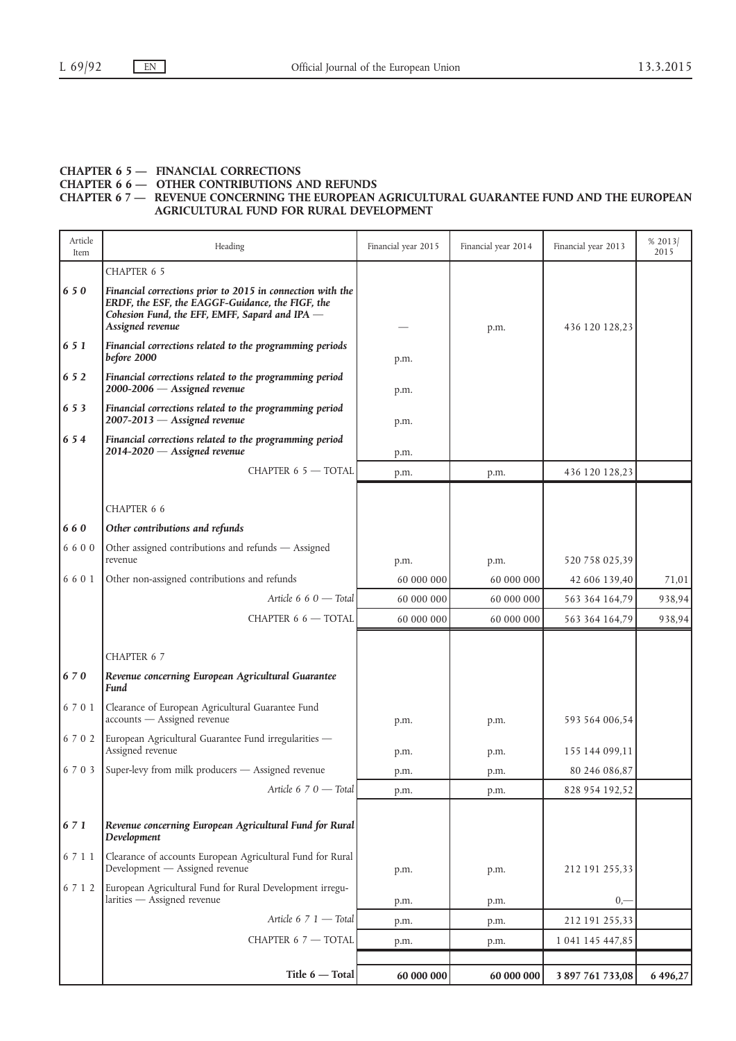**CHAPTER 6 5 — FINANCIAL CORRECTIONS**

**CHAPTER 6 6 — OTHER CONTRIBUTIONS AND REFUNDS**

**CHAPTER 6 7 — REVENUE CONCERNING THE EUROPEAN AGRICULTURAL GUARANTEE FUND AND THE EUROPEAN AGRICULTURAL FUND FOR RURAL DEVELOPMENT**

| Article Item | Heading | Financial year 2015 | Financial year 2014 | Financial year 2013 | % 2013/2015 |
|---|---|---|---|---|---|
| | CHAPTER 6 5 | | | | |
| **6 5 0** | ***Financial corrections prior to 2015 in connection with the ERDF, the ESF, the EAGGF-Guidance, the FIGF, the Cohesion Fund, the EFF, EMFF, Sapard and IPA — Assigned revenue*** | — | p.m. | 436 120 128,23 | |
| **6 5 1** | ***Financial corrections related to the programming periods before 2000*** | p.m. | | | |
| **6 5 2** | ***Financial corrections related to the programming period 2000-2006 — Assigned revenue*** | p.m. | | | |
| **6 5 3** | ***Financial corrections related to the programming period 2007-2013 — Assigned revenue*** | p.m. | | | |
| **6 5 4** | ***Financial corrections related to the programming period 2014-2020 — Assigned revenue*** | p.m. | | | |
| | CHAPTER 6 5 — TOTAL | p.m. | p.m. | 436 120 128,23 | |
| | CHAPTER 6 6 | | | | |
| **6 6 0** | ***Other contributions and refunds*** | | | | |
| 6 6 0 0 | Other assigned contributions and refunds — Assigned revenue | p.m. | p.m. | 520 758 025,39 | |
| 6 6 0 1 | Other non-assigned contributions and refunds | 60 000 000 | 60 000 000 | 42 606 139,40 | 71,01 |
| | *Article 6 6 0 — Total* | 60 000 000 | 60 000 000 | 563 364 164,79 | 938,94 |
| | CHAPTER 6 6 — TOTAL | 60 000 000 | 60 000 000 | 563 364 164,79 | 938,94 |
| | CHAPTER 6 7 | | | | |
| **6 7 0** | ***Revenue concerning European Agricultural Guarantee Fund*** | | | | |
| 6 7 0 1 | Clearance of European Agricultural Guarantee Fund accounts — Assigned revenue | p.m. | p.m. | 593 564 006,54 | |
| 6 7 0 2 | European Agricultural Guarantee Fund irregularities — Assigned revenue | p.m. | p.m. | 155 144 099,11 | |
| 6 7 0 3 | Super-levy from milk producers — Assigned revenue | p.m. | p.m. | 80 246 086,87 | |
| | *Article 6 7 0 — Total* | p.m. | p.m. | 828 954 192,52 | |
| **6 7 1** | ***Revenue concerning European Agricultural Fund for Rural Development*** | | | | |
| 6 7 1 1 | Clearance of accounts European Agricultural Fund for Rural Development — Assigned revenue | p.m. | p.m. | 212 191 255,33 | |
| 6 7 1 2 | European Agricultural Fund for Rural Development irregularities — Assigned revenue | p.m. | p.m. | 0,— | |
| | *Article 6 7 1 — Total* | p.m. | p.m. | 212 191 255,33 | |
| | CHAPTER 6 7 — TOTAL | p.m. | p.m. | 1 041 145 447,85 | |
| | **Title 6 — Total** | **60 000 000** | **60 000 000** | **3 897 761 733,08** | **6 496,27** |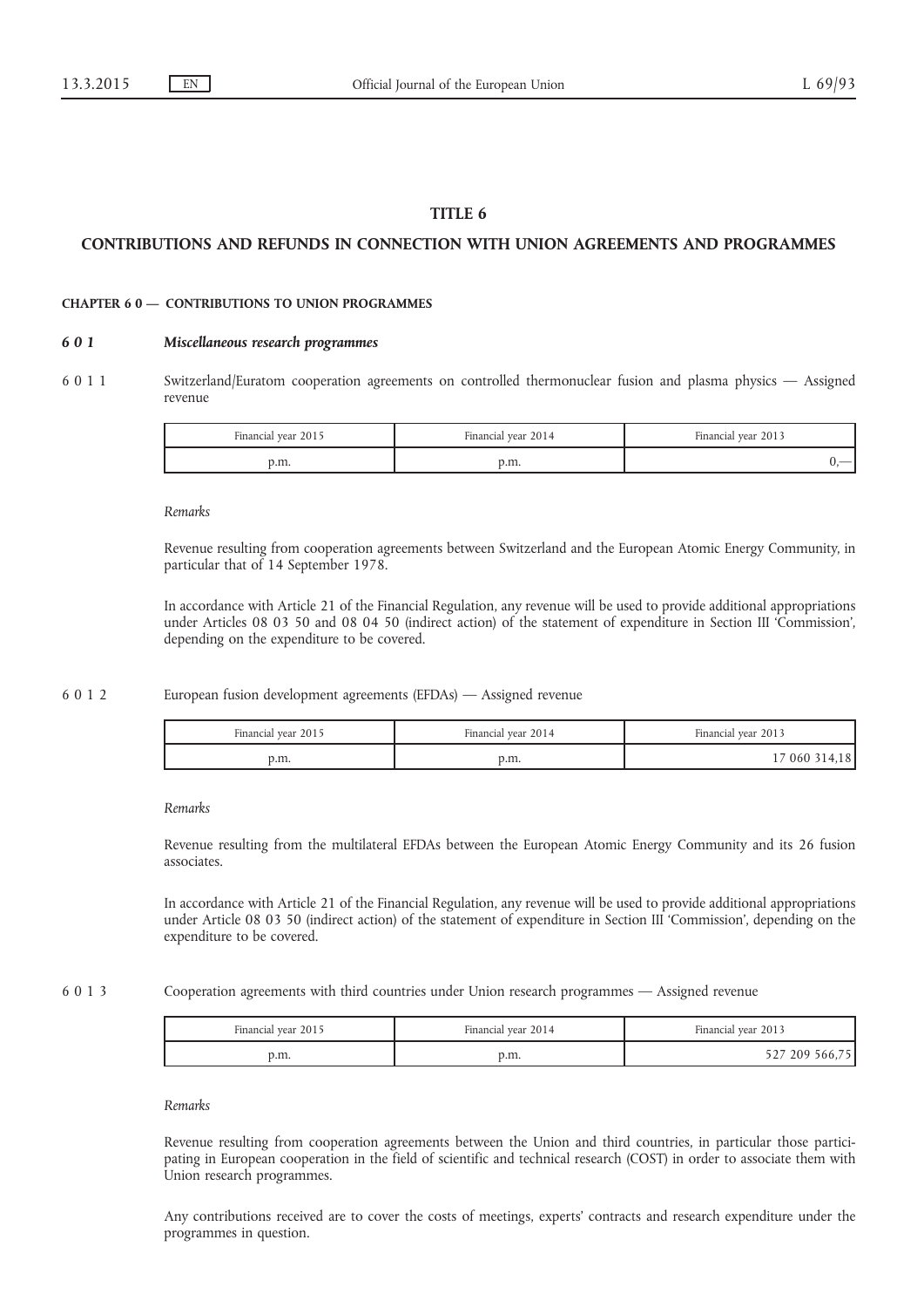# TITLE 6

## CONTRIBUTIONS AND REFUNDS IN CONNECTION WITH UNION AGREEMENTS AND PROGRAMMES

### CHAPTER 6 0 — CONTRIBUTIONS TO UNION PROGRAMMES

#### *6 0 1 Miscellaneous research programmes*

6 0 1 1 Switzerland/Euratom cooperation agreements on controlled thermonuclear fusion and plasma physics — Assigned revenue

| Financial year 2015 | Financial year 2014 | Financial year 2013 |
|---|---|---|
| p.m. | p.m. | 0,— |

*Remarks*

Revenue resulting from cooperation agreements between Switzerland and the European Atomic Energy Community, in particular that of 14 September 1978.

In accordance with Article 21 of the Financial Regulation, any revenue will be used to provide additional appropriations under Articles 08 03 50 and 08 04 50 (indirect action) of the statement of expenditure in Section III 'Commission', depending on the expenditure to be covered.

6 0 1 2 European fusion development agreements (EFDAs) — Assigned revenue

| Financial year 2015 | Financial year 2014 | Financial year 2013 |
|---|---|---|
| p.m. | p.m. | 17 060 314,18 |

*Remarks*

Revenue resulting from the multilateral EFDAs between the European Atomic Energy Community and its 26 fusion associates.

In accordance with Article 21 of the Financial Regulation, any revenue will be used to provide additional appropriations under Article 08 03 50 (indirect action) of the statement of expenditure in Section III 'Commission', depending on the expenditure to be covered.

6 0 1 3 Cooperation agreements with third countries under Union research programmes — Assigned revenue

| Financial year 2015 | Financial year 2014 | Financial year 2013 |
|---|---|---|
| p.m. | p.m. | 527 209 566,75 |

*Remarks*

Revenue resulting from cooperation agreements between the Union and third countries, in particular those participating in European cooperation in the field of scientific and technical research (COST) in order to associate them with Union research programmes.

Any contributions received are to cover the costs of meetings, experts' contracts and research expenditure under the programmes in question.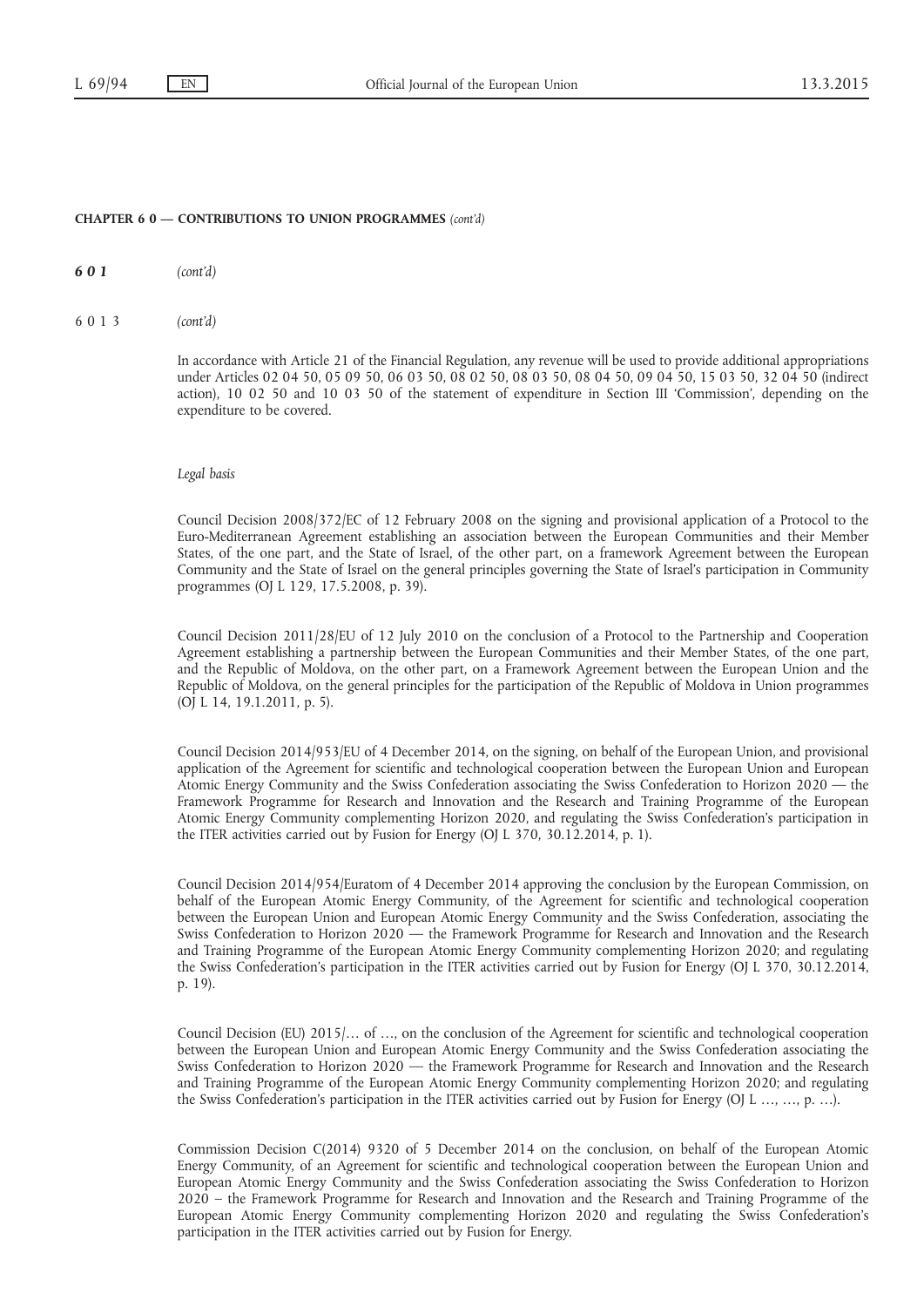**CHAPTER 6 0 — CONTRIBUTIONS TO UNION PROGRAMMES** *(cont'd)*

***6 0 1*** *(cont'd)*

6 0 1 3 *(cont'd)*

In accordance with Article 21 of the Financial Regulation, any revenue will be used to provide additional appropriations under Articles 02 04 50, 05 09 50, 06 03 50, 08 02 50, 08 03 50, 08 04 50, 09 04 50, 15 03 50, 32 04 50 (indirect action), 10 02 50 and 10 03 50 of the statement of expenditure in Section III 'Commission', depending on the expenditure to be covered.

*Legal basis*

Council Decision 2008/372/EC of 12 February 2008 on the signing and provisional application of a Protocol to the Euro-Mediterranean Agreement establishing an association between the European Communities and their Member States, of the one part, and the State of Israel, of the other part, on a framework Agreement between the European Community and the State of Israel on the general principles governing the State of Israel's participation in Community programmes (OJ L 129, 17.5.2008, p. 39).

Council Decision 2011/28/EU of 12 July 2010 on the conclusion of a Protocol to the Partnership and Cooperation Agreement establishing a partnership between the European Communities and their Member States, of the one part, and the Republic of Moldova, on the other part, on a Framework Agreement between the European Union and the Republic of Moldova, on the general principles for the participation of the Republic of Moldova in Union programmes (OJ L 14, 19.1.2011, p. 5).

Council Decision 2014/953/EU of 4 December 2014, on the signing, on behalf of the European Union, and provisional application of the Agreement for scientific and technological cooperation between the European Union and European Atomic Energy Community and the Swiss Confederation associating the Swiss Confederation to Horizon 2020 — the Framework Programme for Research and Innovation and the Research and Training Programme of the European Atomic Energy Community complementing Horizon 2020, and regulating the Swiss Confederation's participation in the ITER activities carried out by Fusion for Energy (OJ L 370, 30.12.2014, p. 1).

Council Decision 2014/954/Euratom of 4 December 2014 approving the conclusion by the European Commission, on behalf of the European Atomic Energy Community, of the Agreement for scientific and technological cooperation between the European Union and European Atomic Energy Community and the Swiss Confederation, associating the Swiss Confederation to Horizon 2020 — the Framework Programme for Research and Innovation and the Research and Training Programme of the European Atomic Energy Community complementing Horizon 2020; and regulating the Swiss Confederation's participation in the ITER activities carried out by Fusion for Energy (OJ L 370, 30.12.2014, p. 19).

Council Decision (EU) 2015/… of …, on the conclusion of the Agreement for scientific and technological cooperation between the European Union and European Atomic Energy Community and the Swiss Confederation associating the Swiss Confederation to Horizon 2020 — the Framework Programme for Research and Innovation and the Research and Training Programme of the European Atomic Energy Community complementing Horizon 2020; and regulating the Swiss Confederation's participation in the ITER activities carried out by Fusion for Energy (OJ L …, …, p. …).

Commission Decision C(2014) 9320 of 5 December 2014 on the conclusion, on behalf of the European Atomic Energy Community, of an Agreement for scientific and technological cooperation between the European Union and European Atomic Energy Community and the Swiss Confederation associating the Swiss Confederation to Horizon 2020 – the Framework Programme for Research and Innovation and the Research and Training Programme of the European Atomic Energy Community complementing Horizon 2020 and regulating the Swiss Confederation's participation in the ITER activities carried out by Fusion for Energy.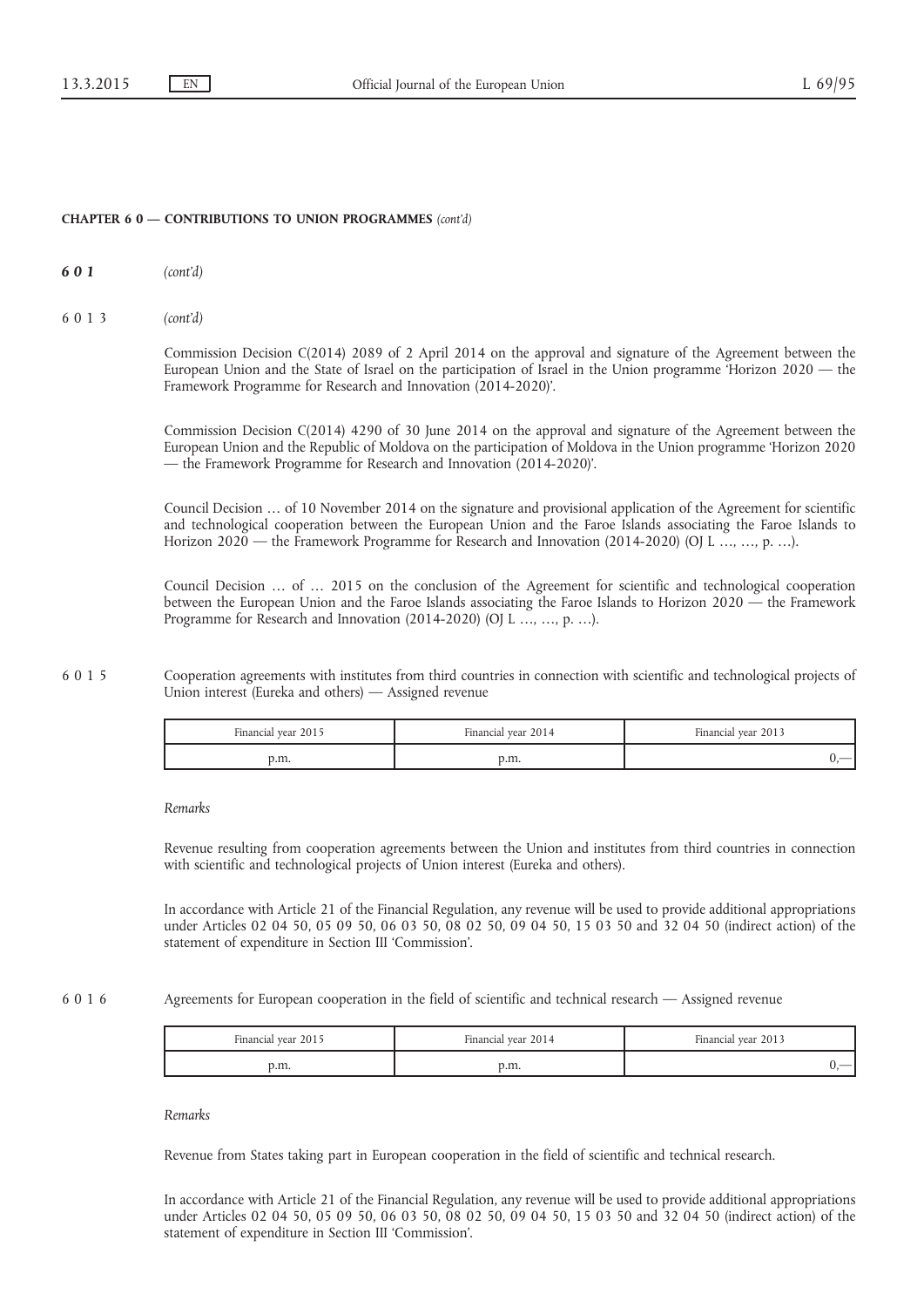**CHAPTER 6 0 — CONTRIBUTIONS TO UNION PROGRAMMES** *(cont'd)*

***6 0 1*** *(cont'd)*

6 0 1 3 *(cont'd)*

Commission Decision C(2014) 2089 of 2 April 2014 on the approval and signature of the Agreement between the European Union and the State of Israel on the participation of Israel in the Union programme 'Horizon 2020 — the Framework Programme for Research and Innovation (2014-2020)'.

Commission Decision C(2014) 4290 of 30 June 2014 on the approval and signature of the Agreement between the European Union and the Republic of Moldova on the participation of Moldova in the Union programme 'Horizon 2020 — the Framework Programme for Research and Innovation (2014-2020)'.

Council Decision … of 10 November 2014 on the signature and provisional application of the Agreement for scientific and technological cooperation between the European Union and the Faroe Islands associating the Faroe Islands to Horizon 2020 — the Framework Programme for Research and Innovation (2014-2020) (OJ L …, …, p. …).

Council Decision … of … 2015 on the conclusion of the Agreement for scientific and technological cooperation between the European Union and the Faroe Islands associating the Faroe Islands to Horizon 2020 — the Framework Programme for Research and Innovation (2014-2020) (OJ L …, …, p. …).

6 0 1 5 Cooperation agreements with institutes from third countries in connection with scientific and technological projects of Union interest (Eureka and others) — Assigned revenue

| Financial year 2015 | Financial year 2014 | Financial year 2013 |
|---|---|---|
| p.m. | p.m. | 0,— |

*Remarks*

Revenue resulting from cooperation agreements between the Union and institutes from third countries in connection with scientific and technological projects of Union interest (Eureka and others).

In accordance with Article 21 of the Financial Regulation, any revenue will be used to provide additional appropriations under Articles 02 04 50, 05 09 50, 06 03 50, 08 02 50, 09 04 50, 15 03 50 and 32 04 50 (indirect action) of the statement of expenditure in Section III 'Commission'.

6 0 1 6 Agreements for European cooperation in the field of scientific and technical research — Assigned revenue

| Financial year 2015 | Financial year 2014 | Financial year 2013 |
|---|---|---|
| p.m. | p.m. | 0,— |

*Remarks*

Revenue from States taking part in European cooperation in the field of scientific and technical research.

In accordance with Article 21 of the Financial Regulation, any revenue will be used to provide additional appropriations under Articles 02 04 50, 05 09 50, 06 03 50, 08 02 50, 09 04 50, 15 03 50 and 32 04 50 (indirect action) of the statement of expenditure in Section III 'Commission'.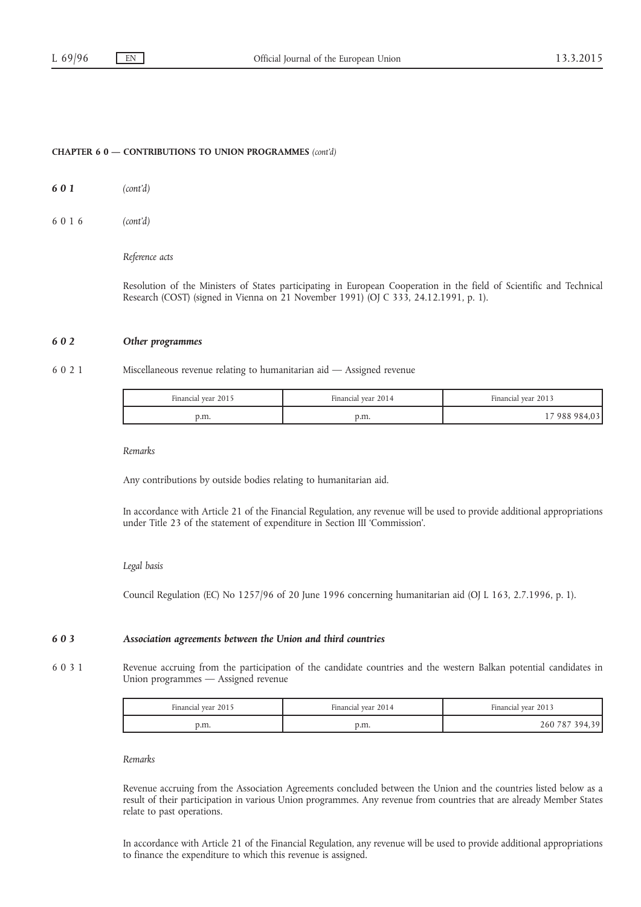**CHAPTER 6 0 — CONTRIBUTIONS TO UNION PROGRAMMES** *(cont'd)*

***6 0 1*** *(cont'd)*

6 0 1 6 *(cont'd)*

*Reference acts*

Resolution of the Ministers of States participating in European Cooperation in the field of Scientific and Technical Research (COST) (signed in Vienna on 21 November 1991) (OJ C 333, 24.12.1991, p. 1).

***6 0 2*** ***Other programmes***

6 0 2 1 Miscellaneous revenue relating to humanitarian aid — Assigned revenue

| Financial year 2015 | Financial year 2014 | Financial year 2013 |
|---|---|---|
| p.m. | p.m. | 17 988 984,03 |

*Remarks*

Any contributions by outside bodies relating to humanitarian aid.

In accordance with Article 21 of the Financial Regulation, any revenue will be used to provide additional appropriations under Title 23 of the statement of expenditure in Section III 'Commission'.

*Legal basis*

Council Regulation (EC) No 1257/96 of 20 June 1996 concerning humanitarian aid (OJ L 163, 2.7.1996, p. 1).

***6 0 3*** ***Association agreements between the Union and third countries***

6 0 3 1 Revenue accruing from the participation of the candidate countries and the western Balkan potential candidates in Union programmes — Assigned revenue

| Financial year 2015 | Financial year 2014 | Financial year 2013 |
|---|---|---|
| p.m. | p.m. | 260 787 394,39 |

*Remarks*

Revenue accruing from the Association Agreements concluded between the Union and the countries listed below as a result of their participation in various Union programmes. Any revenue from countries that are already Member States relate to past operations.

In accordance with Article 21 of the Financial Regulation, any revenue will be used to provide additional appropriations to finance the expenditure to which this revenue is assigned.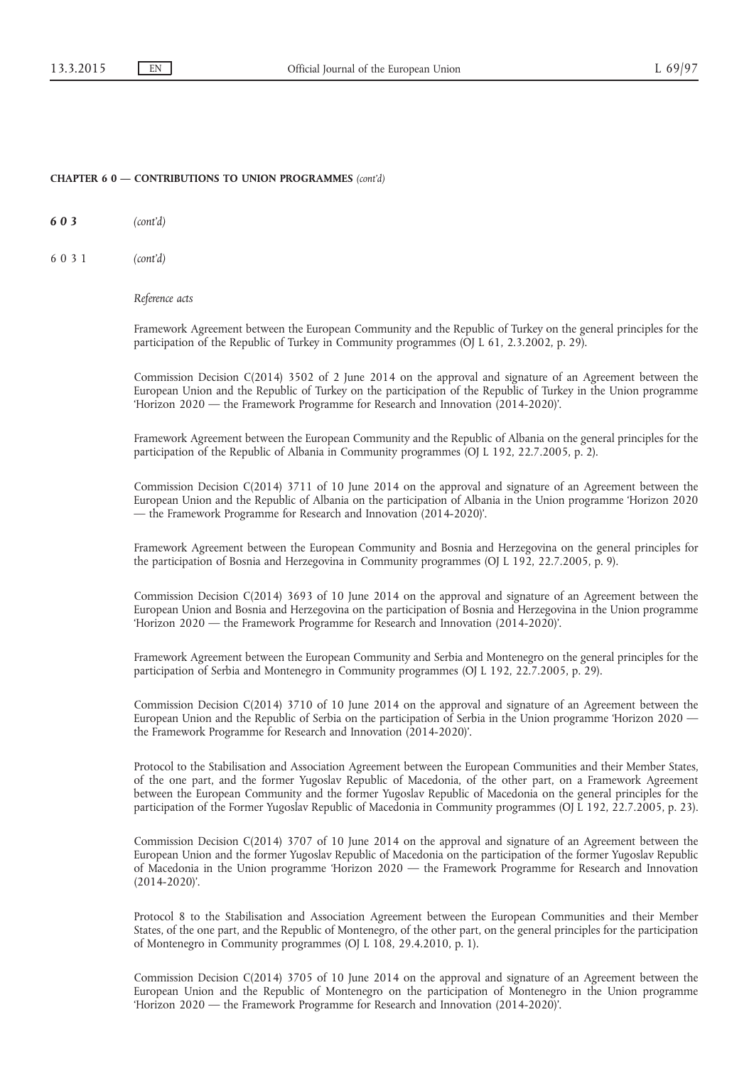**CHAPTER 6 0 — CONTRIBUTIONS TO UNION PROGRAMMES** *(cont'd)*

***6 0 3*** *(cont'd)*

6 0 3 1 *(cont'd)*

*Reference acts*

Framework Agreement between the European Community and the Republic of Turkey on the general principles for the participation of the Republic of Turkey in Community programmes (OJ L 61, 2.3.2002, p. 29).

Commission Decision C(2014) 3502 of 2 June 2014 on the approval and signature of an Agreement between the European Union and the Republic of Turkey on the participation of the Republic of Turkey in the Union programme 'Horizon 2020 — the Framework Programme for Research and Innovation (2014-2020)'.

Framework Agreement between the European Community and the Republic of Albania on the general principles for the participation of the Republic of Albania in Community programmes (OJ L 192, 22.7.2005, p. 2).

Commission Decision C(2014) 3711 of 10 June 2014 on the approval and signature of an Agreement between the European Union and the Republic of Albania on the participation of Albania in the Union programme 'Horizon 2020 — the Framework Programme for Research and Innovation (2014-2020)'.

Framework Agreement between the European Community and Bosnia and Herzegovina on the general principles for the participation of Bosnia and Herzegovina in Community programmes (OJ L 192, 22.7.2005, p. 9).

Commission Decision C(2014) 3693 of 10 June 2014 on the approval and signature of an Agreement between the European Union and Bosnia and Herzegovina on the participation of Bosnia and Herzegovina in the Union programme 'Horizon 2020 — the Framework Programme for Research and Innovation (2014-2020)'.

Framework Agreement between the European Community and Serbia and Montenegro on the general principles for the participation of Serbia and Montenegro in Community programmes (OJ L 192, 22.7.2005, p. 29).

Commission Decision C(2014) 3710 of 10 June 2014 on the approval and signature of an Agreement between the European Union and the Republic of Serbia on the participation of Serbia in the Union programme 'Horizon 2020 — the Framework Programme for Research and Innovation (2014-2020)'.

Protocol to the Stabilisation and Association Agreement between the European Communities and their Member States, of the one part, and the former Yugoslav Republic of Macedonia, of the other part, on a Framework Agreement between the European Community and the former Yugoslav Republic of Macedonia on the general principles for the participation of the Former Yugoslav Republic of Macedonia in Community programmes (OJ L 192, 22.7.2005, p. 23).

Commission Decision C(2014) 3707 of 10 June 2014 on the approval and signature of an Agreement between the European Union and the former Yugoslav Republic of Macedonia on the participation of the former Yugoslav Republic of Macedonia in the Union programme 'Horizon 2020 — the Framework Programme for Research and Innovation (2014-2020)'.

Protocol 8 to the Stabilisation and Association Agreement between the European Communities and their Member States, of the one part, and the Republic of Montenegro, of the other part, on the general principles for the participation of Montenegro in Community programmes (OJ L 108, 29.4.2010, p. 1).

Commission Decision C(2014) 3705 of 10 June 2014 on the approval and signature of an Agreement between the European Union and the Republic of Montenegro on the participation of Montenegro in the Union programme 'Horizon 2020 — the Framework Programme for Research and Innovation (2014-2020)'.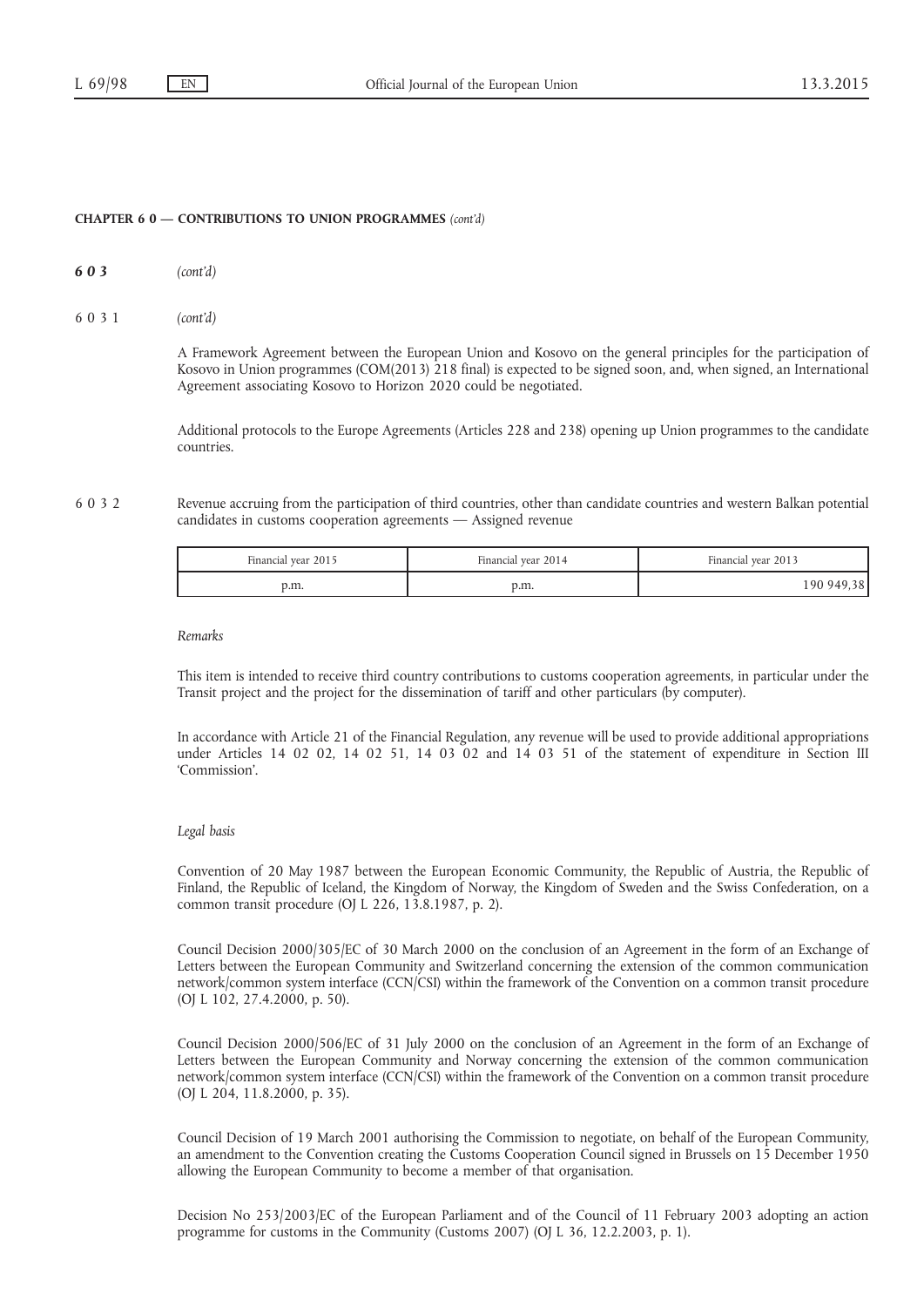**CHAPTER 6 0 — CONTRIBUTIONS TO UNION PROGRAMMES** *(cont'd)*

***6 0 3*** *(cont'd)*

6 0 3 1 *(cont'd)*

A Framework Agreement between the European Union and Kosovo on the general principles for the participation of Kosovo in Union programmes (COM(2013) 218 final) is expected to be signed soon, and, when signed, an International Agreement associating Kosovo to Horizon 2020 could be negotiated.

Additional protocols to the Europe Agreements (Articles 228 and 238) opening up Union programmes to the candidate countries.

6 0 3 2 Revenue accruing from the participation of third countries, other than candidate countries and western Balkan potential candidates in customs cooperation agreements — Assigned revenue

| Financial year 2015 | Financial year 2014 | Financial year 2013 |
|---|---|---|
| p.m. | p.m. | 190 949,38 |

*Remarks*

This item is intended to receive third country contributions to customs cooperation agreements, in particular under the Transit project and the project for the dissemination of tariff and other particulars (by computer).

In accordance with Article 21 of the Financial Regulation, any revenue will be used to provide additional appropriations under Articles 14 02 02, 14 02 51, 14 03 02 and 14 03 51 of the statement of expenditure in Section III 'Commission'.

*Legal basis*

Convention of 20 May 1987 between the European Economic Community, the Republic of Austria, the Republic of Finland, the Republic of Iceland, the Kingdom of Norway, the Kingdom of Sweden and the Swiss Confederation, on a common transit procedure (OJ L 226, 13.8.1987, p. 2).

Council Decision 2000/305/EC of 30 March 2000 on the conclusion of an Agreement in the form of an Exchange of Letters between the European Community and Switzerland concerning the extension of the common communication network/common system interface (CCN/CSI) within the framework of the Convention on a common transit procedure (OJ L 102, 27.4.2000, p. 50).

Council Decision 2000/506/EC of 31 July 2000 on the conclusion of an Agreement in the form of an Exchange of Letters between the European Community and Norway concerning the extension of the common communication network/common system interface (CCN/CSI) within the framework of the Convention on a common transit procedure (OJ L 204, 11.8.2000, p. 35).

Council Decision of 19 March 2001 authorising the Commission to negotiate, on behalf of the European Community, an amendment to the Convention creating the Customs Cooperation Council signed in Brussels on 15 December 1950 allowing the European Community to become a member of that organisation.

Decision No 253/2003/EC of the European Parliament and of the Council of 11 February 2003 adopting an action programme for customs in the Community (Customs 2007) (OJ L 36, 12.2.2003, p. 1).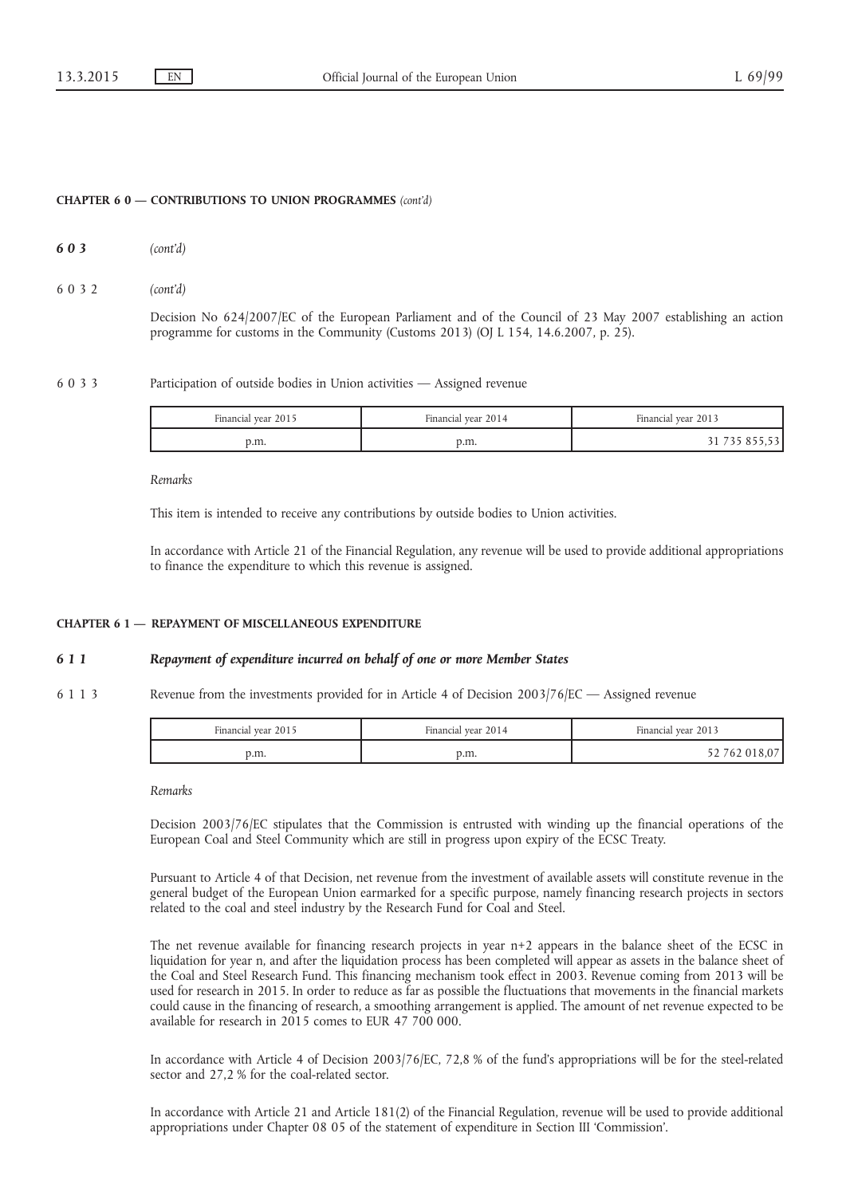**CHAPTER 6 0 — CONTRIBUTIONS TO UNION PROGRAMMES** *(cont'd)*

***6 0 3*** *(cont'd)*

6 0 3 2 *(cont'd)*

Decision No 624/2007/EC of the European Parliament and of the Council of 23 May 2007 establishing an action programme for customs in the Community (Customs 2013) (OJ L 154, 14.6.2007, p. 25).

6 0 3 3 Participation of outside bodies in Union activities — Assigned revenue

| Financial year 2015 | Financial year 2014 | Financial year 2013 |
|---|---|---|
| p.m. | p.m. | 31 735 855,53 |

*Remarks*

This item is intended to receive any contributions by outside bodies to Union activities.

In accordance with Article 21 of the Financial Regulation, any revenue will be used to provide additional appropriations to finance the expenditure to which this revenue is assigned.

**CHAPTER 6 1 — REPAYMENT OF MISCELLANEOUS EXPENDITURE**

***6 1 1 Repayment of expenditure incurred on behalf of one or more Member States***

6 1 1 3 Revenue from the investments provided for in Article 4 of Decision 2003/76/EC — Assigned revenue

| Financial year 2015 | Financial year 2014 | Financial year 2013 |
|---|---|---|
| p.m. | p.m. | 52 762 018,07 |

*Remarks*

Decision 2003/76/EC stipulates that the Commission is entrusted with winding up the financial operations of the European Coal and Steel Community which are still in progress upon expiry of the ECSC Treaty.

Pursuant to Article 4 of that Decision, net revenue from the investment of available assets will constitute revenue in the general budget of the European Union earmarked for a specific purpose, namely financing research projects in sectors related to the coal and steel industry by the Research Fund for Coal and Steel.

The net revenue available for financing research projects in year n+2 appears in the balance sheet of the ECSC in liquidation for year n, and after the liquidation process has been completed will appear as assets in the balance sheet of the Coal and Steel Research Fund. This financing mechanism took effect in 2003. Revenue coming from 2013 will be used for research in 2015. In order to reduce as far as possible the fluctuations that movements in the financial markets could cause in the financing of research, a smoothing arrangement is applied. The amount of net revenue expected to be available for research in 2015 comes to EUR 47 700 000.

In accordance with Article 4 of Decision 2003/76/EC, 72,8 % of the fund's appropriations will be for the steel-related sector and 27,2 % for the coal-related sector.

In accordance with Article 21 and Article 181(2) of the Financial Regulation, revenue will be used to provide additional appropriations under Chapter 08 05 of the statement of expenditure in Section III 'Commission'.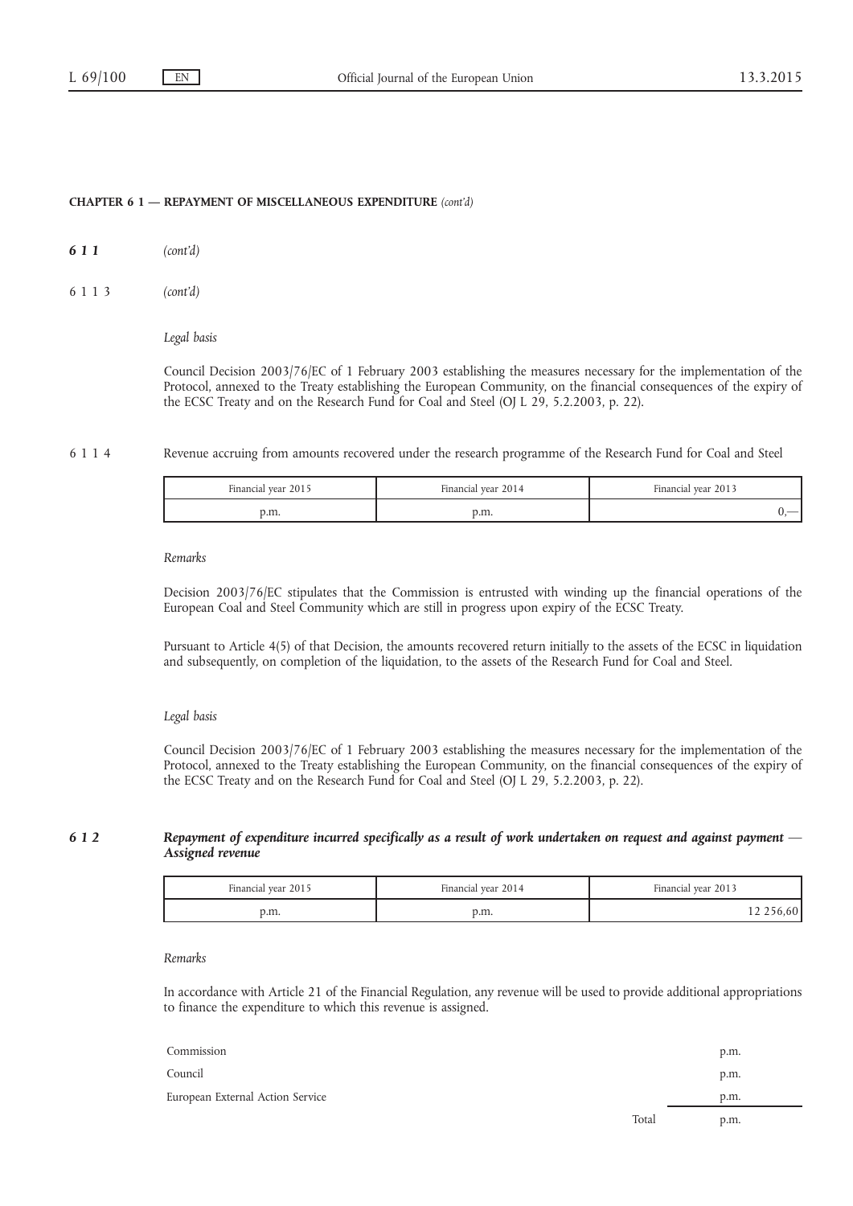**CHAPTER 6 1 — REPAYMENT OF MISCELLANEOUS EXPENDITURE** *(cont'd)*

***6 1 1*** *(cont'd)*

6 1 1 3 *(cont'd)*

*Legal basis*

Council Decision 2003/76/EC of 1 February 2003 establishing the measures necessary for the implementation of the Protocol, annexed to the Treaty establishing the European Community, on the financial consequences of the expiry of the ECSC Treaty and on the Research Fund for Coal and Steel (OJ L 29, 5.2.2003, p. 22).

6 1 1 4 Revenue accruing from amounts recovered under the research programme of the Research Fund for Coal and Steel

| Financial year 2015 | Financial year 2014 | Financial year 2013 |
|---|---|---|
| p.m. | p.m. | 0,— |

*Remarks*

Decision 2003/76/EC stipulates that the Commission is entrusted with winding up the financial operations of the European Coal and Steel Community which are still in progress upon expiry of the ECSC Treaty.

Pursuant to Article 4(5) of that Decision, the amounts recovered return initially to the assets of the ECSC in liquidation and subsequently, on completion of the liquidation, to the assets of the Research Fund for Coal and Steel.

*Legal basis*

Council Decision 2003/76/EC of 1 February 2003 establishing the measures necessary for the implementation of the Protocol, annexed to the Treaty establishing the European Community, on the financial consequences of the expiry of the ECSC Treaty and on the Research Fund for Coal and Steel (OJ L 29, 5.2.2003, p. 22).

***6 1 2*** ***Repayment of expenditure incurred specifically as a result of work undertaken on request and against payment — Assigned revenue***

| Financial year 2015 | Financial year 2014 | Financial year 2013 |
|---|---|---|
| p.m. | p.m. | 12 256,60 |

*Remarks*

In accordance with Article 21 of the Financial Regulation, any revenue will be used to provide additional appropriations to finance the expenditure to which this revenue is assigned.

| | | |
|---|---|---|
| Commission | | p.m. |
| Council | | p.m. |
| European External Action Service | | p.m. |
| | Total | p.m. |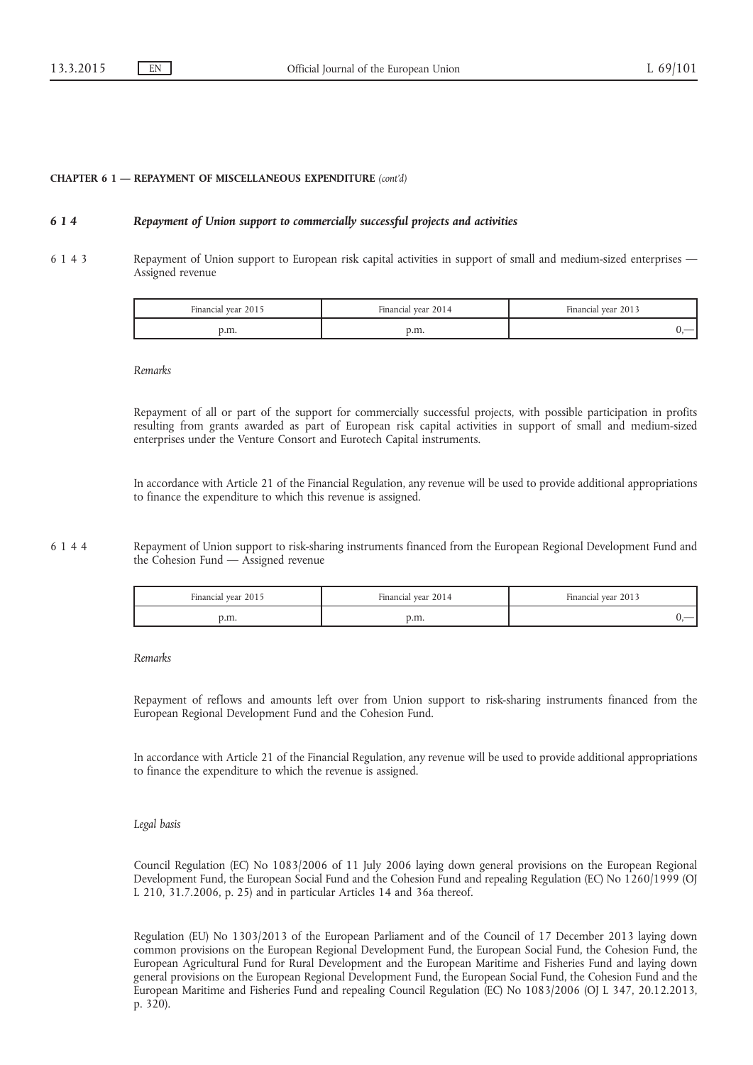**CHAPTER 6 1 — REPAYMENT OF MISCELLANEOUS EXPENDITURE** *(cont'd)*

### *6 1 4 Repayment of Union support to commercially successful projects and activities*

6 1 4 3 Repayment of Union support to European risk capital activities in support of small and medium-sized enterprises — Assigned revenue

| Financial year 2015 | Financial year 2014 | Financial year 2013 |
|---|---|---|
| p.m. | p.m. | 0,— |

*Remarks*

Repayment of all or part of the support for commercially successful projects, with possible participation in profits resulting from grants awarded as part of European risk capital activities in support of small and medium-sized enterprises under the Venture Consort and Eurotech Capital instruments.

In accordance with Article 21 of the Financial Regulation, any revenue will be used to provide additional appropriations to finance the expenditure to which this revenue is assigned.

6 1 4 4 Repayment of Union support to risk-sharing instruments financed from the European Regional Development Fund and the Cohesion Fund — Assigned revenue

| Financial year 2015 | Financial year 2014 | Financial year 2013 |
|---|---|---|
| p.m. | p.m. | 0,— |

*Remarks*

Repayment of reflows and amounts left over from Union support to risk-sharing instruments financed from the European Regional Development Fund and the Cohesion Fund.

In accordance with Article 21 of the Financial Regulation, any revenue will be used to provide additional appropriations to finance the expenditure to which the revenue is assigned.

*Legal basis*

Council Regulation (EC) No 1083/2006 of 11 July 2006 laying down general provisions on the European Regional Development Fund, the European Social Fund and the Cohesion Fund and repealing Regulation (EC) No 1260/1999 (OJ L 210, 31.7.2006, p. 25) and in particular Articles 14 and 36a thereof.

Regulation (EU) No 1303/2013 of the European Parliament and of the Council of 17 December 2013 laying down common provisions on the European Regional Development Fund, the European Social Fund, the Cohesion Fund, the European Agricultural Fund for Rural Development and the European Maritime and Fisheries Fund and laying down general provisions on the European Regional Development Fund, the European Social Fund, the Cohesion Fund and the European Maritime and Fisheries Fund and repealing Council Regulation (EC) No 1083/2006 (OJ L 347, 20.12.2013, p. 320).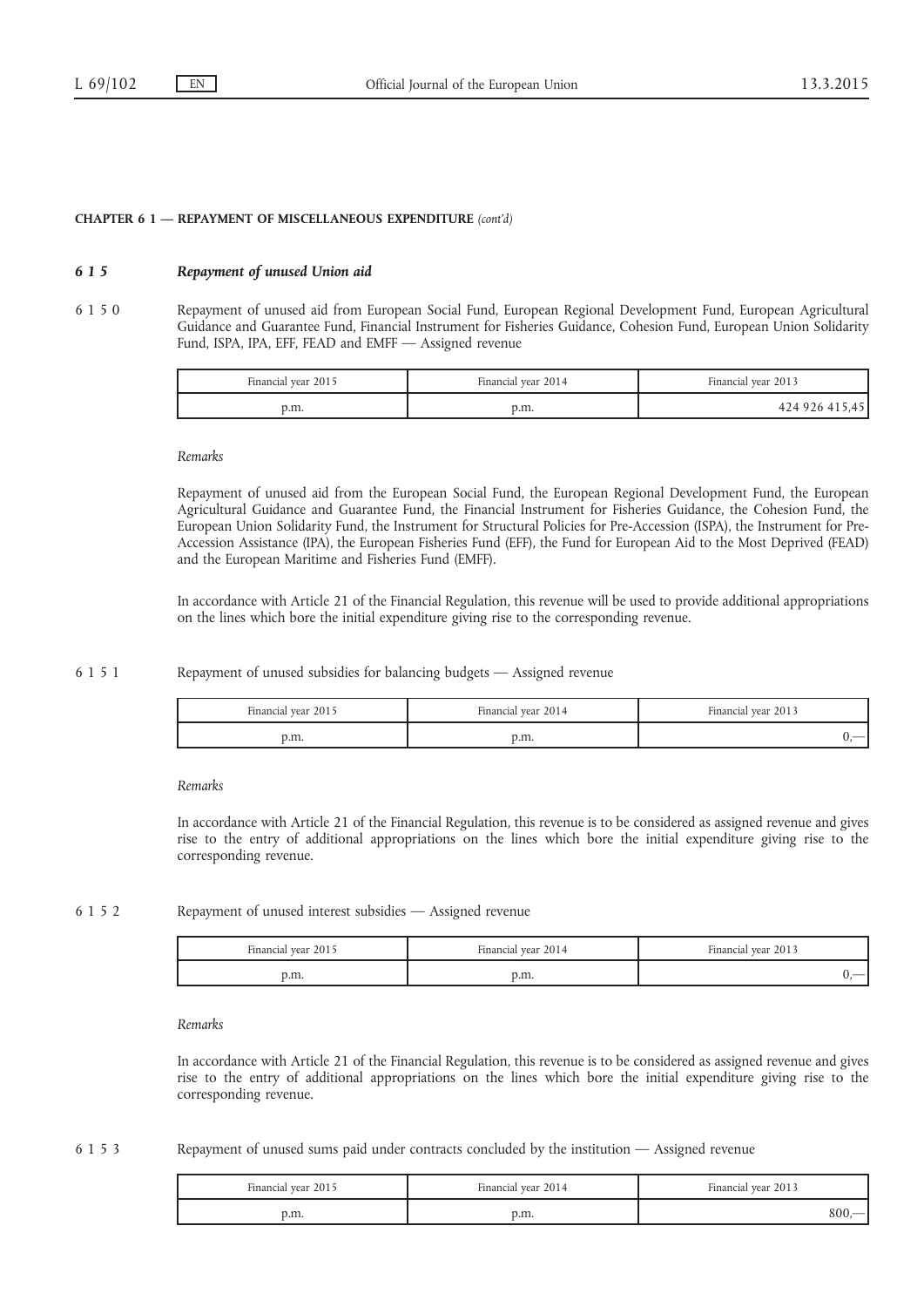**CHAPTER 6 1 — REPAYMENT OF MISCELLANEOUS EXPENDITURE** *(cont'd)*

***6 1 5 Repayment of unused Union aid***

6 1 5 0 Repayment of unused aid from European Social Fund, European Regional Development Fund, European Agricultural Guidance and Guarantee Fund, Financial Instrument for Fisheries Guidance, Cohesion Fund, European Union Solidarity Fund, ISPA, IPA, EFF, FEAD and EMFF — Assigned revenue

| Financial year 2015 | Financial year 2014 | Financial year 2013 |
|---|---|---|
| p.m. | p.m. | 424 926 415,45 |

*Remarks*

Repayment of unused aid from the European Social Fund, the European Regional Development Fund, the European Agricultural Guidance and Guarantee Fund, the Financial Instrument for Fisheries Guidance, the Cohesion Fund, the European Union Solidarity Fund, the Instrument for Structural Policies for Pre-Accession (ISPA), the Instrument for Pre-Accession Assistance (IPA), the European Fisheries Fund (EFF), the Fund for European Aid to the Most Deprived (FEAD) and the European Maritime and Fisheries Fund (EMFF).

In accordance with Article 21 of the Financial Regulation, this revenue will be used to provide additional appropriations on the lines which bore the initial expenditure giving rise to the corresponding revenue.

6 1 5 1 Repayment of unused subsidies for balancing budgets — Assigned revenue

| Financial year 2015 | Financial year 2014 | Financial year 2013 |
|---|---|---|
| p.m. | p.m. | 0,— |

*Remarks*

In accordance with Article 21 of the Financial Regulation, this revenue is to be considered as assigned revenue and gives rise to the entry of additional appropriations on the lines which bore the initial expenditure giving rise to the corresponding revenue.

6 1 5 2 Repayment of unused interest subsidies — Assigned revenue

| Financial year 2015 | Financial year 2014 | Financial year 2013 |
|---|---|---|
| p.m. | p.m. | 0,— |

*Remarks*

In accordance with Article 21 of the Financial Regulation, this revenue is to be considered as assigned revenue and gives rise to the entry of additional appropriations on the lines which bore the initial expenditure giving rise to the corresponding revenue.

6 1 5 3 Repayment of unused sums paid under contracts concluded by the institution — Assigned revenue

| Financial year 2015 | Financial year 2014 | Financial year 2013 |
|---|---|---|
| p.m. | p.m. | 800,— |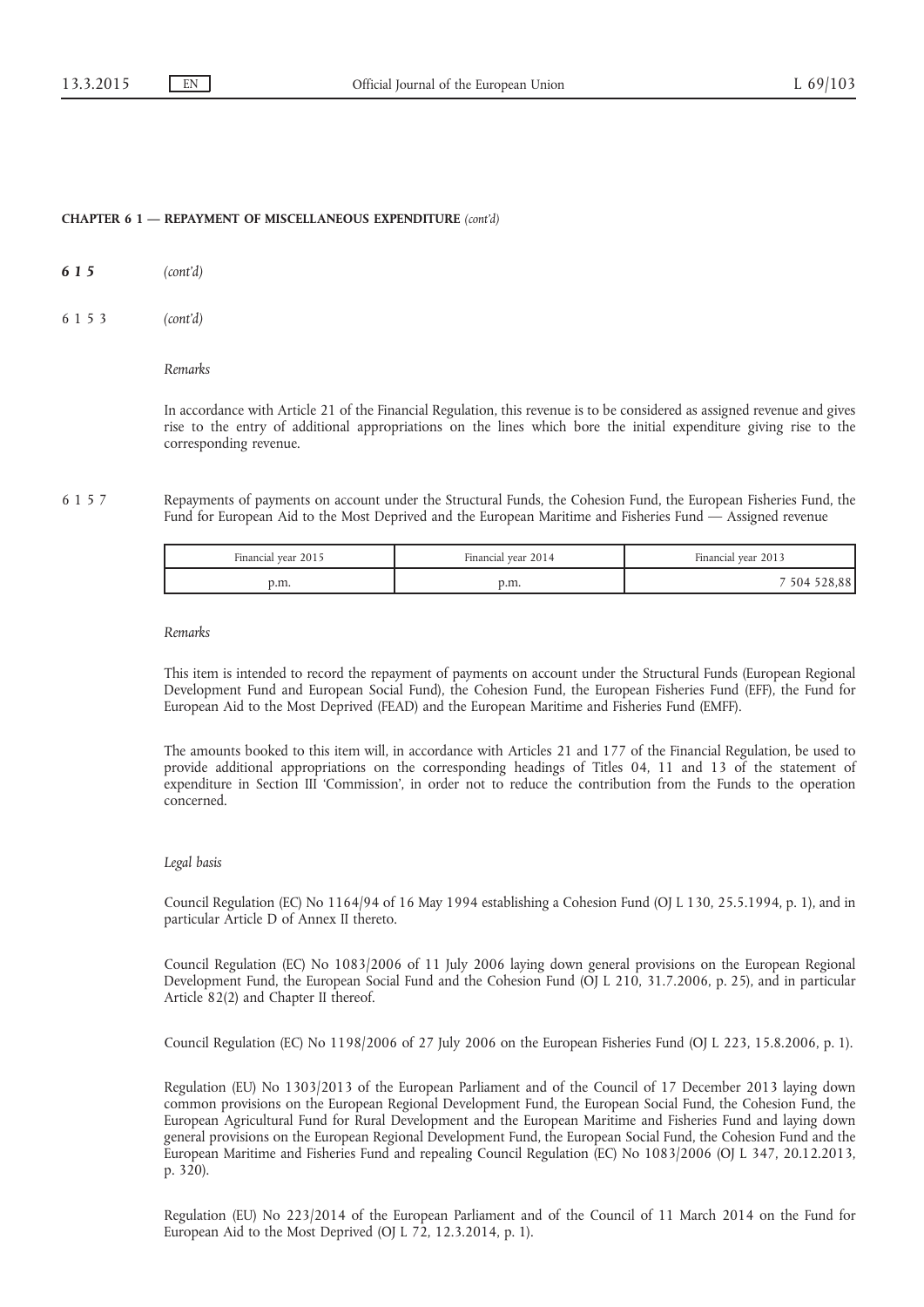**CHAPTER 6 1 — REPAYMENT OF MISCELLANEOUS EXPENDITURE** *(cont'd)*

***6 1 5*** *(cont'd)*

6 1 5 3 *(cont'd)*

*Remarks*

In accordance with Article 21 of the Financial Regulation, this revenue is to be considered as assigned revenue and gives rise to the entry of additional appropriations on the lines which bore the initial expenditure giving rise to the corresponding revenue.

6 1 5 7 Repayments of payments on account under the Structural Funds, the Cohesion Fund, the European Fisheries Fund, the Fund for European Aid to the Most Deprived and the European Maritime and Fisheries Fund — Assigned revenue

| Financial year 2015 | Financial year 2014 | Financial year 2013 |
|---|---|---|
| p.m. | p.m. | 7 504 528,88 |

*Remarks*

This item is intended to record the repayment of payments on account under the Structural Funds (European Regional Development Fund and European Social Fund), the Cohesion Fund, the European Fisheries Fund (EFF), the Fund for European Aid to the Most Deprived (FEAD) and the European Maritime and Fisheries Fund (EMFF).

The amounts booked to this item will, in accordance with Articles 21 and 177 of the Financial Regulation, be used to provide additional appropriations on the corresponding headings of Titles 04, 11 and 13 of the statement of expenditure in Section III 'Commission', in order not to reduce the contribution from the Funds to the operation concerned.

*Legal basis*

Council Regulation (EC) No 1164/94 of 16 May 1994 establishing a Cohesion Fund (OJ L 130, 25.5.1994, p. 1), and in particular Article D of Annex II thereto.

Council Regulation (EC) No 1083/2006 of 11 July 2006 laying down general provisions on the European Regional Development Fund, the European Social Fund and the Cohesion Fund (OJ L 210, 31.7.2006, p. 25), and in particular Article 82(2) and Chapter II thereof.

Council Regulation (EC) No 1198/2006 of 27 July 2006 on the European Fisheries Fund (OJ L 223, 15.8.2006, p. 1).

Regulation (EU) No 1303/2013 of the European Parliament and of the Council of 17 December 2013 laying down common provisions on the European Regional Development Fund, the European Social Fund, the Cohesion Fund, the European Agricultural Fund for Rural Development and the European Maritime and Fisheries Fund and laying down general provisions on the European Regional Development Fund, the European Social Fund, the Cohesion Fund and the European Maritime and Fisheries Fund and repealing Council Regulation (EC) No 1083/2006 (OJ L 347, 20.12.2013, p. 320).

Regulation (EU) No 223/2014 of the European Parliament and of the Council of 11 March 2014 on the Fund for European Aid to the Most Deprived (OJ L 72, 12.3.2014, p. 1).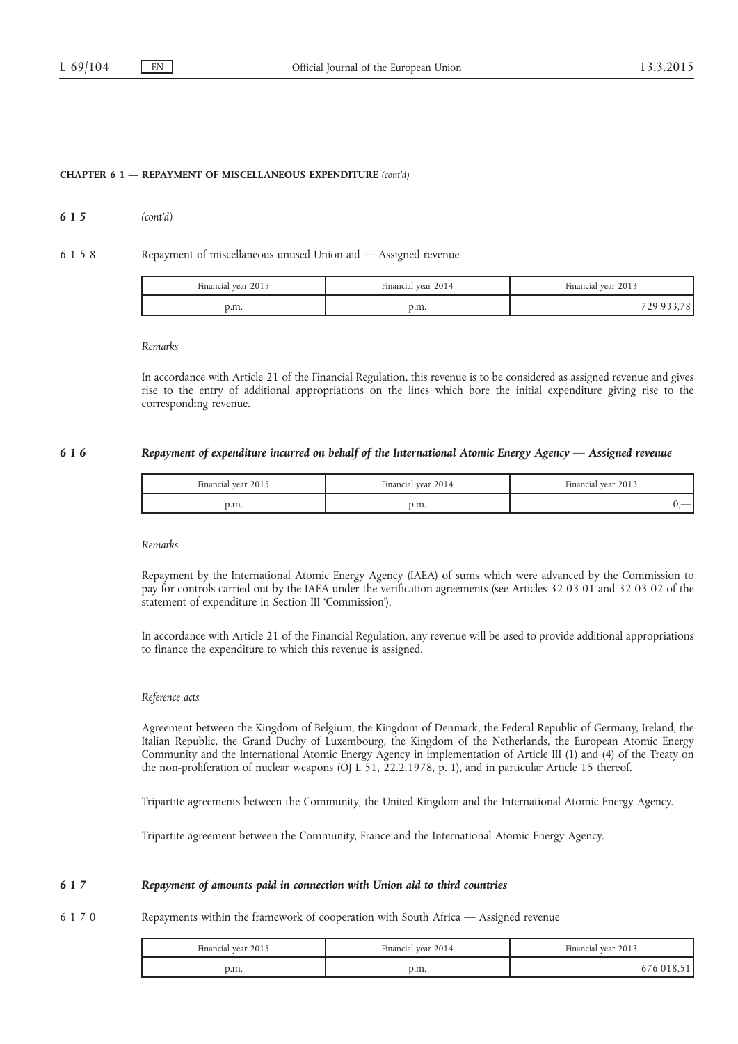**CHAPTER 6 1 — REPAYMENT OF MISCELLANEOUS EXPENDITURE** *(cont'd)*

***6 1 5*** *(cont'd)*

6 1 5 8 Repayment of miscellaneous unused Union aid — Assigned revenue

| Financial year 2015 | Financial year 2014 | Financial year 2013 |
|---|---|---|
| p.m. | p.m. | 729 933,78 |

*Remarks*

In accordance with Article 21 of the Financial Regulation, this revenue is to be considered as assigned revenue and gives rise to the entry of additional appropriations on the lines which bore the initial expenditure giving rise to the corresponding revenue.

### ***6 1 6 Repayment of expenditure incurred on behalf of the International Atomic Energy Agency — Assigned revenue***

| Financial year 2015 | Financial year 2014 | Financial year 2013 |
|---|---|---|
| p.m. | p.m. | 0,— |

*Remarks*

Repayment by the International Atomic Energy Agency (IAEA) of sums which were advanced by the Commission to pay for controls carried out by the IAEA under the verification agreements (see Articles 32 03 01 and 32 03 02 of the statement of expenditure in Section III 'Commission').

In accordance with Article 21 of the Financial Regulation, any revenue will be used to provide additional appropriations to finance the expenditure to which this revenue is assigned.

*Reference acts*

Agreement between the Kingdom of Belgium, the Kingdom of Denmark, the Federal Republic of Germany, Ireland, the Italian Republic, the Grand Duchy of Luxembourg, the Kingdom of the Netherlands, the European Atomic Energy Community and the International Atomic Energy Agency in implementation of Article III (1) and (4) of the Treaty on the non-proliferation of nuclear weapons (OJ L 51, 22.2.1978, p. 1), and in particular Article 15 thereof.

Tripartite agreements between the Community, the United Kingdom and the International Atomic Energy Agency.

Tripartite agreement between the Community, France and the International Atomic Energy Agency.

### ***6 1 7 Repayment of amounts paid in connection with Union aid to third countries***

6 1 7 0 Repayments within the framework of cooperation with South Africa — Assigned revenue

| Financial year 2015 | Financial year 2014 | Financial year 2013 |
|---|---|---|
| p.m. | p.m. | 676 018,51 |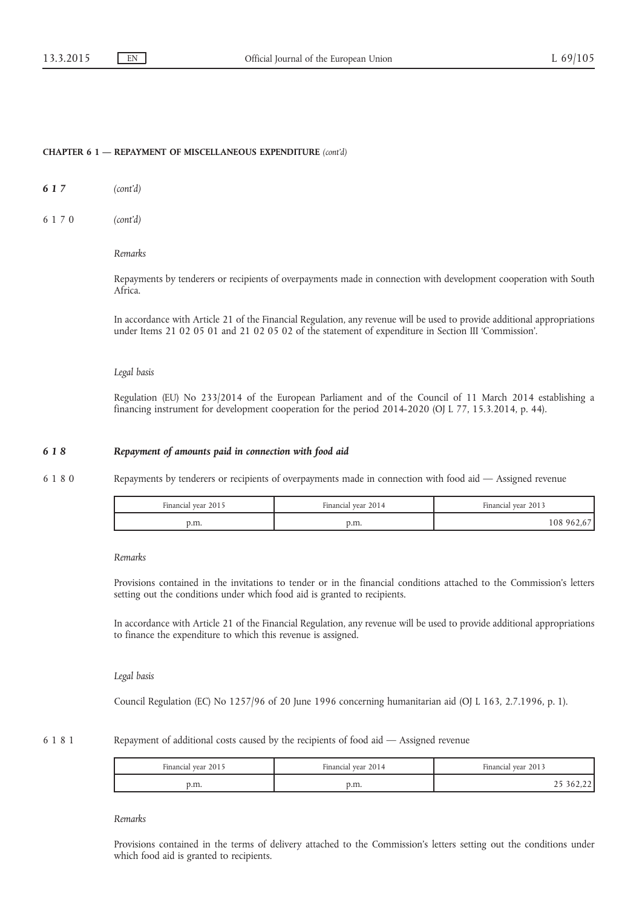**CHAPTER 6 1 — REPAYMENT OF MISCELLANEOUS EXPENDITURE** *(cont'd)*

***6 1 7*** *(cont'd)*

6 1 7 0 *(cont'd)*

*Remarks*

Repayments by tenderers or recipients of overpayments made in connection with development cooperation with South Africa.

In accordance with Article 21 of the Financial Regulation, any revenue will be used to provide additional appropriations under Items 21 02 05 01 and 21 02 05 02 of the statement of expenditure in Section III 'Commission'.

*Legal basis*

Regulation (EU) No 233/2014 of the European Parliament and of the Council of 11 March 2014 establishing a financing instrument for development cooperation for the period 2014-2020 (OJ L 77, 15.3.2014, p. 44).

### *6 1 8 Repayment of amounts paid in connection with food aid*

6 1 8 0 Repayments by tenderers or recipients of overpayments made in connection with food aid — Assigned revenue

| Financial year 2015 | Financial year 2014 | Financial year 2013 |
|---|---|---|
| p.m. | p.m. | 108 962,67 |

*Remarks*

Provisions contained in the invitations to tender or in the financial conditions attached to the Commission's letters setting out the conditions under which food aid is granted to recipients.

In accordance with Article 21 of the Financial Regulation, any revenue will be used to provide additional appropriations to finance the expenditure to which this revenue is assigned.

*Legal basis*

Council Regulation (EC) No 1257/96 of 20 June 1996 concerning humanitarian aid (OJ L 163, 2.7.1996, p. 1).

6 1 8 1 Repayment of additional costs caused by the recipients of food aid — Assigned revenue

| Financial year 2015 | Financial year 2014 | Financial year 2013 |
|---|---|---|
| p.m. | p.m. | 25 362,22 |

*Remarks*

Provisions contained in the terms of delivery attached to the Commission's letters setting out the conditions under which food aid is granted to recipients.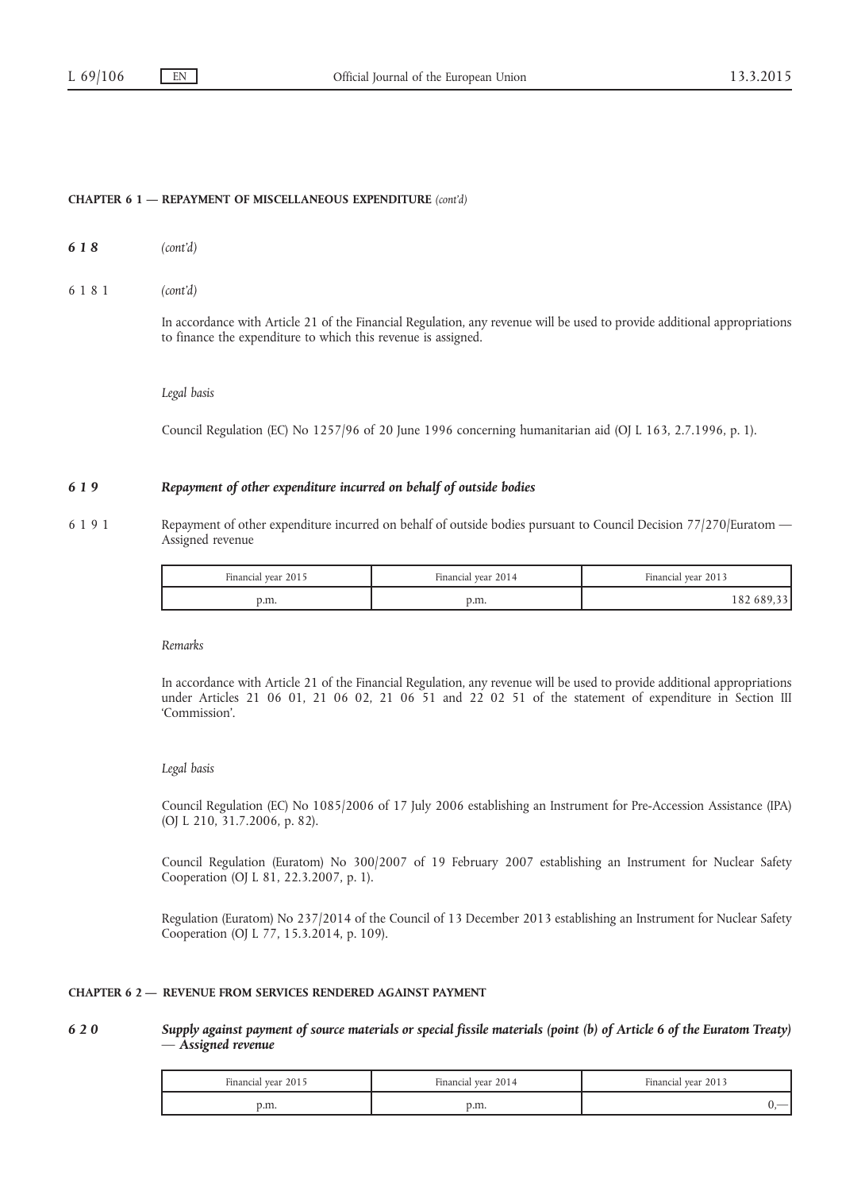**CHAPTER 6 1 — REPAYMENT OF MISCELLANEOUS EXPENDITURE** *(cont'd)*

***6 1 8*** *(cont'd)*

6 1 8 1 *(cont'd)*

In accordance with Article 21 of the Financial Regulation, any revenue will be used to provide additional appropriations to finance the expenditure to which this revenue is assigned.

*Legal basis*

Council Regulation (EC) No 1257/96 of 20 June 1996 concerning humanitarian aid (OJ L 163, 2.7.1996, p. 1).

***6 1 9*** ***Repayment of other expenditure incurred on behalf of outside bodies***

6 1 9 1 Repayment of other expenditure incurred on behalf of outside bodies pursuant to Council Decision 77/270/Euratom — Assigned revenue

| Financial year 2015 | Financial year 2014 | Financial year 2013 |
|---|---|---|
| p.m. | p.m. | 182 689,33 |

*Remarks*

In accordance with Article 21 of the Financial Regulation, any revenue will be used to provide additional appropriations under Articles 21 06 01, 21 06 02, 21 06 51 and 22 02 51 of the statement of expenditure in Section III 'Commission'.

*Legal basis*

Council Regulation (EC) No 1085/2006 of 17 July 2006 establishing an Instrument for Pre-Accession Assistance (IPA) (OJ L 210, 31.7.2006, p. 82).

Council Regulation (Euratom) No 300/2007 of 19 February 2007 establishing an Instrument for Nuclear Safety Cooperation (OJ L 81, 22.3.2007, p. 1).

Regulation (Euratom) No 237/2014 of the Council of 13 December 2013 establishing an Instrument for Nuclear Safety Cooperation (OJ L 77, 15.3.2014, p. 109).

**CHAPTER 6 2 — REVENUE FROM SERVICES RENDERED AGAINST PAYMENT**

***6 2 0*** ***Supply against payment of source materials or special fissile materials (point (b) of Article 6 of the Euratom Treaty) — Assigned revenue***

| Financial year 2015 | Financial year 2014 | Financial year 2013 |
|---|---|---|
| p.m. | p.m. | 0,— |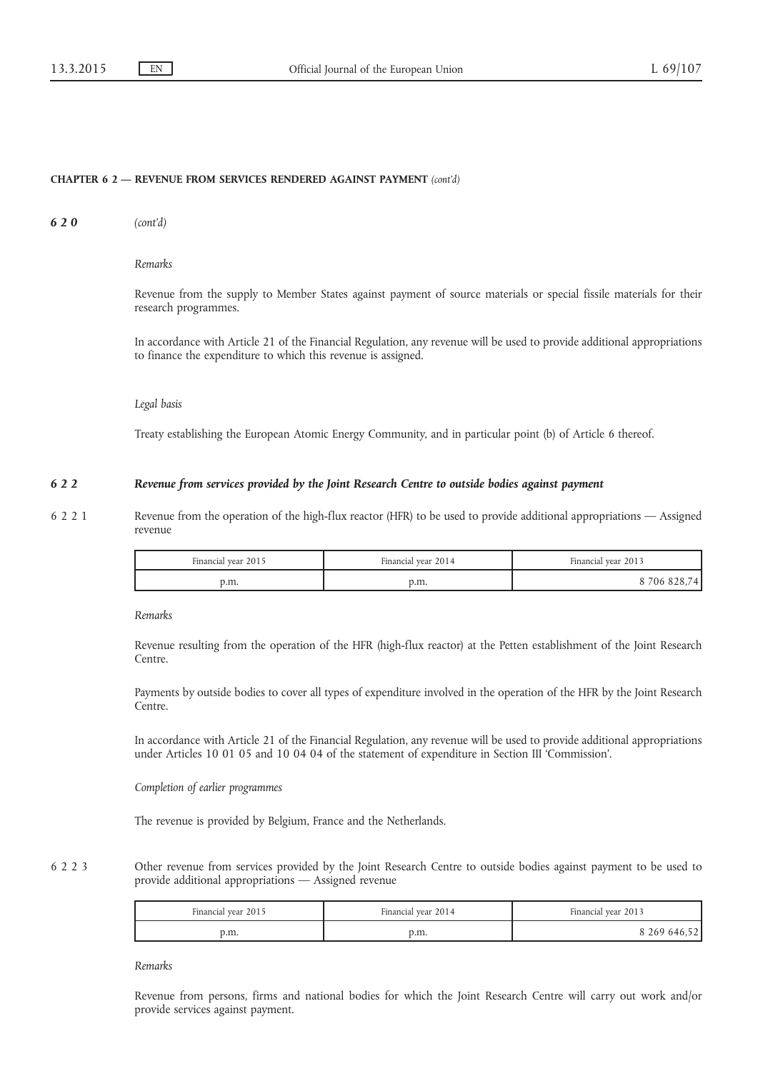**CHAPTER 6 2 — REVENUE FROM SERVICES RENDERED AGAINST PAYMENT** *(cont'd)*

***6 2 0*** *(cont'd)*

*Remarks*

Revenue from the supply to Member States against payment of source materials or special fissile materials for their research programmes.

In accordance with Article 21 of the Financial Regulation, any revenue will be used to provide additional appropriations to finance the expenditure to which this revenue is assigned.

*Legal basis*

Treaty establishing the European Atomic Energy Community, and in particular point (b) of Article 6 thereof.

***6 2 2*** ***Revenue from services provided by the Joint Research Centre to outside bodies against payment***

6 2 2 1 Revenue from the operation of the high-flux reactor (HFR) to be used to provide additional appropriations — Assigned revenue

| Financial year 2015 | Financial year 2014 | Financial year 2013 |
|---|---|---|
| p.m. | p.m. | 8 706 828,74 |

*Remarks*

Revenue resulting from the operation of the HFR (high-flux reactor) at the Petten establishment of the Joint Research Centre.

Payments by outside bodies to cover all types of expenditure involved in the operation of the HFR by the Joint Research Centre.

In accordance with Article 21 of the Financial Regulation, any revenue will be used to provide additional appropriations under Articles 10 01 05 and 10 04 04 of the statement of expenditure in Section III 'Commission'.

*Completion of earlier programmes*

The revenue is provided by Belgium, France and the Netherlands.

6 2 2 3 Other revenue from services provided by the Joint Research Centre to outside bodies against payment to be used to provide additional appropriations — Assigned revenue

| Financial year 2015 | Financial year 2014 | Financial year 2013 |
|---|---|---|
| p.m. | p.m. | 8 269 646,52 |

*Remarks*

Revenue from persons, firms and national bodies for which the Joint Research Centre will carry out work and/or provide services against payment.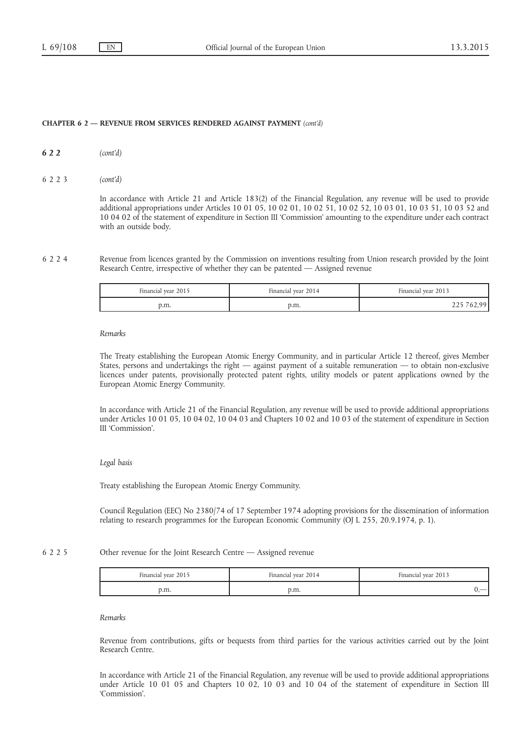**CHAPTER 6 2 — REVENUE FROM SERVICES RENDERED AGAINST PAYMENT** *(cont'd)*

***6 2 2*** *(cont'd)*

6 2 2 3 *(cont'd)*

In accordance with Article 21 and Article 183(2) of the Financial Regulation, any revenue will be used to provide additional appropriations under Articles 10 01 05, 10 02 01, 10 02 51, 10 02 52, 10 03 01, 10 03 51, 10 03 52 and 10 04 02 of the statement of expenditure in Section III 'Commission' amounting to the expenditure under each contract with an outside body.

6 2 2 4 Revenue from licences granted by the Commission on inventions resulting from Union research provided by the Joint Research Centre, irrespective of whether they can be patented — Assigned revenue

| Financial year 2015 | Financial year 2014 | Financial year 2013 |
|---|---|---|
| p.m. | p.m. | 225 762,99 |

*Remarks*

The Treaty establishing the European Atomic Energy Community, and in particular Article 12 thereof, gives Member States, persons and undertakings the right — against payment of a suitable remuneration — to obtain non-exclusive licences under patents, provisionally protected patent rights, utility models or patent applications owned by the European Atomic Energy Community.

In accordance with Article 21 of the Financial Regulation, any revenue will be used to provide additional appropriations under Articles 10 01 05, 10 04 02, 10 04 03 and Chapters 10 02 and 10 03 of the statement of expenditure in Section III 'Commission'.

*Legal basis*

Treaty establishing the European Atomic Energy Community.

Council Regulation (EEC) No 2380/74 of 17 September 1974 adopting provisions for the dissemination of information relating to research programmes for the European Economic Community (OJ L 255, 20.9.1974, p. 1).

6 2 2 5 Other revenue for the Joint Research Centre — Assigned revenue

| Financial year 2015 | Financial year 2014 | Financial year 2013 |
|---|---|---|
| p.m. | p.m. | 0,— |

*Remarks*

Revenue from contributions, gifts or bequests from third parties for the various activities carried out by the Joint Research Centre.

In accordance with Article 21 of the Financial Regulation, any revenue will be used to provide additional appropriations under Article 10 01 05 and Chapters 10 02, 10 03 and 10 04 of the statement of expenditure in Section III 'Commission'.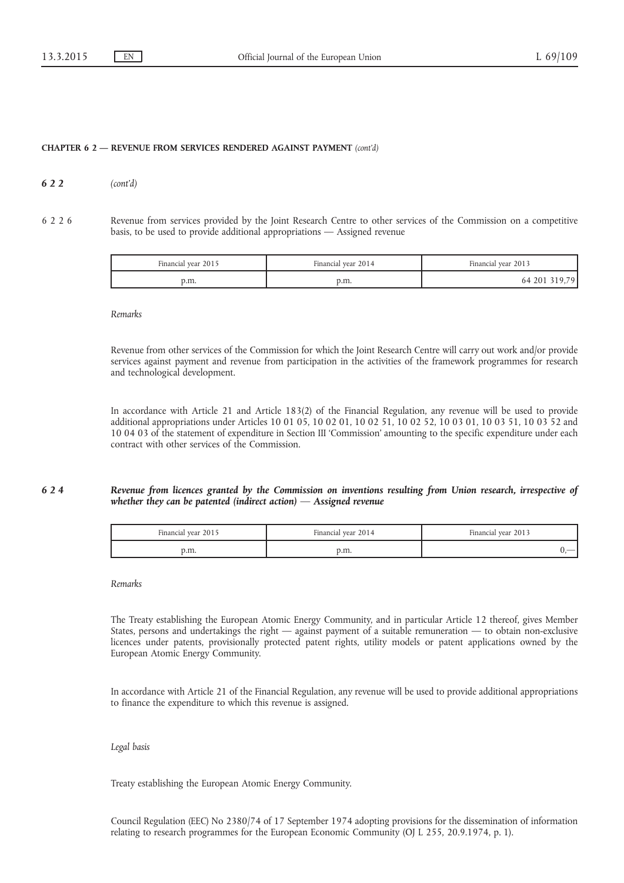**CHAPTER 6 2 — REVENUE FROM SERVICES RENDERED AGAINST PAYMENT** *(cont'd)*

***6 2 2*** *(cont'd)*

6 2 2 6 Revenue from services provided by the Joint Research Centre to other services of the Commission on a competitive basis, to be used to provide additional appropriations — Assigned revenue

| Financial year 2015 | Financial year 2014 | Financial year 2013 |
|---|---|---|
| p.m. | p.m. | 64 201 319,79 |

*Remarks*

Revenue from other services of the Commission for which the Joint Research Centre will carry out work and/or provide services against payment and revenue from participation in the activities of the framework programmes for research and technological development.

In accordance with Article 21 and Article 183(2) of the Financial Regulation, any revenue will be used to provide additional appropriations under Articles 10 01 05, 10 02 01, 10 02 51, 10 02 52, 10 03 01, 10 03 51, 10 03 52 and 10 04 03 of the statement of expenditure in Section III 'Commission' amounting to the specific expenditure under each contract with other services of the Commission.

***6 2 4 Revenue from licences granted by the Commission on inventions resulting from Union research, irrespective of whether they can be patented (indirect action) — Assigned revenue***

| Financial year 2015 | Financial year 2014 | Financial year 2013 |
|---|---|---|
| p.m. | p.m. | 0,— |

*Remarks*

The Treaty establishing the European Atomic Energy Community, and in particular Article 12 thereof, gives Member States, persons and undertakings the right — against payment of a suitable remuneration — to obtain non-exclusive licences under patents, provisionally protected patent rights, utility models or patent applications owned by the European Atomic Energy Community.

In accordance with Article 21 of the Financial Regulation, any revenue will be used to provide additional appropriations to finance the expenditure to which this revenue is assigned.

*Legal basis*

Treaty establishing the European Atomic Energy Community.

Council Regulation (EEC) No 2380/74 of 17 September 1974 adopting provisions for the dissemination of information relating to research programmes for the European Economic Community (OJ L 255, 20.9.1974, p. 1).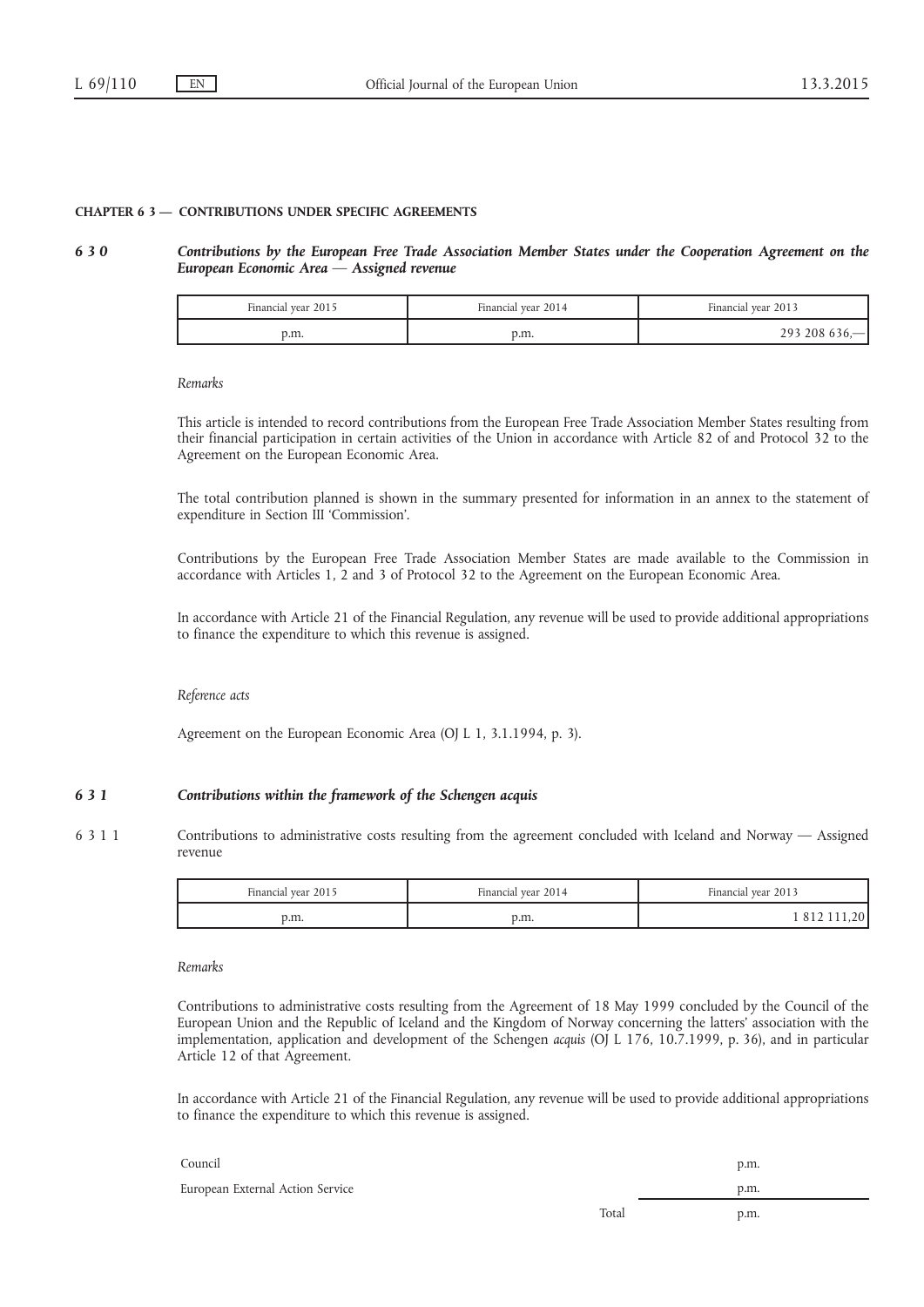## CHAPTER 6 3 — CONTRIBUTIONS UNDER SPECIFIC AGREEMENTS

### 6 3 0 *Contributions by the European Free Trade Association Member States under the Cooperation Agreement on the European Economic Area — Assigned revenue*

| Financial year 2015 | Financial year 2014 | Financial year 2013 |
|---|---|---|
| p.m. | p.m. | 293 208 636,— |

*Remarks*

This article is intended to record contributions from the European Free Trade Association Member States resulting from their financial participation in certain activities of the Union in accordance with Article 82 of and Protocol 32 to the Agreement on the European Economic Area.

The total contribution planned is shown in the summary presented for information in an annex to the statement of expenditure in Section III 'Commission'.

Contributions by the European Free Trade Association Member States are made available to the Commission in accordance with Articles 1, 2 and 3 of Protocol 32 to the Agreement on the European Economic Area.

In accordance with Article 21 of the Financial Regulation, any revenue will be used to provide additional appropriations to finance the expenditure to which this revenue is assigned.

*Reference acts*

Agreement on the European Economic Area (OJ L 1, 3.1.1994, p. 3).

### 6 3 1 *Contributions within the framework of the Schengen acquis*

6 3 1 1 Contributions to administrative costs resulting from the agreement concluded with Iceland and Norway — Assigned revenue

| Financial year 2015 | Financial year 2014 | Financial year 2013 |
|---|---|---|
| p.m. | p.m. | 1 812 111,20 |

*Remarks*

Contributions to administrative costs resulting from the Agreement of 18 May 1999 concluded by the Council of the European Union and the Republic of Iceland and the Kingdom of Norway concerning the latters' association with the implementation, application and development of the Schengen *acquis* (OJ L 176, 10.7.1999, p. 36), and in particular Article 12 of that Agreement.

In accordance with Article 21 of the Financial Regulation, any revenue will be used to provide additional appropriations to finance the expenditure to which this revenue is assigned.

| | | |
|---|---|---|
| Council | | p.m. |
| European External Action Service | | p.m. |
| | Total | p.m. |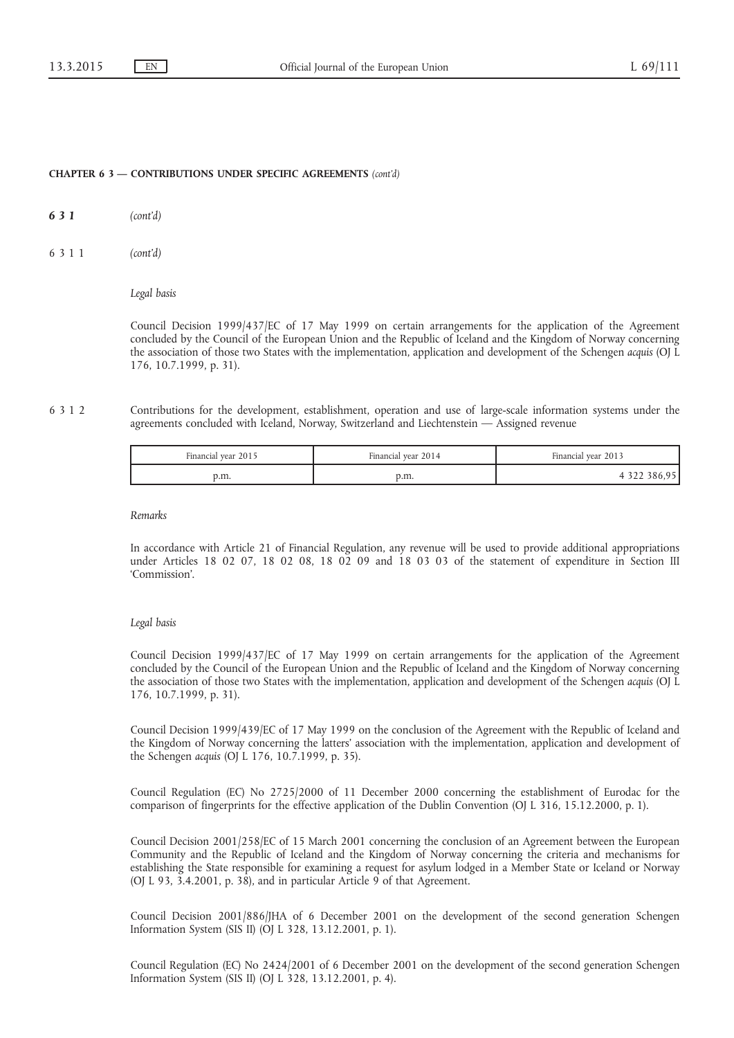**CHAPTER 6 3 — CONTRIBUTIONS UNDER SPECIFIC AGREEMENTS** *(cont'd)*

***6 3 1*** *(cont'd)*

6 3 1 1 *(cont'd)*

*Legal basis*

Council Decision 1999/437/EC of 17 May 1999 on certain arrangements for the application of the Agreement concluded by the Council of the European Union and the Republic of Iceland and the Kingdom of Norway concerning the association of those two States with the implementation, application and development of the Schengen *acquis* (OJ L 176, 10.7.1999, p. 31).

6 3 1 2 Contributions for the development, establishment, operation and use of large-scale information systems under the agreements concluded with Iceland, Norway, Switzerland and Liechtenstein — Assigned revenue

| Financial year 2015 | Financial year 2014 | Financial year 2013 |
|---|---|---|
| p.m. | p.m. | 4 322 386,95 |

*Remarks*

In accordance with Article 21 of Financial Regulation, any revenue will be used to provide additional appropriations under Articles 18 02 07, 18 02 08, 18 02 09 and 18 03 03 of the statement of expenditure in Section III 'Commission'.

*Legal basis*

Council Decision 1999/437/EC of 17 May 1999 on certain arrangements for the application of the Agreement concluded by the Council of the European Union and the Republic of Iceland and the Kingdom of Norway concerning the association of those two States with the implementation, application and development of the Schengen *acquis* (OJ L 176, 10.7.1999, p. 31).

Council Decision 1999/439/EC of 17 May 1999 on the conclusion of the Agreement with the Republic of Iceland and the Kingdom of Norway concerning the latters' association with the implementation, application and development of the Schengen *acquis* (OJ L 176, 10.7.1999, p. 35).

Council Regulation (EC) No 2725/2000 of 11 December 2000 concerning the establishment of Eurodac for the comparison of fingerprints for the effective application of the Dublin Convention (OJ L 316, 15.12.2000, p. 1).

Council Decision 2001/258/EC of 15 March 2001 concerning the conclusion of an Agreement between the European Community and the Republic of Iceland and the Kingdom of Norway concerning the criteria and mechanisms for establishing the State responsible for examining a request for asylum lodged in a Member State or Iceland or Norway (OJ L 93, 3.4.2001, p. 38), and in particular Article 9 of that Agreement.

Council Decision 2001/886/JHA of 6 December 2001 on the development of the second generation Schengen Information System (SIS II) (OJ L 328, 13.12.2001, p. 1).

Council Regulation (EC) No 2424/2001 of 6 December 2001 on the development of the second generation Schengen Information System (SIS II) (OJ L 328, 13.12.2001, p. 4).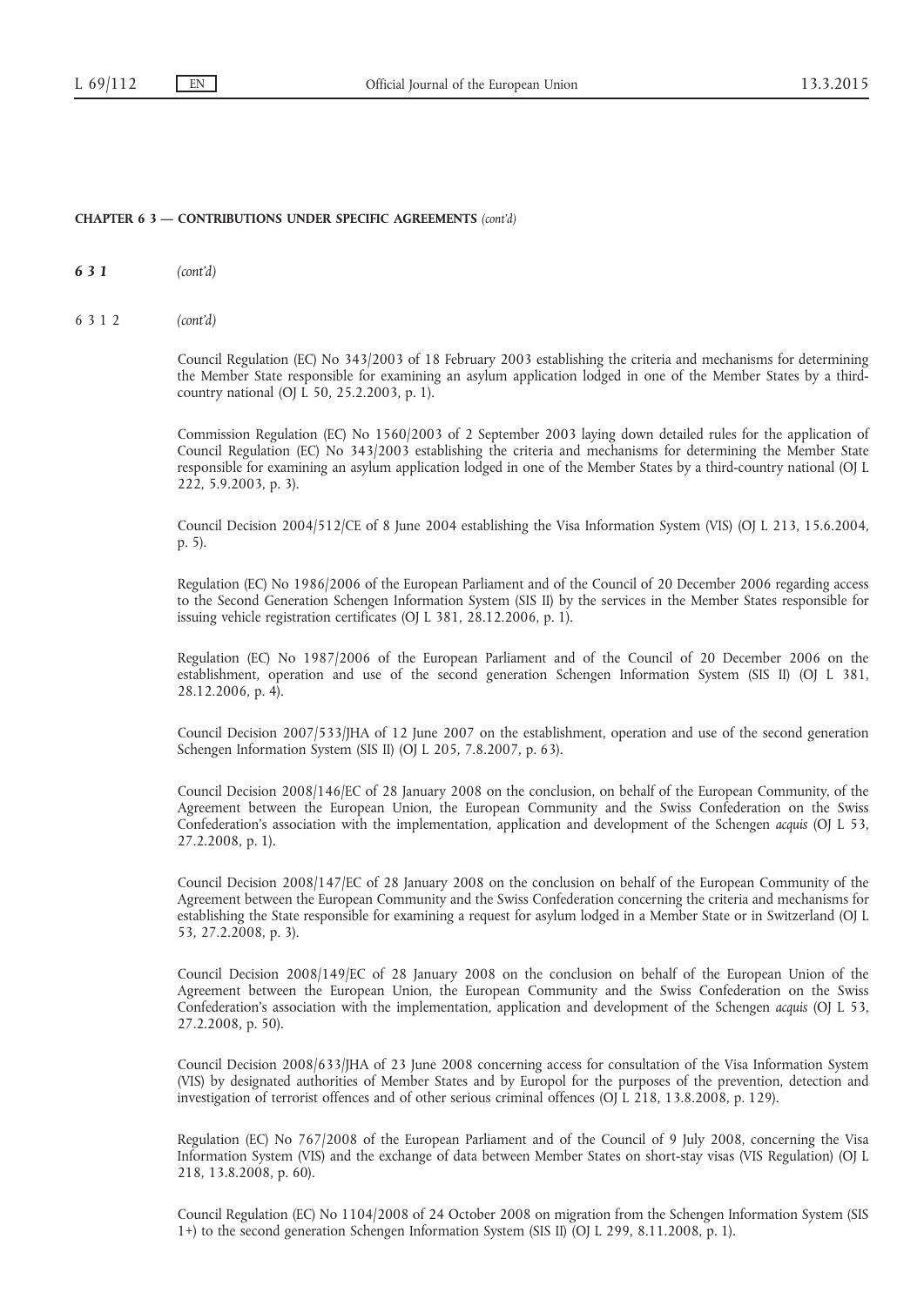**CHAPTER 6 3 — CONTRIBUTIONS UNDER SPECIFIC AGREEMENTS** *(cont'd)*

***6 3 1*** *(cont'd)*

6 3 1 2 *(cont'd)*

Council Regulation (EC) No 343/2003 of 18 February 2003 establishing the criteria and mechanisms for determining the Member State responsible for examining an asylum application lodged in one of the Member States by a third-country national (OJ L 50, 25.2.2003, p. 1).

Commission Regulation (EC) No 1560/2003 of 2 September 2003 laying down detailed rules for the application of Council Regulation (EC) No 343/2003 establishing the criteria and mechanisms for determining the Member State responsible for examining an asylum application lodged in one of the Member States by a third-country national (OJ L 222, 5.9.2003, p. 3).

Council Decision 2004/512/CE of 8 June 2004 establishing the Visa Information System (VIS) (OJ L 213, 15.6.2004, p. 5).

Regulation (EC) No 1986/2006 of the European Parliament and of the Council of 20 December 2006 regarding access to the Second Generation Schengen Information System (SIS II) by the services in the Member States responsible for issuing vehicle registration certificates (OJ L 381, 28.12.2006, p. 1).

Regulation (EC) No 1987/2006 of the European Parliament and of the Council of 20 December 2006 on the establishment, operation and use of the second generation Schengen Information System (SIS II) (OJ L 381, 28.12.2006, p. 4).

Council Decision 2007/533/JHA of 12 June 2007 on the establishment, operation and use of the second generation Schengen Information System (SIS II) (OJ L 205, 7.8.2007, p. 63).

Council Decision 2008/146/EC of 28 January 2008 on the conclusion, on behalf of the European Community, of the Agreement between the European Union, the European Community and the Swiss Confederation on the Swiss Confederation's association with the implementation, application and development of the Schengen *acquis* (OJ L 53, 27.2.2008, p. 1).

Council Decision 2008/147/EC of 28 January 2008 on the conclusion on behalf of the European Community of the Agreement between the European Community and the Swiss Confederation concerning the criteria and mechanisms for establishing the State responsible for examining a request for asylum lodged in a Member State or in Switzerland (OJ L 53, 27.2.2008, p. 3).

Council Decision 2008/149/EC of 28 January 2008 on the conclusion on behalf of the European Union of the Agreement between the European Union, the European Community and the Swiss Confederation on the Swiss Confederation's association with the implementation, application and development of the Schengen *acquis* (OJ L 53, 27.2.2008, p. 50).

Council Decision 2008/633/JHA of 23 June 2008 concerning access for consultation of the Visa Information System (VIS) by designated authorities of Member States and by Europol for the purposes of the prevention, detection and investigation of terrorist offences and of other serious criminal offences (OJ L 218, 13.8.2008, p. 129).

Regulation (EC) No 767/2008 of the European Parliament and of the Council of 9 July 2008, concerning the Visa Information System (VIS) and the exchange of data between Member States on short-stay visas (VIS Regulation) (OJ L 218, 13.8.2008, p. 60).

Council Regulation (EC) No 1104/2008 of 24 October 2008 on migration from the Schengen Information System (SIS 1+) to the second generation Schengen Information System (SIS II) (OJ L 299, 8.11.2008, p. 1).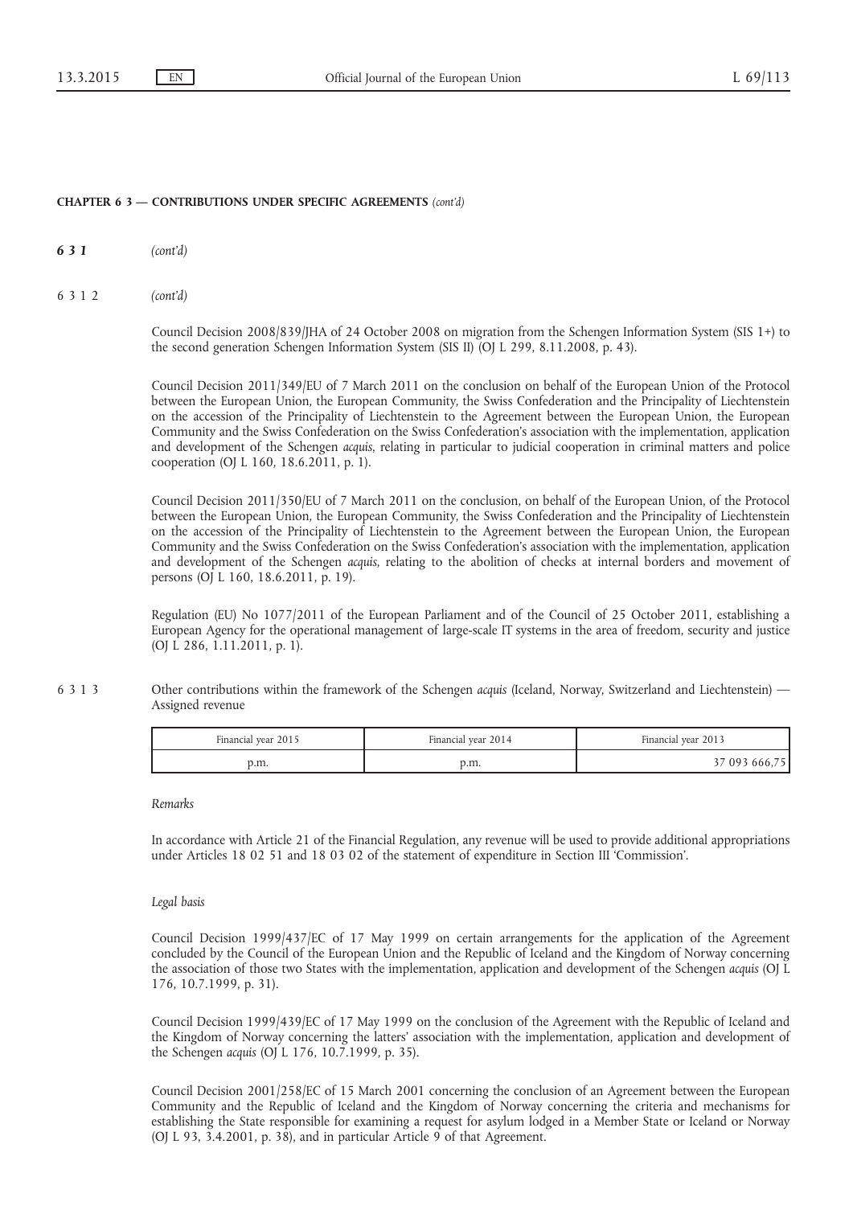**CHAPTER 6 3 — CONTRIBUTIONS UNDER SPECIFIC AGREEMENTS** *(cont'd)*

***6 3 1*** *(cont'd)*

6 3 1 2 *(cont'd)*

Council Decision 2008/839/JHA of 24 October 2008 on migration from the Schengen Information System (SIS 1+) to the second generation Schengen Information System (SIS II) (OJ L 299, 8.11.2008, p. 43).

Council Decision 2011/349/EU of 7 March 2011 on the conclusion on behalf of the European Union of the Protocol between the European Union, the European Community, the Swiss Confederation and the Principality of Liechtenstein on the accession of the Principality of Liechtenstein to the Agreement between the European Union, the European Community and the Swiss Confederation on the Swiss Confederation's association with the implementation, application and development of the Schengen *acquis*, relating in particular to judicial cooperation in criminal matters and police cooperation (OJ L 160, 18.6.2011, p. 1).

Council Decision 2011/350/EU of 7 March 2011 on the conclusion, on behalf of the European Union, of the Protocol between the European Union, the European Community, the Swiss Confederation and the Principality of Liechtenstein on the accession of the Principality of Liechtenstein to the Agreement between the European Union, the European Community and the Swiss Confederation on the Swiss Confederation's association with the implementation, application and development of the Schengen *acquis*, relating to the abolition of checks at internal borders and movement of persons (OJ L 160, 18.6.2011, p. 19).

Regulation (EU) No 1077/2011 of the European Parliament and of the Council of 25 October 2011, establishing a European Agency for the operational management of large-scale IT systems in the area of freedom, security and justice (OJ L 286, 1.11.2011, p. 1).

6 3 1 3 Other contributions within the framework of the Schengen *acquis* (Iceland, Norway, Switzerland and Liechtenstein) — Assigned revenue

| Financial year 2015 | Financial year 2014 | Financial year 2013 |
|---|---|---|
| p.m. | p.m. | 37 093 666,75 |

*Remarks*

In accordance with Article 21 of the Financial Regulation, any revenue will be used to provide additional appropriations under Articles 18 02 51 and 18 03 02 of the statement of expenditure in Section III 'Commission'.

*Legal basis*

Council Decision 1999/437/EC of 17 May 1999 on certain arrangements for the application of the Agreement concluded by the Council of the European Union and the Republic of Iceland and the Kingdom of Norway concerning the association of those two States with the implementation, application and development of the Schengen *acquis* (OJ L 176, 10.7.1999, p. 31).

Council Decision 1999/439/EC of 17 May 1999 on the conclusion of the Agreement with the Republic of Iceland and the Kingdom of Norway concerning the latters' association with the implementation, application and development of the Schengen *acquis* (OJ L 176, 10.7.1999, p. 35).

Council Decision 2001/258/EC of 15 March 2001 concerning the conclusion of an Agreement between the European Community and the Republic of Iceland and the Kingdom of Norway concerning the criteria and mechanisms for establishing the State responsible for examining a request for asylum lodged in a Member State or Iceland or Norway (OJ L 93, 3.4.2001, p. 38), and in particular Article 9 of that Agreement.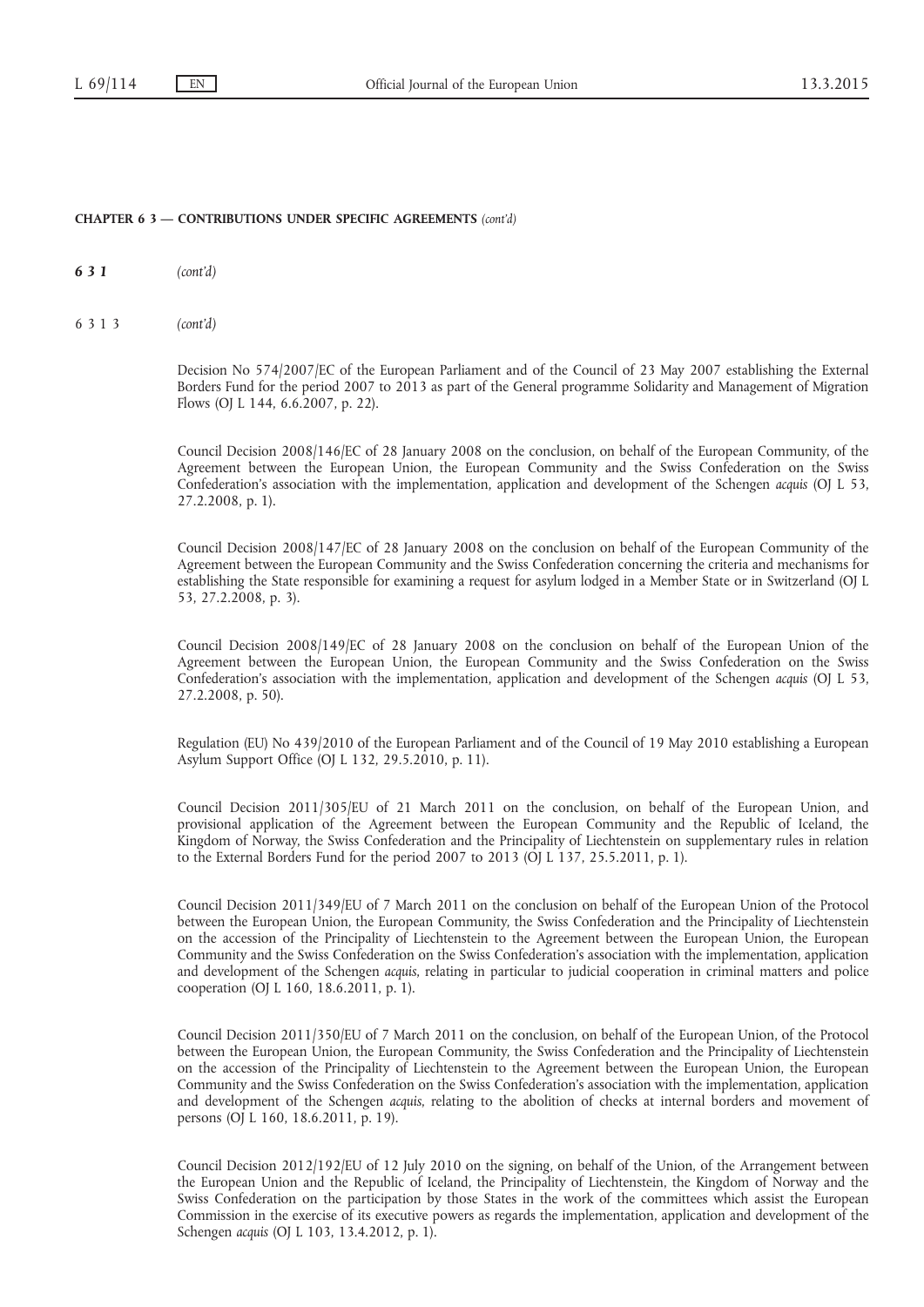**CHAPTER 6 3 — CONTRIBUTIONS UNDER SPECIFIC AGREEMENTS** *(cont'd)*

***6 3 1*** *(cont'd)*

6 3 1 3 *(cont'd)*

Decision No 574/2007/EC of the European Parliament and of the Council of 23 May 2007 establishing the External Borders Fund for the period 2007 to 2013 as part of the General programme Solidarity and Management of Migration Flows (OJ L 144, 6.6.2007, p. 22).

Council Decision 2008/146/EC of 28 January 2008 on the conclusion, on behalf of the European Community, of the Agreement between the European Union, the European Community and the Swiss Confederation on the Swiss Confederation's association with the implementation, application and development of the Schengen *acquis* (OJ L 53, 27.2.2008, p. 1).

Council Decision 2008/147/EC of 28 January 2008 on the conclusion on behalf of the European Community of the Agreement between the European Community and the Swiss Confederation concerning the criteria and mechanisms for establishing the State responsible for examining a request for asylum lodged in a Member State or in Switzerland (OJ L 53, 27.2.2008, p. 3).

Council Decision 2008/149/EC of 28 January 2008 on the conclusion on behalf of the European Union of the Agreement between the European Union, the European Community and the Swiss Confederation on the Swiss Confederation's association with the implementation, application and development of the Schengen *acquis* (OJ L 53, 27.2.2008, p. 50).

Regulation (EU) No 439/2010 of the European Parliament and of the Council of 19 May 2010 establishing a European Asylum Support Office (OJ L 132, 29.5.2010, p. 11).

Council Decision 2011/305/EU of 21 March 2011 on the conclusion, on behalf of the European Union, and provisional application of the Agreement between the European Community and the Republic of Iceland, the Kingdom of Norway, the Swiss Confederation and the Principality of Liechtenstein on supplementary rules in relation to the External Borders Fund for the period 2007 to 2013 (OJ L 137, 25.5.2011, p. 1).

Council Decision 2011/349/EU of 7 March 2011 on the conclusion on behalf of the European Union of the Protocol between the European Union, the European Community, the Swiss Confederation and the Principality of Liechtenstein on the accession of the Principality of Liechtenstein to the Agreement between the European Union, the European Community and the Swiss Confederation on the Swiss Confederation's association with the implementation, application and development of the Schengen *acquis*, relating in particular to judicial cooperation in criminal matters and police cooperation (OJ L 160, 18.6.2011, p. 1).

Council Decision 2011/350/EU of 7 March 2011 on the conclusion, on behalf of the European Union, of the Protocol between the European Union, the European Community, the Swiss Confederation and the Principality of Liechtenstein on the accession of the Principality of Liechtenstein to the Agreement between the European Union, the European Community and the Swiss Confederation on the Swiss Confederation's association with the implementation, application and development of the Schengen *acquis*, relating to the abolition of checks at internal borders and movement of persons (OJ L 160, 18.6.2011, p. 19).

Council Decision 2012/192/EU of 12 July 2010 on the signing, on behalf of the Union, of the Arrangement between the European Union and the Republic of Iceland, the Principality of Liechtenstein, the Kingdom of Norway and the Swiss Confederation on the participation by those States in the work of the committees which assist the European Commission in the exercise of its executive powers as regards the implementation, application and development of the Schengen *acquis* (OJ L 103, 13.4.2012, p. 1).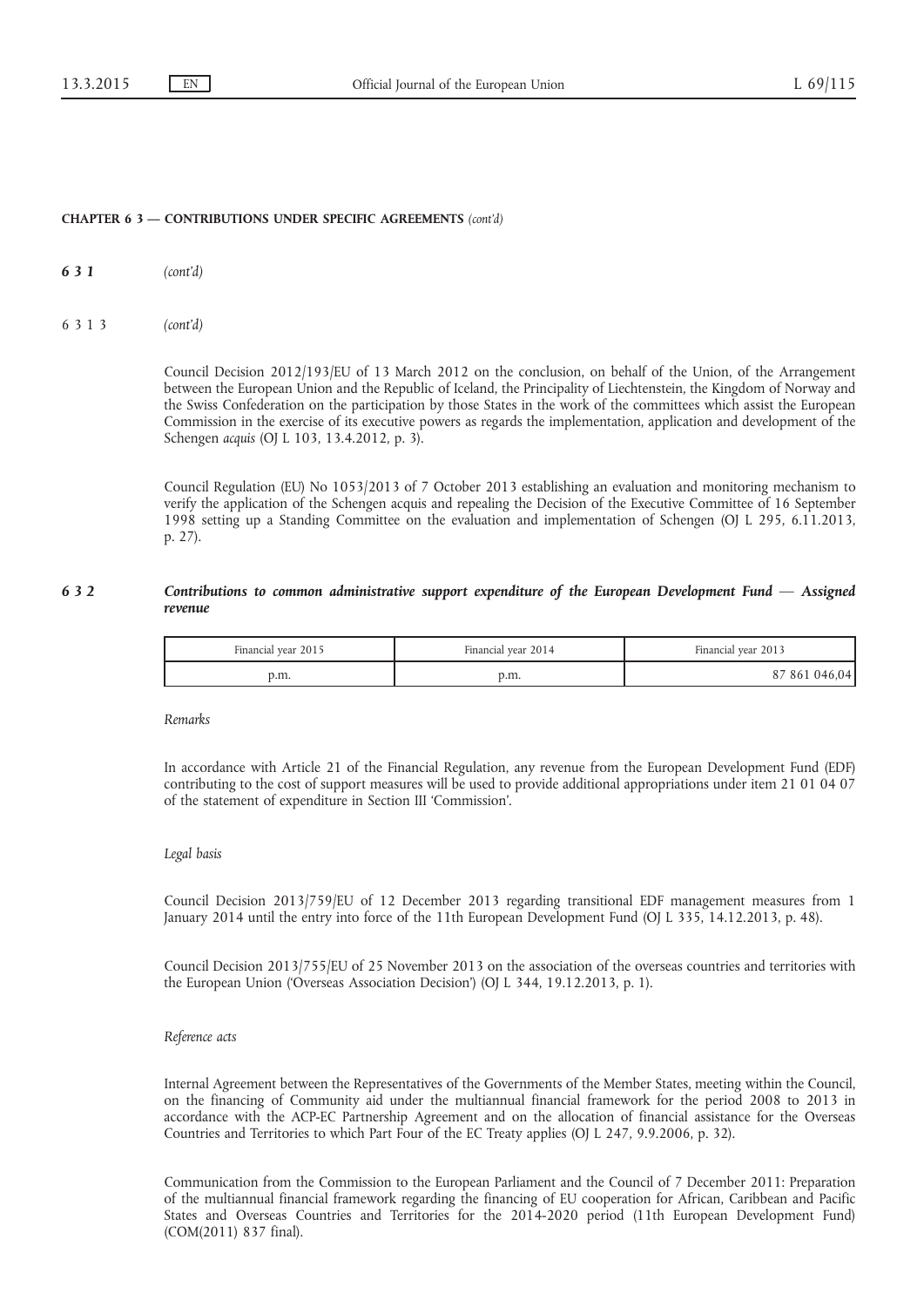**CHAPTER 6 3 — CONTRIBUTIONS UNDER SPECIFIC AGREEMENTS** *(cont'd)*

***6 3 1*** *(cont'd)*

6 3 1 3 *(cont'd)*

Council Decision 2012/193/EU of 13 March 2012 on the conclusion, on behalf of the Union, of the Arrangement between the European Union and the Republic of Iceland, the Principality of Liechtenstein, the Kingdom of Norway and the Swiss Confederation on the participation by those States in the work of the committees which assist the European Commission in the exercise of its executive powers as regards the implementation, application and development of the Schengen *acquis* (OJ L 103, 13.4.2012, p. 3).

Council Regulation (EU) No 1053/2013 of 7 October 2013 establishing an evaluation and monitoring mechanism to verify the application of the Schengen acquis and repealing the Decision of the Executive Committee of 16 September 1998 setting up a Standing Committee on the evaluation and implementation of Schengen (OJ L 295, 6.11.2013, p. 27).

***6 3 2*** ***Contributions to common administrative support expenditure of the European Development Fund — Assigned revenue***

| Financial year 2015 | Financial year 2014 | Financial year 2013 |
|---|---|---|
| p.m. | p.m. | 87 861 046,04 |

*Remarks*

In accordance with Article 21 of the Financial Regulation, any revenue from the European Development Fund (EDF) contributing to the cost of support measures will be used to provide additional appropriations under item 21 01 04 07 of the statement of expenditure in Section III 'Commission'.

*Legal basis*

Council Decision 2013/759/EU of 12 December 2013 regarding transitional EDF management measures from 1 January 2014 until the entry into force of the 11th European Development Fund (OJ L 335, 14.12.2013, p. 48).

Council Decision 2013/755/EU of 25 November 2013 on the association of the overseas countries and territories with the European Union ('Overseas Association Decision') (OJ L 344, 19.12.2013, p. 1).

*Reference acts*

Internal Agreement between the Representatives of the Governments of the Member States, meeting within the Council, on the financing of Community aid under the multiannual financial framework for the period 2008 to 2013 in accordance with the ACP-EC Partnership Agreement and on the allocation of financial assistance for the Overseas Countries and Territories to which Part Four of the EC Treaty applies (OJ L 247, 9.9.2006, p. 32).

Communication from the Commission to the European Parliament and the Council of 7 December 2011: Preparation of the multiannual financial framework regarding the financing of EU cooperation for African, Caribbean and Pacific States and Overseas Countries and Territories for the 2014-2020 period (11th European Development Fund) (COM(2011) 837 final).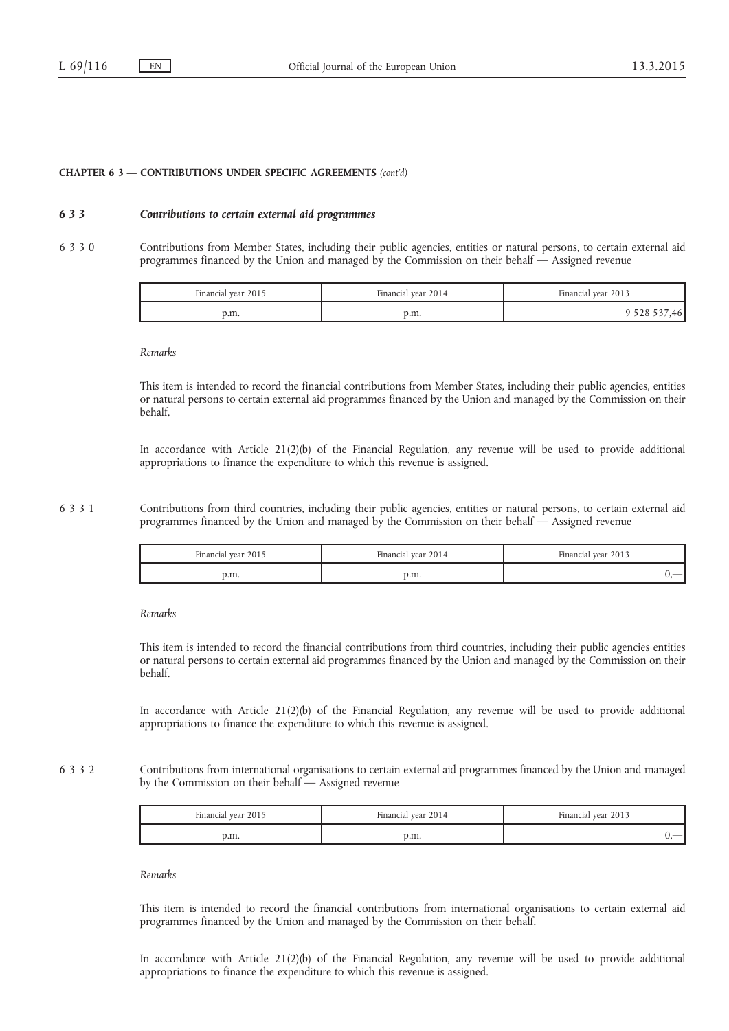**CHAPTER 6 3 — CONTRIBUTIONS UNDER SPECIFIC AGREEMENTS** *(cont'd)*

### 6 3 3 *Contributions to certain external aid programmes*

6 3 3 0 Contributions from Member States, including their public agencies, entities or natural persons, to certain external aid programmes financed by the Union and managed by the Commission on their behalf — Assigned revenue

| Financial year 2015 | Financial year 2014 | Financial year 2013 |
|---|---|---|
| p.m. | p.m. | 9 528 537,46 |

*Remarks*

This item is intended to record the financial contributions from Member States, including their public agencies, entities or natural persons to certain external aid programmes financed by the Union and managed by the Commission on their behalf.

In accordance with Article 21(2)(b) of the Financial Regulation, any revenue will be used to provide additional appropriations to finance the expenditure to which this revenue is assigned.

6 3 3 1 Contributions from third countries, including their public agencies, entities or natural persons, to certain external aid programmes financed by the Union and managed by the Commission on their behalf — Assigned revenue

| Financial year 2015 | Financial year 2014 | Financial year 2013 |
|---|---|---|
| p.m. | p.m. | 0,— |

*Remarks*

This item is intended to record the financial contributions from third countries, including their public agencies entities or natural persons to certain external aid programmes financed by the Union and managed by the Commission on their behalf.

In accordance with Article 21(2)(b) of the Financial Regulation, any revenue will be used to provide additional appropriations to finance the expenditure to which this revenue is assigned.

6 3 3 2 Contributions from international organisations to certain external aid programmes financed by the Union and managed by the Commission on their behalf — Assigned revenue

| Financial year 2015 | Financial year 2014 | Financial year 2013 |
|---|---|---|
| p.m. | p.m. | 0,— |

*Remarks*

This item is intended to record the financial contributions from international organisations to certain external aid programmes financed by the Union and managed by the Commission on their behalf.

In accordance with Article 21(2)(b) of the Financial Regulation, any revenue will be used to provide additional appropriations to finance the expenditure to which this revenue is assigned.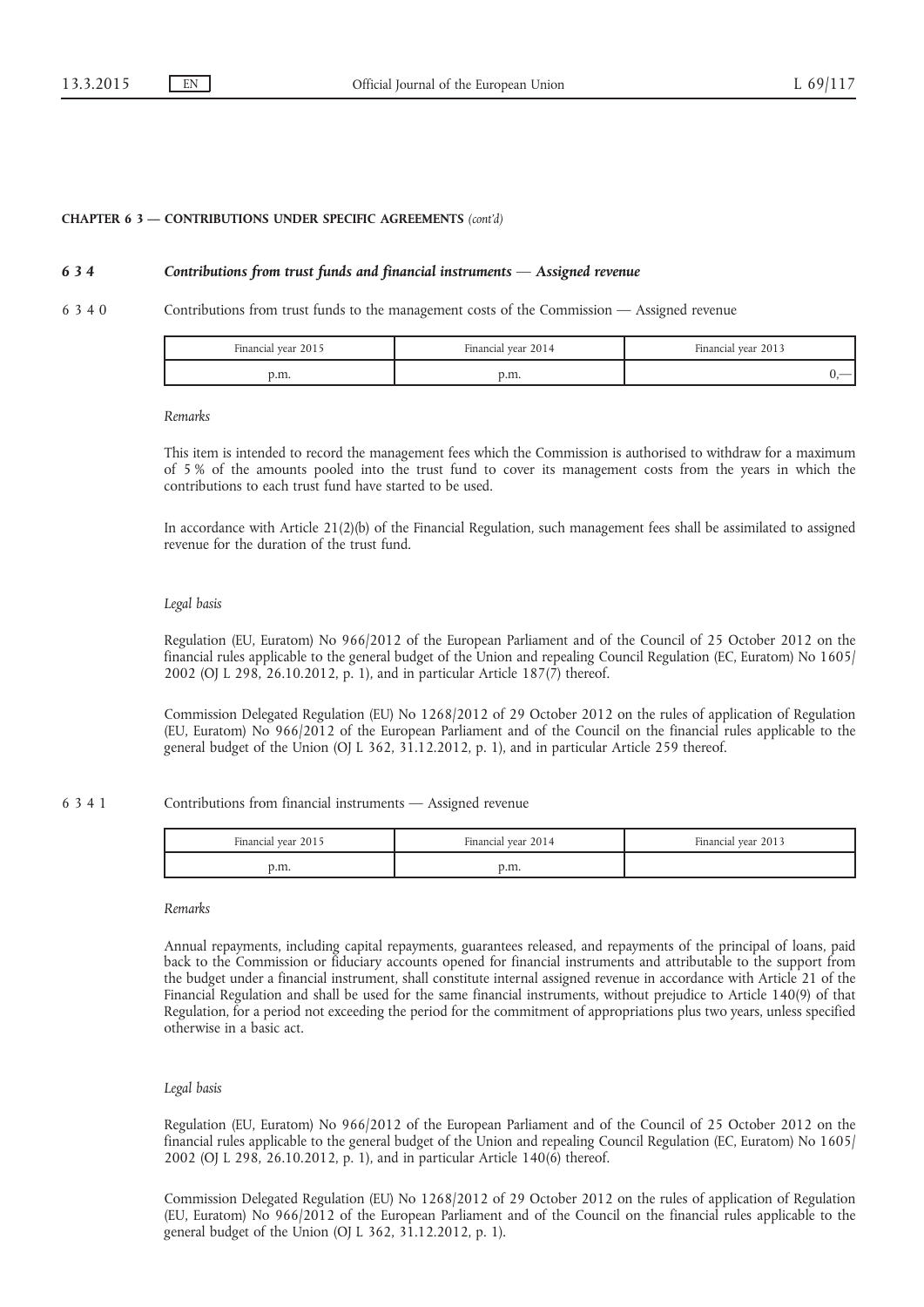**CHAPTER 6 3 — CONTRIBUTIONS UNDER SPECIFIC AGREEMENTS** *(cont'd)*

### *6 3 4 Contributions from trust funds and financial instruments — Assigned revenue*

6 3 4 0 Contributions from trust funds to the management costs of the Commission — Assigned revenue

| Financial year 2015 | Financial year 2014 | Financial year 2013 |
|---|---|---|
| p.m. | p.m. | 0,— |

*Remarks*

This item is intended to record the management fees which the Commission is authorised to withdraw for a maximum of 5 % of the amounts pooled into the trust fund to cover its management costs from the years in which the contributions to each trust fund have started to be used.

In accordance with Article 21(2)(b) of the Financial Regulation, such management fees shall be assimilated to assigned revenue for the duration of the trust fund.

*Legal basis*

Regulation (EU, Euratom) No 966/2012 of the European Parliament and of the Council of 25 October 2012 on the financial rules applicable to the general budget of the Union and repealing Council Regulation (EC, Euratom) No 1605/2002 (OJ L 298, 26.10.2012, p. 1), and in particular Article 187(7) thereof.

Commission Delegated Regulation (EU) No 1268/2012 of 29 October 2012 on the rules of application of Regulation (EU, Euratom) No 966/2012 of the European Parliament and of the Council on the financial rules applicable to the general budget of the Union (OJ L 362, 31.12.2012, p. 1), and in particular Article 259 thereof.

6 3 4 1 Contributions from financial instruments — Assigned revenue

| Financial year 2015 | Financial year 2014 | Financial year 2013 |
|---|---|---|
| p.m. | p.m. | |

*Remarks*

Annual repayments, including capital repayments, guarantees released, and repayments of the principal of loans, paid back to the Commission or fiduciary accounts opened for financial instruments and attributable to the support from the budget under a financial instrument, shall constitute internal assigned revenue in accordance with Article 21 of the Financial Regulation and shall be used for the same financial instruments, without prejudice to Article 140(9) of that Regulation, for a period not exceeding the period for the commitment of appropriations plus two years, unless specified otherwise in a basic act.

*Legal basis*

Regulation (EU, Euratom) No 966/2012 of the European Parliament and of the Council of 25 October 2012 on the financial rules applicable to the general budget of the Union and repealing Council Regulation (EC, Euratom) No 1605/2002 (OJ L 298, 26.10.2012, p. 1), and in particular Article 140(6) thereof.

Commission Delegated Regulation (EU) No 1268/2012 of 29 October 2012 on the rules of application of Regulation (EU, Euratom) No 966/2012 of the European Parliament and of the Council on the financial rules applicable to the general budget of the Union (OJ L 362, 31.12.2012, p. 1).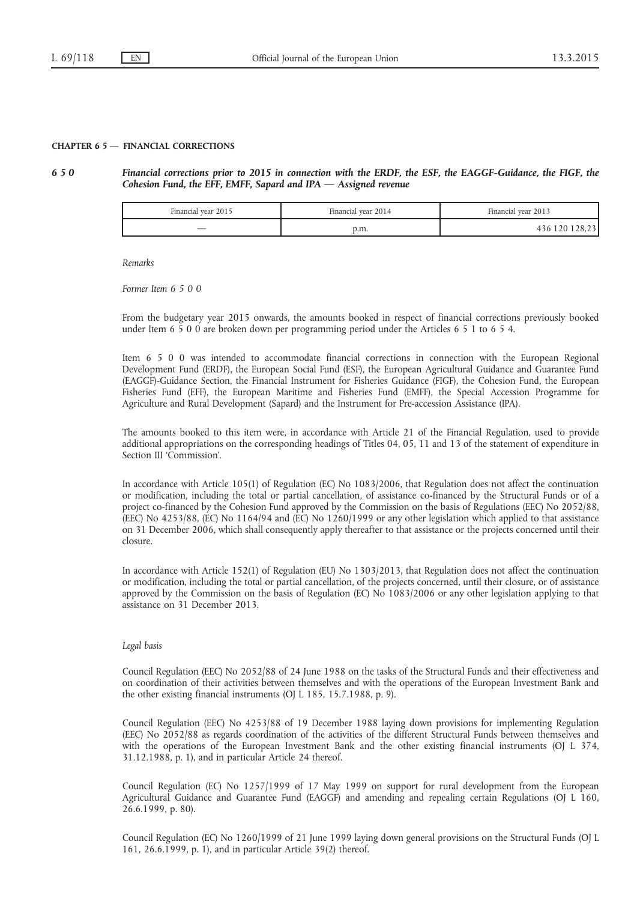## CHAPTER 6 5 — FINANCIAL CORRECTIONS

### 6 5 0 *Financial corrections prior to 2015 in connection with the ERDF, the ESF, the EAGGF-Guidance, the FIGF, the Cohesion Fund, the EFF, EMFF, Sapard and IPA — Assigned revenue*

| Financial year 2015 | Financial year 2014 | Financial year 2013 |
|---|---|---|
| — | p.m. | 436 120 128,23 |

*Remarks*

*Former Item 6 5 0 0*

From the budgetary year 2015 onwards, the amounts booked in respect of financial corrections previously booked under Item 6 5 0 0 are broken down per programming period under the Articles 6 5 1 to 6 5 4.

Item 6 5 0 0 was intended to accommodate financial corrections in connection with the European Regional Development Fund (ERDF), the European Social Fund (ESF), the European Agricultural Guidance and Guarantee Fund (EAGGF)-Guidance Section, the Financial Instrument for Fisheries Guidance (FIGF), the Cohesion Fund, the European Fisheries Fund (EFF), the European Maritime and Fisheries Fund (EMFF), the Special Accession Programme for Agriculture and Rural Development (Sapard) and the Instrument for Pre-accession Assistance (IPA).

The amounts booked to this item were, in accordance with Article 21 of the Financial Regulation, used to provide additional appropriations on the corresponding headings of Titles 04, 05, 11 and 13 of the statement of expenditure in Section III 'Commission'.

In accordance with Article 105(1) of Regulation (EC) No 1083/2006, that Regulation does not affect the continuation or modification, including the total or partial cancellation, of assistance co-financed by the Structural Funds or of a project co-financed by the Cohesion Fund approved by the Commission on the basis of Regulations (EEC) No 2052/88, (EEC) No 4253/88, (EC) No 1164/94 and (EC) No 1260/1999 or any other legislation which applied to that assistance on 31 December 2006, which shall consequently apply thereafter to that assistance or the projects concerned until their closure.

In accordance with Article 152(1) of Regulation (EU) No 1303/2013, that Regulation does not affect the continuation or modification, including the total or partial cancellation, of the projects concerned, until their closure, or of assistance approved by the Commission on the basis of Regulation (EC) No 1083/2006 or any other legislation applying to that assistance on 31 December 2013.

*Legal basis*

Council Regulation (EEC) No 2052/88 of 24 June 1988 on the tasks of the Structural Funds and their effectiveness and on coordination of their activities between themselves and with the operations of the European Investment Bank and the other existing financial instruments (OJ L 185, 15.7.1988, p. 9).

Council Regulation (EEC) No 4253/88 of 19 December 1988 laying down provisions for implementing Regulation (EEC) No 2052/88 as regards coordination of the activities of the different Structural Funds between themselves and with the operations of the European Investment Bank and the other existing financial instruments (OJ L 374, 31.12.1988, p. 1), and in particular Article 24 thereof.

Council Regulation (EC) No 1257/1999 of 17 May 1999 on support for rural development from the European Agricultural Guidance and Guarantee Fund (EAGGF) and amending and repealing certain Regulations (OJ L 160, 26.6.1999, p. 80).

Council Regulation (EC) No 1260/1999 of 21 June 1999 laying down general provisions on the Structural Funds (OJ L 161, 26.6.1999, p. 1), and in particular Article 39(2) thereof.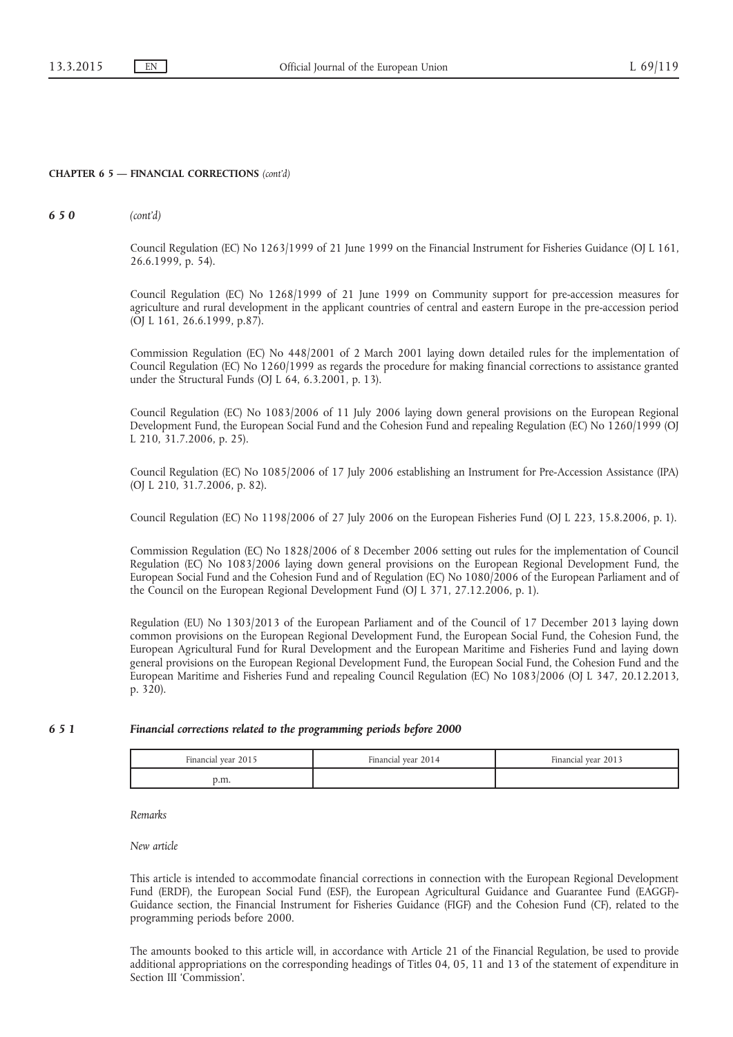**CHAPTER 6 5 — FINANCIAL CORRECTIONS** *(cont'd)*

***6 5 0*** *(cont'd)*

Council Regulation (EC) No 1263/1999 of 21 June 1999 on the Financial Instrument for Fisheries Guidance (OJ L 161, 26.6.1999, p. 54).

Council Regulation (EC) No 1268/1999 of 21 June 1999 on Community support for pre-accession measures for agriculture and rural development in the applicant countries of central and eastern Europe in the pre-accession period (OJ L 161, 26.6.1999, p.87).

Commission Regulation (EC) No 448/2001 of 2 March 2001 laying down detailed rules for the implementation of Council Regulation (EC) No 1260/1999 as regards the procedure for making financial corrections to assistance granted under the Structural Funds (OJ L 64, 6.3.2001, p. 13).

Council Regulation (EC) No 1083/2006 of 11 July 2006 laying down general provisions on the European Regional Development Fund, the European Social Fund and the Cohesion Fund and repealing Regulation (EC) No 1260/1999 (OJ L 210, 31.7.2006, p. 25).

Council Regulation (EC) No 1085/2006 of 17 July 2006 establishing an Instrument for Pre-Accession Assistance (IPA) (OJ L 210, 31.7.2006, p. 82).

Council Regulation (EC) No 1198/2006 of 27 July 2006 on the European Fisheries Fund (OJ L 223, 15.8.2006, p. 1).

Commission Regulation (EC) No 1828/2006 of 8 December 2006 setting out rules for the implementation of Council Regulation (EC) No 1083/2006 laying down general provisions on the European Regional Development Fund, the European Social Fund and the Cohesion Fund and of Regulation (EC) No 1080/2006 of the European Parliament and of the Council on the European Regional Development Fund (OJ L 371, 27.12.2006, p. 1).

Regulation (EU) No 1303/2013 of the European Parliament and of the Council of 17 December 2013 laying down common provisions on the European Regional Development Fund, the European Social Fund, the Cohesion Fund, the European Agricultural Fund for Rural Development and the European Maritime and Fisheries Fund and laying down general provisions on the European Regional Development Fund, the European Social Fund, the Cohesion Fund and the European Maritime and Fisheries Fund and repealing Council Regulation (EC) No 1083/2006 (OJ L 347, 20.12.2013, p. 320).

***6 5 1*** ***Financial corrections related to the programming periods before 2000***

| Financial year 2015 | Financial year 2014 | Financial year 2013 |
|---|---|---|
| p.m. | | |

*Remarks*

*New article*

This article is intended to accommodate financial corrections in connection with the European Regional Development Fund (ERDF), the European Social Fund (ESF), the European Agricultural Guidance and Guarantee Fund (EAGGF)-Guidance section, the Financial Instrument for Fisheries Guidance (FIGF) and the Cohesion Fund (CF), related to the programming periods before 2000.

The amounts booked to this article will, in accordance with Article 21 of the Financial Regulation, be used to provide additional appropriations on the corresponding headings of Titles 04, 05, 11 and 13 of the statement of expenditure in Section III 'Commission'.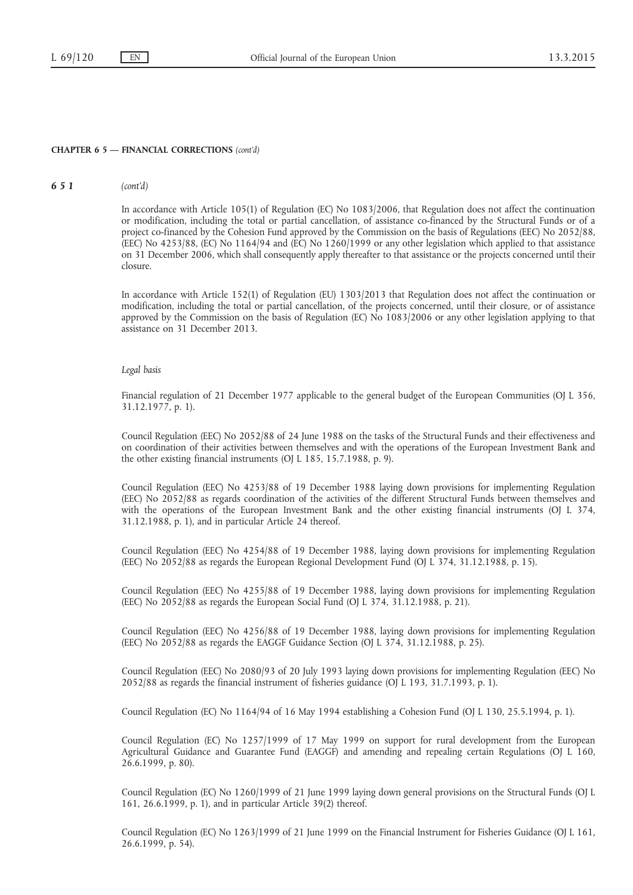**CHAPTER 6 5 — FINANCIAL CORRECTIONS** *(cont'd)*

***6 5 1*** *(cont'd)*

In accordance with Article 105(1) of Regulation (EC) No 1083/2006, that Regulation does not affect the continuation or modification, including the total or partial cancellation, of assistance co-financed by the Structural Funds or of a project co-financed by the Cohesion Fund approved by the Commission on the basis of Regulations (EEC) No 2052/88, (EEC) No 4253/88, (EC) No 1164/94 and (EC) No 1260/1999 or any other legislation which applied to that assistance on 31 December 2006, which shall consequently apply thereafter to that assistance or the projects concerned until their closure.

In accordance with Article 152(1) of Regulation (EU) 1303/2013 that Regulation does not affect the continuation or modification, including the total or partial cancellation, of the projects concerned, until their closure, or of assistance approved by the Commission on the basis of Regulation (EC) No 1083/2006 or any other legislation applying to that assistance on 31 December 2013.

*Legal basis*

Financial regulation of 21 December 1977 applicable to the general budget of the European Communities (OJ L 356, 31.12.1977, p. 1).

Council Regulation (EEC) No 2052/88 of 24 June 1988 on the tasks of the Structural Funds and their effectiveness and on coordination of their activities between themselves and with the operations of the European Investment Bank and the other existing financial instruments (OJ L 185, 15.7.1988, p. 9).

Council Regulation (EEC) No 4253/88 of 19 December 1988 laying down provisions for implementing Regulation (EEC) No 2052/88 as regards coordination of the activities of the different Structural Funds between themselves and with the operations of the European Investment Bank and the other existing financial instruments (OJ L 374, 31.12.1988, p. 1), and in particular Article 24 thereof.

Council Regulation (EEC) No 4254/88 of 19 December 1988, laying down provisions for implementing Regulation (EEC) No 2052/88 as regards the European Regional Development Fund (OJ L 374, 31.12.1988, p. 15).

Council Regulation (EEC) No 4255/88 of 19 December 1988, laying down provisions for implementing Regulation (EEC) No 2052/88 as regards the European Social Fund (OJ L 374, 31.12.1988, p. 21).

Council Regulation (EEC) No 4256/88 of 19 December 1988, laying down provisions for implementing Regulation (EEC) No 2052/88 as regards the EAGGF Guidance Section (OJ L 374, 31.12.1988, p. 25).

Council Regulation (EEC) No 2080/93 of 20 July 1993 laying down provisions for implementing Regulation (EEC) No 2052/88 as regards the financial instrument of fisheries guidance (OJ L 193, 31.7.1993, p. 1).

Council Regulation (EC) No 1164/94 of 16 May 1994 establishing a Cohesion Fund (OJ L 130, 25.5.1994, p. 1).

Council Regulation (EC) No 1257/1999 of 17 May 1999 on support for rural development from the European Agricultural Guidance and Guarantee Fund (EAGGF) and amending and repealing certain Regulations (OJ L 160, 26.6.1999, p. 80).

Council Regulation (EC) No 1260/1999 of 21 June 1999 laying down general provisions on the Structural Funds (OJ L 161, 26.6.1999, p. 1), and in particular Article 39(2) thereof.

Council Regulation (EC) No 1263/1999 of 21 June 1999 on the Financial Instrument for Fisheries Guidance (OJ L 161, 26.6.1999, p. 54).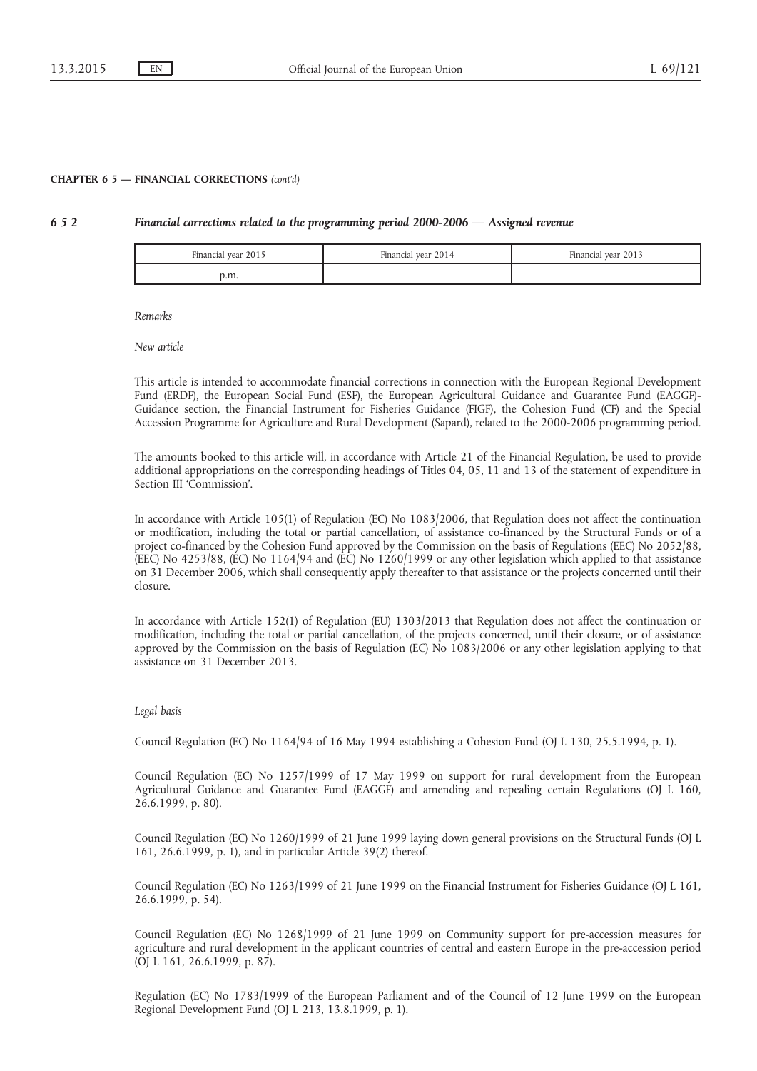**CHAPTER 6 5 — FINANCIAL CORRECTIONS** *(cont'd)*

### *6 5 2 Financial corrections related to the programming period 2000-2006 — Assigned revenue*

| Financial year 2015 | Financial year 2014 | Financial year 2013 |
| --- | --- | --- |
| p.m. | | |

*Remarks*

*New article*

This article is intended to accommodate financial corrections in connection with the European Regional Development Fund (ERDF), the European Social Fund (ESF), the European Agricultural Guidance and Guarantee Fund (EAGGF)-Guidance section, the Financial Instrument for Fisheries Guidance (FIGF), the Cohesion Fund (CF) and the Special Accession Programme for Agriculture and Rural Development (Sapard), related to the 2000-2006 programming period.

The amounts booked to this article will, in accordance with Article 21 of the Financial Regulation, be used to provide additional appropriations on the corresponding headings of Titles 04, 05, 11 and 13 of the statement of expenditure in Section III 'Commission'.

In accordance with Article 105(1) of Regulation (EC) No 1083/2006, that Regulation does not affect the continuation or modification, including the total or partial cancellation, of assistance co-financed by the Structural Funds or of a project co-financed by the Cohesion Fund approved by the Commission on the basis of Regulations (EEC) No 2052/88, (EEC) No 4253/88, (EC) No 1164/94 and (EC) No 1260/1999 or any other legislation which applied to that assistance on 31 December 2006, which shall consequently apply thereafter to that assistance or the projects concerned until their closure.

In accordance with Article 152(1) of Regulation (EU) 1303/2013 that Regulation does not affect the continuation or modification, including the total or partial cancellation, of the projects concerned, until their closure, or of assistance approved by the Commission on the basis of Regulation (EC) No 1083/2006 or any other legislation applying to that assistance on 31 December 2013.

*Legal basis*

Council Regulation (EC) No 1164/94 of 16 May 1994 establishing a Cohesion Fund (OJ L 130, 25.5.1994, p. 1).

Council Regulation (EC) No 1257/1999 of 17 May 1999 on support for rural development from the European Agricultural Guidance and Guarantee Fund (EAGGF) and amending and repealing certain Regulations (OJ L 160, 26.6.1999, p. 80).

Council Regulation (EC) No 1260/1999 of 21 June 1999 laying down general provisions on the Structural Funds (OJ L 161, 26.6.1999, p. 1), and in particular Article 39(2) thereof.

Council Regulation (EC) No 1263/1999 of 21 June 1999 on the Financial Instrument for Fisheries Guidance (OJ L 161, 26.6.1999, p. 54).

Council Regulation (EC) No 1268/1999 of 21 June 1999 on Community support for pre-accession measures for agriculture and rural development in the applicant countries of central and eastern Europe in the pre-accession period (OJ L 161, 26.6.1999, p. 87).

Regulation (EC) No 1783/1999 of the European Parliament and of the Council of 12 June 1999 on the European Regional Development Fund (OJ L 213, 13.8.1999, p. 1).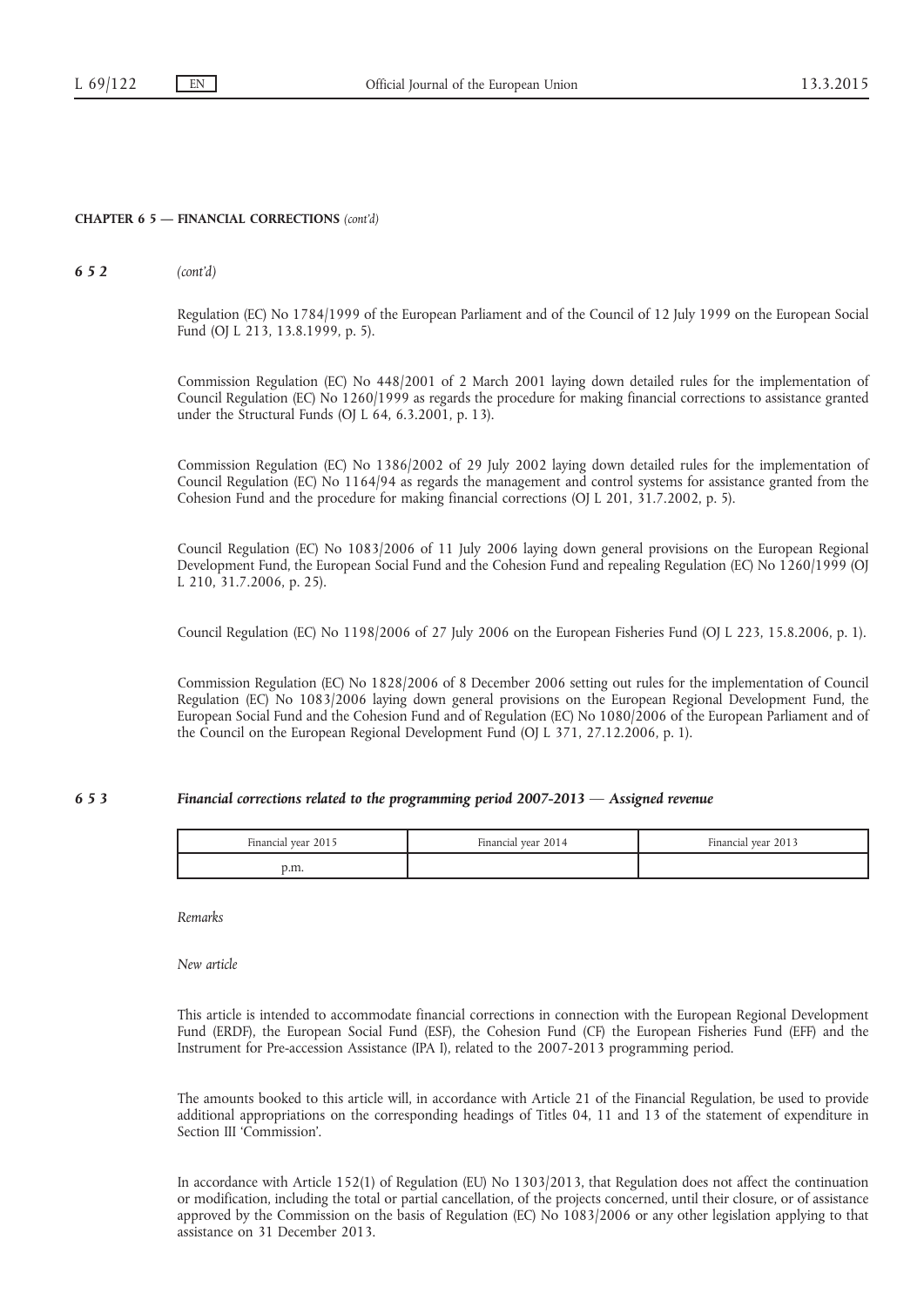**CHAPTER 6 5 — FINANCIAL CORRECTIONS** *(cont'd)*

***6 5 2*** *(cont'd)*

Regulation (EC) No 1784/1999 of the European Parliament and of the Council of 12 July 1999 on the European Social Fund (OJ L 213, 13.8.1999, p. 5).

Commission Regulation (EC) No 448/2001 of 2 March 2001 laying down detailed rules for the implementation of Council Regulation (EC) No 1260/1999 as regards the procedure for making financial corrections to assistance granted under the Structural Funds (OJ L 64, 6.3.2001, p. 13).

Commission Regulation (EC) No 1386/2002 of 29 July 2002 laying down detailed rules for the implementation of Council Regulation (EC) No 1164/94 as regards the management and control systems for assistance granted from the Cohesion Fund and the procedure for making financial corrections (OJ L 201, 31.7.2002, p. 5).

Council Regulation (EC) No 1083/2006 of 11 July 2006 laying down general provisions on the European Regional Development Fund, the European Social Fund and the Cohesion Fund and repealing Regulation (EC) No 1260/1999 (OJ L 210, 31.7.2006, p. 25).

Council Regulation (EC) No 1198/2006 of 27 July 2006 on the European Fisheries Fund (OJ L 223, 15.8.2006, p. 1).

Commission Regulation (EC) No 1828/2006 of 8 December 2006 setting out rules for the implementation of Council Regulation (EC) No 1083/2006 laying down general provisions on the European Regional Development Fund, the European Social Fund and the Cohesion Fund and of Regulation (EC) No 1080/2006 of the European Parliament and of the Council on the European Regional Development Fund (OJ L 371, 27.12.2006, p. 1).

***6 5 3 Financial corrections related to the programming period 2007-2013 — Assigned revenue***

| Financial year 2015 | Financial year 2014 | Financial year 2013 |
|---|---|---|
| p.m. | | |

*Remarks*

*New article*

This article is intended to accommodate financial corrections in connection with the European Regional Development Fund (ERDF), the European Social Fund (ESF), the Cohesion Fund (CF) the European Fisheries Fund (EFF) and the Instrument for Pre-accession Assistance (IPA I), related to the 2007-2013 programming period.

The amounts booked to this article will, in accordance with Article 21 of the Financial Regulation, be used to provide additional appropriations on the corresponding headings of Titles 04, 11 and 13 of the statement of expenditure in Section III 'Commission'.

In accordance with Article 152(1) of Regulation (EU) No 1303/2013, that Regulation does not affect the continuation or modification, including the total or partial cancellation, of the projects concerned, until their closure, or of assistance approved by the Commission on the basis of Regulation (EC) No 1083/2006 or any other legislation applying to that assistance on 31 December 2013.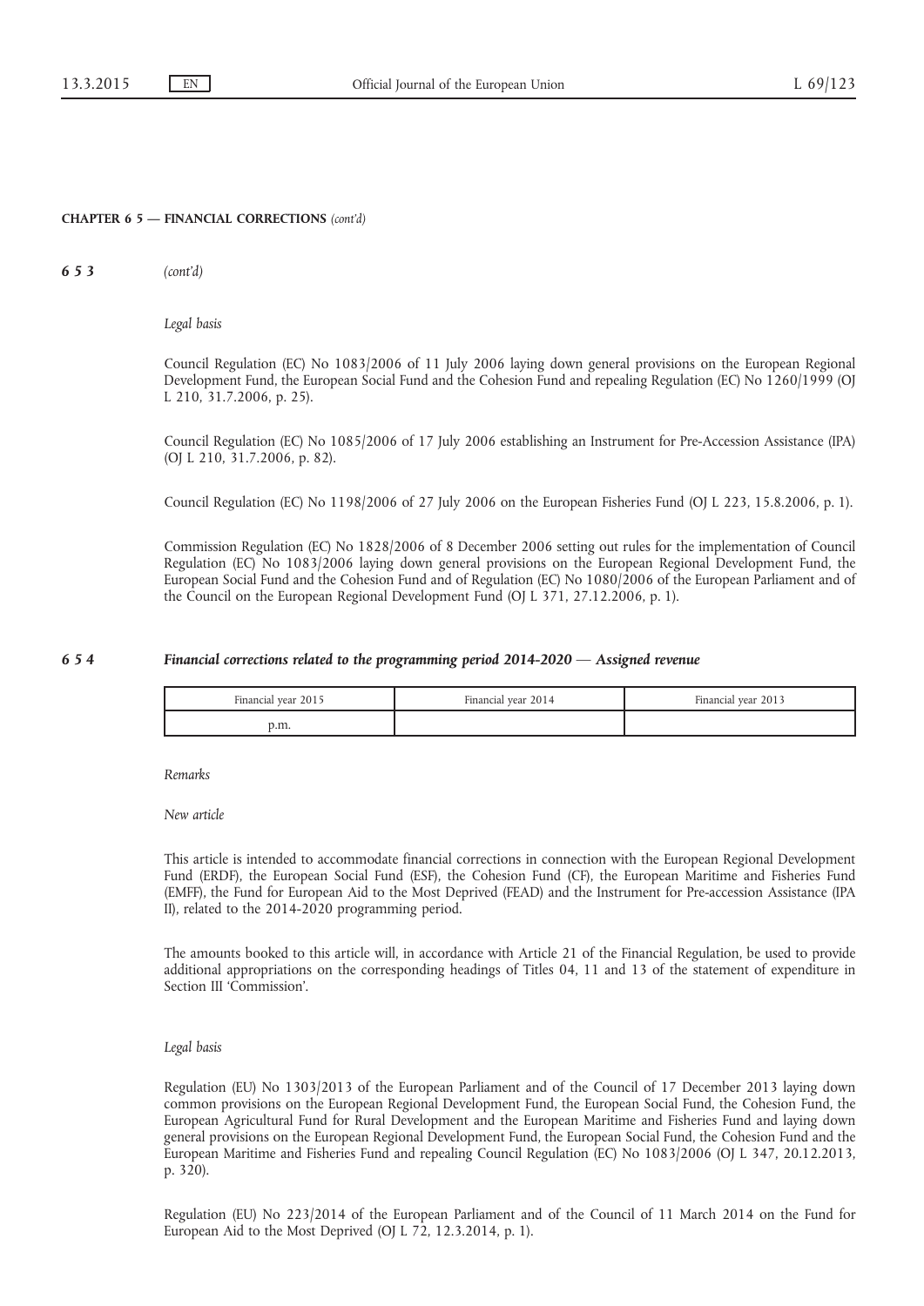**CHAPTER 6 5 — FINANCIAL CORRECTIONS** *(cont'd)*

**6 5 3** *(cont'd)*

*Legal basis*

Council Regulation (EC) No 1083/2006 of 11 July 2006 laying down general provisions on the European Regional Development Fund, the European Social Fund and the Cohesion Fund and repealing Regulation (EC) No 1260/1999 (OJ L 210, 31.7.2006, p. 25).

Council Regulation (EC) No 1085/2006 of 17 July 2006 establishing an Instrument for Pre-Accession Assistance (IPA) (OJ L 210, 31.7.2006, p. 82).

Council Regulation (EC) No 1198/2006 of 27 July 2006 on the European Fisheries Fund (OJ L 223, 15.8.2006, p. 1).

Commission Regulation (EC) No 1828/2006 of 8 December 2006 setting out rules for the implementation of Council Regulation (EC) No 1083/2006 laying down general provisions on the European Regional Development Fund, the European Social Fund and the Cohesion Fund and of Regulation (EC) No 1080/2006 of the European Parliament and of the Council on the European Regional Development Fund (OJ L 371, 27.12.2006, p. 1).

**6 5 4** ***Financial corrections related to the programming period 2014-2020 — Assigned revenue***

| Financial year 2015 | Financial year 2014 | Financial year 2013 |
| --- | --- | --- |
| p.m. | | |

*Remarks*

*New article*

This article is intended to accommodate financial corrections in connection with the European Regional Development Fund (ERDF), the European Social Fund (ESF), the Cohesion Fund (CF), the European Maritime and Fisheries Fund (EMFF), the Fund for European Aid to the Most Deprived (FEAD) and the Instrument for Pre-accession Assistance (IPA II), related to the 2014-2020 programming period.

The amounts booked to this article will, in accordance with Article 21 of the Financial Regulation, be used to provide additional appropriations on the corresponding headings of Titles 04, 11 and 13 of the statement of expenditure in Section III 'Commission'.

*Legal basis*

Regulation (EU) No 1303/2013 of the European Parliament and of the Council of 17 December 2013 laying down common provisions on the European Regional Development Fund, the European Social Fund, the Cohesion Fund, the European Agricultural Fund for Rural Development and the European Maritime and Fisheries Fund and laying down general provisions on the European Regional Development Fund, the European Social Fund, the Cohesion Fund and the European Maritime and Fisheries Fund and repealing Council Regulation (EC) No 1083/2006 (OJ L 347, 20.12.2013, p. 320).

Regulation (EU) No 223/2014 of the European Parliament and of the Council of 11 March 2014 on the Fund for European Aid to the Most Deprived (OJ L 72, 12.3.2014, p. 1).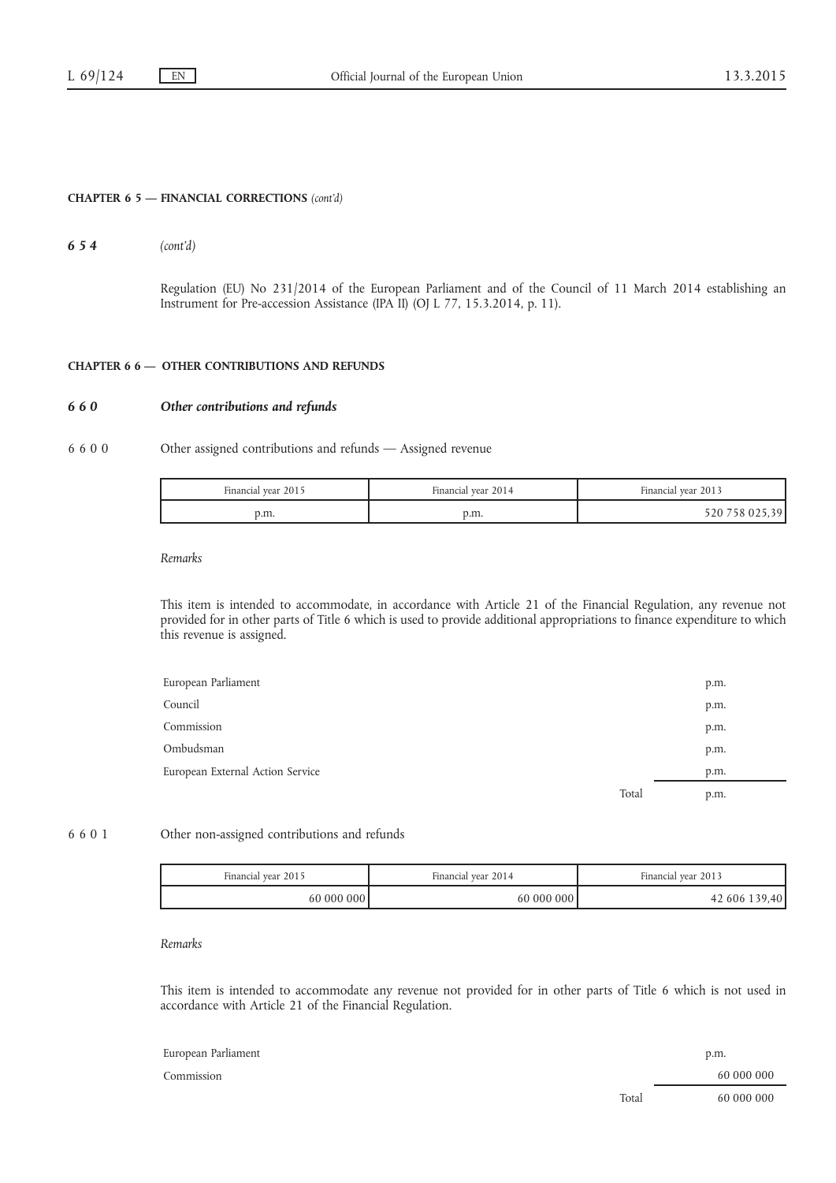**CHAPTER 6 5 — FINANCIAL CORRECTIONS** *(cont'd)*

***6 5 4*** *(cont'd)*

Regulation (EU) No 231/2014 of the European Parliament and of the Council of 11 March 2014 establishing an Instrument for Pre-accession Assistance (IPA II) (OJ L 77, 15.3.2014, p. 11).

**CHAPTER 6 6 — OTHER CONTRIBUTIONS AND REFUNDS**

***6 6 0*** ***Other contributions and refunds***

6 6 0 0 Other assigned contributions and refunds — Assigned revenue

| Financial year 2015 | Financial year 2014 | Financial year 2013 |
|---|---|---|
| p.m. | p.m. | 520 758 025,39 |

*Remarks*

This item is intended to accommodate, in accordance with Article 21 of the Financial Regulation, any revenue not provided for in other parts of Title 6 which is used to provide additional appropriations to finance expenditure to which this revenue is assigned.

| | | |
|---|---|---|
| European Parliament | | p.m. |
| Council | | p.m. |
| Commission | | p.m. |
| Ombudsman | | p.m. |
| European External Action Service | | p.m. |
| | Total | p.m. |

6 6 0 1 Other non-assigned contributions and refunds

| Financial year 2015 | Financial year 2014 | Financial year 2013 |
|---|---|---|
| 60 000 000 | 60 000 000 | 42 606 139,40 |

*Remarks*

This item is intended to accommodate any revenue not provided for in other parts of Title 6 which is not used in accordance with Article 21 of the Financial Regulation.

| | | |
|---|---|---|
| European Parliament | | p.m. |
| Commission | | 60 000 000 |
| | Total | 60 000 000 |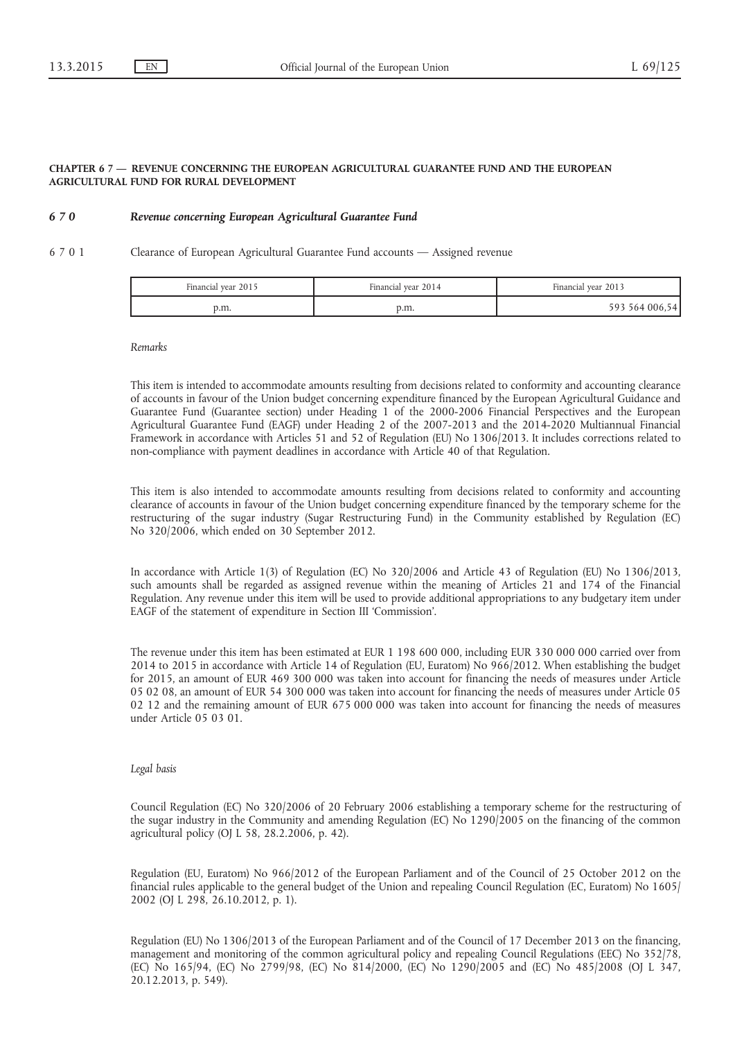## CHAPTER 6 7 — REVENUE CONCERNING THE EUROPEAN AGRICULTURAL GUARANTEE FUND AND THE EUROPEAN AGRICULTURAL FUND FOR RURAL DEVELOPMENT

### 6 7 0 *Revenue concerning European Agricultural Guarantee Fund*

6 7 0 1 Clearance of European Agricultural Guarantee Fund accounts — Assigned revenue

| Financial year 2015 | Financial year 2014 | Financial year 2013 |
|---|---|---|
| p.m. | p.m. | 593 564 006,54 |

*Remarks*

This item is intended to accommodate amounts resulting from decisions related to conformity and accounting clearance of accounts in favour of the Union budget concerning expenditure financed by the European Agricultural Guidance and Guarantee Fund (Guarantee section) under Heading 1 of the 2000-2006 Financial Perspectives and the European Agricultural Guarantee Fund (EAGF) under Heading 2 of the 2007-2013 and the 2014-2020 Multiannual Financial Framework in accordance with Articles 51 and 52 of Regulation (EU) No 1306/2013. It includes corrections related to non-compliance with payment deadlines in accordance with Article 40 of that Regulation.

This item is also intended to accommodate amounts resulting from decisions related to conformity and accounting clearance of accounts in favour of the Union budget concerning expenditure financed by the temporary scheme for the restructuring of the sugar industry (Sugar Restructuring Fund) in the Community established by Regulation (EC) No 320/2006, which ended on 30 September 2012.

In accordance with Article 1(3) of Regulation (EC) No 320/2006 and Article 43 of Regulation (EU) No 1306/2013, such amounts shall be regarded as assigned revenue within the meaning of Articles 21 and 174 of the Financial Regulation. Any revenue under this item will be used to provide additional appropriations to any budgetary item under EAGF of the statement of expenditure in Section III 'Commission'.

The revenue under this item has been estimated at EUR 1 198 600 000, including EUR 330 000 000 carried over from 2014 to 2015 in accordance with Article 14 of Regulation (EU, Euratom) No 966/2012. When establishing the budget for 2015, an amount of EUR 469 300 000 was taken into account for financing the needs of measures under Article 05 02 08, an amount of EUR 54 300 000 was taken into account for financing the needs of measures under Article 05 02 12 and the remaining amount of EUR 675 000 000 was taken into account for financing the needs of measures under Article 05 03 01.

*Legal basis*

Council Regulation (EC) No 320/2006 of 20 February 2006 establishing a temporary scheme for the restructuring of the sugar industry in the Community and amending Regulation (EC) No 1290/2005 on the financing of the common agricultural policy (OJ L 58, 28.2.2006, p. 42).

Regulation (EU, Euratom) No 966/2012 of the European Parliament and of the Council of 25 October 2012 on the financial rules applicable to the general budget of the Union and repealing Council Regulation (EC, Euratom) No 1605/2002 (OJ L 298, 26.10.2012, p. 1).

Regulation (EU) No 1306/2013 of the European Parliament and of the Council of 17 December 2013 on the financing, management and monitoring of the common agricultural policy and repealing Council Regulations (EEC) No 352/78, (EC) No 165/94, (EC) No 2799/98, (EC) No 814/2000, (EC) No 1290/2005 and (EC) No 485/2008 (OJ L 347, 20.12.2013, p. 549).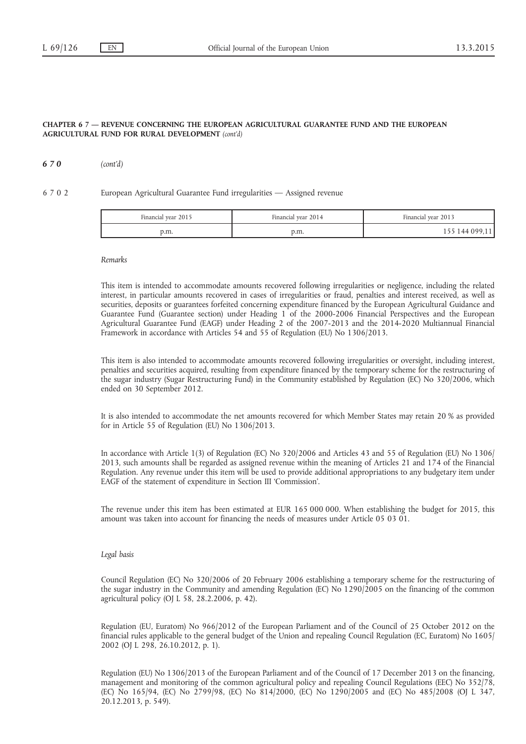**CHAPTER 6 7 — REVENUE CONCERNING THE EUROPEAN AGRICULTURAL GUARANTEE FUND AND THE EUROPEAN AGRICULTURAL FUND FOR RURAL DEVELOPMENT** *(cont'd)*

***6 7 0*** *(cont'd)*

6 7 0 2 European Agricultural Guarantee Fund irregularities — Assigned revenue

| Financial year 2015 | Financial year 2014 | Financial year 2013 |
|---|---|---|
| p.m. | p.m. | 155 144 099,11 |

*Remarks*

This item is intended to accommodate amounts recovered following irregularities or negligence, including the related interest, in particular amounts recovered in cases of irregularities or fraud, penalties and interest received, as well as securities, deposits or guarantees forfeited concerning expenditure financed by the European Agricultural Guidance and Guarantee Fund (Guarantee section) under Heading 1 of the 2000-2006 Financial Perspectives and the European Agricultural Guarantee Fund (EAGF) under Heading 2 of the 2007-2013 and the 2014-2020 Multiannual Financial Framework in accordance with Articles 54 and 55 of Regulation (EU) No 1306/2013.

This item is also intended to accommodate amounts recovered following irregularities or oversight, including interest, penalties and securities acquired, resulting from expenditure financed by the temporary scheme for the restructuring of the sugar industry (Sugar Restructuring Fund) in the Community established by Regulation (EC) No 320/2006, which ended on 30 September 2012.

It is also intended to accommodate the net amounts recovered for which Member States may retain 20 % as provided for in Article 55 of Regulation (EU) No 1306/2013.

In accordance with Article 1(3) of Regulation (EC) No 320/2006 and Articles 43 and 55 of Regulation (EU) No 1306/2013, such amounts shall be regarded as assigned revenue within the meaning of Articles 21 and 174 of the Financial Regulation. Any revenue under this item will be used to provide additional appropriations to any budgetary item under EAGF of the statement of expenditure in Section III 'Commission'.

The revenue under this item has been estimated at EUR 165 000 000. When establishing the budget for 2015, this amount was taken into account for financing the needs of measures under Article 05 03 01.

*Legal basis*

Council Regulation (EC) No 320/2006 of 20 February 2006 establishing a temporary scheme for the restructuring of the sugar industry in the Community and amending Regulation (EC) No 1290/2005 on the financing of the common agricultural policy (OJ L 58, 28.2.2006, p. 42).

Regulation (EU, Euratom) No 966/2012 of the European Parliament and of the Council of 25 October 2012 on the financial rules applicable to the general budget of the Union and repealing Council Regulation (EC, Euratom) No 1605/2002 (OJ L 298, 26.10.2012, p. 1).

Regulation (EU) No 1306/2013 of the European Parliament and of the Council of 17 December 2013 on the financing, management and monitoring of the common agricultural policy and repealing Council Regulations (EEC) No 352/78, (EC) No 165/94, (EC) No 2799/98, (EC) No 814/2000, (EC) No 1290/2005 and (EC) No 485/2008 (OJ L 347, 20.12.2013, p. 549).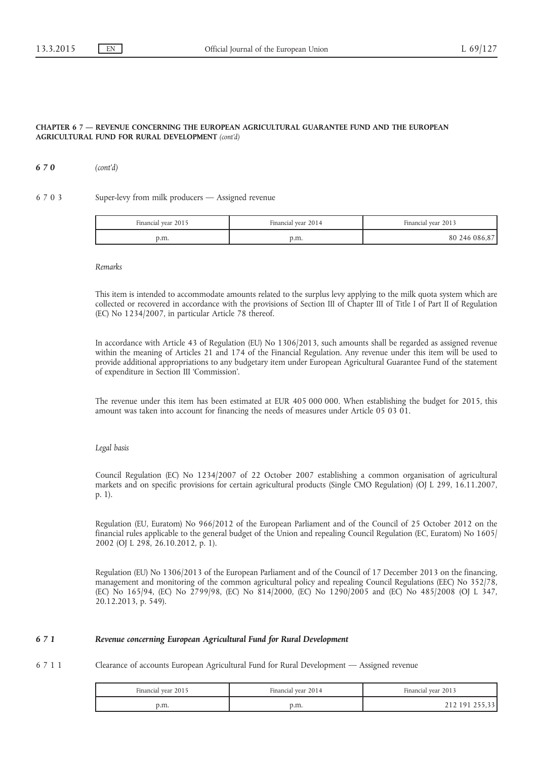**CHAPTER 6 7 — REVENUE CONCERNING THE EUROPEAN AGRICULTURAL GUARANTEE FUND AND THE EUROPEAN AGRICULTURAL FUND FOR RURAL DEVELOPMENT** *(cont'd)*

***6 7 0*** *(cont'd)*

6 7 0 3 Super-levy from milk producers — Assigned revenue

| Financial year 2015 | Financial year 2014 | Financial year 2013 |
|---|---|---|
| p.m. | p.m. | 80 246 086,87 |

*Remarks*

This item is intended to accommodate amounts related to the surplus levy applying to the milk quota system which are collected or recovered in accordance with the provisions of Section III of Chapter III of Title I of Part II of Regulation (EC) No 1234/2007, in particular Article 78 thereof.

In accordance with Article 43 of Regulation (EU) No 1306/2013, such amounts shall be regarded as assigned revenue within the meaning of Articles 21 and 174 of the Financial Regulation. Any revenue under this item will be used to provide additional appropriations to any budgetary item under European Agricultural Guarantee Fund of the statement of expenditure in Section III 'Commission'.

The revenue under this item has been estimated at EUR 405 000 000. When establishing the budget for 2015, this amount was taken into account for financing the needs of measures under Article 05 03 01.

*Legal basis*

Council Regulation (EC) No 1234/2007 of 22 October 2007 establishing a common organisation of agricultural markets and on specific provisions for certain agricultural products (Single CMO Regulation) (OJ L 299, 16.11.2007, p. 1).

Regulation (EU, Euratom) No 966/2012 of the European Parliament and of the Council of 25 October 2012 on the financial rules applicable to the general budget of the Union and repealing Council Regulation (EC, Euratom) No 1605/2002 (OJ L 298, 26.10.2012, p. 1).

Regulation (EU) No 1306/2013 of the European Parliament and of the Council of 17 December 2013 on the financing, management and monitoring of the common agricultural policy and repealing Council Regulations (EEC) No 352/78, (EC) No 165/94, (EC) No 2799/98, (EC) No 814/2000, (EC) No 1290/2005 and (EC) No 485/2008 (OJ L 347, 20.12.2013, p. 549).

***6 7 1 Revenue concerning European Agricultural Fund for Rural Development***

6 7 1 1 Clearance of accounts European Agricultural Fund for Rural Development — Assigned revenue

| Financial year 2015 | Financial year 2014 | Financial year 2013 |
|---|---|---|
| p.m. | p.m. | 212 191 255,33 |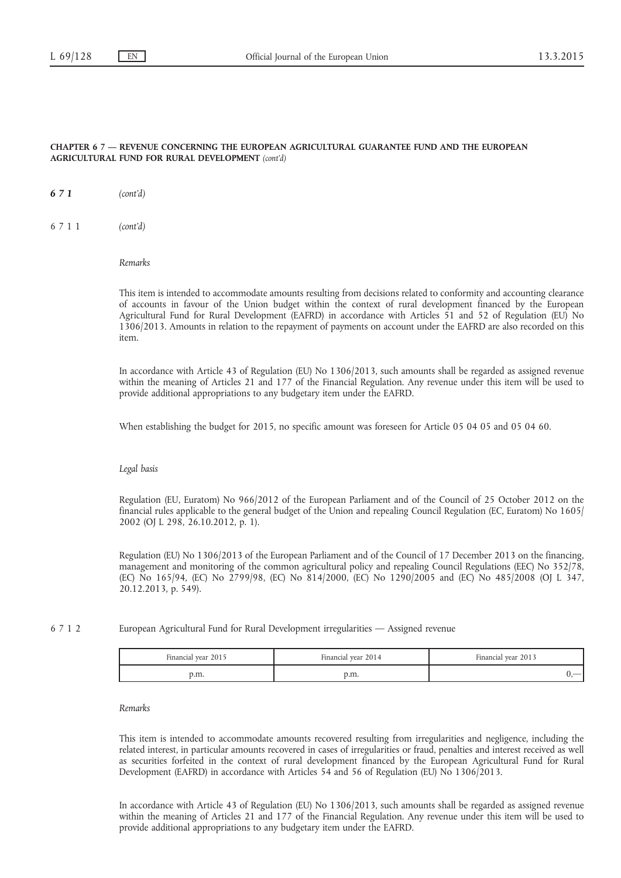**CHAPTER 6 7 — REVENUE CONCERNING THE EUROPEAN AGRICULTURAL GUARANTEE FUND AND THE EUROPEAN AGRICULTURAL FUND FOR RURAL DEVELOPMENT** *(cont'd)*

***6 7 1*** *(cont'd)*

6 7 1 1 *(cont'd)*

*Remarks*

This item is intended to accommodate amounts resulting from decisions related to conformity and accounting clearance of accounts in favour of the Union budget within the context of rural development financed by the European Agricultural Fund for Rural Development (EAFRD) in accordance with Articles 51 and 52 of Regulation (EU) No 1306/2013. Amounts in relation to the repayment of payments on account under the EAFRD are also recorded on this item.

In accordance with Article 43 of Regulation (EU) No 1306/2013, such amounts shall be regarded as assigned revenue within the meaning of Articles 21 and 177 of the Financial Regulation. Any revenue under this item will be used to provide additional appropriations to any budgetary item under the EAFRD.

When establishing the budget for 2015, no specific amount was foreseen for Article 05 04 05 and 05 04 60.

*Legal basis*

Regulation (EU, Euratom) No 966/2012 of the European Parliament and of the Council of 25 October 2012 on the financial rules applicable to the general budget of the Union and repealing Council Regulation (EC, Euratom) No 1605/2002 (OJ L 298, 26.10.2012, p. 1).

Regulation (EU) No 1306/2013 of the European Parliament and of the Council of 17 December 2013 on the financing, management and monitoring of the common agricultural policy and repealing Council Regulations (EEC) No 352/78, (EC) No 165/94, (EC) No 2799/98, (EC) No 814/2000, (EC) No 1290/2005 and (EC) No 485/2008 (OJ L 347, 20.12.2013, p. 549).

6 7 1 2 European Agricultural Fund for Rural Development irregularities — Assigned revenue

| Financial year 2015 | Financial year 2014 | Financial year 2013 |
|---|---|---|
| p.m. | p.m. | 0,— |

*Remarks*

This item is intended to accommodate amounts recovered resulting from irregularities and negligence, including the related interest, in particular amounts recovered in cases of irregularities or fraud, penalties and interest received as well as securities forfeited in the context of rural development financed by the European Agricultural Fund for Rural Development (EAFRD) in accordance with Articles 54 and 56 of Regulation (EU) No 1306/2013.

In accordance with Article 43 of Regulation (EU) No 1306/2013, such amounts shall be regarded as assigned revenue within the meaning of Articles 21 and 177 of the Financial Regulation. Any revenue under this item will be used to provide additional appropriations to any budgetary item under the EAFRD.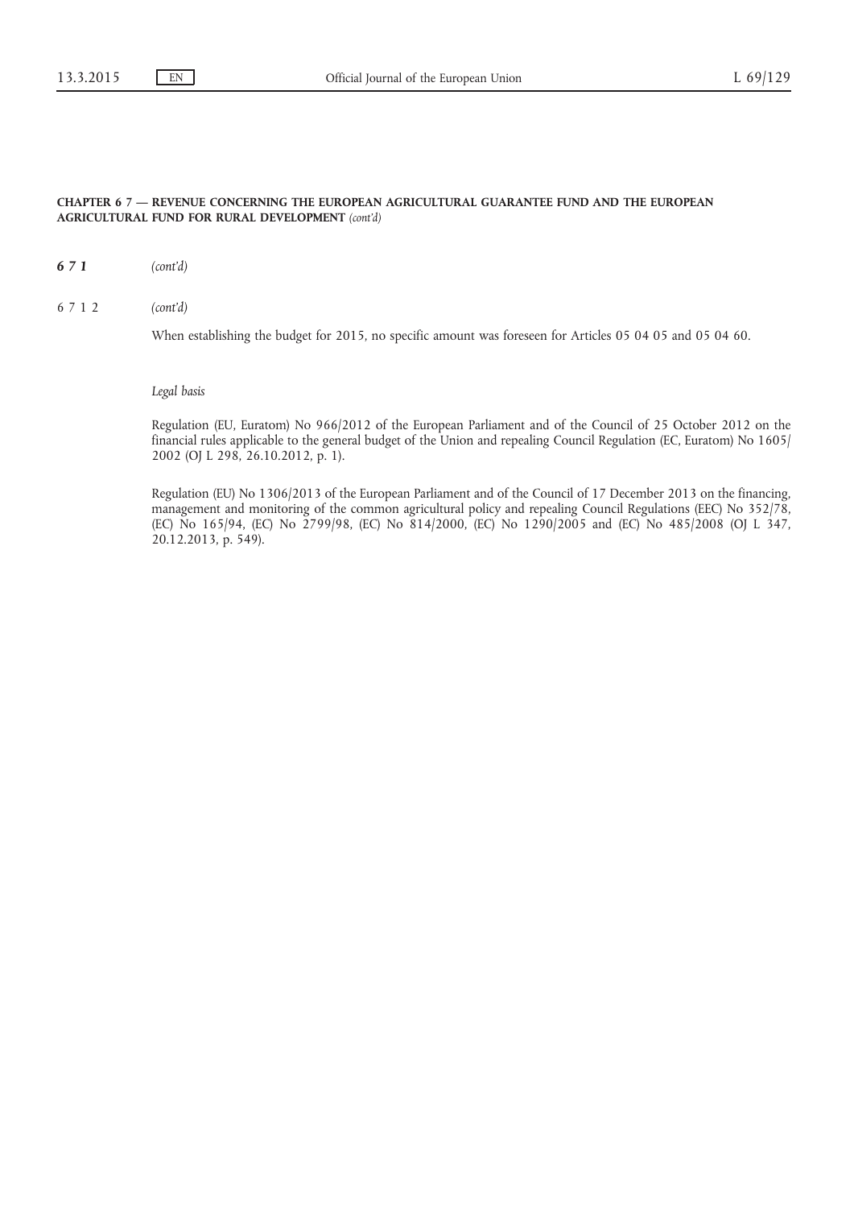**CHAPTER 6 7 — REVENUE CONCERNING THE EUROPEAN AGRICULTURAL GUARANTEE FUND AND THE EUROPEAN AGRICULTURAL FUND FOR RURAL DEVELOPMENT** *(cont'd)*

***6 7 1*** *(cont'd)*

6 7 1 2 *(cont'd)*

When establishing the budget for 2015, no specific amount was foreseen for Articles 05 04 05 and 05 04 60.

*Legal basis*

Regulation (EU, Euratom) No 966/2012 of the European Parliament and of the Council of 25 October 2012 on the financial rules applicable to the general budget of the Union and repealing Council Regulation (EC, Euratom) No 1605/2002 (OJ L 298, 26.10.2012, p. 1).

Regulation (EU) No 1306/2013 of the European Parliament and of the Council of 17 December 2013 on the financing, management and monitoring of the common agricultural policy and repealing Council Regulations (EEC) No 352/78, (EC) No 165/94, (EC) No 2799/98, (EC) No 814/2000, (EC) No 1290/2005 and (EC) No 485/2008 (OJ L 347, 20.12.2013, p. 549).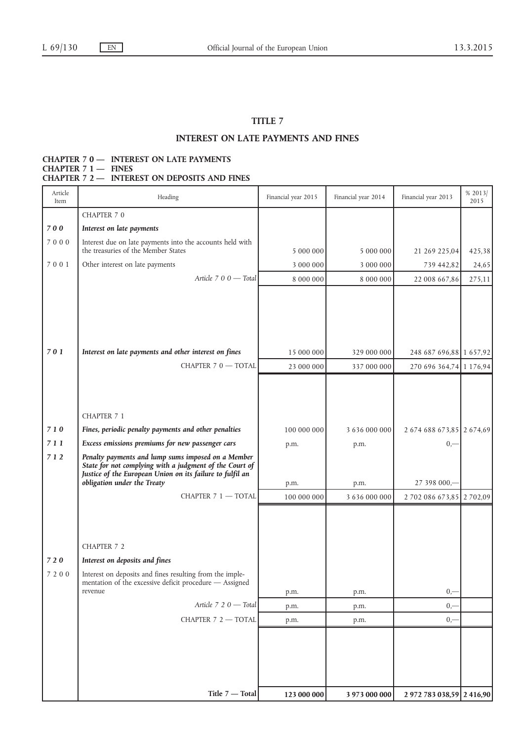# TITLE 7

## INTEREST ON LATE PAYMENTS AND FINES

**CHAPTER 7 0 — INTEREST ON LATE PAYMENTS**
**CHAPTER 7 1 — FINES**
**CHAPTER 7 2 — INTEREST ON DEPOSITS AND FINES**

| Article Item | Heading | Financial year 2015 | Financial year 2014 | Financial year 2013 | % 2013/2015 |
|---|---|---|---|---|---|
| | CHAPTER 7 0 | | | | |
| **7 0 0** | ***Interest on late payments*** | | | | |
| 7 0 0 0 | Interest due on late payments into the accounts held with the treasuries of the Member States | 5 000 000 | 5 000 000 | 21 269 225,04 | 425,38 |
| 7 0 0 1 | Other interest on late payments | 3 000 000 | 3 000 000 | 739 442,82 | 24,65 |
| | *Article 7 0 0 — Total* | 8 000 000 | 8 000 000 | 22 008 667,86 | 275,11 |
| **7 0 1** | ***Interest on late payments and other interest on fines*** | 15 000 000 | 329 000 000 | 248 687 696,88 | 1 657,92 |
| | CHAPTER 7 0 — TOTAL | 23 000 000 | 337 000 000 | 270 696 364,74 | 1 176,94 |
| | CHAPTER 7 1 | | | | |
| **7 1 0** | ***Fines, periodic penalty payments and other penalties*** | 100 000 000 | 3 636 000 000 | 2 674 688 673,85 | 2 674,69 |
| **7 1 1** | ***Excess emissions premiums for new passenger cars*** | p.m. | p.m. | 0,— | |
| **7 1 2** | ***Penalty payments and lump sums imposed on a Member State for not complying with a judgment of the Court of Justice of the European Union on its failure to fulfil an obligation under the Treaty*** | p.m. | p.m. | 27 398 000,— | |
| | CHAPTER 7 1 — TOTAL | 100 000 000 | 3 636 000 000 | 2 702 086 673,85 | 2 702,09 |
| | CHAPTER 7 2 | | | | |
| **7 2 0** | ***Interest on deposits and fines*** | | | | |
| 7 2 0 0 | Interest on deposits and fines resulting from the implementation of the excessive deficit procedure — Assigned revenue | p.m. | p.m. | 0,— | |
| | *Article 7 2 0 — Total* | p.m. | p.m. | 0,— | |
| | CHAPTER 7 2 — TOTAL | p.m. | p.m. | 0,— | |
| | **Title 7 — Total** | **123 000 000** | **3 973 000 000** | **2 972 783 038,59** | **2 416,90** |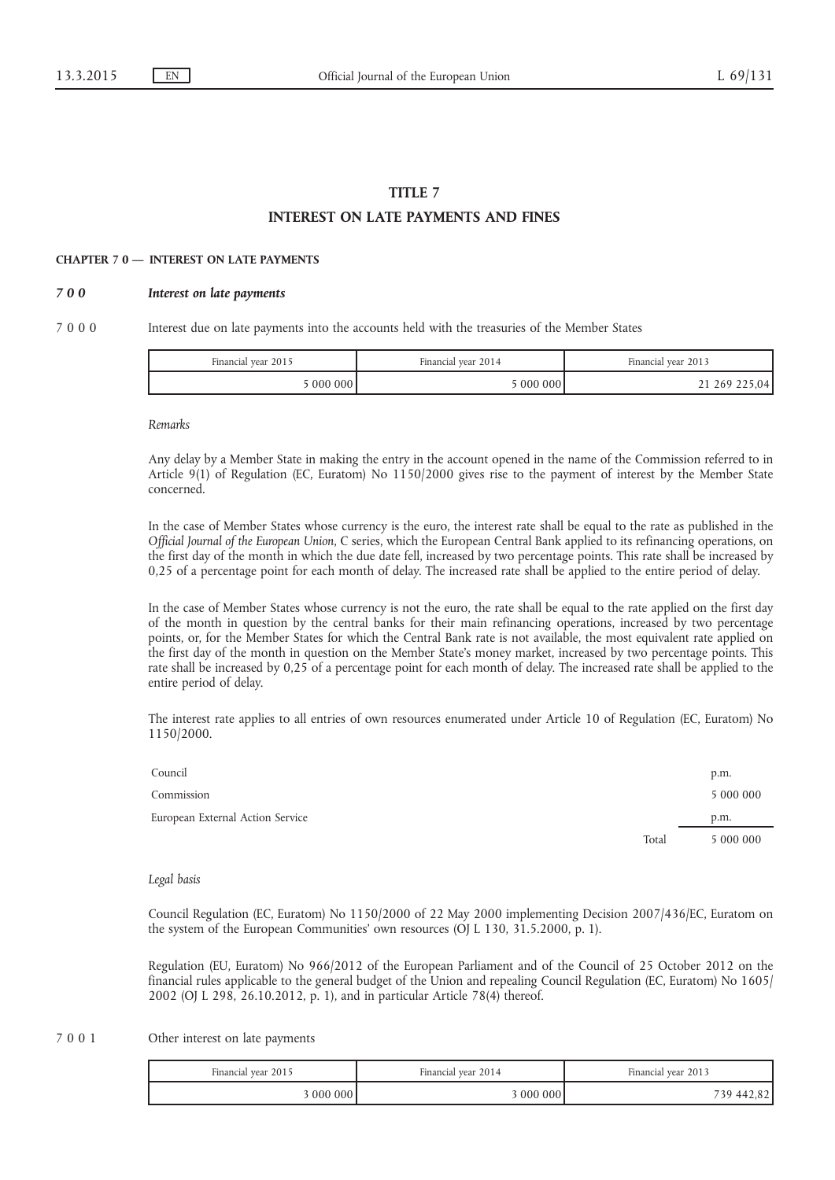# TITLE 7

# INTEREST ON LATE PAYMENTS AND FINES

## CHAPTER 7 0 — INTEREST ON LATE PAYMENTS

### *7 0 0 Interest on late payments*

7 0 0 0 Interest due on late payments into the accounts held with the treasuries of the Member States

| Financial year 2015 | Financial year 2014 | Financial year 2013 |
|---|---|---|
| 5 000 000 | 5 000 000 | 21 269 225,04 |

*Remarks*

Any delay by a Member State in making the entry in the account opened in the name of the Commission referred to in Article 9(1) of Regulation (EC, Euratom) No 1150/2000 gives rise to the payment of interest by the Member State concerned.

In the case of Member States whose currency is the euro, the interest rate shall be equal to the rate as published in the *Official Journal of the European Union*, C series, which the European Central Bank applied to its refinancing operations, on the first day of the month in which the due date fell, increased by two percentage points. This rate shall be increased by 0,25 of a percentage point for each month of delay. The increased rate shall be applied to the entire period of delay.

In the case of Member States whose currency is not the euro, the rate shall be equal to the rate applied on the first day of the month in question by the central banks for their main refinancing operations, increased by two percentage points, or, for the Member States for which the Central Bank rate is not available, the most equivalent rate applied on the first day of the month in question on the Member State's money market, increased by two percentage points. This rate shall be increased by 0,25 of a percentage point for each month of delay. The increased rate shall be applied to the entire period of delay.

The interest rate applies to all entries of own resources enumerated under Article 10 of Regulation (EC, Euratom) No 1150/2000.

| | |
|---|---|
| Council | p.m. |
| Commission | 5 000 000 |
| European External Action Service | p.m. |
| Total | 5 000 000 |

*Legal basis*

Council Regulation (EC, Euratom) No 1150/2000 of 22 May 2000 implementing Decision 2007/436/EC, Euratom on the system of the European Communities' own resources (OJ L 130, 31.5.2000, p. 1).

Regulation (EU, Euratom) No 966/2012 of the European Parliament and of the Council of 25 October 2012 on the financial rules applicable to the general budget of the Union and repealing Council Regulation (EC, Euratom) No 1605/2002 (OJ L 298, 26.10.2012, p. 1), and in particular Article 78(4) thereof.

7 0 0 1 Other interest on late payments

| Financial year 2015 | Financial year 2014 | Financial year 2013 |
|---|---|---|
| 3 000 000 | 3 000 000 | 739 442,82 |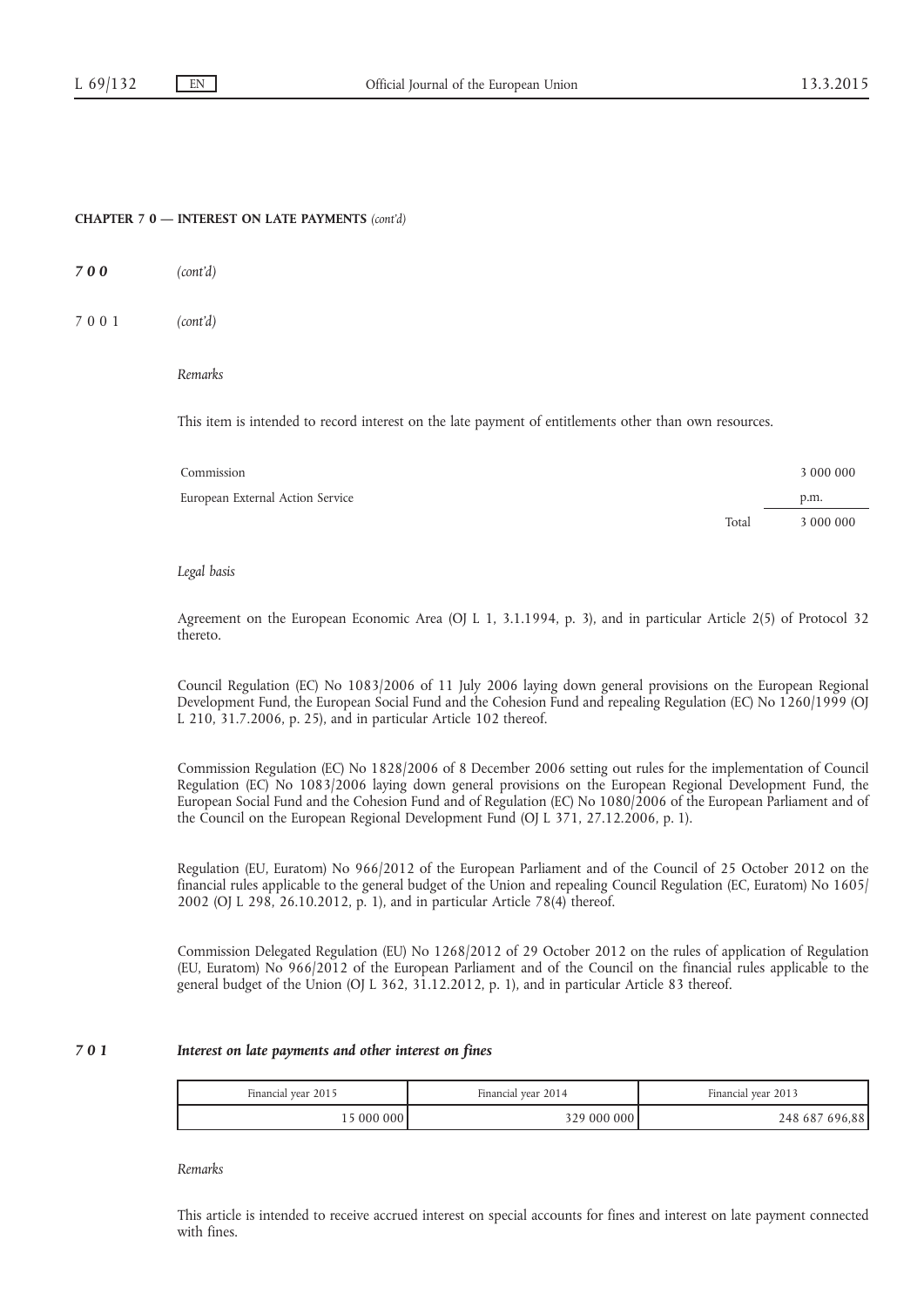**CHAPTER 7 0 — INTEREST ON LATE PAYMENTS** *(cont'd)*

***7 0 0*** *(cont'd)*

7 0 0 1 *(cont'd)*

*Remarks*

This item is intended to record interest on the late payment of entitlements other than own resources.

| | | |
|---|---|---|
| Commission | | 3 000 000 |
| European External Action Service | | p.m. |
| | Total | 3 000 000 |

*Legal basis*

Agreement on the European Economic Area (OJ L 1, 3.1.1994, p. 3), and in particular Article 2(5) of Protocol 32 thereto.

Council Regulation (EC) No 1083/2006 of 11 July 2006 laying down general provisions on the European Regional Development Fund, the European Social Fund and the Cohesion Fund and repealing Regulation (EC) No 1260/1999 (OJ L 210, 31.7.2006, p. 25), and in particular Article 102 thereof.

Commission Regulation (EC) No 1828/2006 of 8 December 2006 setting out rules for the implementation of Council Regulation (EC) No 1083/2006 laying down general provisions on the European Regional Development Fund, the European Social Fund and the Cohesion Fund and of Regulation (EC) No 1080/2006 of the European Parliament and of the Council on the European Regional Development Fund (OJ L 371, 27.12.2006, p. 1).

Regulation (EU, Euratom) No 966/2012 of the European Parliament and of the Council of 25 October 2012 on the financial rules applicable to the general budget of the Union and repealing Council Regulation (EC, Euratom) No 1605/2002 (OJ L 298, 26.10.2012, p. 1), and in particular Article 78(4) thereof.

Commission Delegated Regulation (EU) No 1268/2012 of 29 October 2012 on the rules of application of Regulation (EU, Euratom) No 966/2012 of the European Parliament and of the Council on the financial rules applicable to the general budget of the Union (OJ L 362, 31.12.2012, p. 1), and in particular Article 83 thereof.

***7 0 1*** ***Interest on late payments and other interest on fines***

| Financial year 2015 | Financial year 2014 | Financial year 2013 |
|---|---|---|
| 15 000 000 | 329 000 000 | 248 687 696,88 |

*Remarks*

This article is intended to receive accrued interest on special accounts for fines and interest on late payment connected with fines.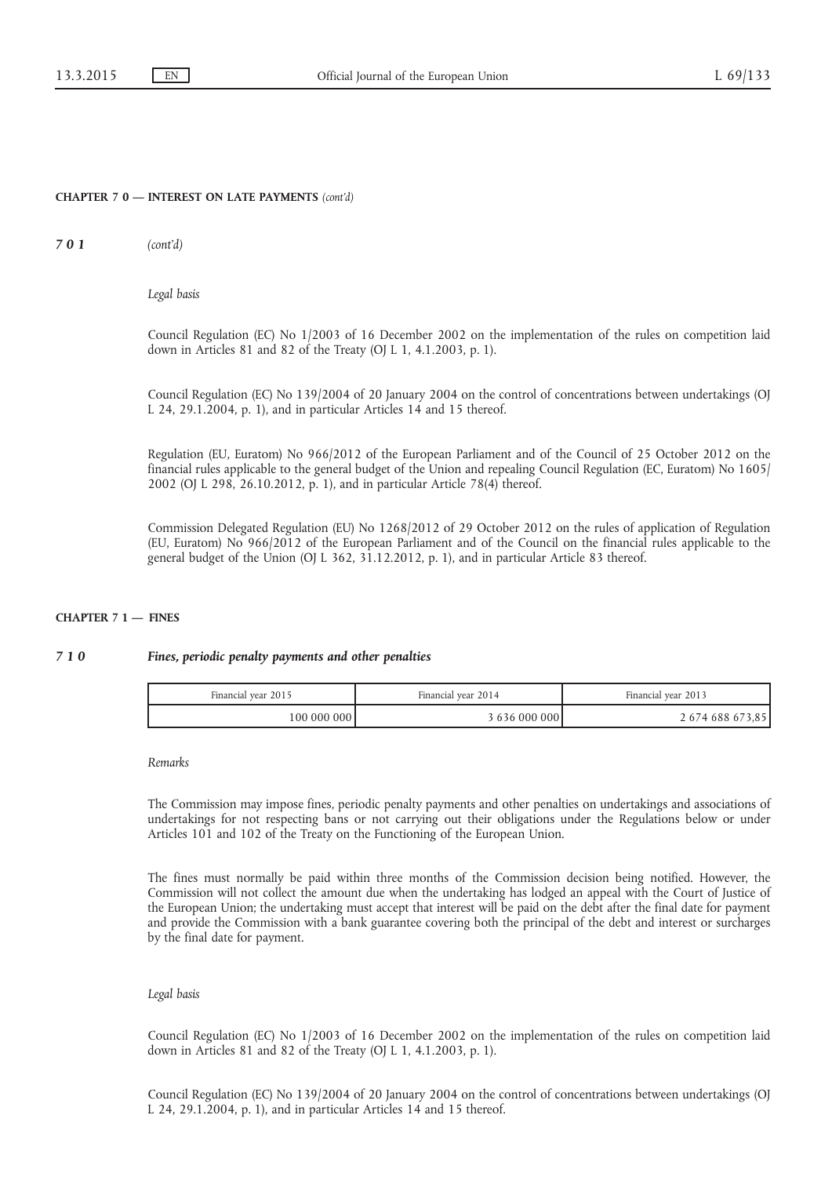**CHAPTER 7 0 — INTEREST ON LATE PAYMENTS** *(cont'd)*

***7 0 1*** *(cont'd)*

*Legal basis*

Council Regulation (EC) No 1/2003 of 16 December 2002 on the implementation of the rules on competition laid down in Articles 81 and 82 of the Treaty (OJ L 1, 4.1.2003, p. 1).

Council Regulation (EC) No 139/2004 of 20 January 2004 on the control of concentrations between undertakings (OJ L 24, 29.1.2004, p. 1), and in particular Articles 14 and 15 thereof.

Regulation (EU, Euratom) No 966/2012 of the European Parliament and of the Council of 25 October 2012 on the financial rules applicable to the general budget of the Union and repealing Council Regulation (EC, Euratom) No 1605/2002 (OJ L 298, 26.10.2012, p. 1), and in particular Article 78(4) thereof.

Commission Delegated Regulation (EU) No 1268/2012 of 29 October 2012 on the rules of application of Regulation (EU, Euratom) No 966/2012 of the European Parliament and of the Council on the financial rules applicable to the general budget of the Union (OJ L 362, 31.12.2012, p. 1), and in particular Article 83 thereof.

**CHAPTER 7 1 — FINES**

***7 1 0 Fines, periodic penalty payments and other penalties***

| Financial year 2015 | Financial year 2014 | Financial year 2013 |
|---|---|---|
| 100 000 000 | 3 636 000 000 | 2 674 688 673,85 |

*Remarks*

The Commission may impose fines, periodic penalty payments and other penalties on undertakings and associations of undertakings for not respecting bans or not carrying out their obligations under the Regulations below or under Articles 101 and 102 of the Treaty on the Functioning of the European Union.

The fines must normally be paid within three months of the Commission decision being notified. However, the Commission will not collect the amount due when the undertaking has lodged an appeal with the Court of Justice of the European Union; the undertaking must accept that interest will be paid on the debt after the final date for payment and provide the Commission with a bank guarantee covering both the principal of the debt and interest or surcharges by the final date for payment.

*Legal basis*

Council Regulation (EC) No 1/2003 of 16 December 2002 on the implementation of the rules on competition laid down in Articles 81 and 82 of the Treaty (OJ L 1, 4.1.2003, p. 1).

Council Regulation (EC) No 139/2004 of 20 January 2004 on the control of concentrations between undertakings (OJ L 24, 29.1.2004, p. 1), and in particular Articles 14 and 15 thereof.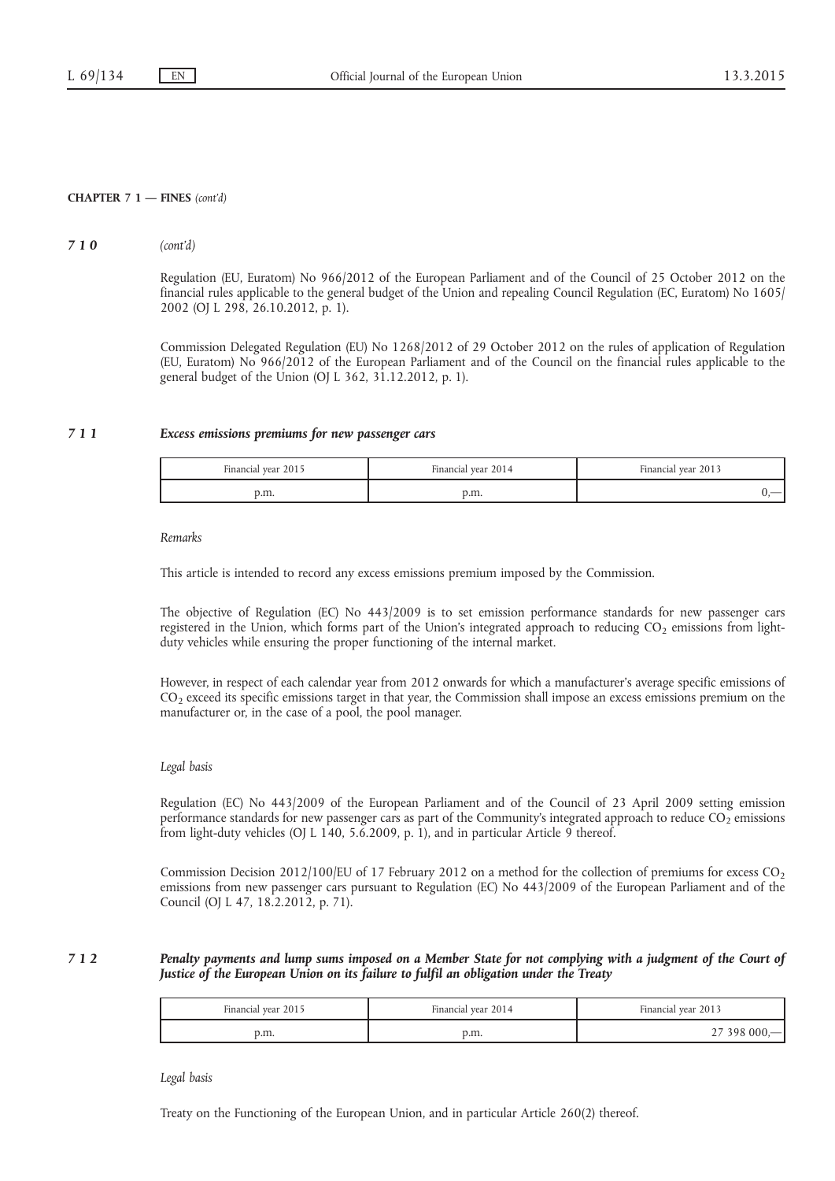**CHAPTER 7 1 — FINES** *(cont'd)*

***7 1 0*** *(cont'd)*

Regulation (EU, Euratom) No 966/2012 of the European Parliament and of the Council of 25 October 2012 on the financial rules applicable to the general budget of the Union and repealing Council Regulation (EC, Euratom) No 1605/2002 (OJ L 298, 26.10.2012, p. 1).

Commission Delegated Regulation (EU) No 1268/2012 of 29 October 2012 on the rules of application of Regulation (EU, Euratom) No 966/2012 of the European Parliament and of the Council on the financial rules applicable to the general budget of the Union (OJ L 362, 31.12.2012, p. 1).

## *7 1 1* ***Excess emissions premiums for new passenger cars***

| Financial year 2015 | Financial year 2014 | Financial year 2013 |
|---|---|---|
| p.m. | p.m. | 0,— |

*Remarks*

This article is intended to record any excess emissions premium imposed by the Commission.

The objective of Regulation (EC) No 443/2009 is to set emission performance standards for new passenger cars registered in the Union, which forms part of the Union's integrated approach to reducing $CO_2$ emissions from light-duty vehicles while ensuring the proper functioning of the internal market.

However, in respect of each calendar year from 2012 onwards for which a manufacturer's average specific emissions of $CO_2$ exceed its specific emissions target in that year, the Commission shall impose an excess emissions premium on the manufacturer or, in the case of a pool, the pool manager.

*Legal basis*

Regulation (EC) No 443/2009 of the European Parliament and of the Council of 23 April 2009 setting emission performance standards for new passenger cars as part of the Community's integrated approach to reduce $CO_2$ emissions from light-duty vehicles (OJ L 140, 5.6.2009, p. 1), and in particular Article 9 thereof.

Commission Decision 2012/100/EU of 17 February 2012 on a method for the collection of premiums for excess $CO_2$ emissions from new passenger cars pursuant to Regulation (EC) No 443/2009 of the European Parliament and of the Council (OJ L 47, 18.2.2012, p. 71).

## *7 1 2* ***Penalty payments and lump sums imposed on a Member State for not complying with a judgment of the Court of Justice of the European Union on its failure to fulfil an obligation under the Treaty***

| Financial year 2015 | Financial year 2014 | Financial year 2013 |
|---|---|---|
| p.m. | p.m. | 27 398 000,— |

*Legal basis*

Treaty on the Functioning of the European Union, and in particular Article 260(2) thereof.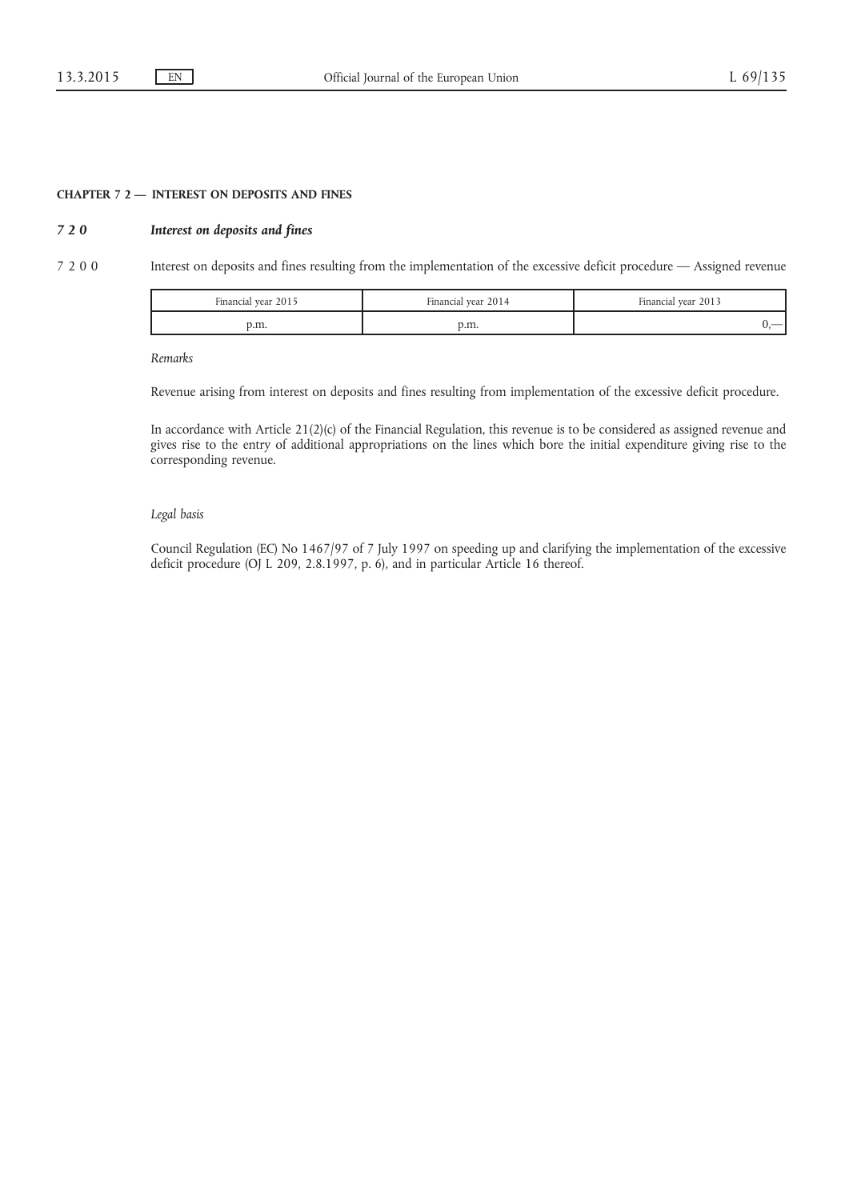## CHAPTER 7 2 — INTEREST ON DEPOSITS AND FINES

### *7 2 0 Interest on deposits and fines*

7 2 0 0 Interest on deposits and fines resulting from the implementation of the excessive deficit procedure — Assigned revenue

| Financial year 2015 | Financial year 2014 | Financial year 2013 |
|---|---|---|
| p.m. | p.m. | 0,— |

*Remarks*

Revenue arising from interest on deposits and fines resulting from implementation of the excessive deficit procedure.

In accordance with Article 21(2)(c) of the Financial Regulation, this revenue is to be considered as assigned revenue and gives rise to the entry of additional appropriations on the lines which bore the initial expenditure giving rise to the corresponding revenue.

*Legal basis*

Council Regulation (EC) No 1467/97 of 7 July 1997 on speeding up and clarifying the implementation of the excessive deficit procedure (OJ L 209, 2.8.1997, p. 6), and in particular Article 16 thereof.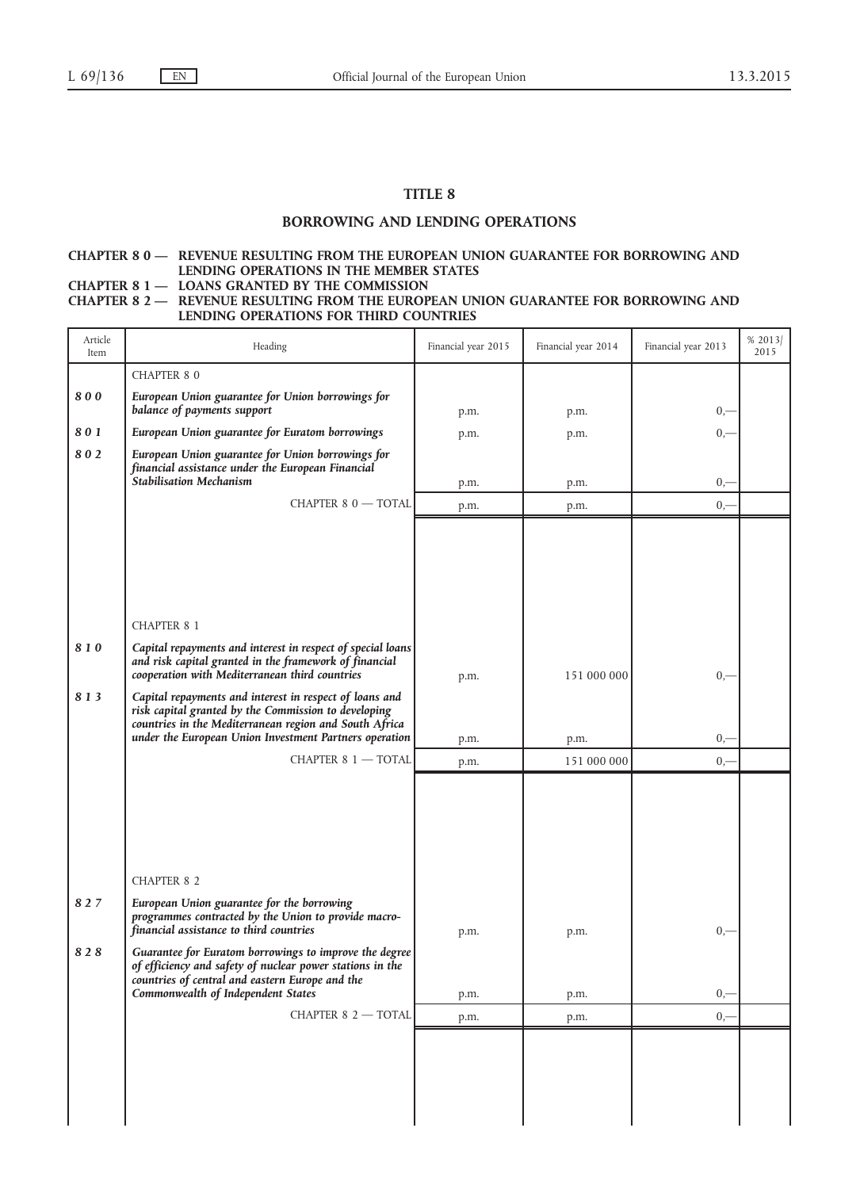## TITLE 8

## BORROWING AND LENDING OPERATIONS

**CHAPTER 8 0 — REVENUE RESULTING FROM THE EUROPEAN UNION GUARANTEE FOR BORROWING AND LENDING OPERATIONS IN THE MEMBER STATES**

**CHAPTER 8 1 — LOANS GRANTED BY THE COMMISSION**

**CHAPTER 8 2 — REVENUE RESULTING FROM THE EUROPEAN UNION GUARANTEE FOR BORROWING AND LENDING OPERATIONS FOR THIRD COUNTRIES**

| Article Item | Heading | Financial year 2015 | Financial year 2014 | Financial year 2013 | % 2013/2015 |
|---|---|---|---|---|---|
| | CHAPTER 8 0 | | | | |
| ***8 0 0*** | ***European Union guarantee for Union borrowings for balance of payments support*** | p.m. | p.m. | 0,— | |
| ***8 0 1*** | ***European Union guarantee for Euratom borrowings*** | p.m. | p.m. | 0,— | |
| ***8 0 2*** | ***European Union guarantee for Union borrowings for financial assistance under the European Financial Stabilisation Mechanism*** | p.m. | p.m. | 0,— | |
| | CHAPTER 8 0 — TOTAL | p.m. | p.m. | 0,— | |
| | CHAPTER 8 1 | | | | |
| ***8 1 0*** | ***Capital repayments and interest in respect of special loans and risk capital granted in the framework of financial cooperation with Mediterranean third countries*** | p.m. | 151 000 000 | 0,— | |
| ***8 1 3*** | ***Capital repayments and interest in respect of loans and risk capital granted by the Commission to developing countries in the Mediterranean region and South Africa under the European Union Investment Partners operation*** | p.m. | p.m. | 0,— | |
| | CHAPTER 8 1 — TOTAL | p.m. | 151 000 000 | 0,— | |
| | CHAPTER 8 2 | | | | |
| ***8 2 7*** | ***European Union guarantee for the borrowing programmes contracted by the Union to provide macro-financial assistance to third countries*** | p.m. | p.m. | 0,— | |
| ***8 2 8*** | ***Guarantee for Euratom borrowings to improve the degree of efficiency and safety of nuclear power stations in the countries of central and eastern Europe and the Commonwealth of Independent States*** | p.m. | p.m. | 0,— | |
| | CHAPTER 8 2 — TOTAL | p.m. | p.m. | 0,— | |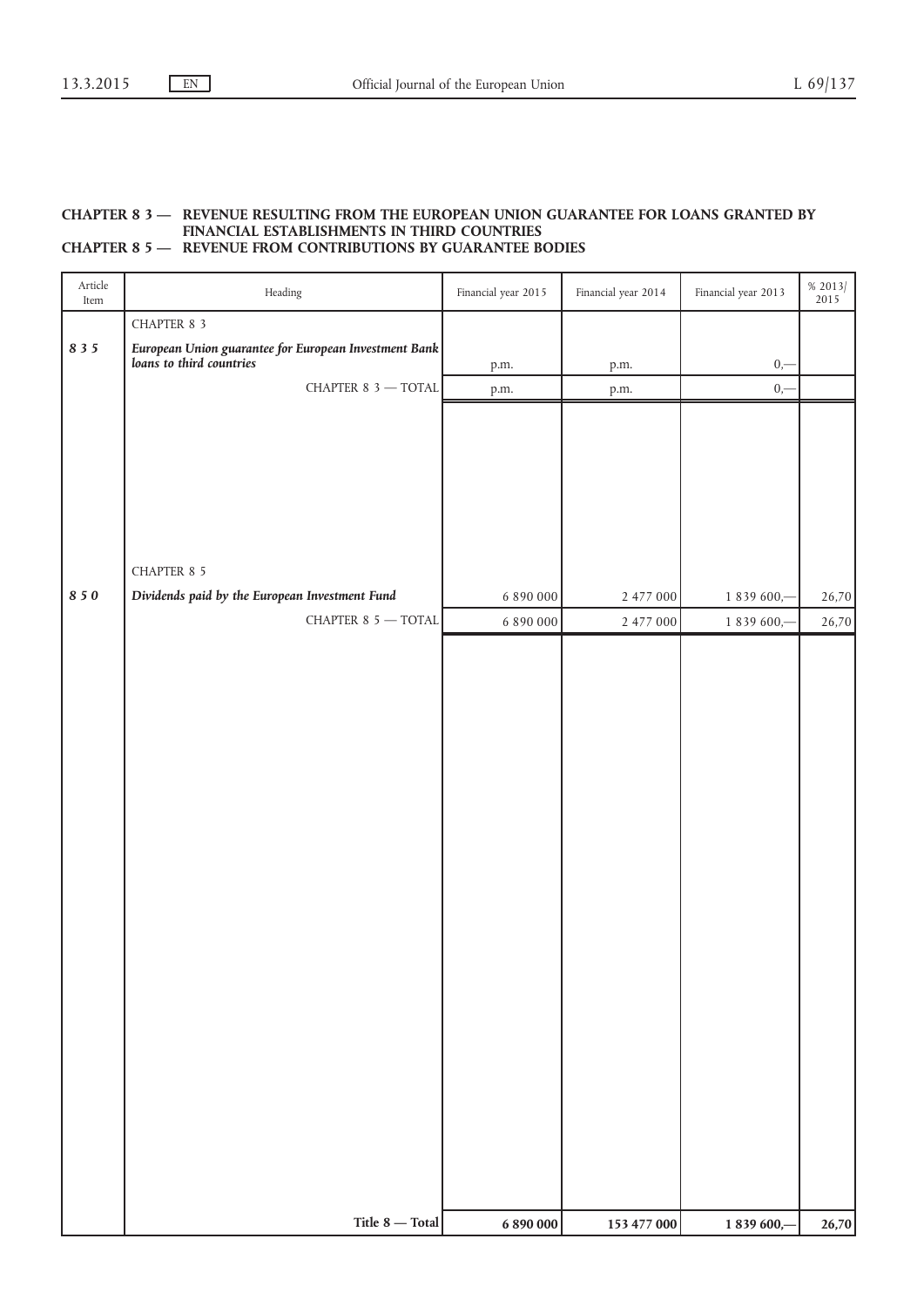**CHAPTER 8 3 — REVENUE RESULTING FROM THE EUROPEAN UNION GUARANTEE FOR LOANS GRANTED BY FINANCIAL ESTABLISHMENTS IN THIRD COUNTRIES**

**CHAPTER 8 5 — REVENUE FROM CONTRIBUTIONS BY GUARANTEE BODIES**

| Article Item | Heading | Financial year 2015 | Financial year 2014 | Financial year 2013 | % 2013/2015 |
|---|---|---|---|---|---|
| | CHAPTER 8 3 | | | | |
| **8 3 5** | ***European Union guarantee for European Investment Bank loans to third countries*** | p.m. | p.m. | 0,— | |
| | CHAPTER 8 3 — TOTAL | p.m. | p.m. | 0,— | |
| | CHAPTER 8 5 | | | | |
| **8 5 0** | ***Dividends paid by the European Investment Fund*** | 6 890 000 | 2 477 000 | 1 839 600,— | 26,70 |
| | CHAPTER 8 5 — TOTAL | 6 890 000 | 2 477 000 | 1 839 600,— | 26,70 |
| | **Title 8 — Total** | **6 890 000** | **153 477 000** | **1 839 600,—** | **26,70** |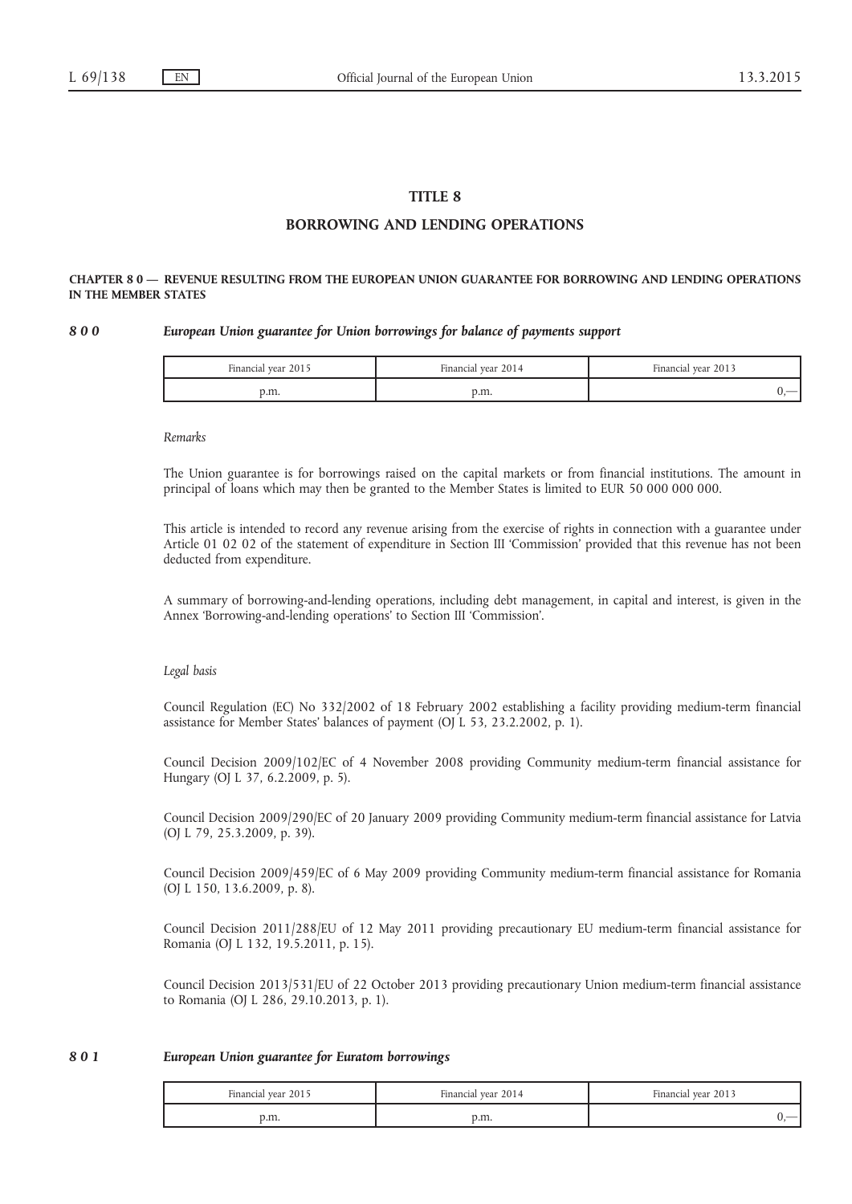# TITLE 8

# BORROWING AND LENDING OPERATIONS

## CHAPTER 8 0 — REVENUE RESULTING FROM THE EUROPEAN UNION GUARANTEE FOR BORROWING AND LENDING OPERATIONS IN THE MEMBER STATES

### 8 0 0 *European Union guarantee for Union borrowings for balance of payments support*

| Financial year 2015 | Financial year 2014 | Financial year 2013 |
|---|---|---|
| p.m. | p.m. | 0,— |

*Remarks*

The Union guarantee is for borrowings raised on the capital markets or from financial institutions. The amount in principal of loans which may then be granted to the Member States is limited to EUR 50 000 000 000.

This article is intended to record any revenue arising from the exercise of rights in connection with a guarantee under Article 01 02 02 of the statement of expenditure in Section III 'Commission' provided that this revenue has not been deducted from expenditure.

A summary of borrowing-and-lending operations, including debt management, in capital and interest, is given in the Annex 'Borrowing-and-lending operations' to Section III 'Commission'.

*Legal basis*

Council Regulation (EC) No 332/2002 of 18 February 2002 establishing a facility providing medium-term financial assistance for Member States' balances of payment (OJ L 53, 23.2.2002, p. 1).

Council Decision 2009/102/EC of 4 November 2008 providing Community medium-term financial assistance for Hungary (OJ L 37, 6.2.2009, p. 5).

Council Decision 2009/290/EC of 20 January 2009 providing Community medium-term financial assistance for Latvia (OJ L 79, 25.3.2009, p. 39).

Council Decision 2009/459/EC of 6 May 2009 providing Community medium-term financial assistance for Romania (OJ L 150, 13.6.2009, p. 8).

Council Decision 2011/288/EU of 12 May 2011 providing precautionary EU medium-term financial assistance for Romania (OJ L 132, 19.5.2011, p. 15).

Council Decision 2013/531/EU of 22 October 2013 providing precautionary Union medium-term financial assistance to Romania (OJ L 286, 29.10.2013, p. 1).

### 8 0 1 *European Union guarantee for Euratom borrowings*

| Financial year 2015 | Financial year 2014 | Financial year 2013 |
|---|---|---|
| p.m. | p.m. | 0,— |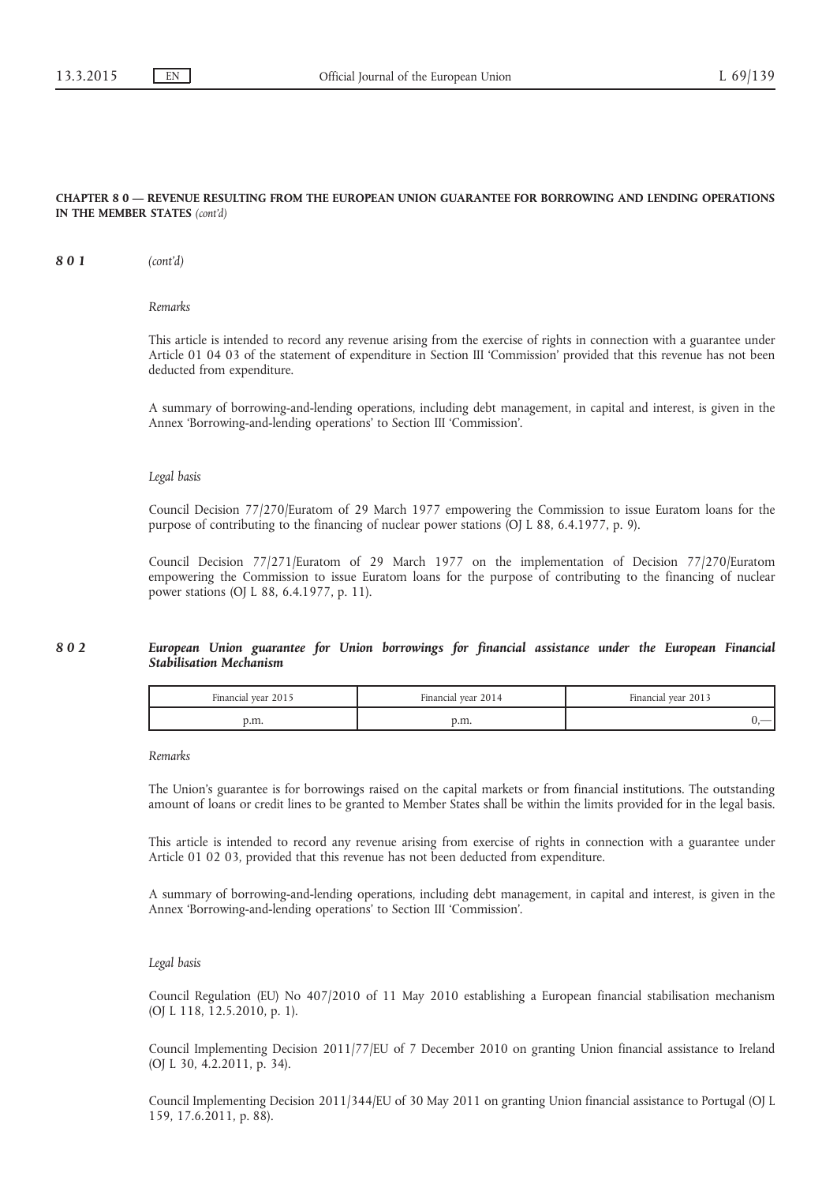**CHAPTER 8 0 — REVENUE RESULTING FROM THE EUROPEAN UNION GUARANTEE FOR BORROWING AND LENDING OPERATIONS IN THE MEMBER STATES** *(cont'd)*

***8 0 1*** *(cont'd)*

*Remarks*

This article is intended to record any revenue arising from the exercise of rights in connection with a guarantee under Article 01 04 03 of the statement of expenditure in Section III 'Commission' provided that this revenue has not been deducted from expenditure.

A summary of borrowing-and-lending operations, including debt management, in capital and interest, is given in the Annex 'Borrowing-and-lending operations' to Section III 'Commission'.

*Legal basis*

Council Decision 77/270/Euratom of 29 March 1977 empowering the Commission to issue Euratom loans for the purpose of contributing to the financing of nuclear power stations (OJ L 88, 6.4.1977, p. 9).

Council Decision 77/271/Euratom of 29 March 1977 on the implementation of Decision 77/270/Euratom empowering the Commission to issue Euratom loans for the purpose of contributing to the financing of nuclear power stations (OJ L 88, 6.4.1977, p. 11).

***8 0 2*** ***European Union guarantee for Union borrowings for financial assistance under the European Financial Stabilisation Mechanism***

| Financial year 2015 | Financial year 2014 | Financial year 2013 |
|---|---|---|
| p.m. | p.m. | 0,— |

*Remarks*

The Union's guarantee is for borrowings raised on the capital markets or from financial institutions. The outstanding amount of loans or credit lines to be granted to Member States shall be within the limits provided for in the legal basis.

This article is intended to record any revenue arising from exercise of rights in connection with a guarantee under Article 01 02 03, provided that this revenue has not been deducted from expenditure.

A summary of borrowing-and-lending operations, including debt management, in capital and interest, is given in the Annex 'Borrowing-and-lending operations' to Section III 'Commission'.

*Legal basis*

Council Regulation (EU) No 407/2010 of 11 May 2010 establishing a European financial stabilisation mechanism (OJ L 118, 12.5.2010, p. 1).

Council Implementing Decision 2011/77/EU of 7 December 2010 on granting Union financial assistance to Ireland (OJ L 30, 4.2.2011, p. 34).

Council Implementing Decision 2011/344/EU of 30 May 2011 on granting Union financial assistance to Portugal (OJ L 159, 17.6.2011, p. 88).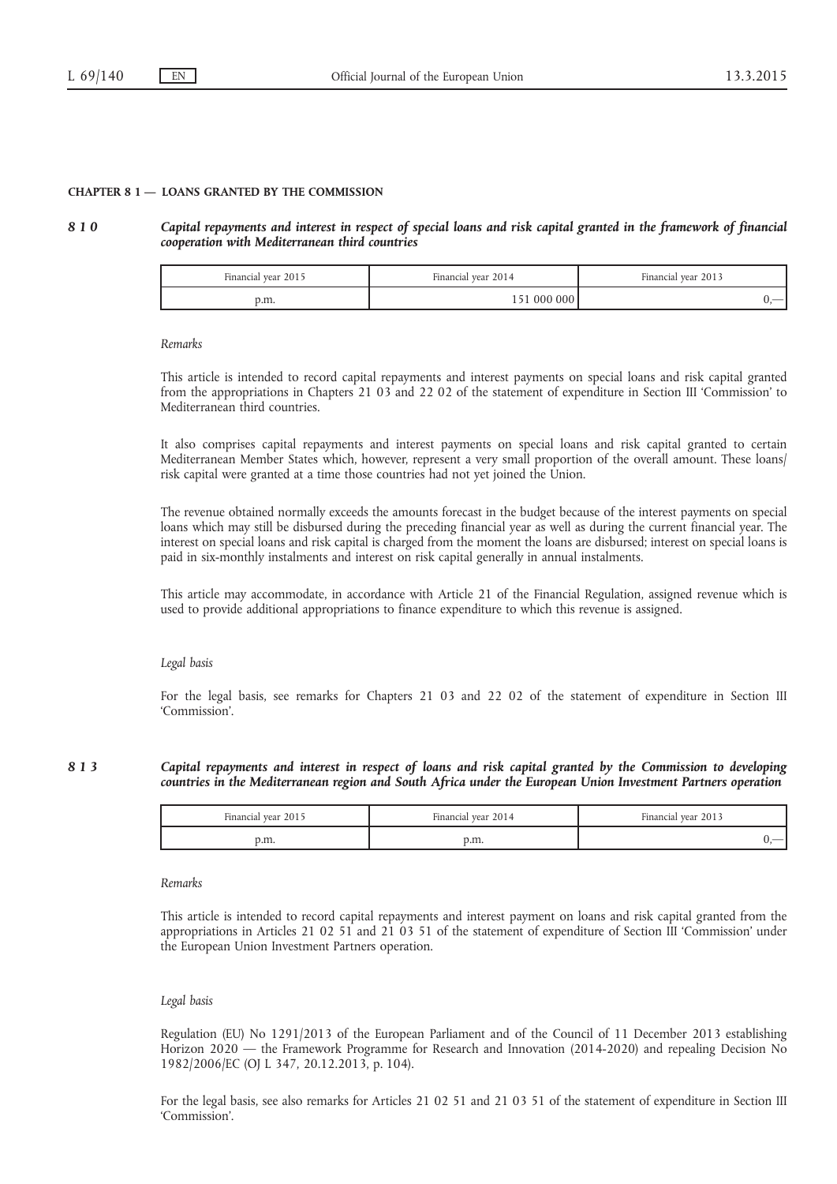## CHAPTER 8 1 — LOANS GRANTED BY THE COMMISSION

### 8 1 0 *Capital repayments and interest in respect of special loans and risk capital granted in the framework of financial cooperation with Mediterranean third countries*

| Financial year 2015 | Financial year 2014 | Financial year 2013 |
|---|---|---|
| p.m. | 151 000 000 | 0,— |

*Remarks*

This article is intended to record capital repayments and interest payments on special loans and risk capital granted from the appropriations in Chapters 21 03 and 22 02 of the statement of expenditure in Section III 'Commission' to Mediterranean third countries.

It also comprises capital repayments and interest payments on special loans and risk capital granted to certain Mediterranean Member States which, however, represent a very small proportion of the overall amount. These loans/risk capital were granted at a time those countries had not yet joined the Union.

The revenue obtained normally exceeds the amounts forecast in the budget because of the interest payments on special loans which may still be disbursed during the preceding financial year as well as during the current financial year. The interest on special loans and risk capital is charged from the moment the loans are disbursed; interest on special loans is paid in six-monthly instalments and interest on risk capital generally in annual instalments.

This article may accommodate, in accordance with Article 21 of the Financial Regulation, assigned revenue which is used to provide additional appropriations to finance expenditure to which this revenue is assigned.

*Legal basis*

For the legal basis, see remarks for Chapters 21 03 and 22 02 of the statement of expenditure in Section III 'Commission'.

### 8 1 3 *Capital repayments and interest in respect of loans and risk capital granted by the Commission to developing countries in the Mediterranean region and South Africa under the European Union Investment Partners operation*

| Financial year 2015 | Financial year 2014 | Financial year 2013 |
|---|---|---|
| p.m. | p.m. | 0,— |

*Remarks*

This article is intended to record capital repayments and interest payment on loans and risk capital granted from the appropriations in Articles 21 02 51 and 21 03 51 of the statement of expenditure of Section III 'Commission' under the European Union Investment Partners operation.

*Legal basis*

Regulation (EU) No 1291/2013 of the European Parliament and of the Council of 11 December 2013 establishing Horizon 2020 — the Framework Programme for Research and Innovation (2014-2020) and repealing Decision No 1982/2006/EC (OJ L 347, 20.12.2013, p. 104).

For the legal basis, see also remarks for Articles 21 02 51 and 21 03 51 of the statement of expenditure in Section III 'Commission'.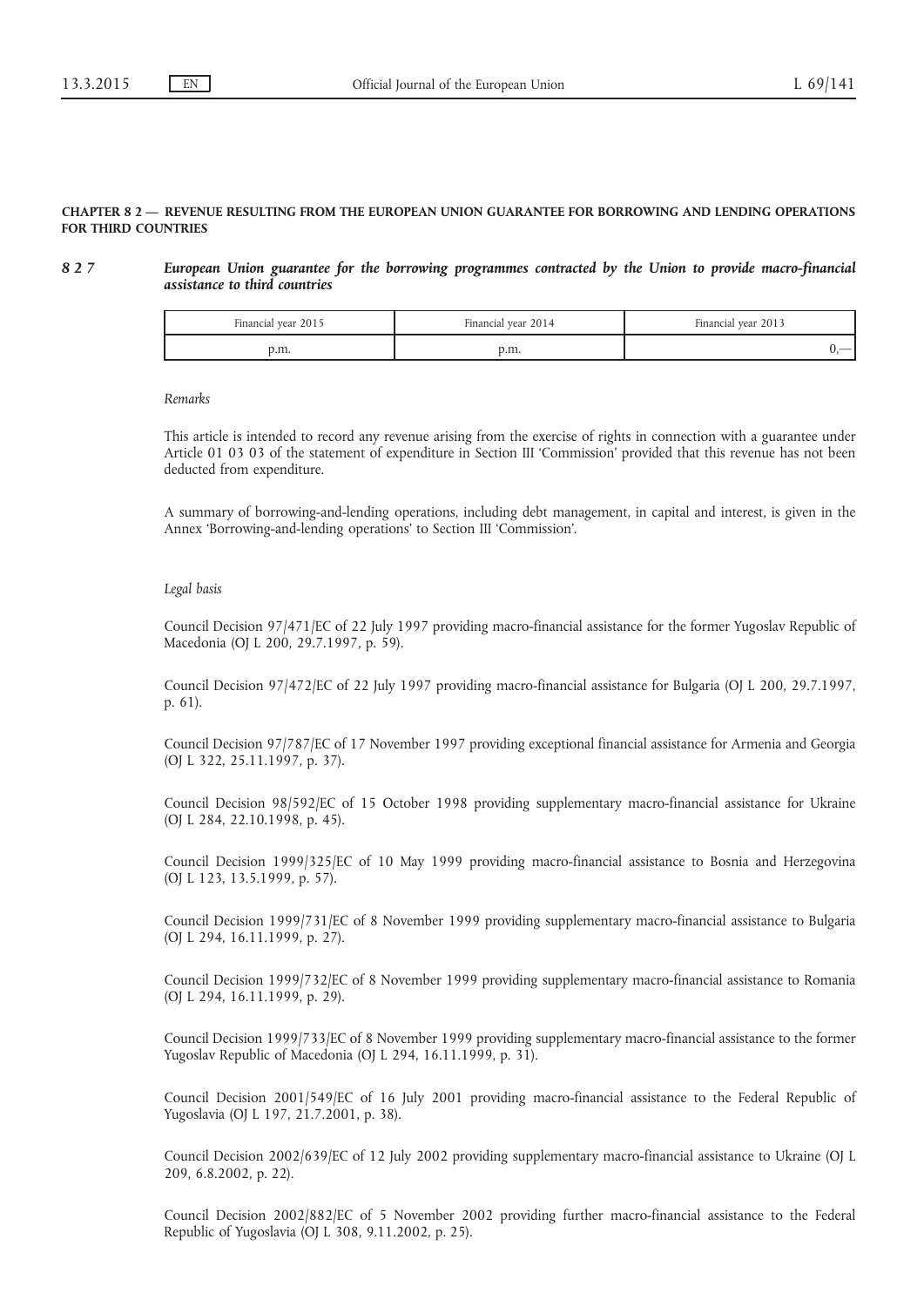**CHAPTER 8 2 — REVENUE RESULTING FROM THE EUROPEAN UNION GUARANTEE FOR BORROWING AND LENDING OPERATIONS FOR THIRD COUNTRIES**

***8 2 7 European Union guarantee for the borrowing programmes contracted by the Union to provide macro-financial assistance to third countries***

| Financial year 2015 | Financial year 2014 | Financial year 2013 |
|---|---|---|
| p.m. | p.m. | 0,— |

*Remarks*

This article is intended to record any revenue arising from the exercise of rights in connection with a guarantee under Article 01 03 03 of the statement of expenditure in Section III 'Commission' provided that this revenue has not been deducted from expenditure.

A summary of borrowing-and-lending operations, including debt management, in capital and interest, is given in the Annex 'Borrowing-and-lending operations' to Section III 'Commission'.

*Legal basis*

Council Decision 97/471/EC of 22 July 1997 providing macro-financial assistance for the former Yugoslav Republic of Macedonia (OJ L 200, 29.7.1997, p. 59).

Council Decision 97/472/EC of 22 July 1997 providing macro-financial assistance for Bulgaria (OJ L 200, 29.7.1997, p. 61).

Council Decision 97/787/EC of 17 November 1997 providing exceptional financial assistance for Armenia and Georgia (OJ L 322, 25.11.1997, p. 37).

Council Decision 98/592/EC of 15 October 1998 providing supplementary macro-financial assistance for Ukraine (OJ L 284, 22.10.1998, p. 45).

Council Decision 1999/325/EC of 10 May 1999 providing macro-financial assistance to Bosnia and Herzegovina (OJ L 123, 13.5.1999, p. 57).

Council Decision 1999/731/EC of 8 November 1999 providing supplementary macro-financial assistance to Bulgaria (OJ L 294, 16.11.1999, p. 27).

Council Decision 1999/732/EC of 8 November 1999 providing supplementary macro-financial assistance to Romania (OJ L 294, 16.11.1999, p. 29).

Council Decision 1999/733/EC of 8 November 1999 providing supplementary macro-financial assistance to the former Yugoslav Republic of Macedonia (OJ L 294, 16.11.1999, p. 31).

Council Decision 2001/549/EC of 16 July 2001 providing macro-financial assistance to the Federal Republic of Yugoslavia (OJ L 197, 21.7.2001, p. 38).

Council Decision 2002/639/EC of 12 July 2002 providing supplementary macro-financial assistance to Ukraine (OJ L 209, 6.8.2002, p. 22).

Council Decision 2002/882/EC of 5 November 2002 providing further macro-financial assistance to the Federal Republic of Yugoslavia (OJ L 308, 9.11.2002, p. 25).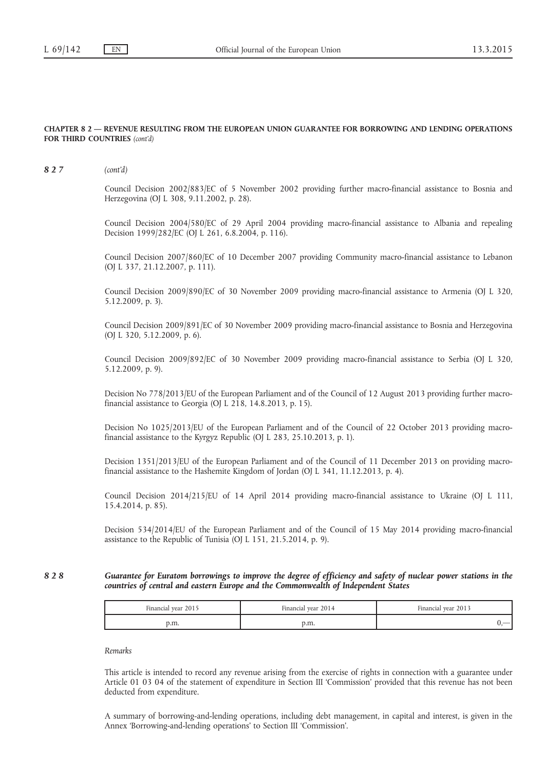**CHAPTER 8 2 — REVENUE RESULTING FROM THE EUROPEAN UNION GUARANTEE FOR BORROWING AND LENDING OPERATIONS FOR THIRD COUNTRIES** *(cont'd)*

***8 2 7*** *(cont'd)*

Council Decision 2002/883/EC of 5 November 2002 providing further macro-financial assistance to Bosnia and Herzegovina (OJ L 308, 9.11.2002, p. 28).

Council Decision 2004/580/EC of 29 April 2004 providing macro-financial assistance to Albania and repealing Decision 1999/282/EC (OJ L 261, 6.8.2004, p. 116).

Council Decision 2007/860/EC of 10 December 2007 providing Community macro-financial assistance to Lebanon (OJ L 337, 21.12.2007, p. 111).

Council Decision 2009/890/EC of 30 November 2009 providing macro-financial assistance to Armenia (OJ L 320, 5.12.2009, p. 3).

Council Decision 2009/891/EC of 30 November 2009 providing macro-financial assistance to Bosnia and Herzegovina (OJ L 320, 5.12.2009, p. 6).

Council Decision 2009/892/EC of 30 November 2009 providing macro-financial assistance to Serbia (OJ L 320, 5.12.2009, p. 9).

Decision No 778/2013/EU of the European Parliament and of the Council of 12 August 2013 providing further macro-financial assistance to Georgia (OJ L 218, 14.8.2013, p. 15).

Decision No 1025/2013/EU of the European Parliament and of the Council of 22 October 2013 providing macro-financial assistance to the Kyrgyz Republic (OJ L 283, 25.10.2013, p. 1).

Decision 1351/2013/EU of the European Parliament and of the Council of 11 December 2013 on providing macro-financial assistance to the Hashemite Kingdom of Jordan (OJ L 341, 11.12.2013, p. 4).

Council Decision 2014/215/EU of 14 April 2014 providing macro-financial assistance to Ukraine (OJ L 111, 15.4.2014, p. 85).

Decision 534/2014/EU of the European Parliament and of the Council of 15 May 2014 providing macro-financial assistance to the Republic of Tunisia (OJ L 151, 21.5.2014, p. 9).

***8 2 8*** ***Guarantee for Euratom borrowings to improve the degree of efficiency and safety of nuclear power stations in the countries of central and eastern Europe and the Commonwealth of Independent States***

| Financial year 2015 | Financial year 2014 | Financial year 2013 |
|---|---|---|
| p.m. | p.m. | 0,— |

*Remarks*

This article is intended to record any revenue arising from the exercise of rights in connection with a guarantee under Article 01 03 04 of the statement of expenditure in Section III 'Commission' provided that this revenue has not been deducted from expenditure.

A summary of borrowing-and-lending operations, including debt management, in capital and interest, is given in the Annex 'Borrowing-and-lending operations' to Section III 'Commission'.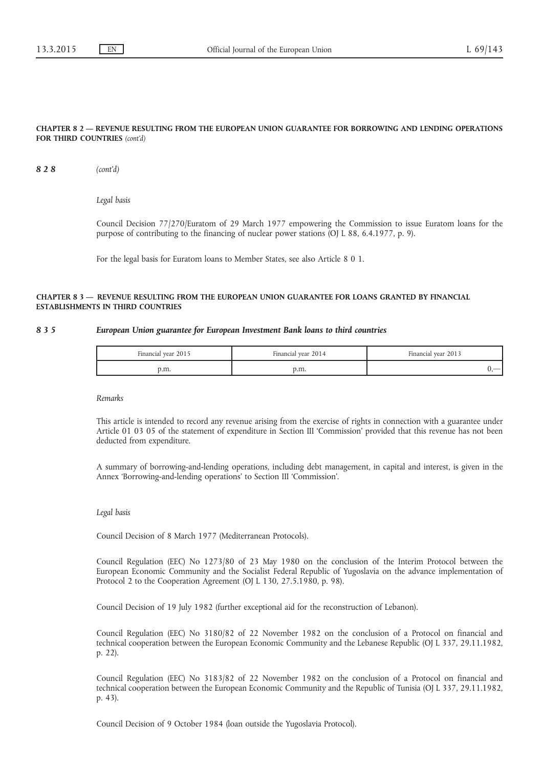**CHAPTER 8 2 — REVENUE RESULTING FROM THE EUROPEAN UNION GUARANTEE FOR BORROWING AND LENDING OPERATIONS FOR THIRD COUNTRIES** *(cont'd)*

***8 2 8*** *(cont'd)*

*Legal basis*

Council Decision 77/270/Euratom of 29 March 1977 empowering the Commission to issue Euratom loans for the purpose of contributing to the financing of nuclear power stations (OJ L 88, 6.4.1977, p. 9).

For the legal basis for Euratom loans to Member States, see also Article 8 0 1.

**CHAPTER 8 3 — REVENUE RESULTING FROM THE EUROPEAN UNION GUARANTEE FOR LOANS GRANTED BY FINANCIAL ESTABLISHMENTS IN THIRD COUNTRIES**

***8 3 5*** ***European Union guarantee for European Investment Bank loans to third countries***

| Financial year 2015 | Financial year 2014 | Financial year 2013 |
|---|---|---|
| p.m. | p.m. | 0,— |

*Remarks*

This article is intended to record any revenue arising from the exercise of rights in connection with a guarantee under Article 01 03 05 of the statement of expenditure in Section III 'Commission' provided that this revenue has not been deducted from expenditure.

A summary of borrowing-and-lending operations, including debt management, in capital and interest, is given in the Annex 'Borrowing-and-lending operations' to Section III 'Commission'.

*Legal basis*

Council Decision of 8 March 1977 (Mediterranean Protocols).

Council Regulation (EEC) No 1273/80 of 23 May 1980 on the conclusion of the Interim Protocol between the European Economic Community and the Socialist Federal Republic of Yugoslavia on the advance implementation of Protocol 2 to the Cooperation Agreement (OJ L 130, 27.5.1980, p. 98).

Council Decision of 19 July 1982 (further exceptional aid for the reconstruction of Lebanon).

Council Regulation (EEC) No 3180/82 of 22 November 1982 on the conclusion of a Protocol on financial and technical cooperation between the European Economic Community and the Lebanese Republic (OJ L 337, 29.11.1982, p. 22).

Council Regulation (EEC) No 3183/82 of 22 November 1982 on the conclusion of a Protocol on financial and technical cooperation between the European Economic Community and the Republic of Tunisia (OJ L 337, 29.11.1982, p. 43).

Council Decision of 9 October 1984 (loan outside the Yugoslavia Protocol).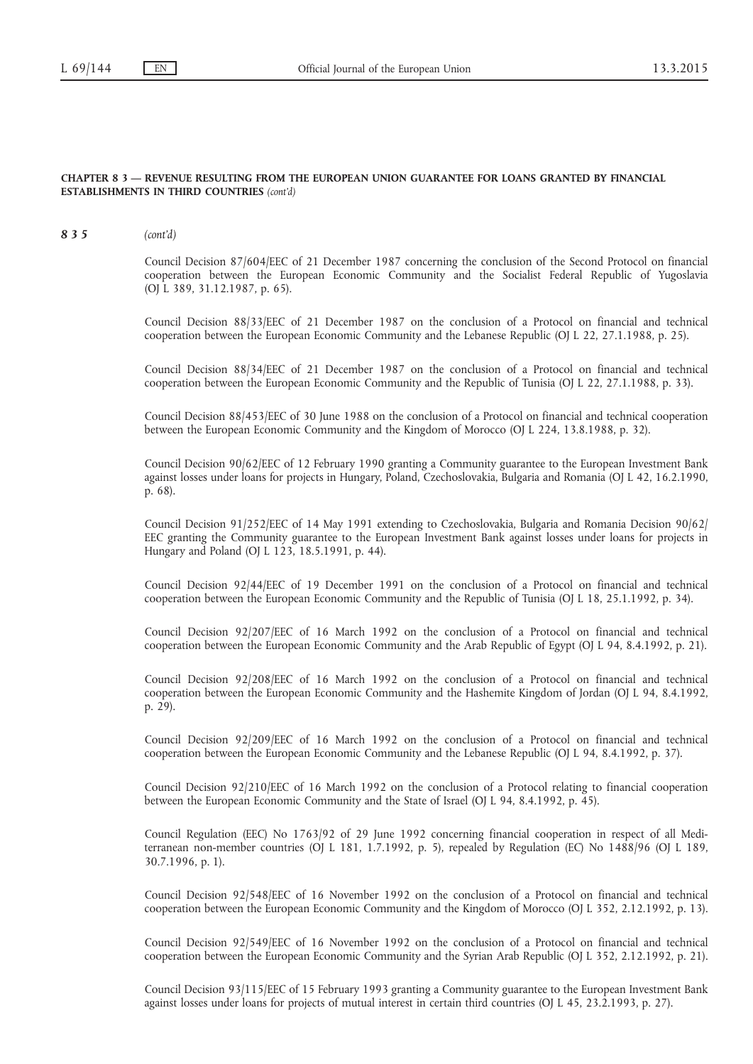**CHAPTER 8 3 — REVENUE RESULTING FROM THE EUROPEAN UNION GUARANTEE FOR LOANS GRANTED BY FINANCIAL ESTABLISHMENTS IN THIRD COUNTRIES** *(cont'd)*

***8 3 5*** *(cont'd)*

Council Decision 87/604/EEC of 21 December 1987 concerning the conclusion of the Second Protocol on financial cooperation between the European Economic Community and the Socialist Federal Republic of Yugoslavia (OJ L 389, 31.12.1987, p. 65).

Council Decision 88/33/EEC of 21 December 1987 on the conclusion of a Protocol on financial and technical cooperation between the European Economic Community and the Lebanese Republic (OJ L 22, 27.1.1988, p. 25).

Council Decision 88/34/EEC of 21 December 1987 on the conclusion of a Protocol on financial and technical cooperation between the European Economic Community and the Republic of Tunisia (OJ L 22, 27.1.1988, p. 33).

Council Decision 88/453/EEC of 30 June 1988 on the conclusion of a Protocol on financial and technical cooperation between the European Economic Community and the Kingdom of Morocco (OJ L 224, 13.8.1988, p. 32).

Council Decision 90/62/EEC of 12 February 1990 granting a Community guarantee to the European Investment Bank against losses under loans for projects in Hungary, Poland, Czechoslovakia, Bulgaria and Romania (OJ L 42, 16.2.1990, p. 68).

Council Decision 91/252/EEC of 14 May 1991 extending to Czechoslovakia, Bulgaria and Romania Decision 90/62/EEC granting the Community guarantee to the European Investment Bank against losses under loans for projects in Hungary and Poland (OJ L 123, 18.5.1991, p. 44).

Council Decision 92/44/EEC of 19 December 1991 on the conclusion of a Protocol on financial and technical cooperation between the European Economic Community and the Republic of Tunisia (OJ L 18, 25.1.1992, p. 34).

Council Decision 92/207/EEC of 16 March 1992 on the conclusion of a Protocol on financial and technical cooperation between the European Economic Community and the Arab Republic of Egypt (OJ L 94, 8.4.1992, p. 21).

Council Decision 92/208/EEC of 16 March 1992 on the conclusion of a Protocol on financial and technical cooperation between the European Economic Community and the Hashemite Kingdom of Jordan (OJ L 94, 8.4.1992, p. 29).

Council Decision 92/209/EEC of 16 March 1992 on the conclusion of a Protocol on financial and technical cooperation between the European Economic Community and the Lebanese Republic (OJ L 94, 8.4.1992, p. 37).

Council Decision 92/210/EEC of 16 March 1992 on the conclusion of a Protocol relating to financial cooperation between the European Economic Community and the State of Israel (OJ L 94, 8.4.1992, p. 45).

Council Regulation (EEC) No 1763/92 of 29 June 1992 concerning financial cooperation in respect of all Mediterranean non-member countries (OJ L 181, 1.7.1992, p. 5), repealed by Regulation (EC) No 1488/96 (OJ L 189, 30.7.1996, p. 1).

Council Decision 92/548/EEC of 16 November 1992 on the conclusion of a Protocol on financial and technical cooperation between the European Economic Community and the Kingdom of Morocco (OJ L 352, 2.12.1992, p. 13).

Council Decision 92/549/EEC of 16 November 1992 on the conclusion of a Protocol on financial and technical cooperation between the European Economic Community and the Syrian Arab Republic (OJ L 352, 2.12.1992, p. 21).

Council Decision 93/115/EEC of 15 February 1993 granting a Community guarantee to the European Investment Bank against losses under loans for projects of mutual interest in certain third countries (OJ L 45, 23.2.1993, p. 27).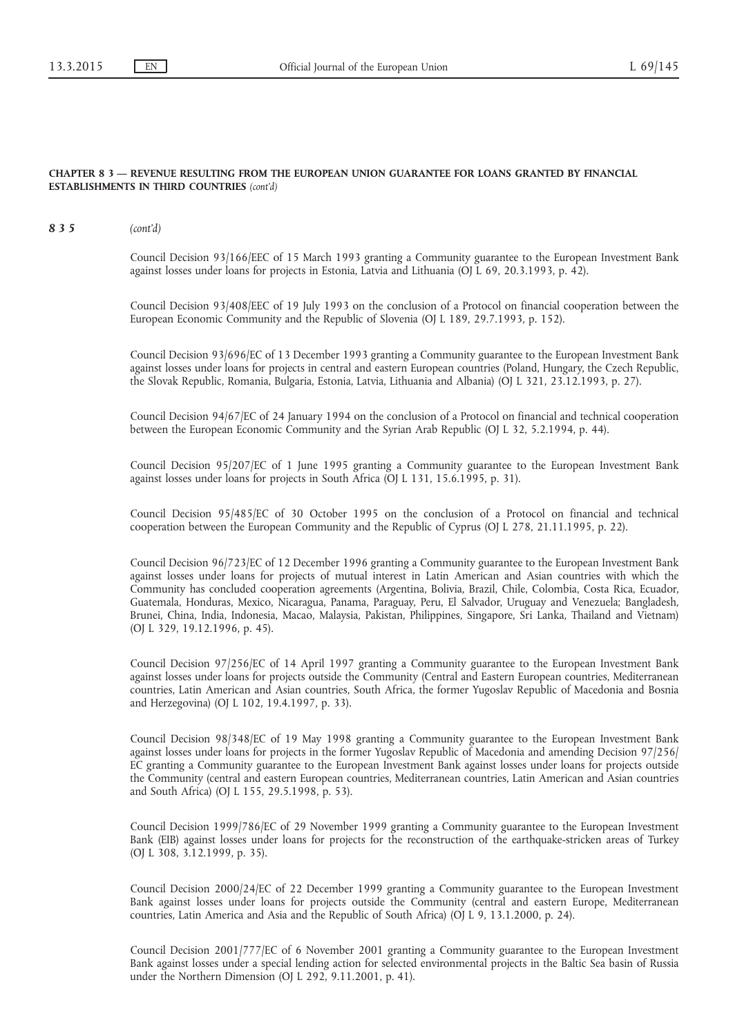**CHAPTER 8 3 — REVENUE RESULTING FROM THE EUROPEAN UNION GUARANTEE FOR LOANS GRANTED BY FINANCIAL ESTABLISHMENTS IN THIRD COUNTRIES** *(cont'd)*

***8 3 5*** *(cont'd)*

Council Decision 93/166/EEC of 15 March 1993 granting a Community guarantee to the European Investment Bank against losses under loans for projects in Estonia, Latvia and Lithuania (OJ L 69, 20.3.1993, p. 42).

Council Decision 93/408/EEC of 19 July 1993 on the conclusion of a Protocol on financial cooperation between the European Economic Community and the Republic of Slovenia (OJ L 189, 29.7.1993, p. 152).

Council Decision 93/696/EC of 13 December 1993 granting a Community guarantee to the European Investment Bank against losses under loans for projects in central and eastern European countries (Poland, Hungary, the Czech Republic, the Slovak Republic, Romania, Bulgaria, Estonia, Latvia, Lithuania and Albania) (OJ L 321, 23.12.1993, p. 27).

Council Decision 94/67/EC of 24 January 1994 on the conclusion of a Protocol on financial and technical cooperation between the European Economic Community and the Syrian Arab Republic (OJ L 32, 5.2.1994, p. 44).

Council Decision 95/207/EC of 1 June 1995 granting a Community guarantee to the European Investment Bank against losses under loans for projects in South Africa (OJ L 131, 15.6.1995, p. 31).

Council Decision 95/485/EC of 30 October 1995 on the conclusion of a Protocol on financial and technical cooperation between the European Community and the Republic of Cyprus (OJ L 278, 21.11.1995, p. 22).

Council Decision 96/723/EC of 12 December 1996 granting a Community guarantee to the European Investment Bank against losses under loans for projects of mutual interest in Latin American and Asian countries with which the Community has concluded cooperation agreements (Argentina, Bolivia, Brazil, Chile, Colombia, Costa Rica, Ecuador, Guatemala, Honduras, Mexico, Nicaragua, Panama, Paraguay, Peru, El Salvador, Uruguay and Venezuela; Bangladesh, Brunei, China, India, Indonesia, Macao, Malaysia, Pakistan, Philippines, Singapore, Sri Lanka, Thailand and Vietnam) (OJ L 329, 19.12.1996, p. 45).

Council Decision 97/256/EC of 14 April 1997 granting a Community guarantee to the European Investment Bank against losses under loans for projects outside the Community (Central and Eastern European countries, Mediterranean countries, Latin American and Asian countries, South Africa, the former Yugoslav Republic of Macedonia and Bosnia and Herzegovina) (OJ L 102, 19.4.1997, p. 33).

Council Decision 98/348/EC of 19 May 1998 granting a Community guarantee to the European Investment Bank against losses under loans for projects in the former Yugoslav Republic of Macedonia and amending Decision 97/256/EC granting a Community guarantee to the European Investment Bank against losses under loans for projects outside the Community (central and eastern European countries, Mediterranean countries, Latin American and Asian countries and South Africa) (OJ L 155, 29.5.1998, p. 53).

Council Decision 1999/786/EC of 29 November 1999 granting a Community guarantee to the European Investment Bank (EIB) against losses under loans for projects for the reconstruction of the earthquake-stricken areas of Turkey (OJ L 308, 3.12.1999, p. 35).

Council Decision 2000/24/EC of 22 December 1999 granting a Community guarantee to the European Investment Bank against losses under loans for projects outside the Community (central and eastern Europe, Mediterranean countries, Latin America and Asia and the Republic of South Africa) (OJ L 9, 13.1.2000, p. 24).

Council Decision 2001/777/EC of 6 November 2001 granting a Community guarantee to the European Investment Bank against losses under a special lending action for selected environmental projects in the Baltic Sea basin of Russia under the Northern Dimension (OJ L 292, 9.11.2001, p. 41).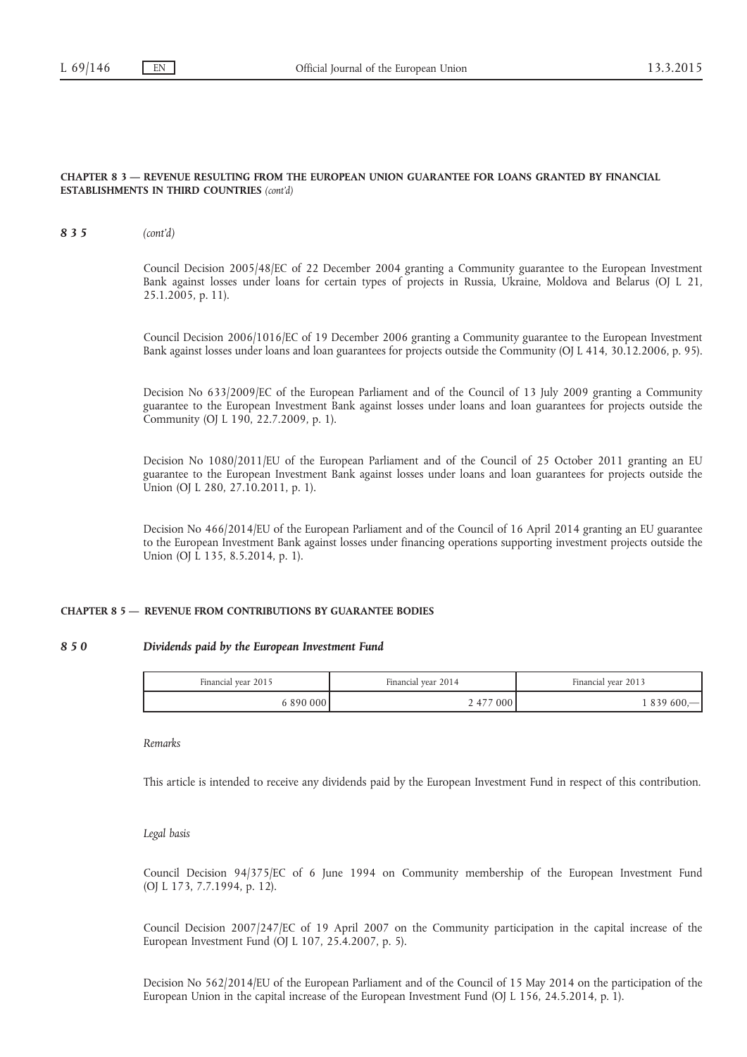## CHAPTER 8 3 — REVENUE RESULTING FROM THE EUROPEAN UNION GUARANTEE FOR LOANS GRANTED BY FINANCIAL ESTABLISHMENTS IN THIRD COUNTRIES *(cont'd)*

### *8 3 5* *(cont'd)*

Council Decision 2005/48/EC of 22 December 2004 granting a Community guarantee to the European Investment Bank against losses under loans for certain types of projects in Russia, Ukraine, Moldova and Belarus (OJ L 21, 25.1.2005, p. 11).

Council Decision 2006/1016/EC of 19 December 2006 granting a Community guarantee to the European Investment Bank against losses under loans and loan guarantees for projects outside the Community (OJ L 414, 30.12.2006, p. 95).

Decision No 633/2009/EC of the European Parliament and of the Council of 13 July 2009 granting a Community guarantee to the European Investment Bank against losses under loans and loan guarantees for projects outside the Community (OJ L 190, 22.7.2009, p. 1).

Decision No 1080/2011/EU of the European Parliament and of the Council of 25 October 2011 granting an EU guarantee to the European Investment Bank against losses under loans and loan guarantees for projects outside the Union (OJ L 280, 27.10.2011, p. 1).

Decision No 466/2014/EU of the European Parliament and of the Council of 16 April 2014 granting an EU guarantee to the European Investment Bank against losses under financing operations supporting investment projects outside the Union (OJ L 135, 8.5.2014, p. 1).

## CHAPTER 8 5 — REVENUE FROM CONTRIBUTIONS BY GUARANTEE BODIES

### *8 5 0* *Dividends paid by the European Investment Fund*

| Financial year 2015 | Financial year 2014 | Financial year 2013 |
|---|---|---|
| 6 890 000 | 2 477 000 | 1 839 600,— |

*Remarks*

This article is intended to receive any dividends paid by the European Investment Fund in respect of this contribution.

*Legal basis*

Council Decision 94/375/EC of 6 June 1994 on Community membership of the European Investment Fund (OJ L 173, 7.7.1994, p. 12).

Council Decision 2007/247/EC of 19 April 2007 on the Community participation in the capital increase of the European Investment Fund (OJ L 107, 25.4.2007, p. 5).

Decision No 562/2014/EU of the European Parliament and of the Council of 15 May 2014 on the participation of the European Union in the capital increase of the European Investment Fund (OJ L 156, 24.5.2014, p. 1).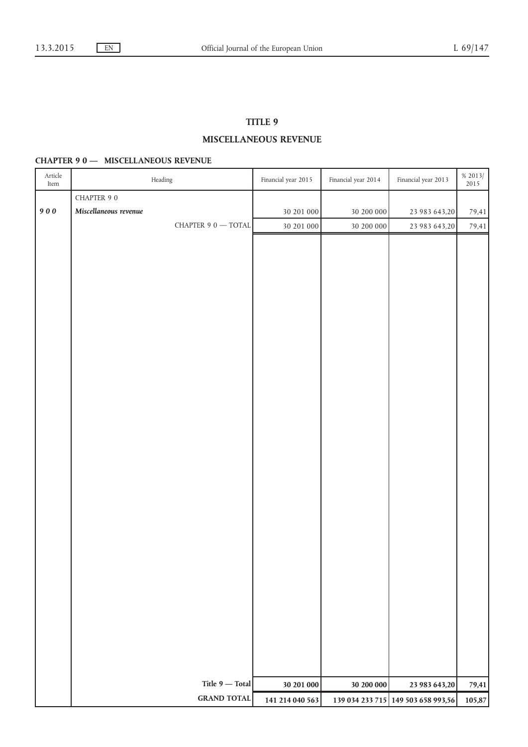# TITLE 9

# MISCELLANEOUS REVENUE

## CHAPTER 9 0 — MISCELLANEOUS REVENUE

| Article Item | Heading | Financial year 2015 | Financial year 2014 | Financial year 2013 | % 2013/2015 |
|---|---|---|---|---|---|
| | CHAPTER 9 0 | | | | |
| **9 0 0** | ***Miscellaneous revenue*** | 30 201 000 | 30 200 000 | 23 983 643,20 | 79,41 |
| | CHAPTER 9 0 — TOTAL | 30 201 000 | 30 200 000 | 23 983 643,20 | 79,41 |
| | **Title 9 — Total** | **30 201 000** | **30 200 000** | **23 983 643,20** | **79,41** |
| | **GRAND TOTAL** | **141 214 040 563** | **139 034 233 715** | **149 503 658 993,56** | **105,87** |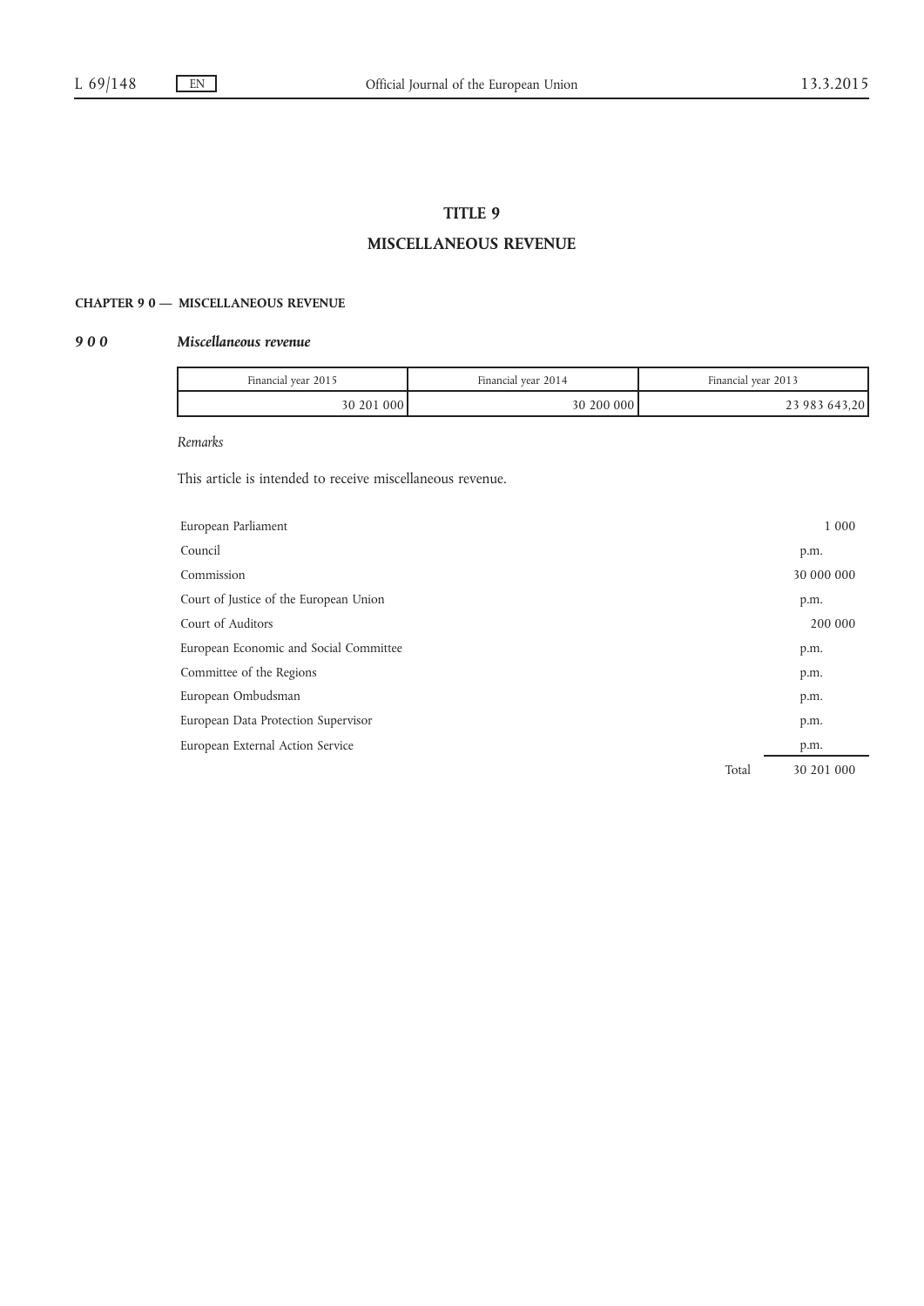# TITLE 9

# MISCELLANEOUS REVENUE

## CHAPTER 9 0 — MISCELLANEOUS REVENUE

### 9 0 0 *Miscellaneous revenue*

| Financial year 2015 | Financial year 2014 | Financial year 2013 |
|---|---|---|
| 30 201 000 | 30 200 000 | 23 983 643,20 |

*Remarks*

This article is intended to receive miscellaneous revenue.

| | |
|---|---|
| European Parliament | 1 000 |
| Council | p.m. |
| Commission | 30 000 000 |
| Court of Justice of the European Union | p.m. |
| Court of Auditors | 200 000 |
| European Economic and Social Committee | p.m. |
| Committee of the Regions | p.m. |
| European Ombudsman | p.m. |
| European Data Protection Supervisor | p.m. |
| European External Action Service | p.m. |
| Total | 30 201 000 |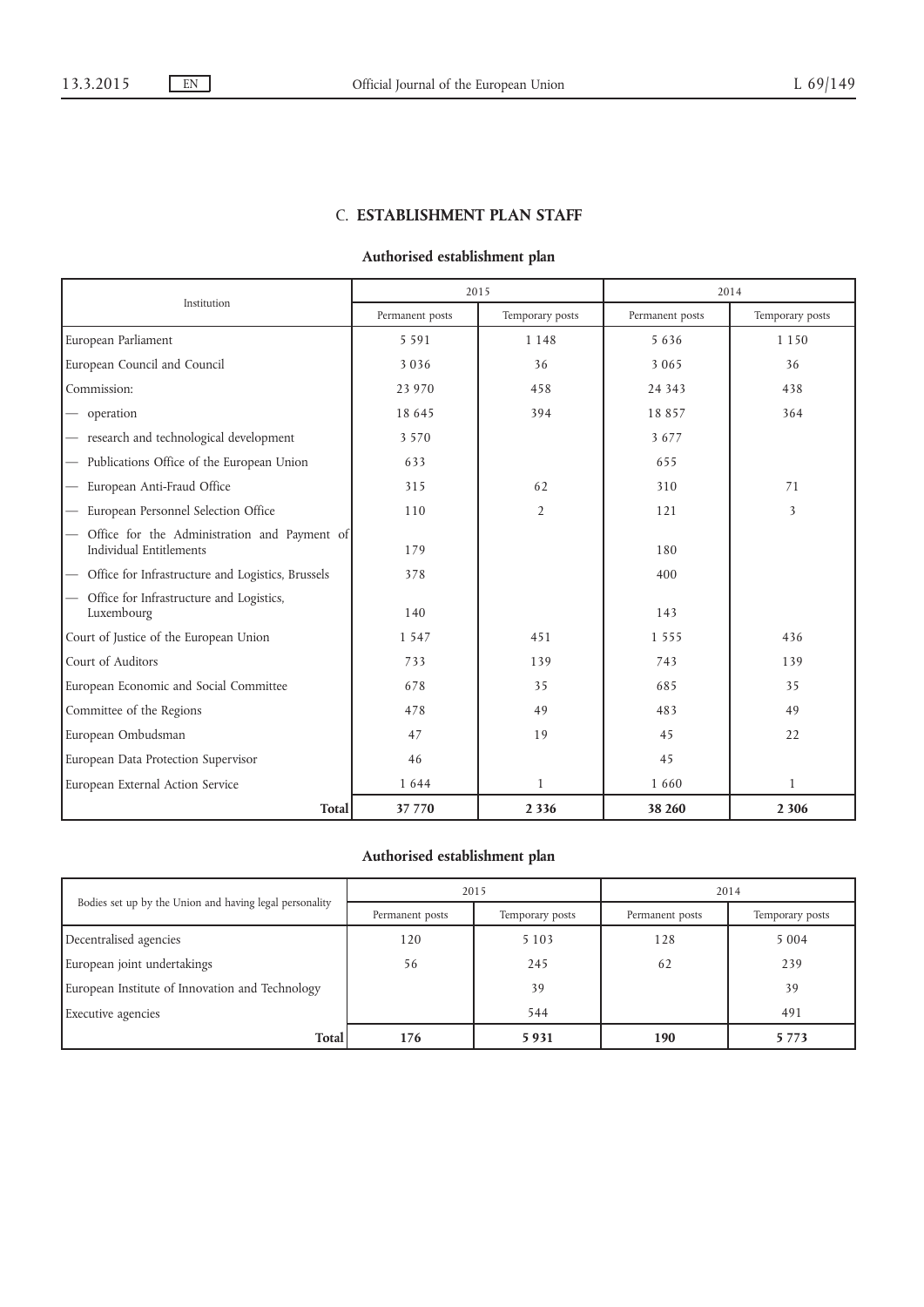## C. **ESTABLISHMENT PLAN STAFF**

### Authorised establishment plan

| Institution | 2015 | | 2014 | |
|---|---|---|---|---|
| | Permanent posts | Temporary posts | Permanent posts | Temporary posts |
| European Parliament | 5 591 | 1 148 | 5 636 | 1 150 |
| European Council and Council | 3 036 | 36 | 3 065 | 36 |
| Commission: | 23 970 | 458 | 24 343 | 438 |
| — operation | 18 645 | 394 | 18 857 | 364 |
| — research and technological development | 3 570 | | 3 677 | |
| — Publications Office of the European Union | 633 | | 655 | |
| — European Anti-Fraud Office | 315 | 62 | 310 | 71 |
| — European Personnel Selection Office | 110 | 2 | 121 | 3 |
| — Office for the Administration and Payment of Individual Entitlements | 179 | | 180 | |
| — Office for Infrastructure and Logistics, Brussels | 378 | | 400 | |
| — Office for Infrastructure and Logistics, Luxembourg | 140 | | 143 | |
| Court of Justice of the European Union | 1 547 | 451 | 1 555 | 436 |
| Court of Auditors | 733 | 139 | 743 | 139 |
| European Economic and Social Committee | 678 | 35 | 685 | 35 |
| Committee of the Regions | 478 | 49 | 483 | 49 |
| European Ombudsman | 47 | 19 | 45 | 22 |
| European Data Protection Supervisor | 46 | | 45 | |
| European External Action Service | 1 644 | 1 | 1 660 | 1 |
| **Total** | **37 770** | **2 336** | **38 260** | **2 306** |

### Authorised establishment plan

| Bodies set up by the Union and having legal personality | 2015 | | 2014 | |
|---|---|---|---|---|
| | Permanent posts | Temporary posts | Permanent posts | Temporary posts |
| Decentralised agencies | 120 | 5 103 | 128 | 5 004 |
| European joint undertakings | 56 | 245 | 62 | 239 |
| European Institute of Innovation and Technology | | 39 | | 39 |
| Executive agencies | | 544 | | 491 |
| **Total** | **176** | **5 931** | **190** | **5 773** |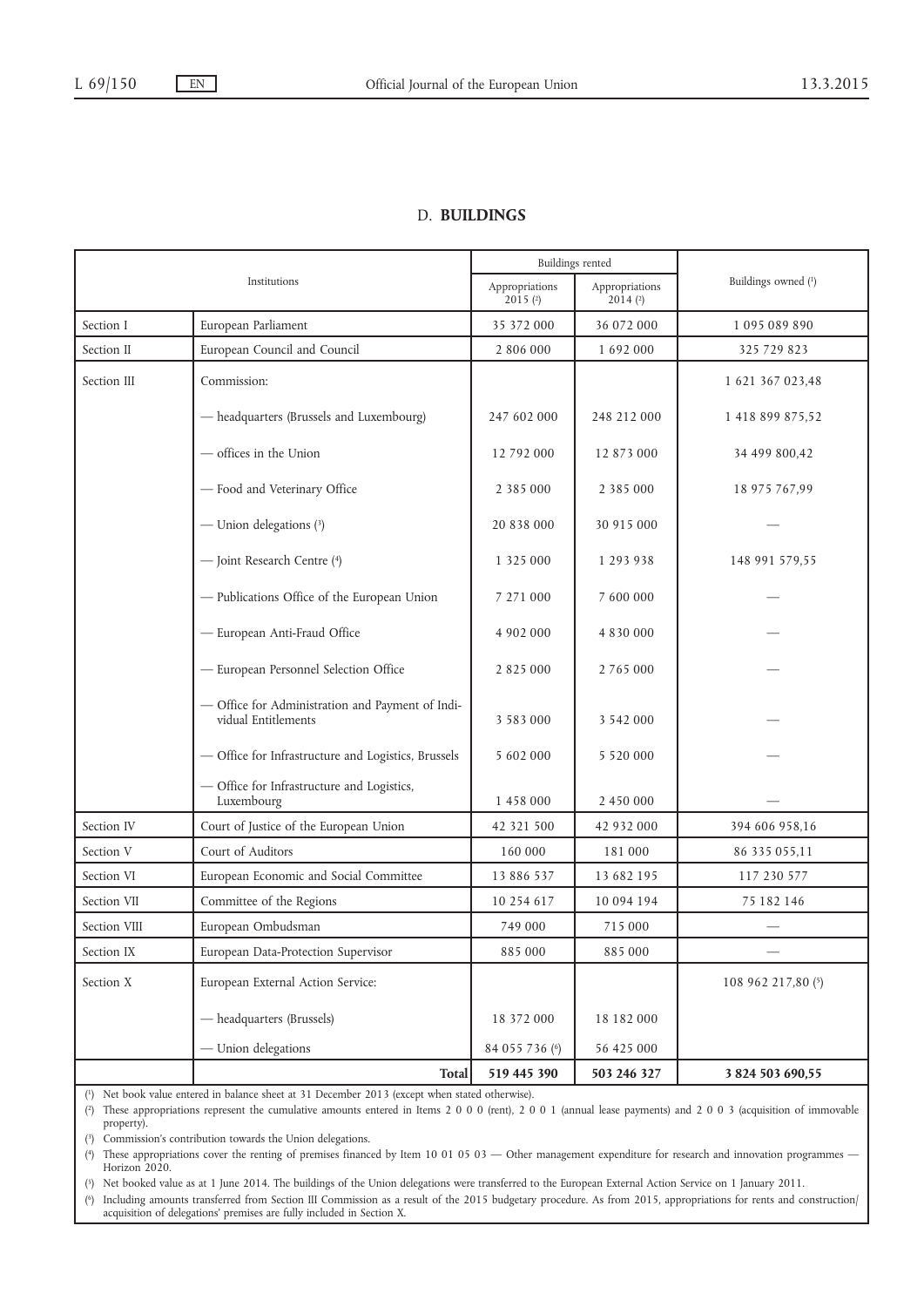# D. **BUILDINGS**

| Institutions | | Buildings rented | | Buildings owned [1] |
|---|---|---|---|---|
| | | Appropriations 2015 [2] | Appropriations 2014 [2] | |
| Section I | European Parliament | 35 372 000 | 36 072 000 | 1 095 089 890 |
| Section II | European Council and Council | 2 806 000 | 1 692 000 | 325 729 823 |
| Section III | Commission: | | | 1 621 367 023,48 |
| | — headquarters (Brussels and Luxembourg) | 247 602 000 | 248 212 000 | 1 418 899 875,52 |
| | — offices in the Union | 12 792 000 | 12 873 000 | 34 499 800,42 |
| | — Food and Veterinary Office | 2 385 000 | 2 385 000 | 18 975 767,99 |
| | — Union delegations [3] | 20 838 000 | 30 915 000 | — |
| | — Joint Research Centre [4] | 1 325 000 | 1 293 938 | 148 991 579,55 |
| | — Publications Office of the European Union | 7 271 000 | 7 600 000 | — |
| | — European Anti-Fraud Office | 4 902 000 | 4 830 000 | — |
| | — European Personnel Selection Office | 2 825 000 | 2 765 000 | — |
| | — Office for Administration and Payment of Individual Entitlements | 3 583 000 | 3 542 000 | — |
| | — Office for Infrastructure and Logistics, Brussels | 5 602 000 | 5 520 000 | — |
| | — Office for Infrastructure and Logistics, Luxembourg | 1 458 000 | 2 450 000 | — |
| Section IV | Court of Justice of the European Union | 42 321 500 | 42 932 000 | 394 606 958,16 |
| Section V | Court of Auditors | 160 000 | 181 000 | 86 335 055,11 |
| Section VI | European Economic and Social Committee | 13 886 537 | 13 682 195 | 117 230 577 |
| Section VII | Committee of the Regions | 10 254 617 | 10 094 194 | 75 182 146 |
| Section VIII | European Ombudsman | 749 000 | 715 000 | — |
| Section IX | European Data-Protection Supervisor | 885 000 | 885 000 | — |
| Section X | European External Action Service: | | | 108 962 217,80 [5] |
| | — headquarters (Brussels) | 18 372 000 | 18 182 000 | |
| | — Union delegations | 84 055 736 [6] | 56 425 000 | |
| | **Total** | **519 445 390** | **503 246 327** | **3 824 503 690,55** |

[1] Net book value entered in balance sheet at 31 December 2013 (except when stated otherwise).

[2] These appropriations represent the cumulative amounts entered in Items 2 0 0 0 (rent), 2 0 0 1 (annual lease payments) and 2 0 0 3 (acquisition of immovable property).

[3] Commission's contribution towards the Union delegations.

[4] These appropriations cover the renting of premises financed by Item 10 01 05 03 — Other management expenditure for research and innovation programmes — Horizon 2020.

[5] Net booked value as at 1 June 2014. The buildings of the Union delegations were transferred to the European External Action Service on 1 January 2011.

[6] Including amounts transferred from Section III Commission as a result of the 2015 budgetary procedure. As from 2015, appropriations for rents and construction/acquisition of delegations' premises are fully included in Section X.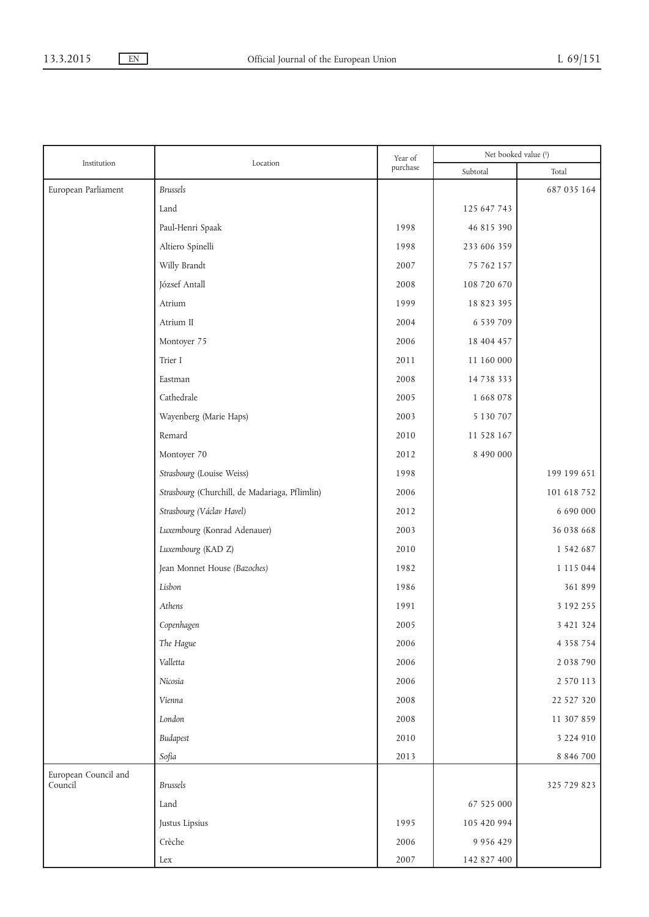| Institution | Location | Year of purchase | Net booked value (1) | |
|---|---|---|---|---|
| | | | Subtotal | Total |
| European Parliament | *Brussels* | | | 687 035 164 |
| | Land | | 125 647 743 | |
| | Paul-Henri Spaak | 1998 | 46 815 390 | |
| | Altiero Spinelli | 1998 | 233 606 359 | |
| | Willy Brandt | 2007 | 75 762 157 | |
| | József Antall | 2008 | 108 720 670 | |
| | Atrium | 1999 | 18 823 395 | |
| | Atrium II | 2004 | 6 539 709 | |
| | Montoyer 75 | 2006 | 18 404 457 | |
| | Trier I | 2011 | 11 160 000 | |
| | Eastman | 2008 | 14 738 333 | |
| | Cathedrale | 2005 | 1 668 078 | |
| | Wayenberg (Marie Haps) | 2003 | 5 130 707 | |
| | Remard | 2010 | 11 528 167 | |
| | Montoyer 70 | 2012 | 8 490 000 | |
| | *Strasbourg* (Louise Weiss) | 1998 | | 199 199 651 |
| | *Strasbourg* (Churchill, de Madariaga, Pflimlin) | 2006 | | 101 618 752 |
| | *Strasbourg (Václav Havel)* | 2012 | | 6 690 000 |
| | *Luxembourg* (Konrad Adenauer) | 2003 | | 36 038 668 |
| | *Luxembourg* (KAD Z) | 2010 | | 1 542 687 |
| | Jean Monnet House *(Bazoches)* | 1982 | | 1 115 044 |
| | *Lisbon* | 1986 | | 361 899 |
| | *Athens* | 1991 | | 3 192 255 |
| | *Copenhagen* | 2005 | | 3 421 324 |
| | *The Hague* | 2006 | | 4 358 754 |
| | *Valletta* | 2006 | | 2 038 790 |
| | *Nicosia* | 2006 | | 2 570 113 |
| | *Vienna* | 2008 | | 22 527 320 |
| | *London* | 2008 | | 11 307 859 |
| | *Budapest* | 2010 | | 3 224 910 |
| | *Sofia* | 2013 | | 8 846 700 |
| European Council and Council | *Brussels* | | | 325 729 823 |
| | Land | | 67 525 000 | |
| | Justus Lipsius | 1995 | 105 420 994 | |
| | Crèche | 2006 | 9 956 429 | |
| | Lex | 2007 | 142 827 400 | |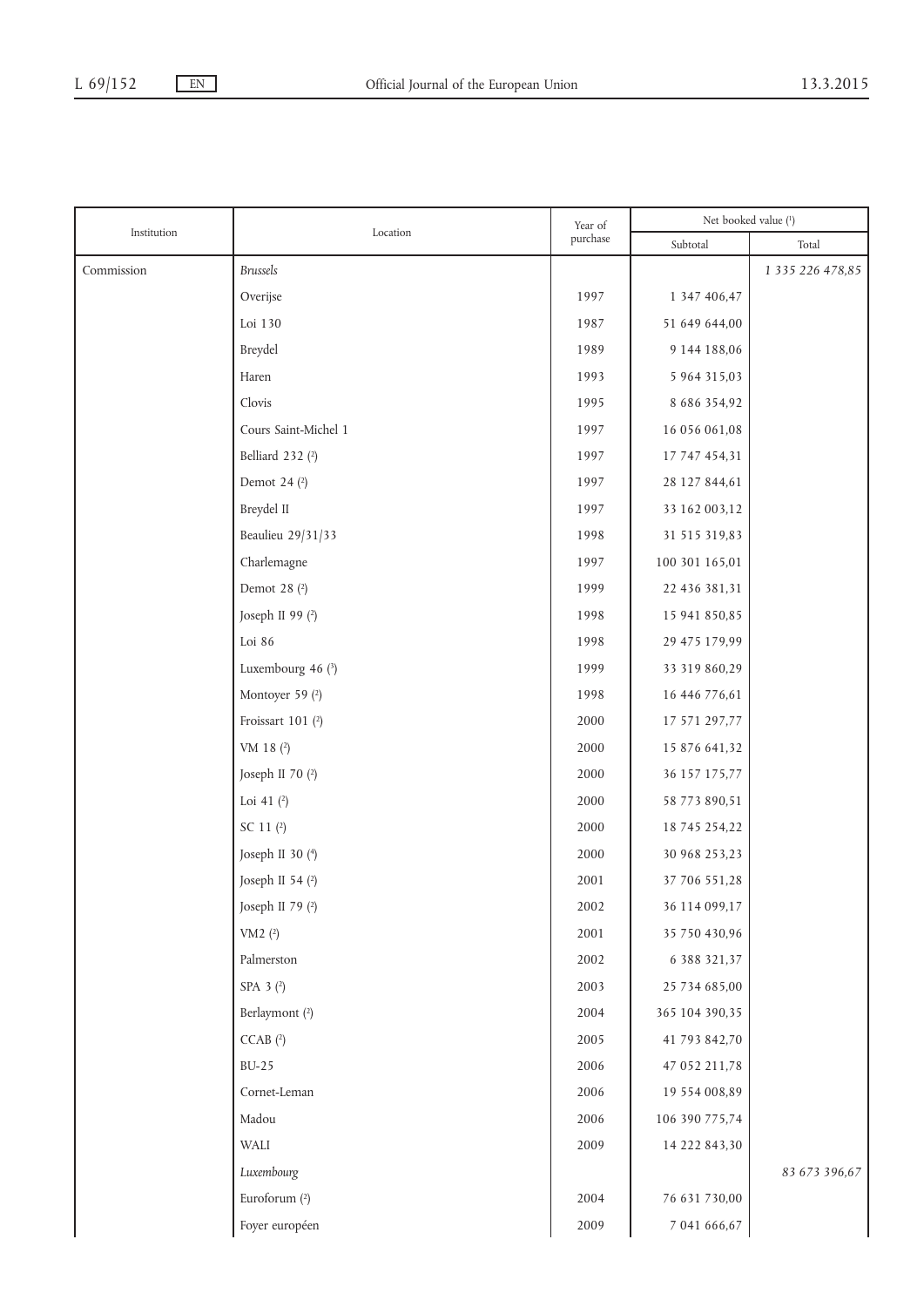| Institution | Location | Year of purchase | Net booked value ([1]) | |
|---|---|---|---|---|
| | | | Subtotal | Total |
| Commission | *Brussels* | | | *1 335 226 478,85* |
| | Overijse | 1997 | 1 347 406,47 | |
| | Loi 130 | 1987 | 51 649 644,00 | |
| | Breydel | 1989 | 9 144 188,06 | |
| | Haren | 1993 | 5 964 315,03 | |
| | Clovis | 1995 | 8 686 354,92 | |
| | Cours Saint-Michel 1 | 1997 | 16 056 061,08 | |
| | Belliard 232 ([2]) | 1997 | 17 747 454,31 | |
| | Demot 24 ([2]) | 1997 | 28 127 844,61 | |
| | Breydel II | 1997 | 33 162 003,12 | |
| | Beaulieu 29/31/33 | 1998 | 31 515 319,83 | |
| | Charlemagne | 1997 | 100 301 165,01 | |
| | Demot 28 ([2]) | 1999 | 22 436 381,31 | |
| | Joseph II 99 ([2]) | 1998 | 15 941 850,85 | |
| | Loi 86 | 1998 | 29 475 179,99 | |
| | Luxembourg 46 ([3]) | 1999 | 33 319 860,29 | |
| | Montoyer 59 ([2]) | 1998 | 16 446 776,61 | |
| | Froissart 101 ([2]) | 2000 | 17 571 297,77 | |
| | VM 18 ([2]) | 2000 | 15 876 641,32 | |
| | Joseph II 70 ([2]) | 2000 | 36 157 175,77 | |
| | Loi 41 ([2]) | 2000 | 58 773 890,51 | |
| | SC 11 ([2]) | 2000 | 18 745 254,22 | |
| | Joseph II 30 ([4]) | 2000 | 30 968 253,23 | |
| | Joseph II 54 ([2]) | 2001 | 37 706 551,28 | |
| | Joseph II 79 ([2]) | 2002 | 36 114 099,17 | |
| | VM2 ([2]) | 2001 | 35 750 430,96 | |
| | Palmerston | 2002 | 6 388 321,37 | |
| | SPA 3 ([2]) | 2003 | 25 734 685,00 | |
| | Berlaymont ([2]) | 2004 | 365 104 390,35 | |
| | CCAB ([2]) | 2005 | 41 793 842,70 | |
| | BU-25 | 2006 | 47 052 211,78 | |
| | Cornet-Leman | 2006 | 19 554 008,89 | |
| | Madou | 2006 | 106 390 775,74 | |
| | WALI | 2009 | 14 222 843,30 | |
| | *Luxembourg* | | | *83 673 396,67* |
| | Euroforum ([2]) | 2004 | 76 631 730,00 | |
| | Foyer européen | 2009 | 7 041 666,67 | |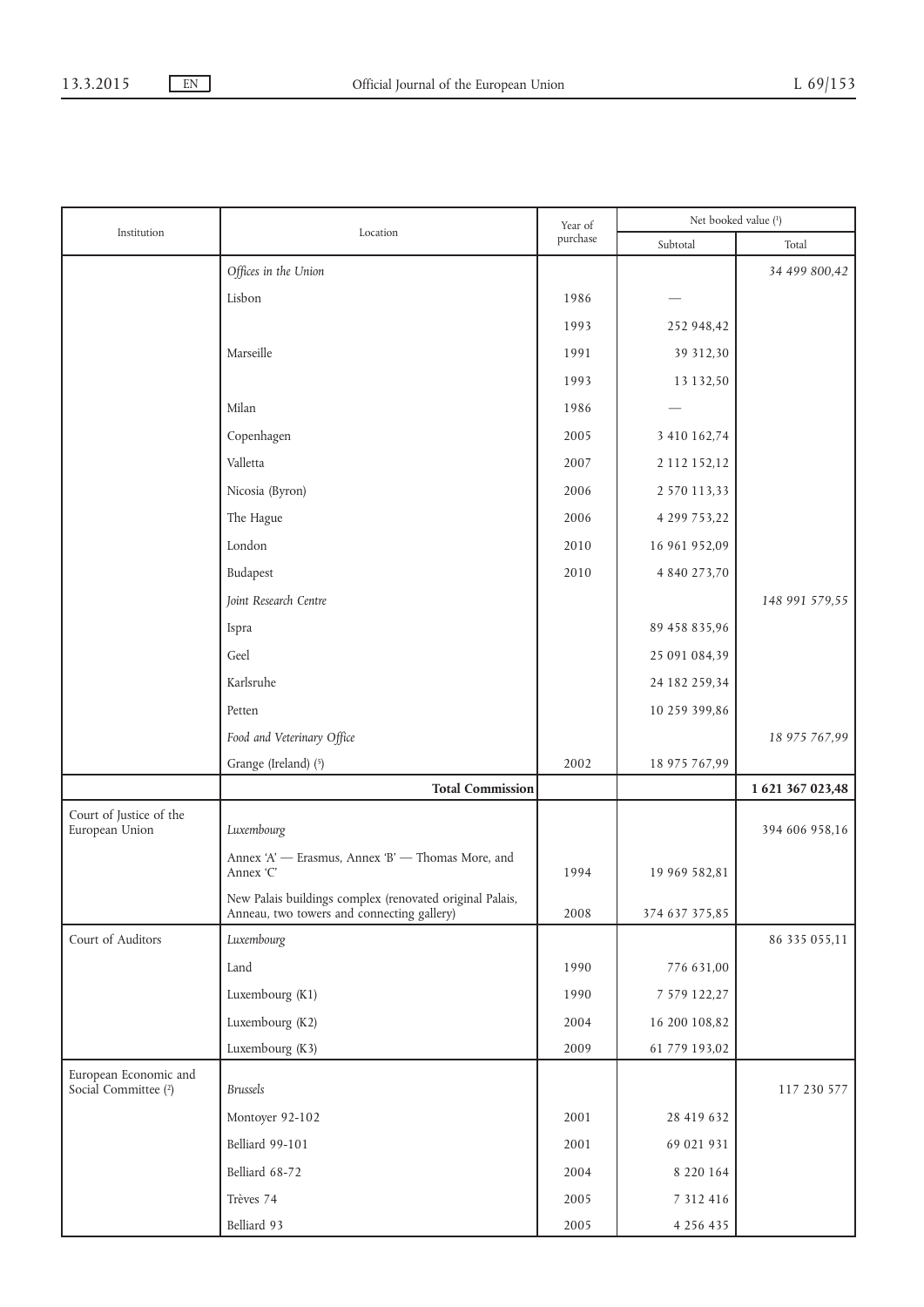| Institution | Location | Year of purchase | Net booked value [1] | |
|---|---|---|---|---|
| | | | Subtotal | Total |
| | *Offices in the Union* | | | *34 499 800,42* |
| | Lisbon | 1986 | — | |
| | | 1993 | 252 948,42 | |
| | Marseille | 1991 | 39 312,30 | |
| | | 1993 | 13 132,50 | |
| | Milan | 1986 | — | |
| | Copenhagen | 2005 | 3 410 162,74 | |
| | Valletta | 2007 | 2 112 152,12 | |
| | Nicosia (Byron) | 2006 | 2 570 113,33 | |
| | The Hague | 2006 | 4 299 753,22 | |
| | London | 2010 | 16 961 952,09 | |
| | Budapest | 2010 | 4 840 273,70 | |
| | *Joint Research Centre* | | | *148 991 579,55* |
| | Ispra | | 89 458 835,96 | |
| | Geel | | 25 091 084,39 | |
| | Karlsruhe | | 24 182 259,34 | |
| | Petten | | 10 259 399,86 | |
| | *Food and Veterinary Office* | | | *18 975 767,99* |
| | Grange (Ireland) [3] | 2002 | 18 975 767,99 | |
| | **Total Commission** | | | **1 621 367 023,48** |
| Court of Justice of the European Union | *Luxembourg* | | | 394 606 958,16 |
| | Annex 'A' — Erasmus, Annex 'B' — Thomas More, and Annex 'C' | 1994 | 19 969 582,81 | |
| | New Palais buildings complex (renovated original Palais, Anneau, two towers and connecting gallery) | 2008 | 374 637 375,85 | |
| Court of Auditors | *Luxembourg* | | | 86 335 055,11 |
| | Land | 1990 | 776 631,00 | |
| | Luxembourg (K1) | 1990 | 7 579 122,27 | |
| | Luxembourg (K2) | 2004 | 16 200 108,82 | |
| | Luxembourg (K3) | 2009 | 61 779 193,02 | |
| European Economic and Social Committee [2] | *Brussels* | | | 117 230 577 |
| | Montoyer 92-102 | 2001 | 28 419 632 | |
| | Belliard 99-101 | 2001 | 69 021 931 | |
| | Belliard 68-72 | 2004 | 8 220 164 | |
| | Trèves 74 | 2005 | 7 312 416 | |
| | Belliard 93 | 2005 | 4 256 435 | |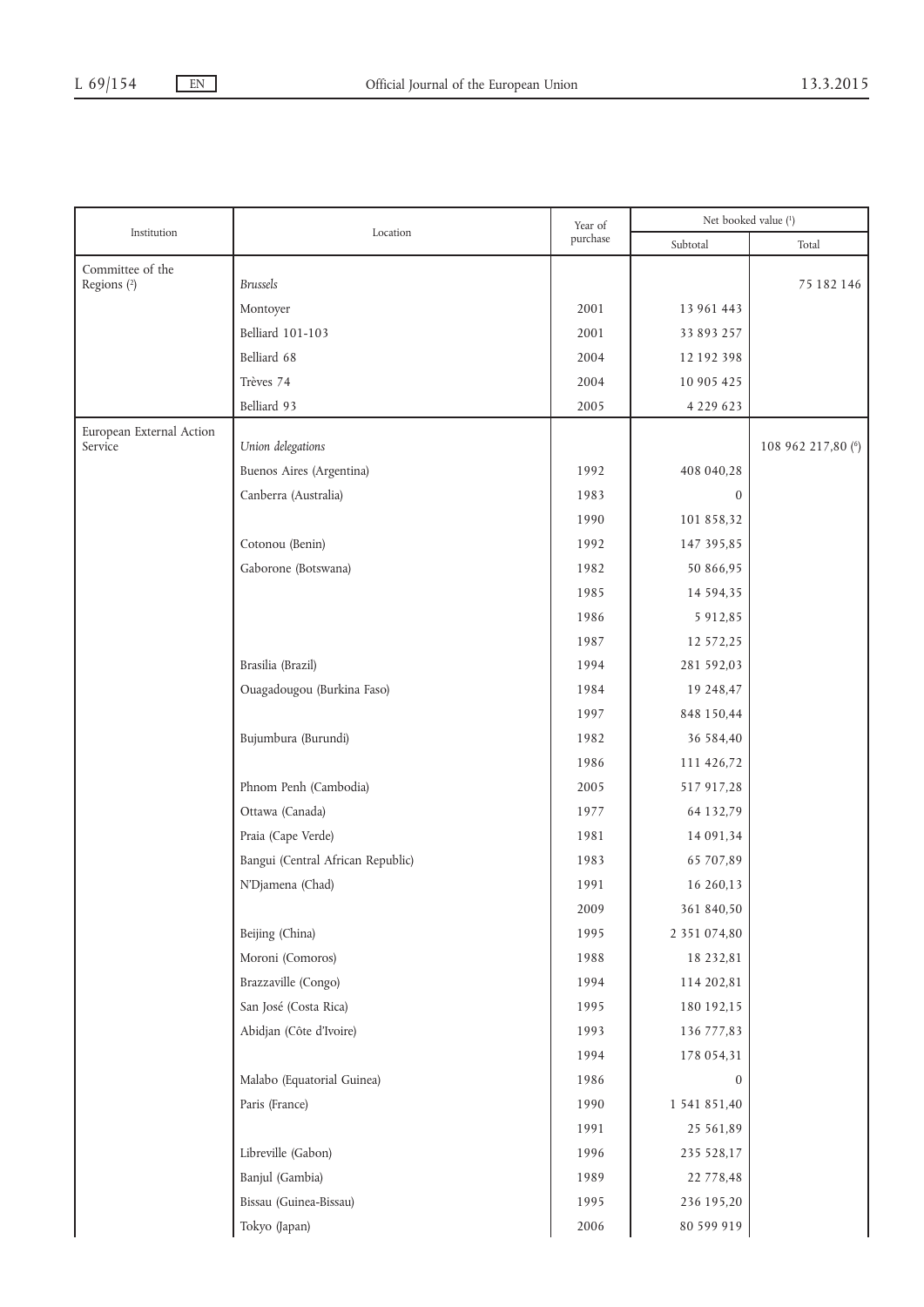| Institution | Location | Year of purchase | Net booked value ([1]) | |
|---|---|---|---|---|
| | | | Subtotal | Total |
| Committee of the Regions ([2]) | *Brussels* | | | 75 182 146 |
| | Montoyer | 2001 | 13 961 443 | |
| | Belliard 101-103 | 2001 | 33 893 257 | |
| | Belliard 68 | 2004 | 12 192 398 | |
| | Trèves 74 | 2004 | 10 905 425 | |
| | Belliard 93 | 2005 | 4 229 623 | |
| European External Action Service | *Union delegations* | | | 108 962 217,80 ([6]) |
| | Buenos Aires (Argentina) | 1992 | 408 040,28 | |
| | Canberra (Australia) | 1983 | 0 | |
| | | 1990 | 101 858,32 | |
| | Cotonou (Benin) | 1992 | 147 395,85 | |
| | Gaborone (Botswana) | 1982 | 50 866,95 | |
| | | 1985 | 14 594,35 | |
| | | 1986 | 5 912,85 | |
| | | 1987 | 12 572,25 | |
| | Brasilia (Brazil) | 1994 | 281 592,03 | |
| | Ouagadougou (Burkina Faso) | 1984 | 19 248,47 | |
| | | 1997 | 848 150,44 | |
| | Bujumbura (Burundi) | 1982 | 36 584,40 | |
| | | 1986 | 111 426,72 | |
| | Phnom Penh (Cambodia) | 2005 | 517 917,28 | |
| | Ottawa (Canada) | 1977 | 64 132,79 | |
| | Praia (Cape Verde) | 1981 | 14 091,34 | |
| | Bangui (Central African Republic) | 1983 | 65 707,89 | |
| | N'Djamena (Chad) | 1991 | 16 260,13 | |
| | | 2009 | 361 840,50 | |
| | Beijing (China) | 1995 | 2 351 074,80 | |
| | Moroni (Comoros) | 1988 | 18 232,81 | |
| | Brazzaville (Congo) | 1994 | 114 202,81 | |
| | San José (Costa Rica) | 1995 | 180 192,15 | |
| | Abidjan (Côte d'Ivoire) | 1993 | 136 777,83 | |
| | | 1994 | 178 054,31 | |
| | Malabo (Equatorial Guinea) | 1986 | 0 | |
| | Paris (France) | 1990 | 1 541 851,40 | |
| | | 1991 | 25 561,89 | |
| | Libreville (Gabon) | 1996 | 235 528,17 | |
| | Banjul (Gambia) | 1989 | 22 778,48 | |
| | Bissau (Guinea-Bissau) | 1995 | 236 195,20 | |
| | Tokyo (Japan) | 2006 | 80 599 919 | |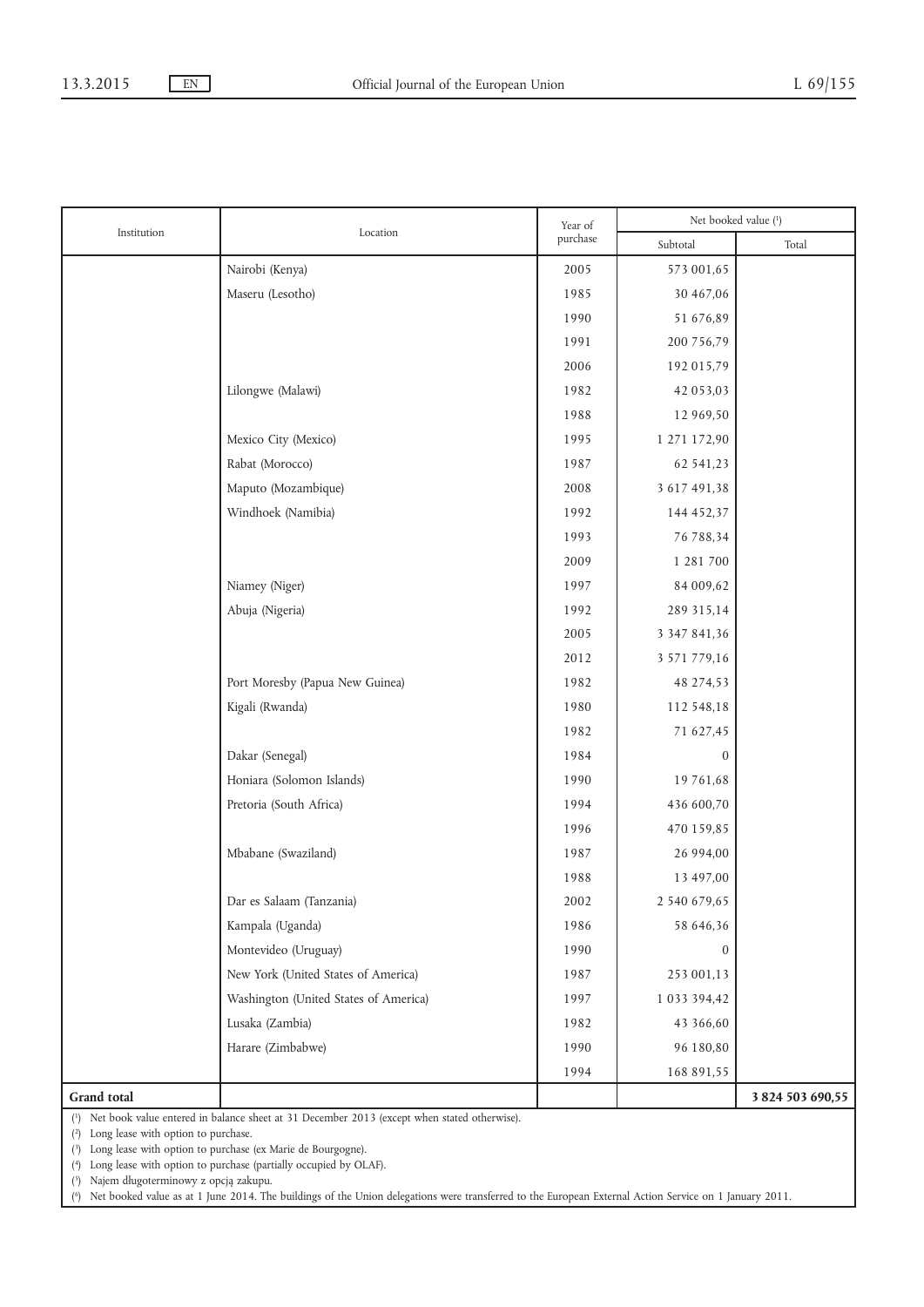| Institution | Location | Year of purchase | Net booked value ([1]) | |
|---|---|---|---|---|
| | | | Subtotal | Total |
| | Nairobi (Kenya) | 2005 | 573 001,65 | |
| | Maseru (Lesotho) | 1985 | 30 467,06 | |
| | | 1990 | 51 676,89 | |
| | | 1991 | 200 756,79 | |
| | | 2006 | 192 015,79 | |
| | Lilongwe (Malawi) | 1982 | 42 053,03 | |
| | | 1988 | 12 969,50 | |
| | Mexico City (Mexico) | 1995 | 1 271 172,90 | |
| | Rabat (Morocco) | 1987 | 62 541,23 | |
| | Maputo (Mozambique) | 2008 | 3 617 491,38 | |
| | Windhoek (Namibia) | 1992 | 144 452,37 | |
| | | 1993 | 76 788,34 | |
| | | 2009 | 1 281 700 | |
| | Niamey (Niger) | 1997 | 84 009,62 | |
| | Abuja (Nigeria) | 1992 | 289 315,14 | |
| | | 2005 | 3 347 841,36 | |
| | | 2012 | 3 571 779,16 | |
| | Port Moresby (Papua New Guinea) | 1982 | 48 274,53 | |
| | Kigali (Rwanda) | 1980 | 112 548,18 | |
| | | 1982 | 71 627,45 | |
| | Dakar (Senegal) | 1984 | 0 | |
| | Honiara (Solomon Islands) | 1990 | 19 761,68 | |
| | Pretoria (South Africa) | 1994 | 436 600,70 | |
| | | 1996 | 470 159,85 | |
| | Mbabane (Swaziland) | 1987 | 26 994,00 | |
| | | 1988 | 13 497,00 | |
| | Dar es Salaam (Tanzania) | 2002 | 2 540 679,65 | |
| | Kampala (Uganda) | 1986 | 58 646,36 | |
| | Montevideo (Uruguay) | 1990 | 0 | |
| | New York (United States of America) | 1987 | 253 001,13 | |
| | Washington (United States of America) | 1997 | 1 033 394,42 | |
| | Lusaka (Zambia) | 1982 | 43 366,60 | |
| | Harare (Zimbabwe) | 1990 | 96 180,80 | |
| | | 1994 | 168 891,55 | |
| **Grand total** | | | | **3 824 503 690,55** |

([1]) Net book value entered in balance sheet at 31 December 2013 (except when stated otherwise).

([2]) Long lease with option to purchase.

([3]) Long lease with option to purchase (ex Marie de Bourgogne).

([4]) Long lease with option to purchase (partially occupied by OLAF).

([5]) Najem długoterminowy z opcją zakupu.

([6]) Net booked value as at 1 June 2014. The buildings of the Union delegations were transferred to the European External Action Service on 1 January 2011.